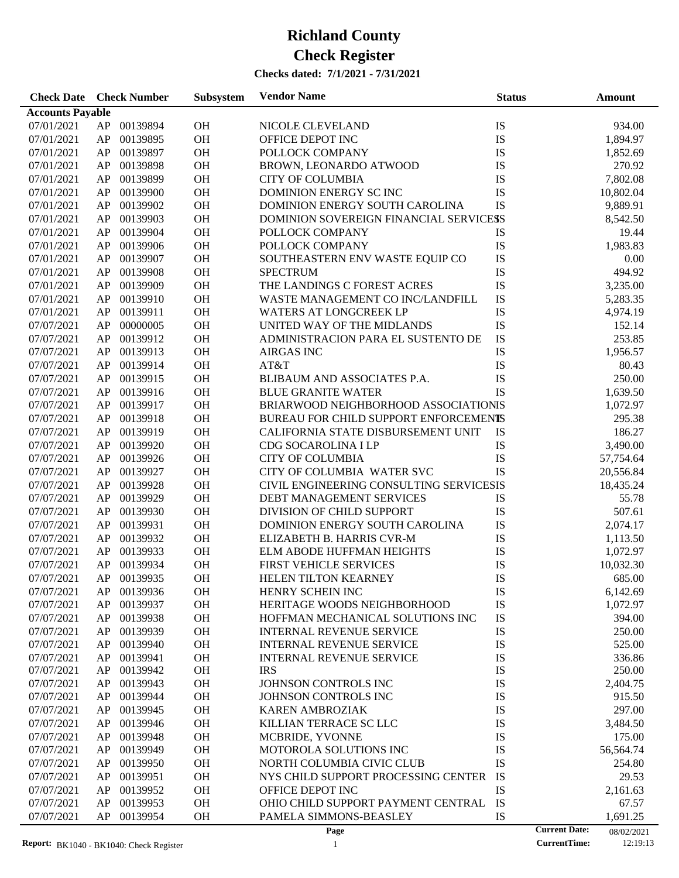# Richland County
# Check Register

**Checks dated: 7/1/2021 - 7/31/2021**

| Check Date | Check Number | | Subsystem | Vendor Name | Status | Amount |
|---|---|---|---|---|---|---|
| **Accounts Payable** | | | | | | |
| 07/01/2021 | AP | 00139894 | OH | NICOLE CLEVELAND | IS | 934.00 |
| 07/01/2021 | AP | 00139895 | OH | OFFICE DEPOT INC | IS | 1,894.97 |
| 07/01/2021 | AP | 00139897 | OH | POLLOCK COMPANY | IS | 1,852.69 |
| 07/01/2021 | AP | 00139898 | OH | BROWN, LEONARDO ATWOOD | IS | 270.92 |
| 07/01/2021 | AP | 00139899 | OH | CITY OF COLUMBIA | IS | 7,802.08 |
| 07/01/2021 | AP | 00139900 | OH | DOMINION ENERGY SC INC | IS | 10,802.04 |
| 07/01/2021 | AP | 00139902 | OH | DOMINION ENERGY SOUTH CAROLINA | IS | 9,889.91 |
| 07/01/2021 | AP | 00139903 | OH | DOMINION SOVEREIGN FINANCIAL SERVICES | IS | 8,542.50 |
| 07/01/2021 | AP | 00139904 | OH | POLLOCK COMPANY | IS | 19.44 |
| 07/01/2021 | AP | 00139906 | OH | POLLOCK COMPANY | IS | 1,983.83 |
| 07/01/2021 | AP | 00139907 | OH | SOUTHEASTERN ENV WASTE EQUIP CO | IS | 0.00 |
| 07/01/2021 | AP | 00139908 | OH | SPECTRUM | IS | 494.92 |
| 07/01/2021 | AP | 00139909 | OH | THE LANDINGS C FOREST ACRES | IS | 3,235.00 |
| 07/01/2021 | AP | 00139910 | OH | WASTE MANAGEMENT CO INC/LANDFILL | IS | 5,283.35 |
| 07/01/2021 | AP | 00139911 | OH | WATERS AT LONGCREEK LP | IS | 4,974.19 |
| 07/07/2021 | AP | 00000005 | OH | UNITED WAY OF THE MIDLANDS | IS | 152.14 |
| 07/07/2021 | AP | 00139912 | OH | ADMINISTRACION PARA EL SUSTENTO DE | IS | 253.85 |
| 07/07/2021 | AP | 00139913 | OH | AIRGAS INC | IS | 1,956.57 |
| 07/07/2021 | AP | 00139914 | OH | AT&T | IS | 80.43 |
| 07/07/2021 | AP | 00139915 | OH | BLIBAUM AND ASSOCIATES P.A. | IS | 250.00 |
| 07/07/2021 | AP | 00139916 | OH | BLUE GRANITE WATER | IS | 1,639.50 |
| 07/07/2021 | AP | 00139917 | OH | BRIARWOOD NEIGHBORHOOD ASSOCIATION | IS | 1,072.97 |
| 07/07/2021 | AP | 00139918 | OH | BUREAU FOR CHILD SUPPORT ENFORCEMENT | IS | 295.38 |
| 07/07/2021 | AP | 00139919 | OH | CALIFORNIA STATE DISBURSEMENT UNIT | IS | 186.27 |
| 07/07/2021 | AP | 00139920 | OH | CDG SOCAROLINA I LP | IS | 3,490.00 |
| 07/07/2021 | AP | 00139926 | OH | CITY OF COLUMBIA | IS | 57,754.64 |
| 07/07/2021 | AP | 00139927 | OH | CITY OF COLUMBIA WATER SVC | IS | 20,556.84 |
| 07/07/2021 | AP | 00139928 | OH | CIVIL ENGINEERING CONSULTING SERVICES | IS | 18,435.24 |
| 07/07/2021 | AP | 00139929 | OH | DEBT MANAGEMENT SERVICES | IS | 55.78 |
| 07/07/2021 | AP | 00139930 | OH | DIVISION OF CHILD SUPPORT | IS | 507.61 |
| 07/07/2021 | AP | 00139931 | OH | DOMINION ENERGY SOUTH CAROLINA | IS | 2,074.17 |
| 07/07/2021 | AP | 00139932 | OH | ELIZABETH B. HARRIS CVR-M | IS | 1,113.50 |
| 07/07/2021 | AP | 00139933 | OH | ELM ABODE HUFFMAN HEIGHTS | IS | 1,072.97 |
| 07/07/2021 | AP | 00139934 | OH | FIRST VEHICLE SERVICES | IS | 10,032.30 |
| 07/07/2021 | AP | 00139935 | OH | HELEN TILTON KEARNEY | IS | 685.00 |
| 07/07/2021 | AP | 00139936 | OH | HENRY SCHEIN INC | IS | 6,142.69 |
| 07/07/2021 | AP | 00139937 | OH | HERITAGE WOODS NEIGHBORHOOD | IS | 1,072.97 |
| 07/07/2021 | AP | 00139938 | OH | HOFFMAN MECHANICAL SOLUTIONS INC | IS | 394.00 |
| 07/07/2021 | AP | 00139939 | OH | INTERNAL REVENUE SERVICE | IS | 250.00 |
| 07/07/2021 | AP | 00139940 | OH | INTERNAL REVENUE SERVICE | IS | 525.00 |
| 07/07/2021 | AP | 00139941 | OH | INTERNAL REVENUE SERVICE | IS | 336.86 |
| 07/07/2021 | AP | 00139942 | OH | IRS | IS | 250.00 |
| 07/07/2021 | AP | 00139943 | OH | JOHNSON CONTROLS INC | IS | 2,404.75 |
| 07/07/2021 | AP | 00139944 | OH | JOHNSON CONTROLS INC | IS | 915.50 |
| 07/07/2021 | AP | 00139945 | OH | KAREN AMBROZIAK | IS | 297.00 |
| 07/07/2021 | AP | 00139946 | OH | KILLIAN TERRACE SC LLC | IS | 3,484.50 |
| 07/07/2021 | AP | 00139948 | OH | MCBRIDE, YVONNE | IS | 175.00 |
| 07/07/2021 | AP | 00139949 | OH | MOTOROLA SOLUTIONS INC | IS | 56,564.74 |
| 07/07/2021 | AP | 00139950 | OH | NORTH COLUMBIA CIVIC CLUB | IS | 254.80 |
| 07/07/2021 | AP | 00139951 | OH | NYS CHILD SUPPORT PROCESSING CENTER | IS | 29.53 |
| 07/07/2021 | AP | 00139952 | OH | OFFICE DEPOT INC | IS | 2,161.63 |
| 07/07/2021 | AP | 00139953 | OH | OHIO CHILD SUPPORT PAYMENT CENTRAL | IS | 67.57 |
| 07/07/2021 | AP | 00139954 | OH | PAMELA SIMMONS-BEASLEY | IS | 1,691.25 |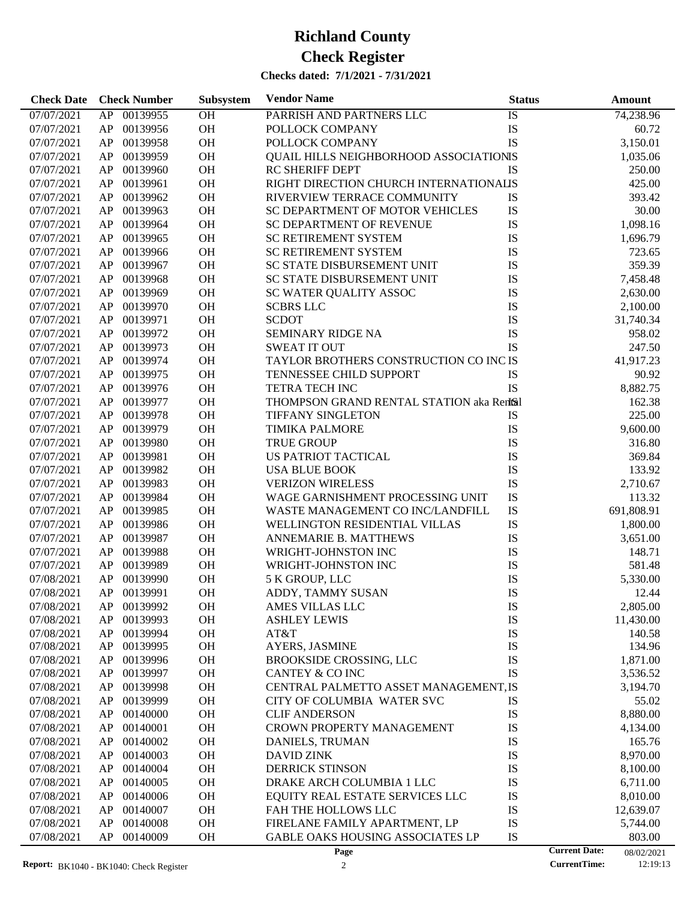# Richland County

# Check Register

**Checks dated: 7/1/2021 - 7/31/2021**

| Check Date | Check Number | | Subsystem | Vendor Name | Status | Amount |
|---|---|---|---|---|---|---|
| 07/07/2021 | AP | 00139955 | OH | PARRISH AND PARTNERS LLC | IS | 74,238.96 |
| 07/07/2021 | AP | 00139956 | OH | POLLOCK COMPANY | IS | 60.72 |
| 07/07/2021 | AP | 00139958 | OH | POLLOCK COMPANY | IS | 3,150.01 |
| 07/07/2021 | AP | 00139959 | OH | QUAIL HILLS NEIGHBORHOOD ASSOCIATION | IS | 1,035.06 |
| 07/07/2021 | AP | 00139960 | OH | RC SHERIFF DEPT | IS | 250.00 |
| 07/07/2021 | AP | 00139961 | OH | RIGHT DIRECTION CHURCH INTERNATIONAL | IS | 425.00 |
| 07/07/2021 | AP | 00139962 | OH | RIVERVIEW TERRACE COMMUNITY | IS | 393.42 |
| 07/07/2021 | AP | 00139963 | OH | SC DEPARTMENT OF MOTOR VEHICLES | IS | 30.00 |
| 07/07/2021 | AP | 00139964 | OH | SC DEPARTMENT OF REVENUE | IS | 1,098.16 |
| 07/07/2021 | AP | 00139965 | OH | SC RETIREMENT SYSTEM | IS | 1,696.79 |
| 07/07/2021 | AP | 00139966 | OH | SC RETIREMENT SYSTEM | IS | 723.65 |
| 07/07/2021 | AP | 00139967 | OH | SC STATE DISBURSEMENT UNIT | IS | 359.39 |
| 07/07/2021 | AP | 00139968 | OH | SC STATE DISBURSEMENT UNIT | IS | 7,458.48 |
| 07/07/2021 | AP | 00139969 | OH | SC WATER QUALITY ASSOC | IS | 2,630.00 |
| 07/07/2021 | AP | 00139970 | OH | SCBRS LLC | IS | 2,100.00 |
| 07/07/2021 | AP | 00139971 | OH | SCDOT | IS | 31,740.34 |
| 07/07/2021 | AP | 00139972 | OH | SEMINARY RIDGE NA | IS | 958.02 |
| 07/07/2021 | AP | 00139973 | OH | SWEAT IT OUT | IS | 247.50 |
| 07/07/2021 | AP | 00139974 | OH | TAYLOR BROTHERS CONSTRUCTION CO INC | IS | 41,917.23 |
| 07/07/2021 | AP | 00139975 | OH | TENNESSEE CHILD SUPPORT | IS | 90.92 |
| 07/07/2021 | AP | 00139976 | OH | TETRA TECH INC | IS | 8,882.75 |
| 07/07/2021 | AP | 00139977 | OH | THOMPSON GRAND RENTAL STATION aka Rental | IS | 162.38 |
| 07/07/2021 | AP | 00139978 | OH | TIFFANY SINGLETON | IS | 225.00 |
| 07/07/2021 | AP | 00139979 | OH | TIMIKA PALMORE | IS | 9,600.00 |
| 07/07/2021 | AP | 00139980 | OH | TRUE GROUP | IS | 316.80 |
| 07/07/2021 | AP | 00139981 | OH | US PATRIOT TACTICAL | IS | 369.84 |
| 07/07/2021 | AP | 00139982 | OH | USA BLUE BOOK | IS | 133.92 |
| 07/07/2021 | AP | 00139983 | OH | VERIZON WIRELESS | IS | 2,710.67 |
| 07/07/2021 | AP | 00139984 | OH | WAGE GARNISHMENT PROCESSING UNIT | IS | 113.32 |
| 07/07/2021 | AP | 00139985 | OH | WASTE MANAGEMENT CO INC/LANDFILL | IS | 691,808.91 |
| 07/07/2021 | AP | 00139986 | OH | WELLINGTON RESIDENTIAL VILLAS | IS | 1,800.00 |
| 07/07/2021 | AP | 00139987 | OH | ANNEMARIE B. MATTHEWS | IS | 3,651.00 |
| 07/07/2021 | AP | 00139988 | OH | WRIGHT-JOHNSTON INC | IS | 148.71 |
| 07/07/2021 | AP | 00139989 | OH | WRIGHT-JOHNSTON INC | IS | 581.48 |
| 07/08/2021 | AP | 00139990 | OH | 5 K GROUP, LLC | IS | 5,330.00 |
| 07/08/2021 | AP | 00139991 | OH | ADDY, TAMMY SUSAN | IS | 12.44 |
| 07/08/2021 | AP | 00139992 | OH | AMES VILLAS LLC | IS | 2,805.00 |
| 07/08/2021 | AP | 00139993 | OH | ASHLEY LEWIS | IS | 11,430.00 |
| 07/08/2021 | AP | 00139994 | OH | AT&T | IS | 140.58 |
| 07/08/2021 | AP | 00139995 | OH | AYERS, JASMINE | IS | 134.96 |
| 07/08/2021 | AP | 00139996 | OH | BROOKSIDE CROSSING, LLC | IS | 1,871.00 |
| 07/08/2021 | AP | 00139997 | OH | CANTEY & CO INC | IS | 3,536.52 |
| 07/08/2021 | AP | 00139998 | OH | CENTRAL PALMETTO ASSET MANAGEMENT, | IS | 3,194.70 |
| 07/08/2021 | AP | 00139999 | OH | CITY OF COLUMBIA WATER SVC | IS | 55.02 |
| 07/08/2021 | AP | 00140000 | OH | CLIF ANDERSON | IS | 8,880.00 |
| 07/08/2021 | AP | 00140001 | OH | CROWN PROPERTY MANAGEMENT | IS | 4,134.00 |
| 07/08/2021 | AP | 00140002 | OH | DANIELS, TRUMAN | IS | 165.76 |
| 07/08/2021 | AP | 00140003 | OH | DAVID ZINK | IS | 8,970.00 |
| 07/08/2021 | AP | 00140004 | OH | DERRICK STINSON | IS | 8,100.00 |
| 07/08/2021 | AP | 00140005 | OH | DRAKE ARCH COLUMBIA 1 LLC | IS | 6,711.00 |
| 07/08/2021 | AP | 00140006 | OH | EQUITY REAL ESTATE SERVICES LLC | IS | 8,010.00 |
| 07/08/2021 | AP | 00140007 | OH | FAH THE HOLLOWS LLC | IS | 12,639.07 |
| 07/08/2021 | AP | 00140008 | OH | FIRELANE FAMILY APARTMENT, LP | IS | 5,744.00 |
| 07/08/2021 | AP | 00140009 | OH | GABLE OAKS HOUSING ASSOCIATES LP | IS | 803.00 |

Report: BK1040 - BK1040: Check Register

Current Date: 08/02/2021
CurrentTime: 12:19:13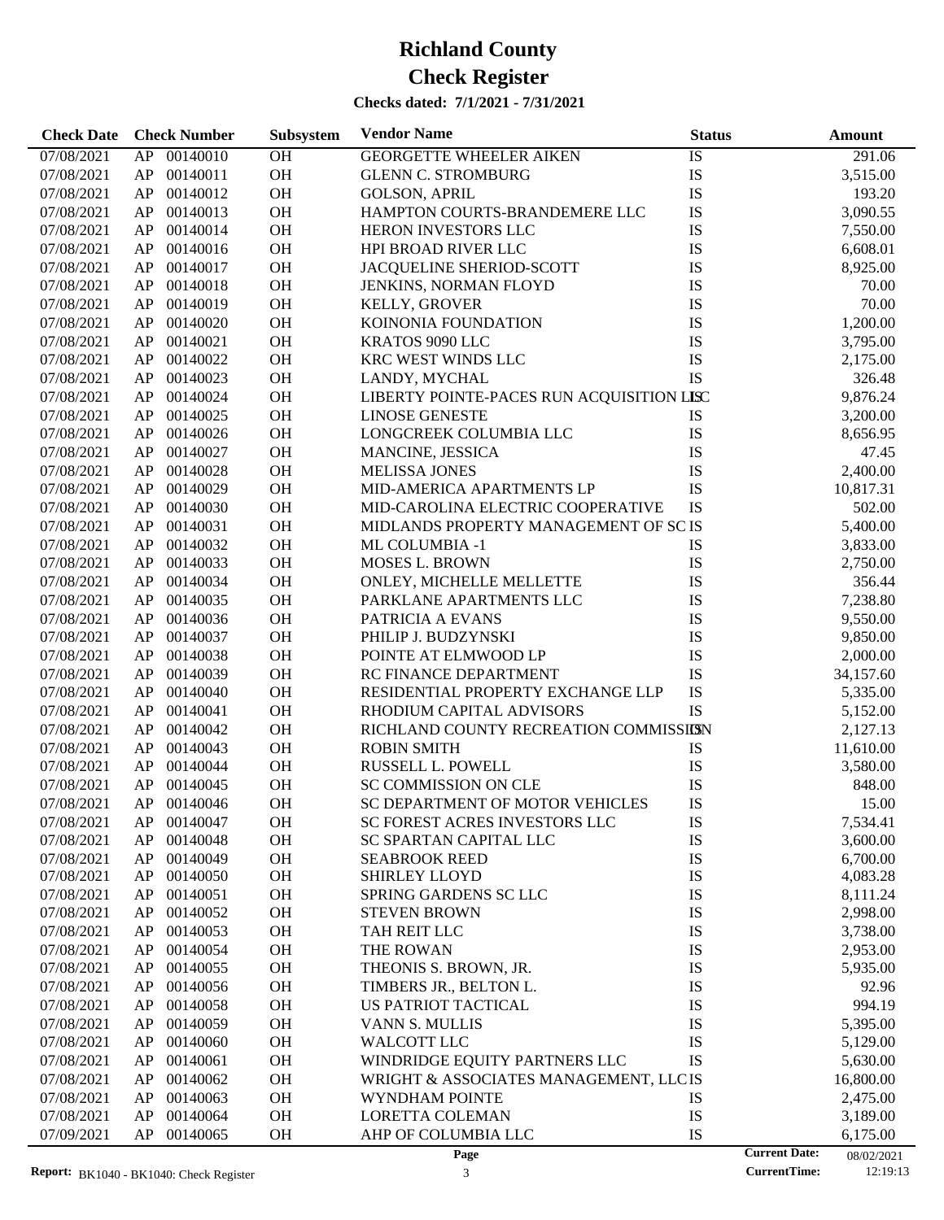# Richland County

# Check Register

**Checks dated: 7/1/2021 - 7/31/2021**

| Check Date | Check Number | | Subsystem | Vendor Name | Status | Amount |
|---|---|---|---|---|---|---|
| 07/08/2021 | AP | 00140010 | OH | GEORGETTE WHEELER AIKEN | IS | 291.06 |
| 07/08/2021 | AP | 00140011 | OH | GLENN C. STROMBURG | IS | 3,515.00 |
| 07/08/2021 | AP | 00140012 | OH | GOLSON, APRIL | IS | 193.20 |
| 07/08/2021 | AP | 00140013 | OH | HAMPTON COURTS-BRANDEMERE LLC | IS | 3,090.55 |
| 07/08/2021 | AP | 00140014 | OH | HERON INVESTORS LLC | IS | 7,550.00 |
| 07/08/2021 | AP | 00140016 | OH | HPI BROAD RIVER LLC | IS | 6,608.01 |
| 07/08/2021 | AP | 00140017 | OH | JACQUELINE SHERIOD-SCOTT | IS | 8,925.00 |
| 07/08/2021 | AP | 00140018 | OH | JENKINS, NORMAN FLOYD | IS | 70.00 |
| 07/08/2021 | AP | 00140019 | OH | KELLY, GROVER | IS | 70.00 |
| 07/08/2021 | AP | 00140020 | OH | KOINONIA FOUNDATION | IS | 1,200.00 |
| 07/08/2021 | AP | 00140021 | OH | KRATOS 9090 LLC | IS | 3,795.00 |
| 07/08/2021 | AP | 00140022 | OH | KRC WEST WINDS LLC | IS | 2,175.00 |
| 07/08/2021 | AP | 00140023 | OH | LANDY, MYCHAL | IS | 326.48 |
| 07/08/2021 | AP | 00140024 | OH | LIBERTY POINTE-PACES RUN ACQUISITION LLC | IS | 9,876.24 |
| 07/08/2021 | AP | 00140025 | OH | LINOSE GENESTE | IS | 3,200.00 |
| 07/08/2021 | AP | 00140026 | OH | LONGCREEK COLUMBIA LLC | IS | 8,656.95 |
| 07/08/2021 | AP | 00140027 | OH | MANCINE, JESSICA | IS | 47.45 |
| 07/08/2021 | AP | 00140028 | OH | MELISSA JONES | IS | 2,400.00 |
| 07/08/2021 | AP | 00140029 | OH | MID-AMERICA APARTMENTS LP | IS | 10,817.31 |
| 07/08/2021 | AP | 00140030 | OH | MID-CAROLINA ELECTRIC COOPERATIVE | IS | 502.00 |
| 07/08/2021 | AP | 00140031 | OH | MIDLANDS PROPERTY MANAGEMENT OF SC | IS | 5,400.00 |
| 07/08/2021 | AP | 00140032 | OH | ML COLUMBIA -1 | IS | 3,833.00 |
| 07/08/2021 | AP | 00140033 | OH | MOSES L. BROWN | IS | 2,750.00 |
| 07/08/2021 | AP | 00140034 | OH | ONLEY, MICHELLE MELLETTE | IS | 356.44 |
| 07/08/2021 | AP | 00140035 | OH | PARKLANE APARTMENTS LLC | IS | 7,238.80 |
| 07/08/2021 | AP | 00140036 | OH | PATRICIA A EVANS | IS | 9,550.00 |
| 07/08/2021 | AP | 00140037 | OH | PHILIP J. BUDZYNSKI | IS | 9,850.00 |
| 07/08/2021 | AP | 00140038 | OH | POINTE AT ELMWOOD LP | IS | 2,000.00 |
| 07/08/2021 | AP | 00140039 | OH | RC FINANCE DEPARTMENT | IS | 34,157.60 |
| 07/08/2021 | AP | 00140040 | OH | RESIDENTIAL PROPERTY EXCHANGE LLP | IS | 5,335.00 |
| 07/08/2021 | AP | 00140041 | OH | RHODIUM CAPITAL ADVISORS | IS | 5,152.00 |
| 07/08/2021 | AP | 00140042 | OH | RICHLAND COUNTY RECREATION COMMISSION | IS | 2,127.13 |
| 07/08/2021 | AP | 00140043 | OH | ROBIN SMITH | IS | 11,610.00 |
| 07/08/2021 | AP | 00140044 | OH | RUSSELL L. POWELL | IS | 3,580.00 |
| 07/08/2021 | AP | 00140045 | OH | SC COMMISSION ON CLE | IS | 848.00 |
| 07/08/2021 | AP | 00140046 | OH | SC DEPARTMENT OF MOTOR VEHICLES | IS | 15.00 |
| 07/08/2021 | AP | 00140047 | OH | SC FOREST ACRES INVESTORS LLC | IS | 7,534.41 |
| 07/08/2021 | AP | 00140048 | OH | SC SPARTAN CAPITAL LLC | IS | 3,600.00 |
| 07/08/2021 | AP | 00140049 | OH | SEABROOK REED | IS | 6,700.00 |
| 07/08/2021 | AP | 00140050 | OH | SHIRLEY LLOYD | IS | 4,083.28 |
| 07/08/2021 | AP | 00140051 | OH | SPRING GARDENS SC LLC | IS | 8,111.24 |
| 07/08/2021 | AP | 00140052 | OH | STEVEN BROWN | IS | 2,998.00 |
| 07/08/2021 | AP | 00140053 | OH | TAH REIT LLC | IS | 3,738.00 |
| 07/08/2021 | AP | 00140054 | OH | THE ROWAN | IS | 2,953.00 |
| 07/08/2021 | AP | 00140055 | OH | THEONIS S. BROWN, JR. | IS | 5,935.00 |
| 07/08/2021 | AP | 00140056 | OH | TIMBERS JR., BELTON L. | IS | 92.96 |
| 07/08/2021 | AP | 00140058 | OH | US PATRIOT TACTICAL | IS | 994.19 |
| 07/08/2021 | AP | 00140059 | OH | VANN S. MULLIS | IS | 5,395.00 |
| 07/08/2021 | AP | 00140060 | OH | WALCOTT LLC | IS | 5,129.00 |
| 07/08/2021 | AP | 00140061 | OH | WINDRIDGE EQUITY PARTNERS LLC | IS | 5,630.00 |
| 07/08/2021 | AP | 00140062 | OH | WRIGHT & ASSOCIATES MANAGEMENT, LLC | IS | 16,800.00 |
| 07/08/2021 | AP | 00140063 | OH | WYNDHAM POINTE | IS | 2,475.00 |
| 07/08/2021 | AP | 00140064 | OH | LORETTA COLEMAN | IS | 3,189.00 |
| 07/09/2021 | AP | 00140065 | OH | AHP OF COLUMBIA LLC | IS | 6,175.00 |

**Report:** BK1040 - BK1040: Check Register

**Current Date:** 08/02/2021
**CurrentTime:** 12:19:13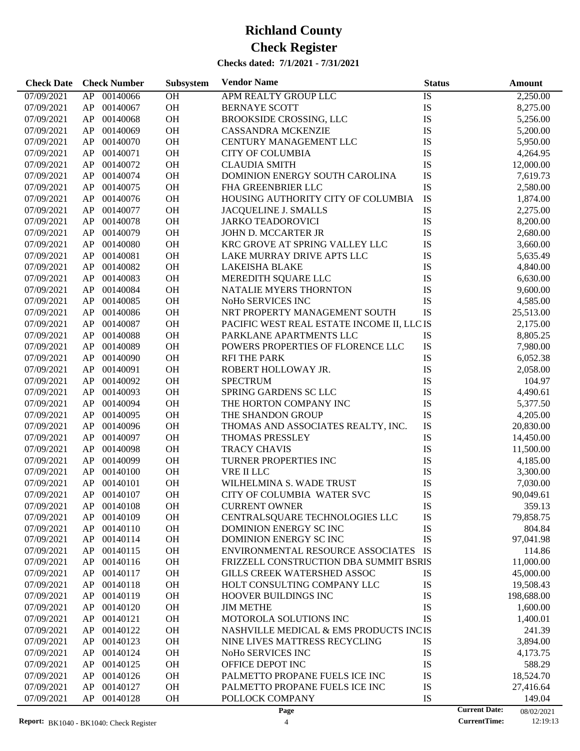# Richland County
# Check Register

**Checks dated: 7/1/2021 - 7/31/2021**

| Check Date | Check Number | | Subsystem | Vendor Name | Status | Amount |
|---|---|---|---|---|---|---|
| 07/09/2021 | AP | 00140066 | OH | APM REALTY GROUP LLC | IS | 2,250.00 |
| 07/09/2021 | AP | 00140067 | OH | BERNAYE SCOTT | IS | 8,275.00 |
| 07/09/2021 | AP | 00140068 | OH | BROOKSIDE CROSSING, LLC | IS | 5,256.00 |
| 07/09/2021 | AP | 00140069 | OH | CASSANDRA MCKENZIE | IS | 5,200.00 |
| 07/09/2021 | AP | 00140070 | OH | CENTURY MANAGEMENT LLC | IS | 5,950.00 |
| 07/09/2021 | AP | 00140071 | OH | CITY OF COLUMBIA | IS | 4,264.95 |
| 07/09/2021 | AP | 00140072 | OH | CLAUDIA SMITH | IS | 12,000.00 |
| 07/09/2021 | AP | 00140074 | OH | DOMINION ENERGY SOUTH CAROLINA | IS | 7,619.73 |
| 07/09/2021 | AP | 00140075 | OH | FHA GREENBRIER LLC | IS | 2,580.00 |
| 07/09/2021 | AP | 00140076 | OH | HOUSING AUTHORITY CITY OF COLUMBIA | IS | 1,874.00 |
| 07/09/2021 | AP | 00140077 | OH | JACQUELINE J. SMALLS | IS | 2,275.00 |
| 07/09/2021 | AP | 00140078 | OH | JARKO TEADOROVICI | IS | 8,200.00 |
| 07/09/2021 | AP | 00140079 | OH | JOHN D. MCCARTER JR | IS | 2,680.00 |
| 07/09/2021 | AP | 00140080 | OH | KRC GROVE AT SPRING VALLEY LLC | IS | 3,660.00 |
| 07/09/2021 | AP | 00140081 | OH | LAKE MURRAY DRIVE APTS LLC | IS | 5,635.49 |
| 07/09/2021 | AP | 00140082 | OH | LAKEISHA BLAKE | IS | 4,840.00 |
| 07/09/2021 | AP | 00140083 | OH | MEREDITH SQUARE LLC | IS | 6,630.00 |
| 07/09/2021 | AP | 00140084 | OH | NATALIE MYERS THORNTON | IS | 9,600.00 |
| 07/09/2021 | AP | 00140085 | OH | NoHo SERVICES INC | IS | 4,585.00 |
| 07/09/2021 | AP | 00140086 | OH | NRT PROPERTY MANAGEMENT SOUTH | IS | 25,513.00 |
| 07/09/2021 | AP | 00140087 | OH | PACIFIC WEST REAL ESTATE INCOME II, LLC | IS | 2,175.00 |
| 07/09/2021 | AP | 00140088 | OH | PARKLANE APARTMENTS LLC | IS | 8,805.25 |
| 07/09/2021 | AP | 00140089 | OH | POWERS PROPERTIES OF FLORENCE LLC | IS | 7,980.00 |
| 07/09/2021 | AP | 00140090 | OH | RFI THE PARK | IS | 6,052.38 |
| 07/09/2021 | AP | 00140091 | OH | ROBERT HOLLOWAY JR. | IS | 2,058.00 |
| 07/09/2021 | AP | 00140092 | OH | SPECTRUM | IS | 104.97 |
| 07/09/2021 | AP | 00140093 | OH | SPRING GARDENS SC LLC | IS | 4,490.61 |
| 07/09/2021 | AP | 00140094 | OH | THE HORTON COMPANY INC | IS | 5,377.50 |
| 07/09/2021 | AP | 00140095 | OH | THE SHANDON GROUP | IS | 4,205.00 |
| 07/09/2021 | AP | 00140096 | OH | THOMAS AND ASSOCIATES REALTY, INC. | IS | 20,830.00 |
| 07/09/2021 | AP | 00140097 | OH | THOMAS PRESSLEY | IS | 14,450.00 |
| 07/09/2021 | AP | 00140098 | OH | TRACY CHAVIS | IS | 11,500.00 |
| 07/09/2021 | AP | 00140099 | OH | TURNER PROPERTIES INC | IS | 4,185.00 |
| 07/09/2021 | AP | 00140100 | OH | VRE II LLC | IS | 3,300.00 |
| 07/09/2021 | AP | 00140101 | OH | WILHELMINA S. WADE TRUST | IS | 7,030.00 |
| 07/09/2021 | AP | 00140107 | OH | CITY OF COLUMBIA WATER SVC | IS | 90,049.61 |
| 07/09/2021 | AP | 00140108 | OH | CURRENT OWNER | IS | 359.13 |
| 07/09/2021 | AP | 00140109 | OH | CENTRALSQUARE TECHNOLOGIES LLC | IS | 79,858.75 |
| 07/09/2021 | AP | 00140110 | OH | DOMINION ENERGY SC INC | IS | 804.84 |
| 07/09/2021 | AP | 00140114 | OH | DOMINION ENERGY SC INC | IS | 97,041.98 |
| 07/09/2021 | AP | 00140115 | OH | ENVIRONMENTAL RESOURCE ASSOCIATES | IS | 114.86 |
| 07/09/2021 | AP | 00140116 | OH | FRIZZELL CONSTRUCTION DBA SUMMIT BSR | IS | 11,000.00 |
| 07/09/2021 | AP | 00140117 | OH | GILLS CREEK WATERSHED ASSOC | IS | 45,000.00 |
| 07/09/2021 | AP | 00140118 | OH | HOLT CONSULTING COMPANY LLC | IS | 19,508.43 |
| 07/09/2021 | AP | 00140119 | OH | HOOVER BUILDINGS INC | IS | 198,688.00 |
| 07/09/2021 | AP | 00140120 | OH | JIM METHE | IS | 1,600.00 |
| 07/09/2021 | AP | 00140121 | OH | MOTOROLA SOLUTIONS INC | IS | 1,400.01 |
| 07/09/2021 | AP | 00140122 | OH | NASHVILLE MEDICAL & EMS PRODUCTS INC | IS | 241.39 |
| 07/09/2021 | AP | 00140123 | OH | NINE LIVES MATTRESS RECYCLING | IS | 3,894.00 |
| 07/09/2021 | AP | 00140124 | OH | NoHo SERVICES INC | IS | 4,173.75 |
| 07/09/2021 | AP | 00140125 | OH | OFFICE DEPOT INC | IS | 588.29 |
| 07/09/2021 | AP | 00140126 | OH | PALMETTO PROPANE FUELS ICE INC | IS | 18,524.70 |
| 07/09/2021 | AP | 00140127 | OH | PALMETTO PROPANE FUELS ICE INC | IS | 27,416.64 |
| 07/09/2021 | AP | 00140128 | OH | POLLOCK COMPANY | IS | 149.04 |

**Report:** BK1040 - BK1040: Check Register

**Current Date:** 08/02/2021
**CurrentTime:** 12:19:13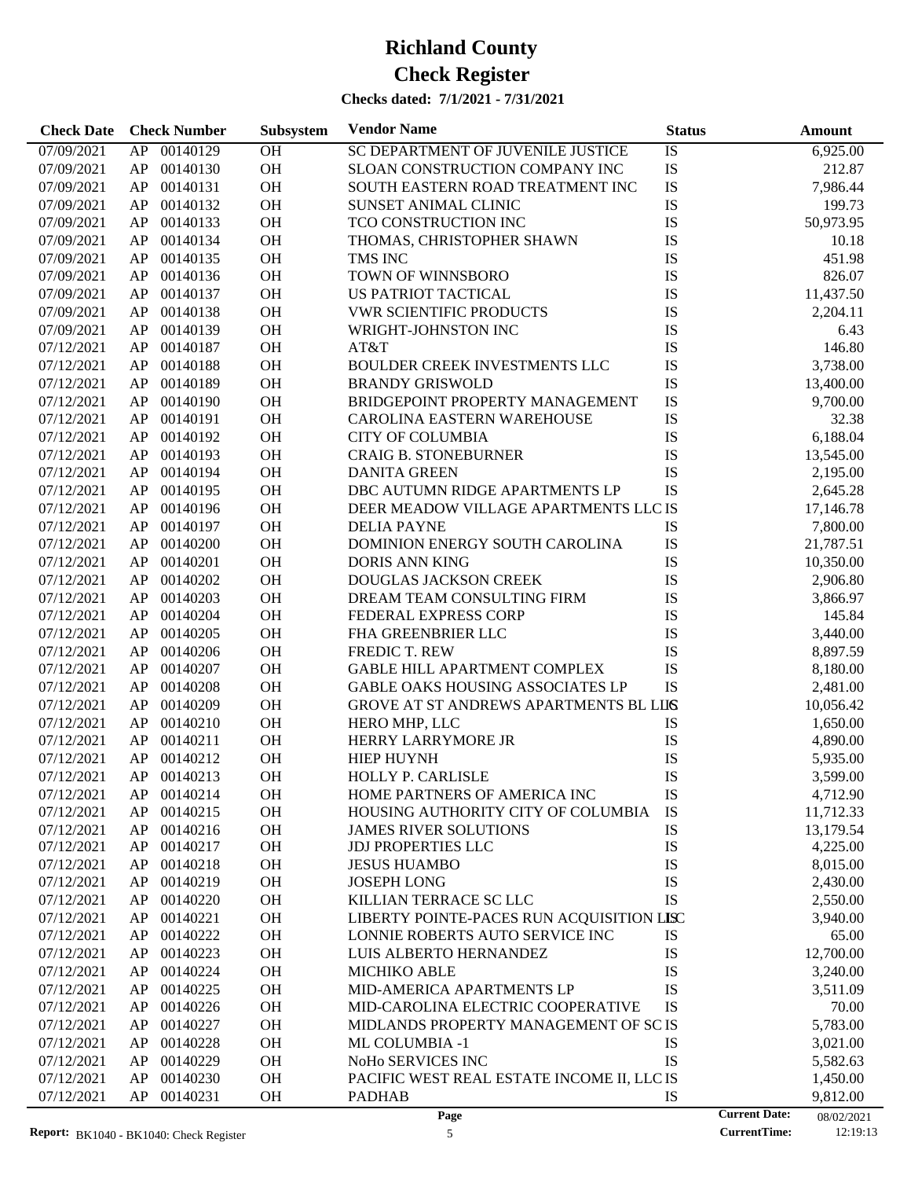# Richland County

# Check Register

**Checks dated: 7/1/2021 - 7/31/2021**

| Check Date | Check Number | Subsystem | Vendor Name | Status | Amount |
|---|---|---|---|---|---|
| 07/09/2021 | AP 00140129 | OH | SC DEPARTMENT OF JUVENILE JUSTICE | IS | 6,925.00 |
| 07/09/2021 | AP 00140130 | OH | SLOAN CONSTRUCTION COMPANY INC | IS | 212.87 |
| 07/09/2021 | AP 00140131 | OH | SOUTH EASTERN ROAD TREATMENT INC | IS | 7,986.44 |
| 07/09/2021 | AP 00140132 | OH | SUNSET ANIMAL CLINIC | IS | 199.73 |
| 07/09/2021 | AP 00140133 | OH | TCO CONSTRUCTION INC | IS | 50,973.95 |
| 07/09/2021 | AP 00140134 | OH | THOMAS, CHRISTOPHER SHAWN | IS | 10.18 |
| 07/09/2021 | AP 00140135 | OH | TMS INC | IS | 451.98 |
| 07/09/2021 | AP 00140136 | OH | TOWN OF WINNSBORO | IS | 826.07 |
| 07/09/2021 | AP 00140137 | OH | US PATRIOT TACTICAL | IS | 11,437.50 |
| 07/09/2021 | AP 00140138 | OH | VWR SCIENTIFIC PRODUCTS | IS | 2,204.11 |
| 07/09/2021 | AP 00140139 | OH | WRIGHT-JOHNSTON INC | IS | 6.43 |
| 07/12/2021 | AP 00140187 | OH | AT&T | IS | 146.80 |
| 07/12/2021 | AP 00140188 | OH | BOULDER CREEK INVESTMENTS LLC | IS | 3,738.00 |
| 07/12/2021 | AP 00140189 | OH | BRANDY GRISWOLD | IS | 13,400.00 |
| 07/12/2021 | AP 00140190 | OH | BRIDGEPOINT PROPERTY MANAGEMENT | IS | 9,700.00 |
| 07/12/2021 | AP 00140191 | OH | CAROLINA EASTERN WAREHOUSE | IS | 32.38 |
| 07/12/2021 | AP 00140192 | OH | CITY OF COLUMBIA | IS | 6,188.04 |
| 07/12/2021 | AP 00140193 | OH | CRAIG B. STONEBURNER | IS | 13,545.00 |
| 07/12/2021 | AP 00140194 | OH | DANITA GREEN | IS | 2,195.00 |
| 07/12/2021 | AP 00140195 | OH | DBC AUTUMN RIDGE APARTMENTS LP | IS | 2,645.28 |
| 07/12/2021 | AP 00140196 | OH | DEER MEADOW VILLAGE APARTMENTS LLC | IS | 17,146.78 |
| 07/12/2021 | AP 00140197 | OH | DELIA PAYNE | IS | 7,800.00 |
| 07/12/2021 | AP 00140200 | OH | DOMINION ENERGY SOUTH CAROLINA | IS | 21,787.51 |
| 07/12/2021 | AP 00140201 | OH | DORIS ANN KING | IS | 10,350.00 |
| 07/12/2021 | AP 00140202 | OH | DOUGLAS JACKSON CREEK | IS | 2,906.80 |
| 07/12/2021 | AP 00140203 | OH | DREAM TEAM CONSULTING FIRM | IS | 3,866.97 |
| 07/12/2021 | AP 00140204 | OH | FEDERAL EXPRESS CORP | IS | 145.84 |
| 07/12/2021 | AP 00140205 | OH | FHA GREENBRIER LLC | IS | 3,440.00 |
| 07/12/2021 | AP 00140206 | OH | FREDIC T. REW | IS | 8,897.59 |
| 07/12/2021 | AP 00140207 | OH | GABLE HILL APARTMENT COMPLEX | IS | 8,180.00 |
| 07/12/2021 | AP 00140208 | OH | GABLE OAKS HOUSING ASSOCIATES LP | IS | 2,481.00 |
| 07/12/2021 | AP 00140209 | OH | GROVE AT ST ANDREWS APARTMENTS BL LLC | IS | 10,056.42 |
| 07/12/2021 | AP 00140210 | OH | HERO MHP, LLC | IS | 1,650.00 |
| 07/12/2021 | AP 00140211 | OH | HERRY LARRYMORE JR | IS | 4,890.00 |
| 07/12/2021 | AP 00140212 | OH | HIEP HUYNH | IS | 5,935.00 |
| 07/12/2021 | AP 00140213 | OH | HOLLY P. CARLISLE | IS | 3,599.00 |
| 07/12/2021 | AP 00140214 | OH | HOME PARTNERS OF AMERICA INC | IS | 4,712.90 |
| 07/12/2021 | AP 00140215 | OH | HOUSING AUTHORITY CITY OF COLUMBIA | IS | 11,712.33 |
| 07/12/2021 | AP 00140216 | OH | JAMES RIVER SOLUTIONS | IS | 13,179.54 |
| 07/12/2021 | AP 00140217 | OH | JDJ PROPERTIES LLC | IS | 4,225.00 |
| 07/12/2021 | AP 00140218 | OH | JESUS HUAMBO | IS | 8,015.00 |
| 07/12/2021 | AP 00140219 | OH | JOSEPH LONG | IS | 2,430.00 |
| 07/12/2021 | AP 00140220 | OH | KILLIAN TERRACE SC LLC | IS | 2,550.00 |
| 07/12/2021 | AP 00140221 | OH | LIBERTY POINTE-PACES RUN ACQUISITION LLC | IS | 3,940.00 |
| 07/12/2021 | AP 00140222 | OH | LONNIE ROBERTS AUTO SERVICE INC | IS | 65.00 |
| 07/12/2021 | AP 00140223 | OH | LUIS ALBERTO HERNANDEZ | IS | 12,700.00 |
| 07/12/2021 | AP 00140224 | OH | MICHIKO ABLE | IS | 3,240.00 |
| 07/12/2021 | AP 00140225 | OH | MID-AMERICA APARTMENTS LP | IS | 3,511.09 |
| 07/12/2021 | AP 00140226 | OH | MID-CAROLINA ELECTRIC COOPERATIVE | IS | 70.00 |
| 07/12/2021 | AP 00140227 | OH | MIDLANDS PROPERTY MANAGEMENT OF SC | IS | 5,783.00 |
| 07/12/2021 | AP 00140228 | OH | ML COLUMBIA -1 | IS | 3,021.00 |
| 07/12/2021 | AP 00140229 | OH | NoHo SERVICES INC | IS | 5,582.63 |
| 07/12/2021 | AP 00140230 | OH | PACIFIC WEST REAL ESTATE INCOME II, LLC | IS | 1,450.00 |
| 07/12/2021 | AP 00140231 | OH | PADHAB | IS | 9,812.00 |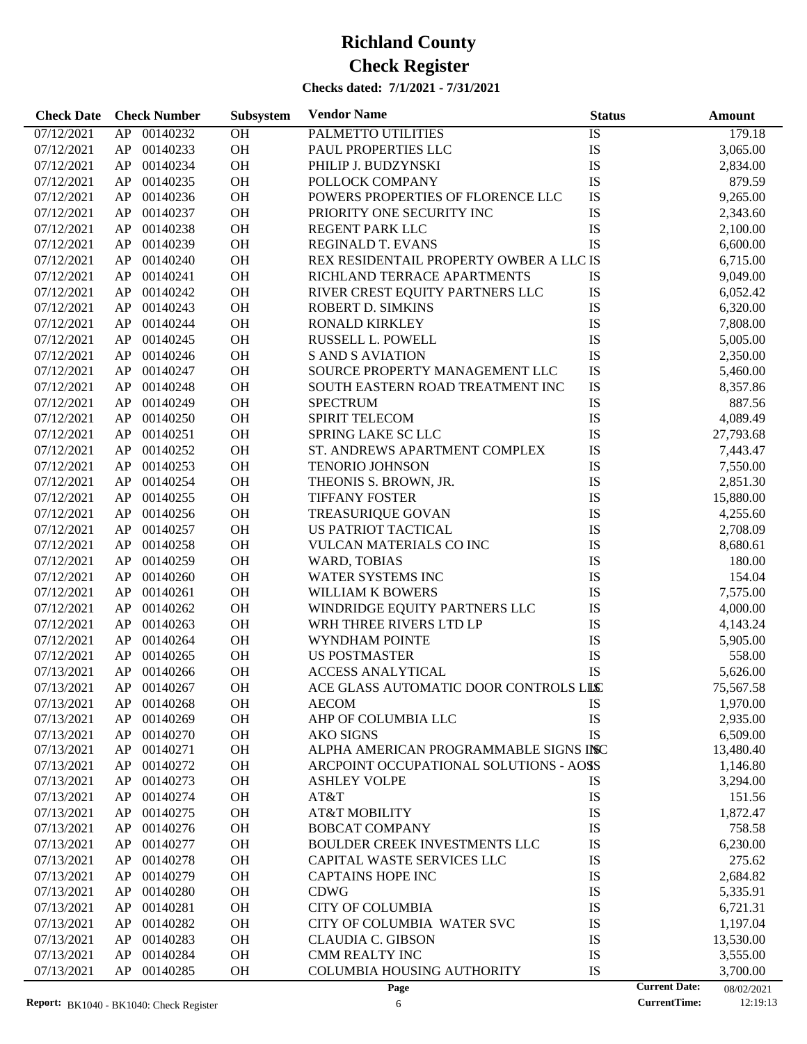# Richland County

# Check Register

**Checks dated: 7/1/2021 - 7/31/2021**

| Check Date | Check Number | | Subsystem | Vendor Name | Status | Amount |
|---|---|---|---|---|---|---|
| 07/12/2021 | AP | 00140232 | OH | PALMETTO UTILITIES | IS | 179.18 |
| 07/12/2021 | AP | 00140233 | OH | PAUL PROPERTIES LLC | IS | 3,065.00 |
| 07/12/2021 | AP | 00140234 | OH | PHILIP J. BUDZYNSKI | IS | 2,834.00 |
| 07/12/2021 | AP | 00140235 | OH | POLLOCK COMPANY | IS | 879.59 |
| 07/12/2021 | AP | 00140236 | OH | POWERS PROPERTIES OF FLORENCE LLC | IS | 9,265.00 |
| 07/12/2021 | AP | 00140237 | OH | PRIORITY ONE SECURITY INC | IS | 2,343.60 |
| 07/12/2021 | AP | 00140238 | OH | REGENT PARK LLC | IS | 2,100.00 |
| 07/12/2021 | AP | 00140239 | OH | REGINALD T. EVANS | IS | 6,600.00 |
| 07/12/2021 | AP | 00140240 | OH | REX RESIDENTAIL PROPERTY OWBER A LLC | IS | 6,715.00 |
| 07/12/2021 | AP | 00140241 | OH | RICHLAND TERRACE APARTMENTS | IS | 9,049.00 |
| 07/12/2021 | AP | 00140242 | OH | RIVER CREST EQUITY PARTNERS LLC | IS | 6,052.42 |
| 07/12/2021 | AP | 00140243 | OH | ROBERT D. SIMKINS | IS | 6,320.00 |
| 07/12/2021 | AP | 00140244 | OH | RONALD KIRKLEY | IS | 7,808.00 |
| 07/12/2021 | AP | 00140245 | OH | RUSSELL L. POWELL | IS | 5,005.00 |
| 07/12/2021 | AP | 00140246 | OH | S AND S AVIATION | IS | 2,350.00 |
| 07/12/2021 | AP | 00140247 | OH | SOURCE PROPERTY MANAGEMENT LLC | IS | 5,460.00 |
| 07/12/2021 | AP | 00140248 | OH | SOUTH EASTERN ROAD TREATMENT INC | IS | 8,357.86 |
| 07/12/2021 | AP | 00140249 | OH | SPECTRUM | IS | 887.56 |
| 07/12/2021 | AP | 00140250 | OH | SPIRIT TELECOM | IS | 4,089.49 |
| 07/12/2021 | AP | 00140251 | OH | SPRING LAKE SC LLC | IS | 27,793.68 |
| 07/12/2021 | AP | 00140252 | OH | ST. ANDREWS APARTMENT COMPLEX | IS | 7,443.47 |
| 07/12/2021 | AP | 00140253 | OH | TENORIO JOHNSON | IS | 7,550.00 |
| 07/12/2021 | AP | 00140254 | OH | THEONIS S. BROWN, JR. | IS | 2,851.30 |
| 07/12/2021 | AP | 00140255 | OH | TIFFANY FOSTER | IS | 15,880.00 |
| 07/12/2021 | AP | 00140256 | OH | TREASURIQUE GOVAN | IS | 4,255.60 |
| 07/12/2021 | AP | 00140257 | OH | US PATRIOT TACTICAL | IS | 2,708.09 |
| 07/12/2021 | AP | 00140258 | OH | VULCAN MATERIALS CO INC | IS | 8,680.61 |
| 07/12/2021 | AP | 00140259 | OH | WARD, TOBIAS | IS | 180.00 |
| 07/12/2021 | AP | 00140260 | OH | WATER SYSTEMS INC | IS | 154.04 |
| 07/12/2021 | AP | 00140261 | OH | WILLIAM K BOWERS | IS | 7,575.00 |
| 07/12/2021 | AP | 00140262 | OH | WINDRIDGE EQUITY PARTNERS LLC | IS | 4,000.00 |
| 07/12/2021 | AP | 00140263 | OH | WRH THREE RIVERS LTD LP | IS | 4,143.24 |
| 07/12/2021 | AP | 00140264 | OH | WYNDHAM POINTE | IS | 5,905.00 |
| 07/12/2021 | AP | 00140265 | OH | US POSTMASTER | IS | 558.00 |
| 07/13/2021 | AP | 00140266 | OH | ACCESS ANALYTICAL | IS | 5,626.00 |
| 07/13/2021 | AP | 00140267 | OH | ACE GLASS AUTOMATIC DOOR CONTROLS LLC | IS | 75,567.58 |
| 07/13/2021 | AP | 00140268 | OH | AECOM | IS | 1,970.00 |
| 07/13/2021 | AP | 00140269 | OH | AHP OF COLUMBIA LLC | IS | 2,935.00 |
| 07/13/2021 | AP | 00140270 | OH | AKO SIGNS | IS | 6,509.00 |
| 07/13/2021 | AP | 00140271 | OH | ALPHA AMERICAN PROGRAMMABLE SIGNS INC | IS | 13,480.40 |
| 07/13/2021 | AP | 00140272 | OH | ARCPOINT OCCUPATIONAL SOLUTIONS - AOS | IS | 1,146.80 |
| 07/13/2021 | AP | 00140273 | OH | ASHLEY VOLPE | IS | 3,294.00 |
| 07/13/2021 | AP | 00140274 | OH | AT&T | IS | 151.56 |
| 07/13/2021 | AP | 00140275 | OH | AT&T MOBILITY | IS | 1,872.47 |
| 07/13/2021 | AP | 00140276 | OH | BOBCAT COMPANY | IS | 758.58 |
| 07/13/2021 | AP | 00140277 | OH | BOULDER CREEK INVESTMENTS LLC | IS | 6,230.00 |
| 07/13/2021 | AP | 00140278 | OH | CAPITAL WASTE SERVICES LLC | IS | 275.62 |
| 07/13/2021 | AP | 00140279 | OH | CAPTAINS HOPE INC | IS | 2,684.82 |
| 07/13/2021 | AP | 00140280 | OH | CDWG | IS | 5,335.91 |
| 07/13/2021 | AP | 00140281 | OH | CITY OF COLUMBIA | IS | 6,721.31 |
| 07/13/2021 | AP | 00140282 | OH | CITY OF COLUMBIA WATER SVC | IS | 1,197.04 |
| 07/13/2021 | AP | 00140283 | OH | CLAUDIA C. GIBSON | IS | 13,530.00 |
| 07/13/2021 | AP | 00140284 | OH | CMM REALTY INC | IS | 3,555.00 |
| 07/13/2021 | AP | 00140285 | OH | COLUMBIA HOUSING AUTHORITY | IS | 3,700.00 |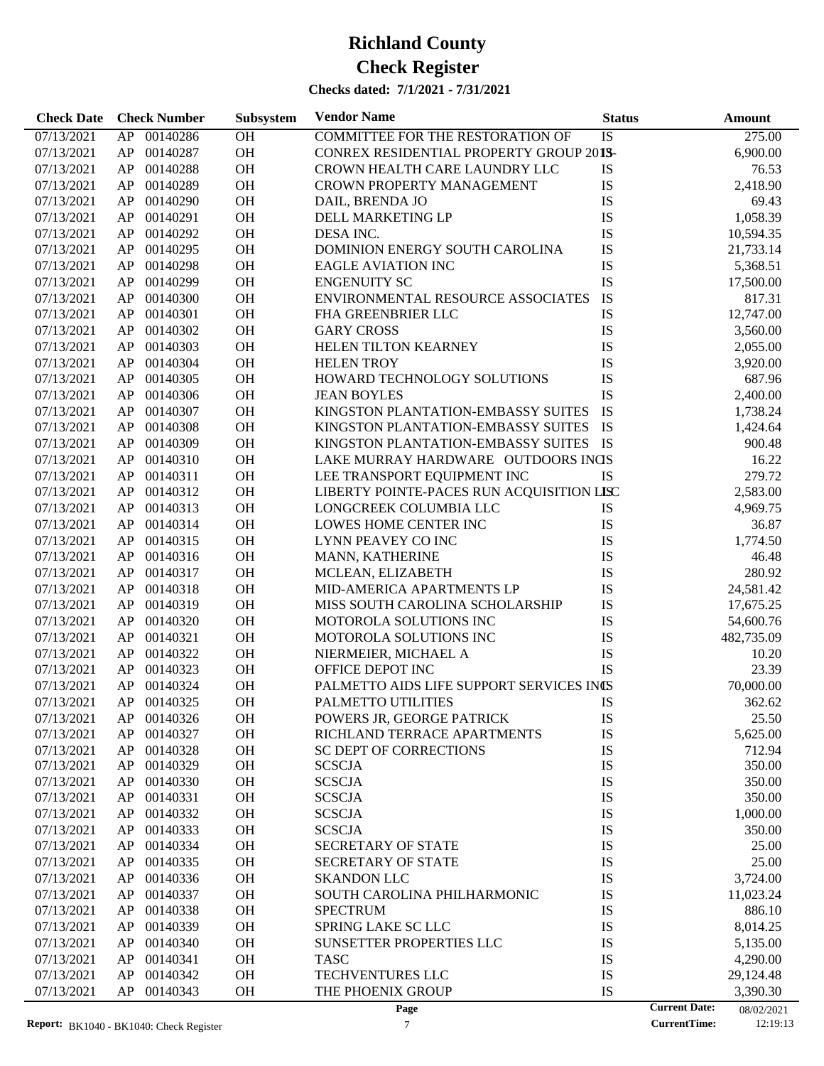# Richland County

# Check Register

**Checks dated: 7/1/2021 - 7/31/2021**

| Check Date | Check Number | | Subsystem | Vendor Name | Status | Amount |
|---|---|---|---|---|---|---|
| 07/13/2021 | AP | 00140286 | OH | COMMITTEE FOR THE RESTORATION OF | IS | 275.00 |
| 07/13/2021 | AP | 00140287 | OH | CONREX RESIDENTIAL PROPERTY GROUP 2018- | IS | 6,900.00 |
| 07/13/2021 | AP | 00140288 | OH | CROWN HEALTH CARE LAUNDRY LLC | IS | 76.53 |
| 07/13/2021 | AP | 00140289 | OH | CROWN PROPERTY MANAGEMENT | IS | 2,418.90 |
| 07/13/2021 | AP | 00140290 | OH | DAIL, BRENDA JO | IS | 69.43 |
| 07/13/2021 | AP | 00140291 | OH | DELL MARKETING LP | IS | 1,058.39 |
| 07/13/2021 | AP | 00140292 | OH | DESA INC. | IS | 10,594.35 |
| 07/13/2021 | AP | 00140295 | OH | DOMINION ENERGY SOUTH CAROLINA | IS | 21,733.14 |
| 07/13/2021 | AP | 00140298 | OH | EAGLE AVIATION INC | IS | 5,368.51 |
| 07/13/2021 | AP | 00140299 | OH | ENGENUITY SC | IS | 17,500.00 |
| 07/13/2021 | AP | 00140300 | OH | ENVIRONMENTAL RESOURCE ASSOCIATES | IS | 817.31 |
| 07/13/2021 | AP | 00140301 | OH | FHA GREENBRIER LLC | IS | 12,747.00 |
| 07/13/2021 | AP | 00140302 | OH | GARY CROSS | IS | 3,560.00 |
| 07/13/2021 | AP | 00140303 | OH | HELEN TILTON KEARNEY | IS | 2,055.00 |
| 07/13/2021 | AP | 00140304 | OH | HELEN TROY | IS | 3,920.00 |
| 07/13/2021 | AP | 00140305 | OH | HOWARD TECHNOLOGY SOLUTIONS | IS | 687.96 |
| 07/13/2021 | AP | 00140306 | OH | JEAN BOYLES | IS | 2,400.00 |
| 07/13/2021 | AP | 00140307 | OH | KINGSTON PLANTATION-EMBASSY SUITES | IS | 1,738.24 |
| 07/13/2021 | AP | 00140308 | OH | KINGSTON PLANTATION-EMBASSY SUITES | IS | 1,424.64 |
| 07/13/2021 | AP | 00140309 | OH | KINGSTON PLANTATION-EMBASSY SUITES | IS | 900.48 |
| 07/13/2021 | AP | 00140310 | OH | LAKE MURRAY HARDWARE OUTDOORS INC | IS | 16.22 |
| 07/13/2021 | AP | 00140311 | OH | LEE TRANSPORT EQUIPMENT INC | IS | 279.72 |
| 07/13/2021 | AP | 00140312 | OH | LIBERTY POINTE-PACES RUN ACQUISITION LLC | IS | 2,583.00 |
| 07/13/2021 | AP | 00140313 | OH | LONGCREEK COLUMBIA LLC | IS | 4,969.75 |
| 07/13/2021 | AP | 00140314 | OH | LOWES HOME CENTER INC | IS | 36.87 |
| 07/13/2021 | AP | 00140315 | OH | LYNN PEAVEY CO INC | IS | 1,774.50 |
| 07/13/2021 | AP | 00140316 | OH | MANN, KATHERINE | IS | 46.48 |
| 07/13/2021 | AP | 00140317 | OH | MCLEAN, ELIZABETH | IS | 280.92 |
| 07/13/2021 | AP | 00140318 | OH | MID-AMERICA APARTMENTS LP | IS | 24,581.42 |
| 07/13/2021 | AP | 00140319 | OH | MISS SOUTH CAROLINA SCHOLARSHIP | IS | 17,675.25 |
| 07/13/2021 | AP | 00140320 | OH | MOTOROLA SOLUTIONS INC | IS | 54,600.76 |
| 07/13/2021 | AP | 00140321 | OH | MOTOROLA SOLUTIONS INC | IS | 482,735.09 |
| 07/13/2021 | AP | 00140322 | OH | NIERMEIER, MICHAEL A | IS | 10.20 |
| 07/13/2021 | AP | 00140323 | OH | OFFICE DEPOT INC | IS | 23.39 |
| 07/13/2021 | AP | 00140324 | OH | PALMETTO AIDS LIFE SUPPORT SERVICES INC | IS | 70,000.00 |
| 07/13/2021 | AP | 00140325 | OH | PALMETTO UTILITIES | IS | 362.62 |
| 07/13/2021 | AP | 00140326 | OH | POWERS JR, GEORGE PATRICK | IS | 25.50 |
| 07/13/2021 | AP | 00140327 | OH | RICHLAND TERRACE APARTMENTS | IS | 5,625.00 |
| 07/13/2021 | AP | 00140328 | OH | SC DEPT OF CORRECTIONS | IS | 712.94 |
| 07/13/2021 | AP | 00140329 | OH | SCSCJA | IS | 350.00 |
| 07/13/2021 | AP | 00140330 | OH | SCSCJA | IS | 350.00 |
| 07/13/2021 | AP | 00140331 | OH | SCSCJA | IS | 350.00 |
| 07/13/2021 | AP | 00140332 | OH | SCSCJA | IS | 1,000.00 |
| 07/13/2021 | AP | 00140333 | OH | SCSCJA | IS | 350.00 |
| 07/13/2021 | AP | 00140334 | OH | SECRETARY OF STATE | IS | 25.00 |
| 07/13/2021 | AP | 00140335 | OH | SECRETARY OF STATE | IS | 25.00 |
| 07/13/2021 | AP | 00140336 | OH | SKANDON LLC | IS | 3,724.00 |
| 07/13/2021 | AP | 00140337 | OH | SOUTH CAROLINA PHILHARMONIC | IS | 11,023.24 |
| 07/13/2021 | AP | 00140338 | OH | SPECTRUM | IS | 886.10 |
| 07/13/2021 | AP | 00140339 | OH | SPRING LAKE SC LLC | IS | 8,014.25 |
| 07/13/2021 | AP | 00140340 | OH | SUNSETTER PROPERTIES LLC | IS | 5,135.00 |
| 07/13/2021 | AP | 00140341 | OH | TASC | IS | 4,290.00 |
| 07/13/2021 | AP | 00140342 | OH | TECHVENTURES LLC | IS | 29,124.48 |
| 07/13/2021 | AP | 00140343 | OH | THE PHOENIX GROUP | IS | 3,390.30 |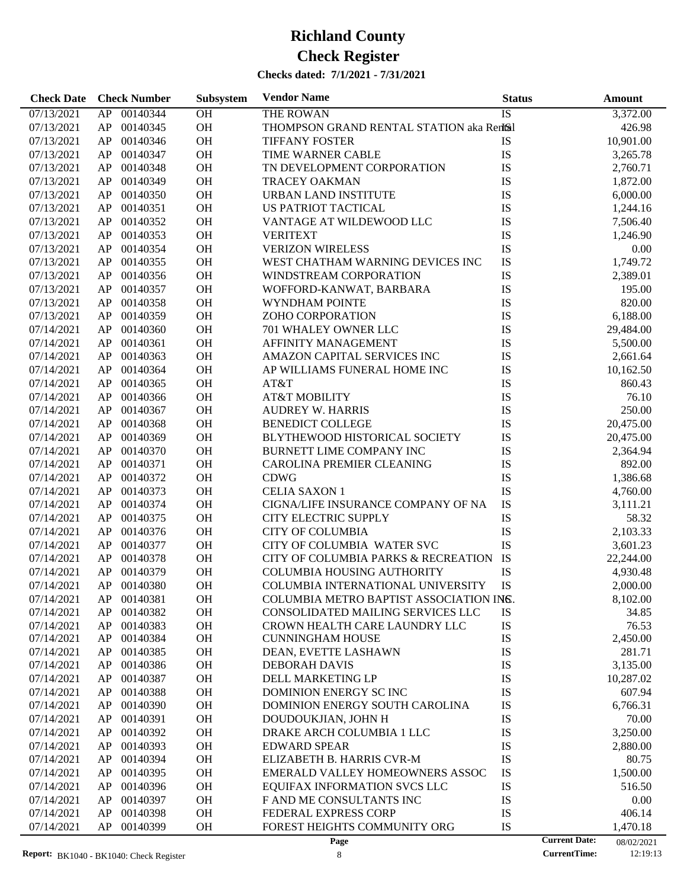# Richland County
# Check Register

**Checks dated: 7/1/2021 - 7/31/2021**

| Check Date | Check Number | | Subsystem | Vendor Name | Status | Amount |
|---|---|---|---|---|---|---|
| 07/13/2021 | AP | 00140344 | OH | THE ROWAN | IS | 3,372.00 |
| 07/13/2021 | AP | 00140345 | OH | THOMPSON GRAND RENTAL STATION aka Rental | IS | 426.98 |
| 07/13/2021 | AP | 00140346 | OH | TIFFANY FOSTER | IS | 10,901.00 |
| 07/13/2021 | AP | 00140347 | OH | TIME WARNER CABLE | IS | 3,265.78 |
| 07/13/2021 | AP | 00140348 | OH | TN DEVELOPMENT CORPORATION | IS | 2,760.71 |
| 07/13/2021 | AP | 00140349 | OH | TRACEY OAKMAN | IS | 1,872.00 |
| 07/13/2021 | AP | 00140350 | OH | URBAN LAND INSTITUTE | IS | 6,000.00 |
| 07/13/2021 | AP | 00140351 | OH | US PATRIOT TACTICAL | IS | 1,244.16 |
| 07/13/2021 | AP | 00140352 | OH | VANTAGE AT WILDEWOOD LLC | IS | 7,506.40 |
| 07/13/2021 | AP | 00140353 | OH | VERITEXT | IS | 1,246.90 |
| 07/13/2021 | AP | 00140354 | OH | VERIZON WIRELESS | IS | 0.00 |
| 07/13/2021 | AP | 00140355 | OH | WEST CHATHAM WARNING DEVICES INC | IS | 1,749.72 |
| 07/13/2021 | AP | 00140356 | OH | WINDSTREAM CORPORATION | IS | 2,389.01 |
| 07/13/2021 | AP | 00140357 | OH | WOFFORD-KANWAT, BARBARA | IS | 195.00 |
| 07/13/2021 | AP | 00140358 | OH | WYNDHAM POINTE | IS | 820.00 |
| 07/13/2021 | AP | 00140359 | OH | ZOHO CORPORATION | IS | 6,188.00 |
| 07/14/2021 | AP | 00140360 | OH | 701 WHALEY OWNER LLC | IS | 29,484.00 |
| 07/14/2021 | AP | 00140361 | OH | AFFINITY MANAGEMENT | IS | 5,500.00 |
| 07/14/2021 | AP | 00140363 | OH | AMAZON CAPITAL SERVICES INC | IS | 2,661.64 |
| 07/14/2021 | AP | 00140364 | OH | AP WILLIAMS FUNERAL HOME INC | IS | 10,162.50 |
| 07/14/2021 | AP | 00140365 | OH | AT&T | IS | 860.43 |
| 07/14/2021 | AP | 00140366 | OH | AT&T MOBILITY | IS | 76.10 |
| 07/14/2021 | AP | 00140367 | OH | AUDREY W. HARRIS | IS | 250.00 |
| 07/14/2021 | AP | 00140368 | OH | BENEDICT COLLEGE | IS | 20,475.00 |
| 07/14/2021 | AP | 00140369 | OH | BLYTHEWOOD HISTORICAL SOCIETY | IS | 20,475.00 |
| 07/14/2021 | AP | 00140370 | OH | BURNETT LIME COMPANY INC | IS | 2,364.94 |
| 07/14/2021 | AP | 00140371 | OH | CAROLINA PREMIER CLEANING | IS | 892.00 |
| 07/14/2021 | AP | 00140372 | OH | CDWG | IS | 1,386.68 |
| 07/14/2021 | AP | 00140373 | OH | CELIA SAXON 1 | IS | 4,760.00 |
| 07/14/2021 | AP | 00140374 | OH | CIGNA/LIFE INSURANCE COMPANY OF NA | IS | 3,111.21 |
| 07/14/2021 | AP | 00140375 | OH | CITY ELECTRIC SUPPLY | IS | 58.32 |
| 07/14/2021 | AP | 00140376 | OH | CITY OF COLUMBIA | IS | 2,103.33 |
| 07/14/2021 | AP | 00140377 | OH | CITY OF COLUMBIA WATER SVC | IS | 3,601.23 |
| 07/14/2021 | AP | 00140378 | OH | CITY OF COLUMBIA PARKS & RECREATION | IS | 22,244.00 |
| 07/14/2021 | AP | 00140379 | OH | COLUMBIA HOUSING AUTHORITY | IS | 4,930.48 |
| 07/14/2021 | AP | 00140380 | OH | COLUMBIA INTERNATIONAL UNIVERSITY | IS | 2,000.00 |
| 07/14/2021 | AP | 00140381 | OH | COLUMBIA METRO BAPTIST ASSOCIATION INC. | IS | 8,102.00 |
| 07/14/2021 | AP | 00140382 | OH | CONSOLIDATED MAILING SERVICES LLC | IS | 34.85 |
| 07/14/2021 | AP | 00140383 | OH | CROWN HEALTH CARE LAUNDRY LLC | IS | 76.53 |
| 07/14/2021 | AP | 00140384 | OH | CUNNINGHAM HOUSE | IS | 2,450.00 |
| 07/14/2021 | AP | 00140385 | OH | DEAN, EVETTE LASHAWN | IS | 281.71 |
| 07/14/2021 | AP | 00140386 | OH | DEBORAH DAVIS | IS | 3,135.00 |
| 07/14/2021 | AP | 00140387 | OH | DELL MARKETING LP | IS | 10,287.02 |
| 07/14/2021 | AP | 00140388 | OH | DOMINION ENERGY SC INC | IS | 607.94 |
| 07/14/2021 | AP | 00140390 | OH | DOMINION ENERGY SOUTH CAROLINA | IS | 6,766.31 |
| 07/14/2021 | AP | 00140391 | OH | DOUDOUKJIAN, JOHN H | IS | 70.00 |
| 07/14/2021 | AP | 00140392 | OH | DRAKE ARCH COLUMBIA 1 LLC | IS | 3,250.00 |
| 07/14/2021 | AP | 00140393 | OH | EDWARD SPEAR | IS | 2,880.00 |
| 07/14/2021 | AP | 00140394 | OH | ELIZABETH B. HARRIS CVR-M | IS | 80.75 |
| 07/14/2021 | AP | 00140395 | OH | EMERALD VALLEY HOMEOWNERS ASSOC | IS | 1,500.00 |
| 07/14/2021 | AP | 00140396 | OH | EQUIFAX INFORMATION SVCS LLC | IS | 516.50 |
| 07/14/2021 | AP | 00140397 | OH | F AND ME CONSULTANTS INC | IS | 0.00 |
| 07/14/2021 | AP | 00140398 | OH | FEDERAL EXPRESS CORP | IS | 406.14 |
| 07/14/2021 | AP | 00140399 | OH | FOREST HEIGHTS COMMUNITY ORG | IS | 1,470.18 |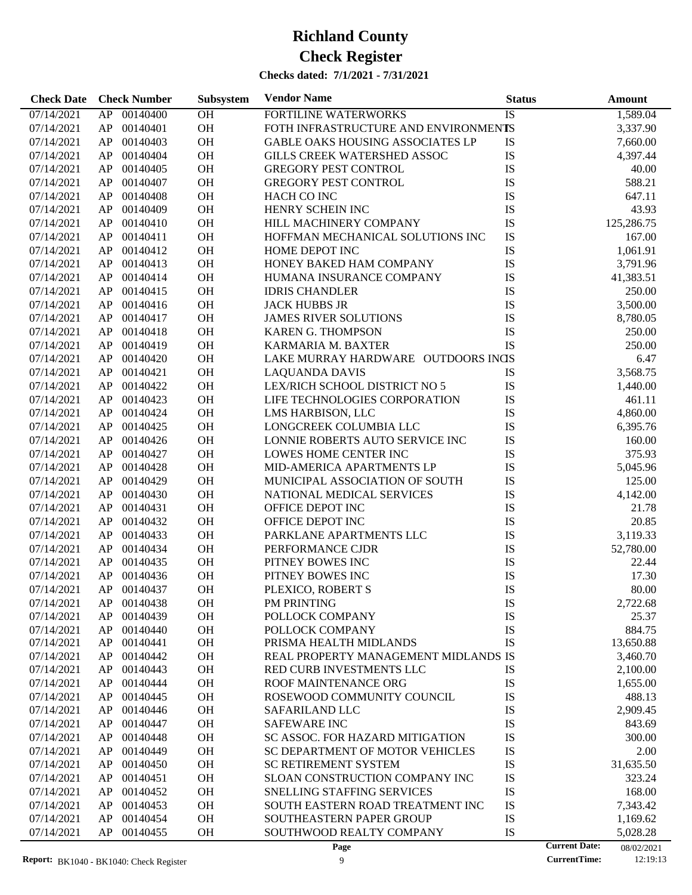# Richland County
# Check Register

**Checks dated: 7/1/2021 - 7/31/2021**

| Check Date | Check Number | | Subsystem | Vendor Name | Status | Amount |
|---|---|---|---|---|---|---|
| 07/14/2021 | AP | 00140400 | OH | FORTILINE WATERWORKS | IS | 1,589.04 |
| 07/14/2021 | AP | 00140401 | OH | FOTH INFRASTRUCTURE AND ENVIRONMENT | IS | 3,337.90 |
| 07/14/2021 | AP | 00140403 | OH | GABLE OAKS HOUSING ASSOCIATES LP | IS | 7,660.00 |
| 07/14/2021 | AP | 00140404 | OH | GILLS CREEK WATERSHED ASSOC | IS | 4,397.44 |
| 07/14/2021 | AP | 00140405 | OH | GREGORY PEST CONTROL | IS | 40.00 |
| 07/14/2021 | AP | 00140407 | OH | GREGORY PEST CONTROL | IS | 588.21 |
| 07/14/2021 | AP | 00140408 | OH | HACH CO INC | IS | 647.11 |
| 07/14/2021 | AP | 00140409 | OH | HENRY SCHEIN INC | IS | 43.93 |
| 07/14/2021 | AP | 00140410 | OH | HILL MACHINERY COMPANY | IS | 125,286.75 |
| 07/14/2021 | AP | 00140411 | OH | HOFFMAN MECHANICAL SOLUTIONS INC | IS | 167.00 |
| 07/14/2021 | AP | 00140412 | OH | HOME DEPOT INC | IS | 1,061.91 |
| 07/14/2021 | AP | 00140413 | OH | HONEY BAKED HAM COMPANY | IS | 3,791.96 |
| 07/14/2021 | AP | 00140414 | OH | HUMANA INSURANCE COMPANY | IS | 41,383.51 |
| 07/14/2021 | AP | 00140415 | OH | IDRIS CHANDLER | IS | 250.00 |
| 07/14/2021 | AP | 00140416 | OH | JACK HUBBS JR | IS | 3,500.00 |
| 07/14/2021 | AP | 00140417 | OH | JAMES RIVER SOLUTIONS | IS | 8,780.05 |
| 07/14/2021 | AP | 00140418 | OH | KAREN G. THOMPSON | IS | 250.00 |
| 07/14/2021 | AP | 00140419 | OH | KARMARIA M. BAXTER | IS | 250.00 |
| 07/14/2021 | AP | 00140420 | OH | LAKE MURRAY HARDWARE OUTDOORS INC | IS | 6.47 |
| 07/14/2021 | AP | 00140421 | OH | LAQUANDA DAVIS | IS | 3,568.75 |
| 07/14/2021 | AP | 00140422 | OH | LEX/RICH SCHOOL DISTRICT NO 5 | IS | 1,440.00 |
| 07/14/2021 | AP | 00140423 | OH | LIFE TECHNOLOGIES CORPORATION | IS | 461.11 |
| 07/14/2021 | AP | 00140424 | OH | LMS HARBISON, LLC | IS | 4,860.00 |
| 07/14/2021 | AP | 00140425 | OH | LONGCREEK COLUMBIA LLC | IS | 6,395.76 |
| 07/14/2021 | AP | 00140426 | OH | LONNIE ROBERTS AUTO SERVICE INC | IS | 160.00 |
| 07/14/2021 | AP | 00140427 | OH | LOWES HOME CENTER INC | IS | 375.93 |
| 07/14/2021 | AP | 00140428 | OH | MID-AMERICA APARTMENTS LP | IS | 5,045.96 |
| 07/14/2021 | AP | 00140429 | OH | MUNICIPAL ASSOCIATION OF SOUTH | IS | 125.00 |
| 07/14/2021 | AP | 00140430 | OH | NATIONAL MEDICAL SERVICES | IS | 4,142.00 |
| 07/14/2021 | AP | 00140431 | OH | OFFICE DEPOT INC | IS | 21.78 |
| 07/14/2021 | AP | 00140432 | OH | OFFICE DEPOT INC | IS | 20.85 |
| 07/14/2021 | AP | 00140433 | OH | PARKLANE APARTMENTS LLC | IS | 3,119.33 |
| 07/14/2021 | AP | 00140434 | OH | PERFORMANCE CJDR | IS | 52,780.00 |
| 07/14/2021 | AP | 00140435 | OH | PITNEY BOWES INC | IS | 22.44 |
| 07/14/2021 | AP | 00140436 | OH | PITNEY BOWES INC | IS | 17.30 |
| 07/14/2021 | AP | 00140437 | OH | PLEXICO, ROBERT S | IS | 80.00 |
| 07/14/2021 | AP | 00140438 | OH | PM PRINTING | IS | 2,722.68 |
| 07/14/2021 | AP | 00140439 | OH | POLLOCK COMPANY | IS | 25.37 |
| 07/14/2021 | AP | 00140440 | OH | POLLOCK COMPANY | IS | 884.75 |
| 07/14/2021 | AP | 00140441 | OH | PRISMA HEALTH MIDLANDS | IS | 13,650.88 |
| 07/14/2021 | AP | 00140442 | OH | REAL PROPERTY MANAGEMENT MIDLANDS | IS | 3,460.70 |
| 07/14/2021 | AP | 00140443 | OH | RED CURB INVESTMENTS LLC | IS | 2,100.00 |
| 07/14/2021 | AP | 00140444 | OH | ROOF MAINTENANCE ORG | IS | 1,655.00 |
| 07/14/2021 | AP | 00140445 | OH | ROSEWOOD COMMUNITY COUNCIL | IS | 488.13 |
| 07/14/2021 | AP | 00140446 | OH | SAFARILAND LLC | IS | 2,909.45 |
| 07/14/2021 | AP | 00140447 | OH | SAFEWARE INC | IS | 843.69 |
| 07/14/2021 | AP | 00140448 | OH | SC ASSOC. FOR HAZARD MITIGATION | IS | 300.00 |
| 07/14/2021 | AP | 00140449 | OH | SC DEPARTMENT OF MOTOR VEHICLES | IS | 2.00 |
| 07/14/2021 | AP | 00140450 | OH | SC RETIREMENT SYSTEM | IS | 31,635.50 |
| 07/14/2021 | AP | 00140451 | OH | SLOAN CONSTRUCTION COMPANY INC | IS | 323.24 |
| 07/14/2021 | AP | 00140452 | OH | SNELLING STAFFING SERVICES | IS | 168.00 |
| 07/14/2021 | AP | 00140453 | OH | SOUTH EASTERN ROAD TREATMENT INC | IS | 7,343.42 |
| 07/14/2021 | AP | 00140454 | OH | SOUTHEASTERN PAPER GROUP | IS | 1,169.62 |
| 07/14/2021 | AP | 00140455 | OH | SOUTHWOOD REALTY COMPANY | IS | 5,028.28 |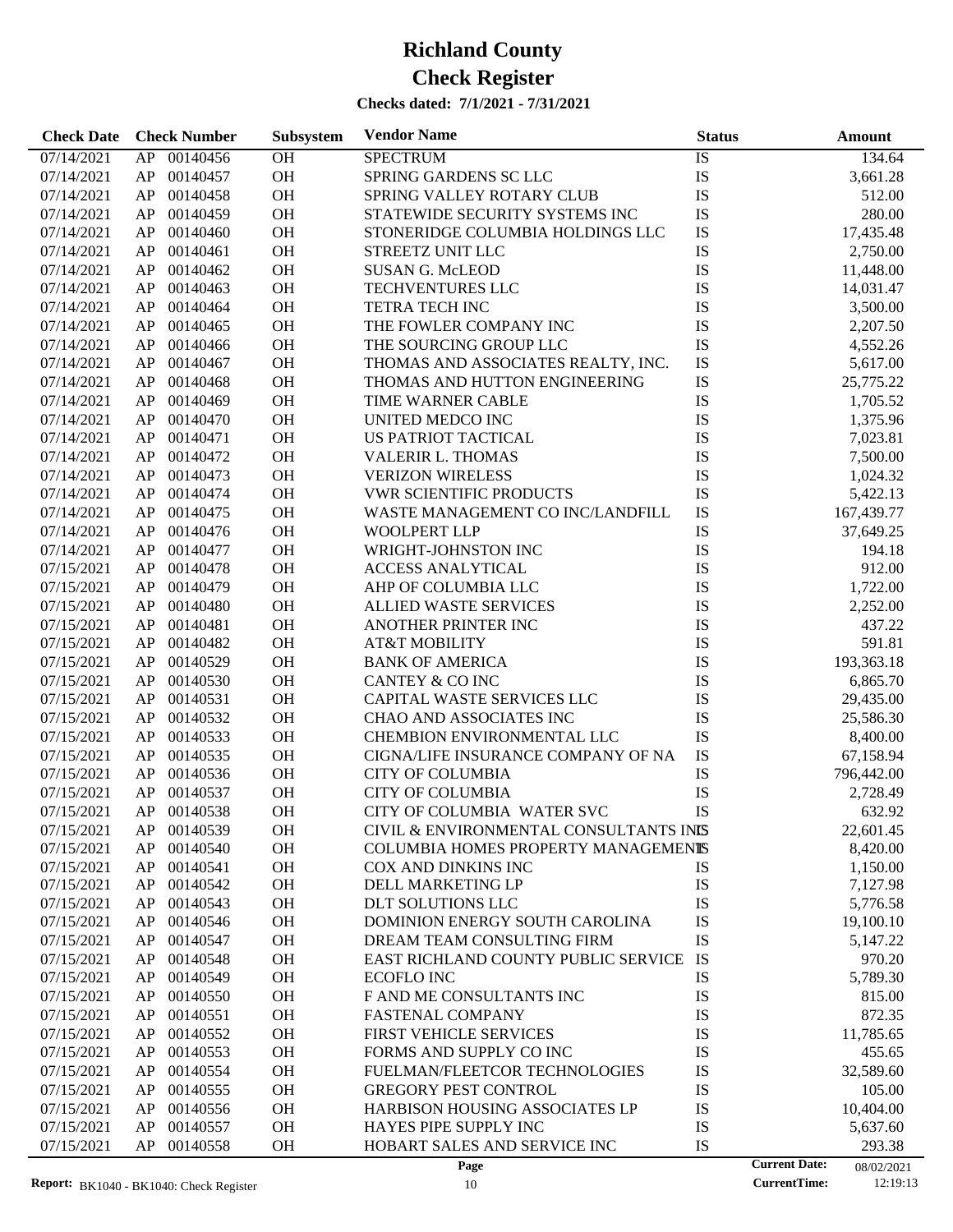# Richland County

# Check Register

**Checks dated: 7/1/2021 - 7/31/2021**

| Check Date | Check Number | | Subsystem | Vendor Name | Status | Amount |
|---|---|---|---|---|---|---|
| 07/14/2021 | AP | 00140456 | OH | SPECTRUM | IS | 134.64 |
| 07/14/2021 | AP | 00140457 | OH | SPRING GARDENS SC LLC | IS | 3,661.28 |
| 07/14/2021 | AP | 00140458 | OH | SPRING VALLEY ROTARY CLUB | IS | 512.00 |
| 07/14/2021 | AP | 00140459 | OH | STATEWIDE SECURITY SYSTEMS INC | IS | 280.00 |
| 07/14/2021 | AP | 00140460 | OH | STONERIDGE COLUMBIA HOLDINGS LLC | IS | 17,435.48 |
| 07/14/2021 | AP | 00140461 | OH | STREETZ UNIT LLC | IS | 2,750.00 |
| 07/14/2021 | AP | 00140462 | OH | SUSAN G. McLEOD | IS | 11,448.00 |
| 07/14/2021 | AP | 00140463 | OH | TECHVENTURES LLC | IS | 14,031.47 |
| 07/14/2021 | AP | 00140464 | OH | TETRA TECH INC | IS | 3,500.00 |
| 07/14/2021 | AP | 00140465 | OH | THE FOWLER COMPANY INC | IS | 2,207.50 |
| 07/14/2021 | AP | 00140466 | OH | THE SOURCING GROUP LLC | IS | 4,552.26 |
| 07/14/2021 | AP | 00140467 | OH | THOMAS AND ASSOCIATES REALTY, INC. | IS | 5,617.00 |
| 07/14/2021 | AP | 00140468 | OH | THOMAS AND HUTTON ENGINEERING | IS | 25,775.22 |
| 07/14/2021 | AP | 00140469 | OH | TIME WARNER CABLE | IS | 1,705.52 |
| 07/14/2021 | AP | 00140470 | OH | UNITED MEDCO INC | IS | 1,375.96 |
| 07/14/2021 | AP | 00140471 | OH | US PATRIOT TACTICAL | IS | 7,023.81 |
| 07/14/2021 | AP | 00140472 | OH | VALERIR L. THOMAS | IS | 7,500.00 |
| 07/14/2021 | AP | 00140473 | OH | VERIZON WIRELESS | IS | 1,024.32 |
| 07/14/2021 | AP | 00140474 | OH | VWR SCIENTIFIC PRODUCTS | IS | 5,422.13 |
| 07/14/2021 | AP | 00140475 | OH | WASTE MANAGEMENT CO INC/LANDFILL | IS | 167,439.77 |
| 07/14/2021 | AP | 00140476 | OH | WOOLPERT LLP | IS | 37,649.25 |
| 07/14/2021 | AP | 00140477 | OH | WRIGHT-JOHNSTON INC | IS | 194.18 |
| 07/15/2021 | AP | 00140478 | OH | ACCESS ANALYTICAL | IS | 912.00 |
| 07/15/2021 | AP | 00140479 | OH | AHP OF COLUMBIA LLC | IS | 1,722.00 |
| 07/15/2021 | AP | 00140480 | OH | ALLIED WASTE SERVICES | IS | 2,252.00 |
| 07/15/2021 | AP | 00140481 | OH | ANOTHER PRINTER INC | IS | 437.22 |
| 07/15/2021 | AP | 00140482 | OH | AT&T MOBILITY | IS | 591.81 |
| 07/15/2021 | AP | 00140529 | OH | BANK OF AMERICA | IS | 193,363.18 |
| 07/15/2021 | AP | 00140530 | OH | CANTEY & CO INC | IS | 6,865.70 |
| 07/15/2021 | AP | 00140531 | OH | CAPITAL WASTE SERVICES LLC | IS | 29,435.00 |
| 07/15/2021 | AP | 00140532 | OH | CHAO AND ASSOCIATES INC | IS | 25,586.30 |
| 07/15/2021 | AP | 00140533 | OH | CHEMBION ENVIRONMENTAL LLC | IS | 8,400.00 |
| 07/15/2021 | AP | 00140535 | OH | CIGNA/LIFE INSURANCE COMPANY OF NA | IS | 67,158.94 |
| 07/15/2021 | AP | 00140536 | OH | CITY OF COLUMBIA | IS | 796,442.00 |
| 07/15/2021 | AP | 00140537 | OH | CITY OF COLUMBIA | IS | 2,728.49 |
| 07/15/2021 | AP | 00140538 | OH | CITY OF COLUMBIA WATER SVC | IS | 632.92 |
| 07/15/2021 | AP | 00140539 | OH | CIVIL & ENVIRONMENTAL CONSULTANTS INC | IS | 22,601.45 |
| 07/15/2021 | AP | 00140540 | OH | COLUMBIA HOMES PROPERTY MANAGEMENT | IS | 8,420.00 |
| 07/15/2021 | AP | 00140541 | OH | COX AND DINKINS INC | IS | 1,150.00 |
| 07/15/2021 | AP | 00140542 | OH | DELL MARKETING LP | IS | 7,127.98 |
| 07/15/2021 | AP | 00140543 | OH | DLT SOLUTIONS LLC | IS | 5,776.58 |
| 07/15/2021 | AP | 00140546 | OH | DOMINION ENERGY SOUTH CAROLINA | IS | 19,100.10 |
| 07/15/2021 | AP | 00140547 | OH | DREAM TEAM CONSULTING FIRM | IS | 5,147.22 |
| 07/15/2021 | AP | 00140548 | OH | EAST RICHLAND COUNTY PUBLIC SERVICE | IS | 970.20 |
| 07/15/2021 | AP | 00140549 | OH | ECOFLO INC | IS | 5,789.30 |
| 07/15/2021 | AP | 00140550 | OH | F AND ME CONSULTANTS INC | IS | 815.00 |
| 07/15/2021 | AP | 00140551 | OH | FASTENAL COMPANY | IS | 872.35 |
| 07/15/2021 | AP | 00140552 | OH | FIRST VEHICLE SERVICES | IS | 11,785.65 |
| 07/15/2021 | AP | 00140553 | OH | FORMS AND SUPPLY CO INC | IS | 455.65 |
| 07/15/2021 | AP | 00140554 | OH | FUELMAN/FLEETCOR TECHNOLOGIES | IS | 32,589.60 |
| 07/15/2021 | AP | 00140555 | OH | GREGORY PEST CONTROL | IS | 105.00 |
| 07/15/2021 | AP | 00140556 | OH | HARBISON HOUSING ASSOCIATES LP | IS | 10,404.00 |
| 07/15/2021 | AP | 00140557 | OH | HAYES PIPE SUPPLY INC | IS | 5,637.60 |
| 07/15/2021 | AP | 00140558 | OH | HOBART SALES AND SERVICE INC | IS | 293.38 |

**Report:** BK1040 - BK1040: Check Register | **Current Date:** 08/02/2021 | **CurrentTime:** 12:19:13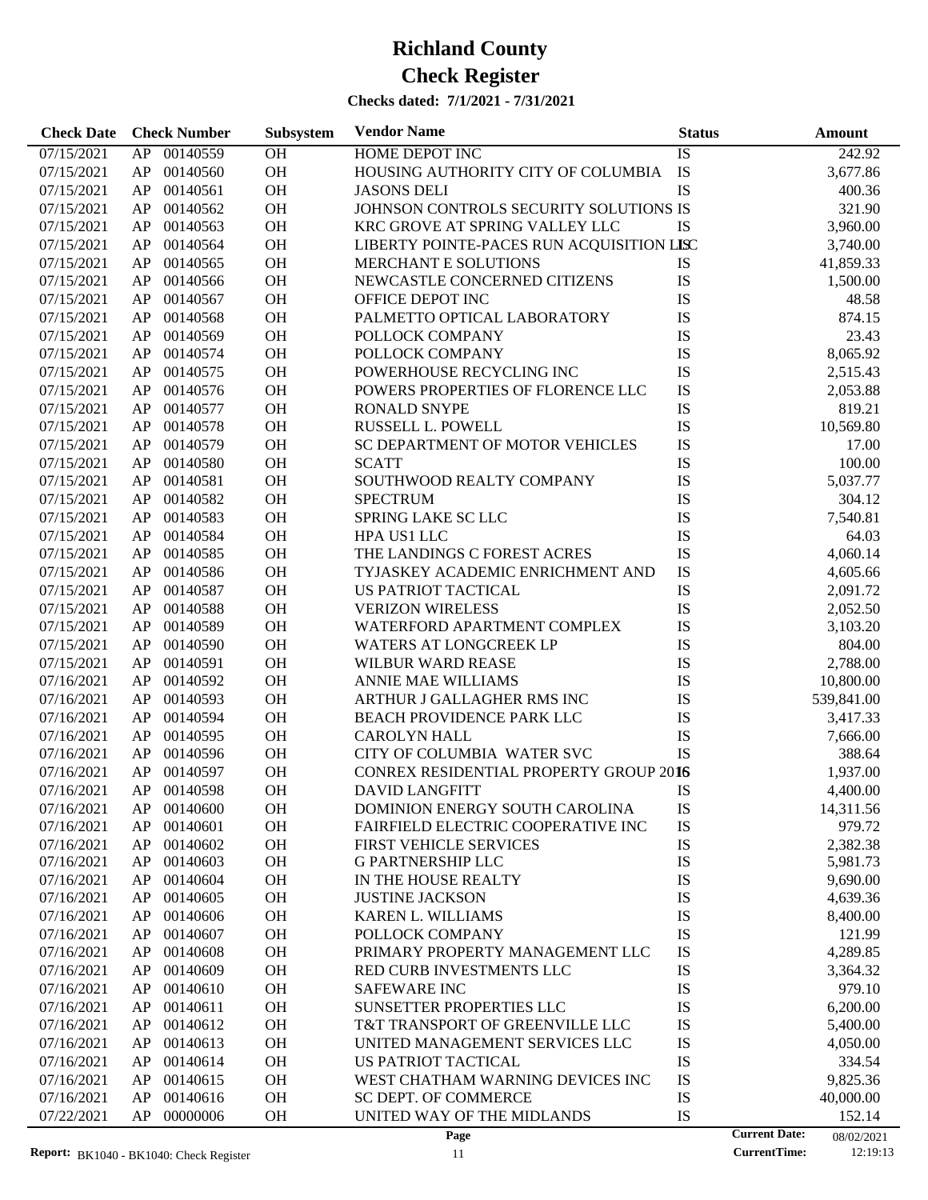# Richland County

# Check Register

**Checks dated: 7/1/2021 - 7/31/2021**

| Check Date | Check Number | | Subsystem | Vendor Name | Status | Amount |
|---|---|---|---|---|---|---|
| 07/15/2021 | AP | 00140559 | OH | HOME DEPOT INC | IS | 242.92 |
| 07/15/2021 | AP | 00140560 | OH | HOUSING AUTHORITY CITY OF COLUMBIA | IS | 3,677.86 |
| 07/15/2021 | AP | 00140561 | OH | JASONS DELI | IS | 400.36 |
| 07/15/2021 | AP | 00140562 | OH | JOHNSON CONTROLS SECURITY SOLUTIONS | IS | 321.90 |
| 07/15/2021 | AP | 00140563 | OH | KRC GROVE AT SPRING VALLEY LLC | IS | 3,960.00 |
| 07/15/2021 | AP | 00140564 | OH | LIBERTY POINTE-PACES RUN ACQUISITION LLC | IS | 3,740.00 |
| 07/15/2021 | AP | 00140565 | OH | MERCHANT E SOLUTIONS | IS | 41,859.33 |
| 07/15/2021 | AP | 00140566 | OH | NEWCASTLE CONCERNED CITIZENS | IS | 1,500.00 |
| 07/15/2021 | AP | 00140567 | OH | OFFICE DEPOT INC | IS | 48.58 |
| 07/15/2021 | AP | 00140568 | OH | PALMETTO OPTICAL LABORATORY | IS | 874.15 |
| 07/15/2021 | AP | 00140569 | OH | POLLOCK COMPANY | IS | 23.43 |
| 07/15/2021 | AP | 00140574 | OH | POLLOCK COMPANY | IS | 8,065.92 |
| 07/15/2021 | AP | 00140575 | OH | POWERHOUSE RECYCLING INC | IS | 2,515.43 |
| 07/15/2021 | AP | 00140576 | OH | POWERS PROPERTIES OF FLORENCE LLC | IS | 2,053.88 |
| 07/15/2021 | AP | 00140577 | OH | RONALD SNYPE | IS | 819.21 |
| 07/15/2021 | AP | 00140578 | OH | RUSSELL L. POWELL | IS | 10,569.80 |
| 07/15/2021 | AP | 00140579 | OH | SC DEPARTMENT OF MOTOR VEHICLES | IS | 17.00 |
| 07/15/2021 | AP | 00140580 | OH | SCATT | IS | 100.00 |
| 07/15/2021 | AP | 00140581 | OH | SOUTHWOOD REALTY COMPANY | IS | 5,037.77 |
| 07/15/2021 | AP | 00140582 | OH | SPECTRUM | IS | 304.12 |
| 07/15/2021 | AP | 00140583 | OH | SPRING LAKE SC LLC | IS | 7,540.81 |
| 07/15/2021 | AP | 00140584 | OH | HPA US1 LLC | IS | 64.03 |
| 07/15/2021 | AP | 00140585 | OH | THE LANDINGS C FOREST ACRES | IS | 4,060.14 |
| 07/15/2021 | AP | 00140586 | OH | TYJASKEY ACADEMIC ENRICHMENT AND | IS | 4,605.66 |
| 07/15/2021 | AP | 00140587 | OH | US PATRIOT TACTICAL | IS | 2,091.72 |
| 07/15/2021 | AP | 00140588 | OH | VERIZON WIRELESS | IS | 2,052.50 |
| 07/15/2021 | AP | 00140589 | OH | WATERFORD APARTMENT COMPLEX | IS | 3,103.20 |
| 07/15/2021 | AP | 00140590 | OH | WATERS AT LONGCREEK LP | IS | 804.00 |
| 07/15/2021 | AP | 00140591 | OH | WILBUR WARD REASE | IS | 2,788.00 |
| 07/16/2021 | AP | 00140592 | OH | ANNIE MAE WILLIAMS | IS | 10,800.00 |
| 07/16/2021 | AP | 00140593 | OH | ARTHUR J GALLAGHER RMS INC | IS | 539,841.00 |
| 07/16/2021 | AP | 00140594 | OH | BEACH PROVIDENCE PARK LLC | IS | 3,417.33 |
| 07/16/2021 | AP | 00140595 | OH | CAROLYN HALL | IS | 7,666.00 |
| 07/16/2021 | AP | 00140596 | OH | CITY OF COLUMBIA WATER SVC | IS | 388.64 |
| 07/16/2021 | AP | 00140597 | OH | CONREX RESIDENTIAL PROPERTY GROUP 2016 | IS | 1,937.00 |
| 07/16/2021 | AP | 00140598 | OH | DAVID LANGFITT | IS | 4,400.00 |
| 07/16/2021 | AP | 00140600 | OH | DOMINION ENERGY SOUTH CAROLINA | IS | 14,311.56 |
| 07/16/2021 | AP | 00140601 | OH | FAIRFIELD ELECTRIC COOPERATIVE INC | IS | 979.72 |
| 07/16/2021 | AP | 00140602 | OH | FIRST VEHICLE SERVICES | IS | 2,382.38 |
| 07/16/2021 | AP | 00140603 | OH | G PARTNERSHIP LLC | IS | 5,981.73 |
| 07/16/2021 | AP | 00140604 | OH | IN THE HOUSE REALTY | IS | 9,690.00 |
| 07/16/2021 | AP | 00140605 | OH | JUSTINE JACKSON | IS | 4,639.36 |
| 07/16/2021 | AP | 00140606 | OH | KAREN L. WILLIAMS | IS | 8,400.00 |
| 07/16/2021 | AP | 00140607 | OH | POLLOCK COMPANY | IS | 121.99 |
| 07/16/2021 | AP | 00140608 | OH | PRIMARY PROPERTY MANAGEMENT LLC | IS | 4,289.85 |
| 07/16/2021 | AP | 00140609 | OH | RED CURB INVESTMENTS LLC | IS | 3,364.32 |
| 07/16/2021 | AP | 00140610 | OH | SAFEWARE INC | IS | 979.10 |
| 07/16/2021 | AP | 00140611 | OH | SUNSETTER PROPERTIES LLC | IS | 6,200.00 |
| 07/16/2021 | AP | 00140612 | OH | T&T TRANSPORT OF GREENVILLE LLC | IS | 5,400.00 |
| 07/16/2021 | AP | 00140613 | OH | UNITED MANAGEMENT SERVICES LLC | IS | 4,050.00 |
| 07/16/2021 | AP | 00140614 | OH | US PATRIOT TACTICAL | IS | 334.54 |
| 07/16/2021 | AP | 00140615 | OH | WEST CHATHAM WARNING DEVICES INC | IS | 9,825.36 |
| 07/16/2021 | AP | 00140616 | OH | SC DEPT. OF COMMERCE | IS | 40,000.00 |
| 07/22/2021 | AP | 00000006 | OH | UNITED WAY OF THE MIDLANDS | IS | 152.14 |

Report: BK1040 - BK1040: Check Register | Current Date: 08/02/2021 | CurrentTime: 12:19:13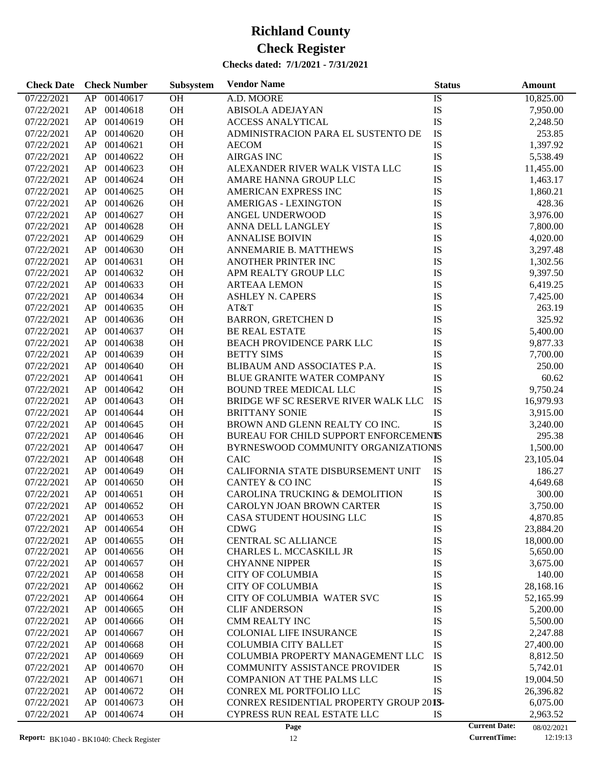# Richland County

# Check Register

**Checks dated: 7/1/2021 - 7/31/2021**

| Check Date | Check Number | | Subsystem | Vendor Name | Status | Amount |
|---|---|---|---|---|---|---|
| 07/22/2021 | AP | 00140617 | OH | A.D. MOORE | IS | 10,825.00 |
| 07/22/2021 | AP | 00140618 | OH | ABISOLA ADEJAYAN | IS | 7,950.00 |
| 07/22/2021 | AP | 00140619 | OH | ACCESS ANALYTICAL | IS | 2,248.50 |
| 07/22/2021 | AP | 00140620 | OH | ADMINISTRACION PARA EL SUSTENTO DE | IS | 253.85 |
| 07/22/2021 | AP | 00140621 | OH | AECOM | IS | 1,397.92 |
| 07/22/2021 | AP | 00140622 | OH | AIRGAS INC | IS | 5,538.49 |
| 07/22/2021 | AP | 00140623 | OH | ALEXANDER RIVER WALK VISTA LLC | IS | 11,455.00 |
| 07/22/2021 | AP | 00140624 | OH | AMARE HANNA GROUP LLC | IS | 1,463.17 |
| 07/22/2021 | AP | 00140625 | OH | AMERICAN EXPRESS INC | IS | 1,860.21 |
| 07/22/2021 | AP | 00140626 | OH | AMERIGAS - LEXINGTON | IS | 428.36 |
| 07/22/2021 | AP | 00140627 | OH | ANGEL UNDERWOOD | IS | 3,976.00 |
| 07/22/2021 | AP | 00140628 | OH | ANNA DELL LANGLEY | IS | 7,800.00 |
| 07/22/2021 | AP | 00140629 | OH | ANNALISE BOIVIN | IS | 4,020.00 |
| 07/22/2021 | AP | 00140630 | OH | ANNEMARIE B. MATTHEWS | IS | 3,297.48 |
| 07/22/2021 | AP | 00140631 | OH | ANOTHER PRINTER INC | IS | 1,302.56 |
| 07/22/2021 | AP | 00140632 | OH | APM REALTY GROUP LLC | IS | 9,397.50 |
| 07/22/2021 | AP | 00140633 | OH | ARTEAA LEMON | IS | 6,419.25 |
| 07/22/2021 | AP | 00140634 | OH | ASHLEY N. CAPERS | IS | 7,425.00 |
| 07/22/2021 | AP | 00140635 | OH | AT&T | IS | 263.19 |
| 07/22/2021 | AP | 00140636 | OH | BARRON, GRETCHEN D | IS | 325.92 |
| 07/22/2021 | AP | 00140637 | OH | BE REAL ESTATE | IS | 5,400.00 |
| 07/22/2021 | AP | 00140638 | OH | BEACH PROVIDENCE PARK LLC | IS | 9,877.33 |
| 07/22/2021 | AP | 00140639 | OH | BETTY SIMS | IS | 7,700.00 |
| 07/22/2021 | AP | 00140640 | OH | BLIBAUM AND ASSOCIATES P.A. | IS | 250.00 |
| 07/22/2021 | AP | 00140641 | OH | BLUE GRANITE WATER COMPANY | IS | 60.62 |
| 07/22/2021 | AP | 00140642 | OH | BOUND TREE MEDICAL LLC | IS | 9,750.24 |
| 07/22/2021 | AP | 00140643 | OH | BRIDGE WF SC RESERVE RIVER WALK LLC | IS | 16,979.93 |
| 07/22/2021 | AP | 00140644 | OH | BRITTANY SONIE | IS | 3,915.00 |
| 07/22/2021 | AP | 00140645 | OH | BROWN AND GLENN REALTY CO INC. | IS | 3,240.00 |
| 07/22/2021 | AP | 00140646 | OH | BUREAU FOR CHILD SUPPORT ENFORCEMENT | IS | 295.38 |
| 07/22/2021 | AP | 00140647 | OH | BYRNESWOOD COMMUNITY ORGANIZATION | IS | 1,500.00 |
| 07/22/2021 | AP | 00140648 | OH | CAIC | IS | 23,105.04 |
| 07/22/2021 | AP | 00140649 | OH | CALIFORNIA STATE DISBURSEMENT UNIT | IS | 186.27 |
| 07/22/2021 | AP | 00140650 | OH | CANTEY & CO INC | IS | 4,649.68 |
| 07/22/2021 | AP | 00140651 | OH | CAROLINA TRUCKING & DEMOLITION | IS | 300.00 |
| 07/22/2021 | AP | 00140652 | OH | CAROLYN JOAN BROWN CARTER | IS | 3,750.00 |
| 07/22/2021 | AP | 00140653 | OH | CASA STUDENT HOUSING LLC | IS | 4,870.85 |
| 07/22/2021 | AP | 00140654 | OH | CDWG | IS | 23,884.20 |
| 07/22/2021 | AP | 00140655 | OH | CENTRAL SC ALLIANCE | IS | 18,000.00 |
| 07/22/2021 | AP | 00140656 | OH | CHARLES L. MCCASKILL JR | IS | 5,650.00 |
| 07/22/2021 | AP | 00140657 | OH | CHYANNE NIPPER | IS | 3,675.00 |
| 07/22/2021 | AP | 00140658 | OH | CITY OF COLUMBIA | IS | 140.00 |
| 07/22/2021 | AP | 00140662 | OH | CITY OF COLUMBIA | IS | 28,168.16 |
| 07/22/2021 | AP | 00140664 | OH | CITY OF COLUMBIA WATER SVC | IS | 52,165.99 |
| 07/22/2021 | AP | 00140665 | OH | CLIF ANDERSON | IS | 5,200.00 |
| 07/22/2021 | AP | 00140666 | OH | CMM REALTY INC | IS | 5,500.00 |
| 07/22/2021 | AP | 00140667 | OH | COLONIAL LIFE INSURANCE | IS | 2,247.88 |
| 07/22/2021 | AP | 00140668 | OH | COLUMBIA CITY BALLET | IS | 27,400.00 |
| 07/22/2021 | AP | 00140669 | OH | COLUMBIA PROPERTY MANAGEMENT LLC | IS | 8,812.50 |
| 07/22/2021 | AP | 00140670 | OH | COMMUNITY ASSISTANCE PROVIDER | IS | 5,742.01 |
| 07/22/2021 | AP | 00140671 | OH | COMPANION AT THE PALMS LLC | IS | 19,004.50 |
| 07/22/2021 | AP | 00140672 | OH | CONREX ML PORTFOLIO LLC | IS | 26,396.82 |
| 07/22/2021 | AP | 00140673 | OH | CONREX RESIDENTIAL PROPERTY GROUP 2013- | IS | 6,075.00 |
| 07/22/2021 | AP | 00140674 | OH | CYPRESS RUN REAL ESTATE LLC | IS | 2,963.52 |

Current Date: 08/02/2021
CurrentTime: 12:19:13
Report: BK1040 - BK1040: Check Register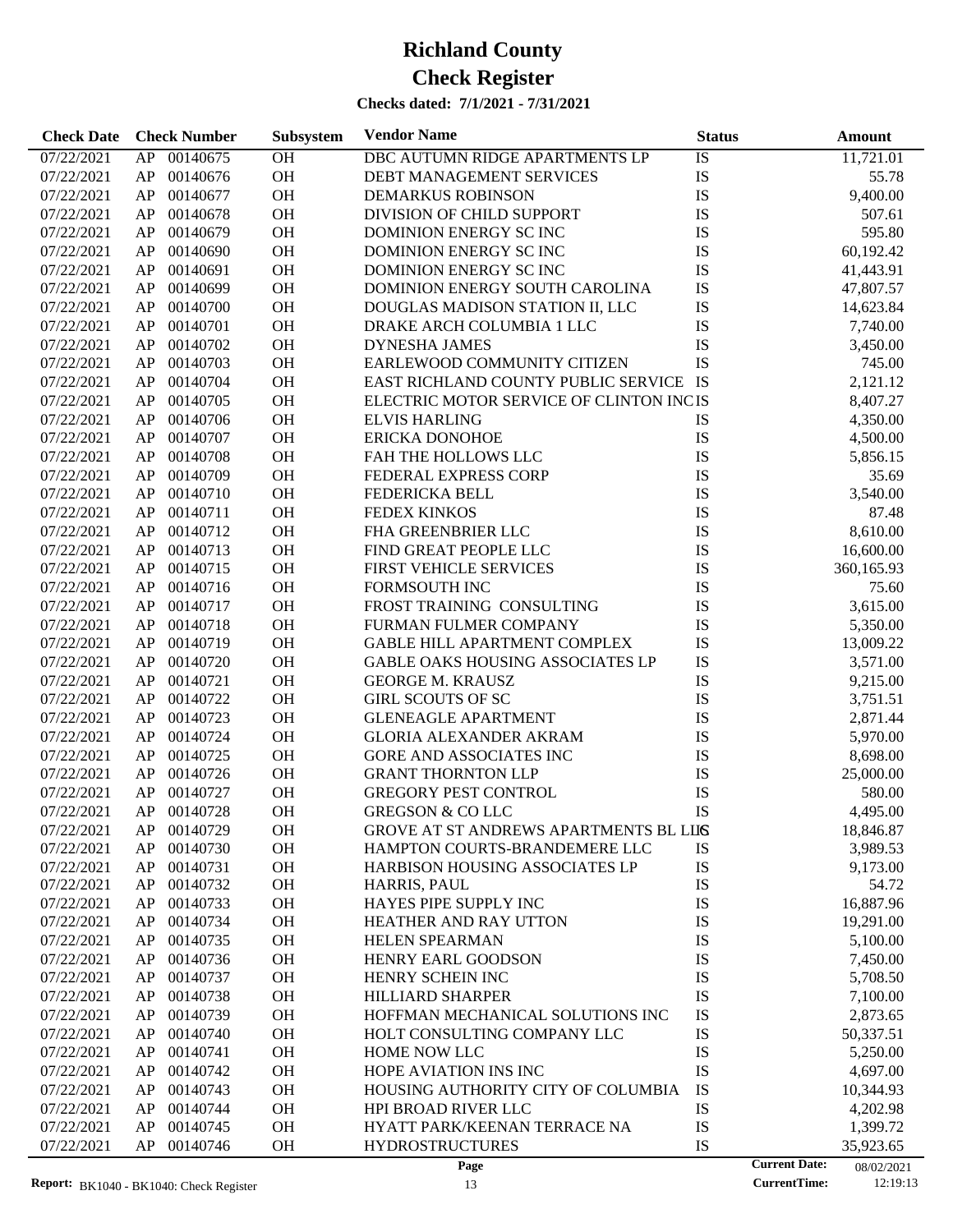# Richland County

# Check Register

**Checks dated: 7/1/2021 - 7/31/2021**

| Check Date | Check Number | | Subsystem | Vendor Name | Status | Amount |
|---|---|---|---|---|---|---|
| 07/22/2021 | AP | 00140675 | OH | DBC AUTUMN RIDGE APARTMENTS LP | IS | 11,721.01 |
| 07/22/2021 | AP | 00140676 | OH | DEBT MANAGEMENT SERVICES | IS | 55.78 |
| 07/22/2021 | AP | 00140677 | OH | DEMARKUS ROBINSON | IS | 9,400.00 |
| 07/22/2021 | AP | 00140678 | OH | DIVISION OF CHILD SUPPORT | IS | 507.61 |
| 07/22/2021 | AP | 00140679 | OH | DOMINION ENERGY SC INC | IS | 595.80 |
| 07/22/2021 | AP | 00140690 | OH | DOMINION ENERGY SC INC | IS | 60,192.42 |
| 07/22/2021 | AP | 00140691 | OH | DOMINION ENERGY SC INC | IS | 41,443.91 |
| 07/22/2021 | AP | 00140699 | OH | DOMINION ENERGY SOUTH CAROLINA | IS | 47,807.57 |
| 07/22/2021 | AP | 00140700 | OH | DOUGLAS MADISON STATION II, LLC | IS | 14,623.84 |
| 07/22/2021 | AP | 00140701 | OH | DRAKE ARCH COLUMBIA 1 LLC | IS | 7,740.00 |
| 07/22/2021 | AP | 00140702 | OH | DYNESHA JAMES | IS | 3,450.00 |
| 07/22/2021 | AP | 00140703 | OH | EARLEWOOD COMMUNITY CITIZEN | IS | 745.00 |
| 07/22/2021 | AP | 00140704 | OH | EAST RICHLAND COUNTY PUBLIC SERVICE | IS | 2,121.12 |
| 07/22/2021 | AP | 00140705 | OH | ELECTRIC MOTOR SERVICE OF CLINTON INC | IS | 8,407.27 |
| 07/22/2021 | AP | 00140706 | OH | ELVIS HARLING | IS | 4,350.00 |
| 07/22/2021 | AP | 00140707 | OH | ERICKA DONOHOE | IS | 4,500.00 |
| 07/22/2021 | AP | 00140708 | OH | FAH THE HOLLOWS LLC | IS | 5,856.15 |
| 07/22/2021 | AP | 00140709 | OH | FEDERAL EXPRESS CORP | IS | 35.69 |
| 07/22/2021 | AP | 00140710 | OH | FEDERICKA BELL | IS | 3,540.00 |
| 07/22/2021 | AP | 00140711 | OH | FEDEX KINKOS | IS | 87.48 |
| 07/22/2021 | AP | 00140712 | OH | FHA GREENBRIER LLC | IS | 8,610.00 |
| 07/22/2021 | AP | 00140713 | OH | FIND GREAT PEOPLE LLC | IS | 16,600.00 |
| 07/22/2021 | AP | 00140715 | OH | FIRST VEHICLE SERVICES | IS | 360,165.93 |
| 07/22/2021 | AP | 00140716 | OH | FORMSOUTH INC | IS | 75.60 |
| 07/22/2021 | AP | 00140717 | OH | FROST TRAINING CONSULTING | IS | 3,615.00 |
| 07/22/2021 | AP | 00140718 | OH | FURMAN FULMER COMPANY | IS | 5,350.00 |
| 07/22/2021 | AP | 00140719 | OH | GABLE HILL APARTMENT COMPLEX | IS | 13,009.22 |
| 07/22/2021 | AP | 00140720 | OH | GABLE OAKS HOUSING ASSOCIATES LP | IS | 3,571.00 |
| 07/22/2021 | AP | 00140721 | OH | GEORGE M. KRAUSZ | IS | 9,215.00 |
| 07/22/2021 | AP | 00140722 | OH | GIRL SCOUTS OF SC | IS | 3,751.51 |
| 07/22/2021 | AP | 00140723 | OH | GLENEAGLE APARTMENT | IS | 2,871.44 |
| 07/22/2021 | AP | 00140724 | OH | GLORIA ALEXANDER AKRAM | IS | 5,970.00 |
| 07/22/2021 | AP | 00140725 | OH | GORE AND ASSOCIATES INC | IS | 8,698.00 |
| 07/22/2021 | AP | 00140726 | OH | GRANT THORNTON LLP | IS | 25,000.00 |
| 07/22/2021 | AP | 00140727 | OH | GREGORY PEST CONTROL | IS | 580.00 |
| 07/22/2021 | AP | 00140728 | OH | GREGSON & CO LLC | IS | 4,495.00 |
| 07/22/2021 | AP | 00140729 | OH | GROVE AT ST ANDREWS APARTMENTS BL LLC | IS | 18,846.87 |
| 07/22/2021 | AP | 00140730 | OH | HAMPTON COURTS-BRANDEMERE LLC | IS | 3,989.53 |
| 07/22/2021 | AP | 00140731 | OH | HARBISON HOUSING ASSOCIATES LP | IS | 9,173.00 |
| 07/22/2021 | AP | 00140732 | OH | HARRIS, PAUL | IS | 54.72 |
| 07/22/2021 | AP | 00140733 | OH | HAYES PIPE SUPPLY INC | IS | 16,887.96 |
| 07/22/2021 | AP | 00140734 | OH | HEATHER AND RAY UTTON | IS | 19,291.00 |
| 07/22/2021 | AP | 00140735 | OH | HELEN SPEARMAN | IS | 5,100.00 |
| 07/22/2021 | AP | 00140736 | OH | HENRY EARL GOODSON | IS | 7,450.00 |
| 07/22/2021 | AP | 00140737 | OH | HENRY SCHEIN INC | IS | 5,708.50 |
| 07/22/2021 | AP | 00140738 | OH | HILLIARD SHARPER | IS | 7,100.00 |
| 07/22/2021 | AP | 00140739 | OH | HOFFMAN MECHANICAL SOLUTIONS INC | IS | 2,873.65 |
| 07/22/2021 | AP | 00140740 | OH | HOLT CONSULTING COMPANY LLC | IS | 50,337.51 |
| 07/22/2021 | AP | 00140741 | OH | HOME NOW LLC | IS | 5,250.00 |
| 07/22/2021 | AP | 00140742 | OH | HOPE AVIATION INS INC | IS | 4,697.00 |
| 07/22/2021 | AP | 00140743 | OH | HOUSING AUTHORITY CITY OF COLUMBIA | IS | 10,344.93 |
| 07/22/2021 | AP | 00140744 | OH | HPI BROAD RIVER LLC | IS | 4,202.98 |
| 07/22/2021 | AP | 00140745 | OH | HYATT PARK/KEENAN TERRACE NA | IS | 1,399.72 |
| 07/22/2021 | AP | 00140746 | OH | HYDROSTRUCTURES | IS | 35,923.65 |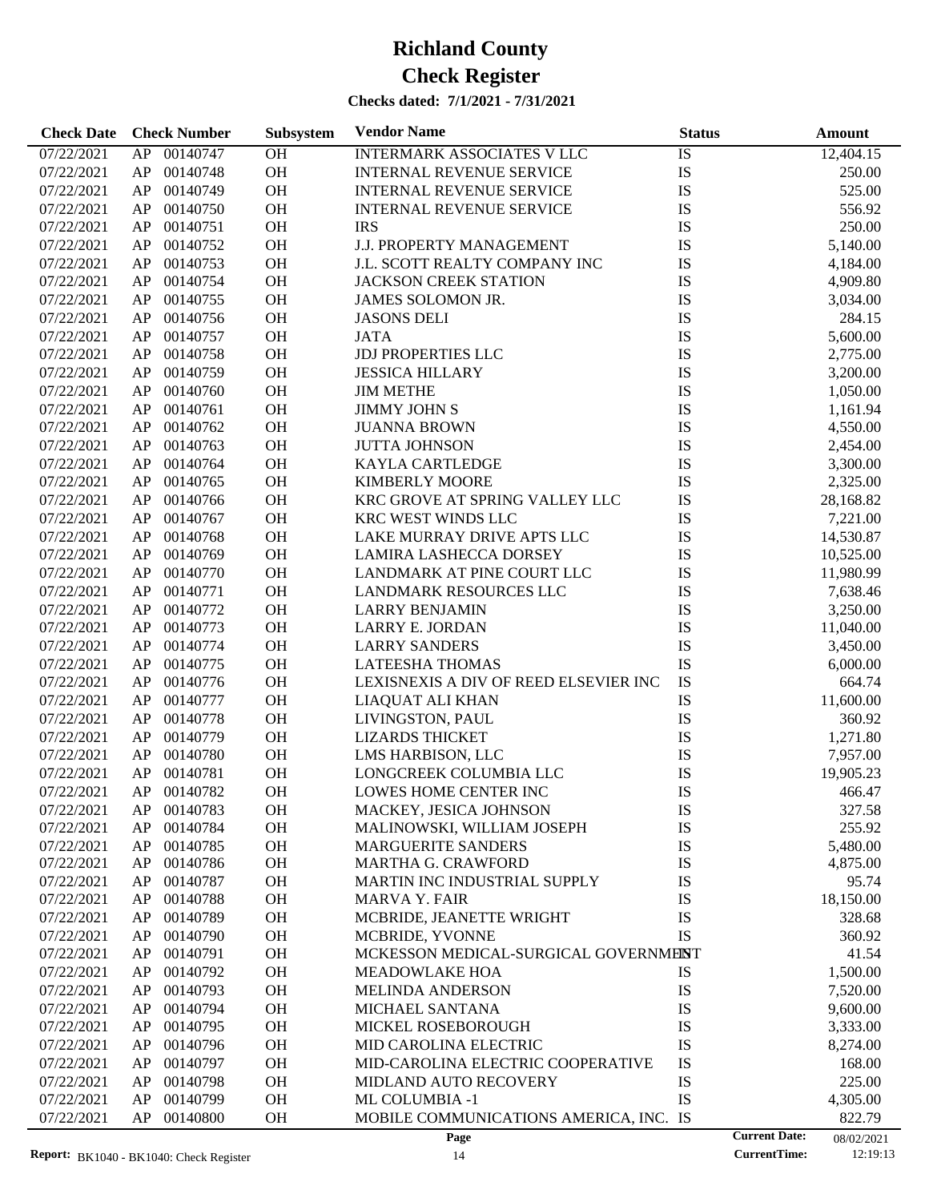# Richland County

# Check Register

**Checks dated: 7/1/2021 - 7/31/2021**

| Check Date | Check Number | | Subsystem | Vendor Name | Status | Amount |
|---|---|---|---|---|---|---|
| 07/22/2021 | AP | 00140747 | OH | INTERMARK ASSOCIATES V LLC | IS | 12,404.15 |
| 07/22/2021 | AP | 00140748 | OH | INTERNAL REVENUE SERVICE | IS | 250.00 |
| 07/22/2021 | AP | 00140749 | OH | INTERNAL REVENUE SERVICE | IS | 525.00 |
| 07/22/2021 | AP | 00140750 | OH | INTERNAL REVENUE SERVICE | IS | 556.92 |
| 07/22/2021 | AP | 00140751 | OH | IRS | IS | 250.00 |
| 07/22/2021 | AP | 00140752 | OH | J.J. PROPERTY MANAGEMENT | IS | 5,140.00 |
| 07/22/2021 | AP | 00140753 | OH | J.L. SCOTT REALTY COMPANY INC | IS | 4,184.00 |
| 07/22/2021 | AP | 00140754 | OH | JACKSON CREEK STATION | IS | 4,909.80 |
| 07/22/2021 | AP | 00140755 | OH | JAMES SOLOMON JR. | IS | 3,034.00 |
| 07/22/2021 | AP | 00140756 | OH | JASONS DELI | IS | 284.15 |
| 07/22/2021 | AP | 00140757 | OH | JATA | IS | 5,600.00 |
| 07/22/2021 | AP | 00140758 | OH | JDJ PROPERTIES LLC | IS | 2,775.00 |
| 07/22/2021 | AP | 00140759 | OH | JESSICA HILLARY | IS | 3,200.00 |
| 07/22/2021 | AP | 00140760 | OH | JIM METHE | IS | 1,050.00 |
| 07/22/2021 | AP | 00140761 | OH | JIMMY JOHN S | IS | 1,161.94 |
| 07/22/2021 | AP | 00140762 | OH | JUANNA BROWN | IS | 4,550.00 |
| 07/22/2021 | AP | 00140763 | OH | JUTTA JOHNSON | IS | 2,454.00 |
| 07/22/2021 | AP | 00140764 | OH | KAYLA CARTLEDGE | IS | 3,300.00 |
| 07/22/2021 | AP | 00140765 | OH | KIMBERLY MOORE | IS | 2,325.00 |
| 07/22/2021 | AP | 00140766 | OH | KRC GROVE AT SPRING VALLEY LLC | IS | 28,168.82 |
| 07/22/2021 | AP | 00140767 | OH | KRC WEST WINDS LLC | IS | 7,221.00 |
| 07/22/2021 | AP | 00140768 | OH | LAKE MURRAY DRIVE APTS LLC | IS | 14,530.87 |
| 07/22/2021 | AP | 00140769 | OH | LAMIRA LASHECCA DORSEY | IS | 10,525.00 |
| 07/22/2021 | AP | 00140770 | OH | LANDMARK AT PINE COURT LLC | IS | 11,980.99 |
| 07/22/2021 | AP | 00140771 | OH | LANDMARK RESOURCES LLC | IS | 7,638.46 |
| 07/22/2021 | AP | 00140772 | OH | LARRY BENJAMIN | IS | 3,250.00 |
| 07/22/2021 | AP | 00140773 | OH | LARRY E. JORDAN | IS | 11,040.00 |
| 07/22/2021 | AP | 00140774 | OH | LARRY SANDERS | IS | 3,450.00 |
| 07/22/2021 | AP | 00140775 | OH | LATEESHA THOMAS | IS | 6,000.00 |
| 07/22/2021 | AP | 00140776 | OH | LEXISNEXIS A DIV OF REED ELSEVIER INC | IS | 664.74 |
| 07/22/2021 | AP | 00140777 | OH | LIAQUAT ALI KHAN | IS | 11,600.00 |
| 07/22/2021 | AP | 00140778 | OH | LIVINGSTON, PAUL | IS | 360.92 |
| 07/22/2021 | AP | 00140779 | OH | LIZARDS THICKET | IS | 1,271.80 |
| 07/22/2021 | AP | 00140780 | OH | LMS HARBISON, LLC | IS | 7,957.00 |
| 07/22/2021 | AP | 00140781 | OH | LONGCREEK COLUMBIA LLC | IS | 19,905.23 |
| 07/22/2021 | AP | 00140782 | OH | LOWES HOME CENTER INC | IS | 466.47 |
| 07/22/2021 | AP | 00140783 | OH | MACKEY, JESICA JOHNSON | IS | 327.58 |
| 07/22/2021 | AP | 00140784 | OH | MALINOWSKI, WILLIAM JOSEPH | IS | 255.92 |
| 07/22/2021 | AP | 00140785 | OH | MARGUERITE SANDERS | IS | 5,480.00 |
| 07/22/2021 | AP | 00140786 | OH | MARTHA G. CRAWFORD | IS | 4,875.00 |
| 07/22/2021 | AP | 00140787 | OH | MARTIN INC INDUSTRIAL SUPPLY | IS | 95.74 |
| 07/22/2021 | AP | 00140788 | OH | MARVA Y. FAIR | IS | 18,150.00 |
| 07/22/2021 | AP | 00140789 | OH | MCBRIDE, JEANETTE WRIGHT | IS | 328.68 |
| 07/22/2021 | AP | 00140790 | OH | MCBRIDE, YVONNE | IS | 360.92 |
| 07/22/2021 | AP | 00140791 | OH | MCKESSON MEDICAL-SURGICAL GOVERNMENT | IS | 41.54 |
| 07/22/2021 | AP | 00140792 | OH | MEADOWLAKE HOA | IS | 1,500.00 |
| 07/22/2021 | AP | 00140793 | OH | MELINDA ANDERSON | IS | 7,520.00 |
| 07/22/2021 | AP | 00140794 | OH | MICHAEL SANTANA | IS | 9,600.00 |
| 07/22/2021 | AP | 00140795 | OH | MICKEL ROSEBOROUGH | IS | 3,333.00 |
| 07/22/2021 | AP | 00140796 | OH | MID CAROLINA ELECTRIC | IS | 8,274.00 |
| 07/22/2021 | AP | 00140797 | OH | MID-CAROLINA ELECTRIC COOPERATIVE | IS | 168.00 |
| 07/22/2021 | AP | 00140798 | OH | MIDLAND AUTO RECOVERY | IS | 225.00 |
| 07/22/2021 | AP | 00140799 | OH | ML COLUMBIA -1 | IS | 4,305.00 |
| 07/22/2021 | AP | 00140800 | OH | MOBILE COMMUNICATIONS AMERICA, INC. | IS | 822.79 |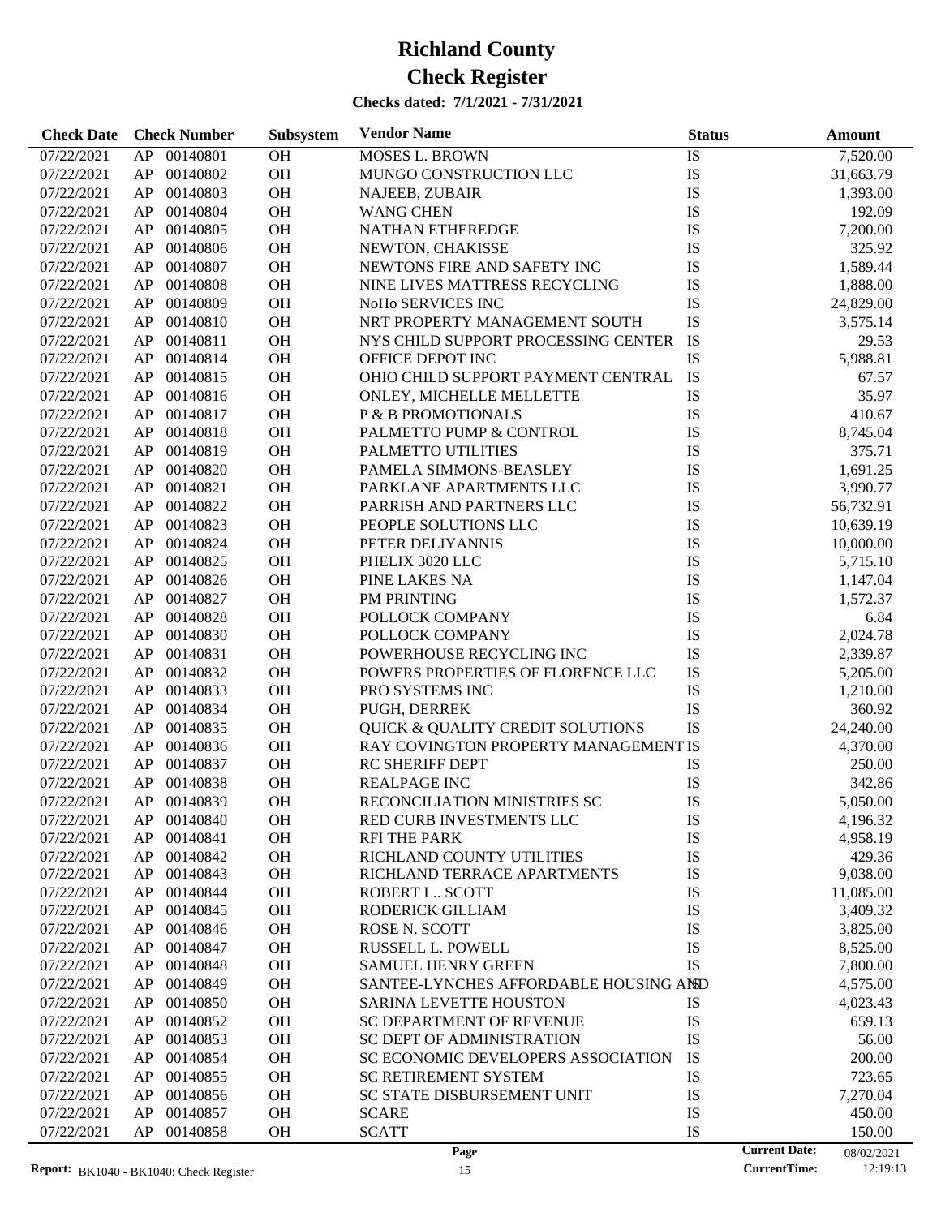# Richland County
# Check Register

**Checks dated: 7/1/2021 - 7/31/2021**

| Check Date | Check Number | | Subsystem | Vendor Name | Status | Amount |
|---|---|---|---|---|---|---|
| 07/22/2021 | AP | 00140801 | OH | MOSES L. BROWN | IS | 7,520.00 |
| 07/22/2021 | AP | 00140802 | OH | MUNGO CONSTRUCTION LLC | IS | 31,663.79 |
| 07/22/2021 | AP | 00140803 | OH | NAJEEB, ZUBAIR | IS | 1,393.00 |
| 07/22/2021 | AP | 00140804 | OH | WANG CHEN | IS | 192.09 |
| 07/22/2021 | AP | 00140805 | OH | NATHAN ETHEREDGE | IS | 7,200.00 |
| 07/22/2021 | AP | 00140806 | OH | NEWTON, CHAKISSE | IS | 325.92 |
| 07/22/2021 | AP | 00140807 | OH | NEWTONS FIRE AND SAFETY INC | IS | 1,589.44 |
| 07/22/2021 | AP | 00140808 | OH | NINE LIVES MATTRESS RECYCLING | IS | 1,888.00 |
| 07/22/2021 | AP | 00140809 | OH | NoHo SERVICES INC | IS | 24,829.00 |
| 07/22/2021 | AP | 00140810 | OH | NRT PROPERTY MANAGEMENT SOUTH | IS | 3,575.14 |
| 07/22/2021 | AP | 00140811 | OH | NYS CHILD SUPPORT PROCESSING CENTER | IS | 29.53 |
| 07/22/2021 | AP | 00140814 | OH | OFFICE DEPOT INC | IS | 5,988.81 |
| 07/22/2021 | AP | 00140815 | OH | OHIO CHILD SUPPORT PAYMENT CENTRAL | IS | 67.57 |
| 07/22/2021 | AP | 00140816 | OH | ONLEY, MICHELLE MELLETTE | IS | 35.97 |
| 07/22/2021 | AP | 00140817 | OH | P & B PROMOTIONALS | IS | 410.67 |
| 07/22/2021 | AP | 00140818 | OH | PALMETTO PUMP & CONTROL | IS | 8,745.04 |
| 07/22/2021 | AP | 00140819 | OH | PALMETTO UTILITIES | IS | 375.71 |
| 07/22/2021 | AP | 00140820 | OH | PAMELA SIMMONS-BEASLEY | IS | 1,691.25 |
| 07/22/2021 | AP | 00140821 | OH | PARKLANE APARTMENTS LLC | IS | 3,990.77 |
| 07/22/2021 | AP | 00140822 | OH | PARRISH AND PARTNERS LLC | IS | 56,732.91 |
| 07/22/2021 | AP | 00140823 | OH | PEOPLE SOLUTIONS LLC | IS | 10,639.19 |
| 07/22/2021 | AP | 00140824 | OH | PETER DELIYANNIS | IS | 10,000.00 |
| 07/22/2021 | AP | 00140825 | OH | PHELIX 3020 LLC | IS | 5,715.10 |
| 07/22/2021 | AP | 00140826 | OH | PINE LAKES NA | IS | 1,147.04 |
| 07/22/2021 | AP | 00140827 | OH | PM PRINTING | IS | 1,572.37 |
| 07/22/2021 | AP | 00140828 | OH | POLLOCK COMPANY | IS | 6.84 |
| 07/22/2021 | AP | 00140830 | OH | POLLOCK COMPANY | IS | 2,024.78 |
| 07/22/2021 | AP | 00140831 | OH | POWERHOUSE RECYCLING INC | IS | 2,339.87 |
| 07/22/2021 | AP | 00140832 | OH | POWERS PROPERTIES OF FLORENCE LLC | IS | 5,205.00 |
| 07/22/2021 | AP | 00140833 | OH | PRO SYSTEMS INC | IS | 1,210.00 |
| 07/22/2021 | AP | 00140834 | OH | PUGH, DERREK | IS | 360.92 |
| 07/22/2021 | AP | 00140835 | OH | QUICK & QUALITY CREDIT SOLUTIONS | IS | 24,240.00 |
| 07/22/2021 | AP | 00140836 | OH | RAY COVINGTON PROPERTY MANAGEMENT | IS | 4,370.00 |
| 07/22/2021 | AP | 00140837 | OH | RC SHERIFF DEPT | IS | 250.00 |
| 07/22/2021 | AP | 00140838 | OH | REALPAGE INC | IS | 342.86 |
| 07/22/2021 | AP | 00140839 | OH | RECONCILIATION MINISTRIES SC | IS | 5,050.00 |
| 07/22/2021 | AP | 00140840 | OH | RED CURB INVESTMENTS LLC | IS | 4,196.32 |
| 07/22/2021 | AP | 00140841 | OH | RFI THE PARK | IS | 4,958.19 |
| 07/22/2021 | AP | 00140842 | OH | RICHLAND COUNTY UTILITIES | IS | 429.36 |
| 07/22/2021 | AP | 00140843 | OH | RICHLAND TERRACE APARTMENTS | IS | 9,038.00 |
| 07/22/2021 | AP | 00140844 | OH | ROBERT L.. SCOTT | IS | 11,085.00 |
| 07/22/2021 | AP | 00140845 | OH | RODERICK GILLIAM | IS | 3,409.32 |
| 07/22/2021 | AP | 00140846 | OH | ROSE N. SCOTT | IS | 3,825.00 |
| 07/22/2021 | AP | 00140847 | OH | RUSSELL L. POWELL | IS | 8,525.00 |
| 07/22/2021 | AP | 00140848 | OH | SAMUEL HENRY GREEN | IS | 7,800.00 |
| 07/22/2021 | AP | 00140849 | OH | SANTEE-LYNCHES AFFORDABLE HOUSING AND | IS | 4,575.00 |
| 07/22/2021 | AP | 00140850 | OH | SARINA LEVETTE HOUSTON | IS | 4,023.43 |
| 07/22/2021 | AP | 00140852 | OH | SC DEPARTMENT OF REVENUE | IS | 659.13 |
| 07/22/2021 | AP | 00140853 | OH | SC DEPT OF ADMINISTRATION | IS | 56.00 |
| 07/22/2021 | AP | 00140854 | OH | SC ECONOMIC DEVELOPERS ASSOCIATION | IS | 200.00 |
| 07/22/2021 | AP | 00140855 | OH | SC RETIREMENT SYSTEM | IS | 723.65 |
| 07/22/2021 | AP | 00140856 | OH | SC STATE DISBURSEMENT UNIT | IS | 7,270.04 |
| 07/22/2021 | AP | 00140857 | OH | SCARE | IS | 450.00 |
| 07/22/2021 | AP | 00140858 | OH | SCATT | IS | 150.00 |

**Current Date:** 08/02/2021
**CurrentTime:** 12:19:13

**Report:** BK1040 - BK1040: Check Register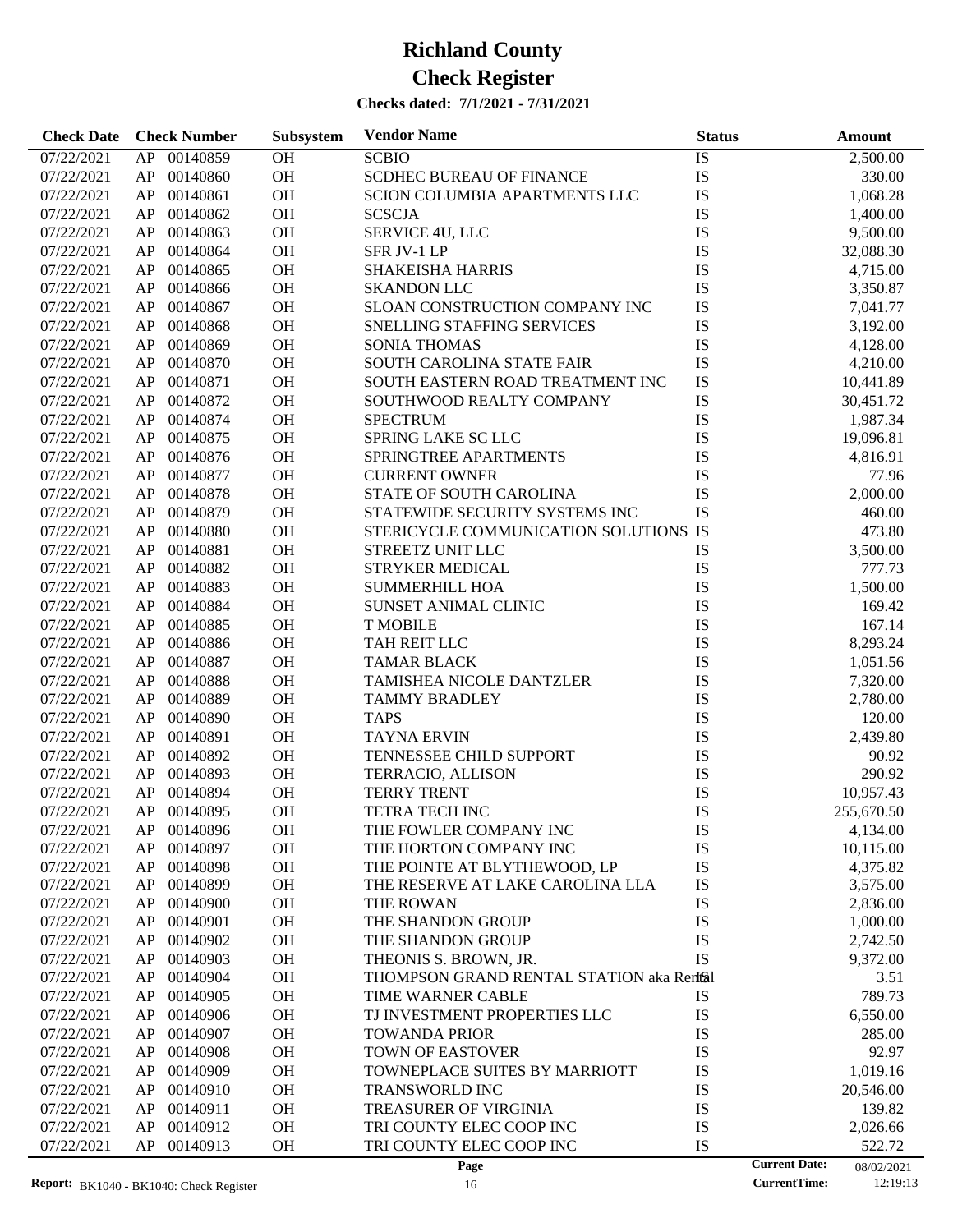# Richland County

# Check Register

**Checks dated: 7/1/2021 - 7/31/2021**

| Check Date | Check Number | | Subsystem | Vendor Name | Status | Amount |
|---|---|---|---|---|---|---|
| 07/22/2021 | AP | 00140859 | OH | SCBIO | IS | 2,500.00 |
| 07/22/2021 | AP | 00140860 | OH | SCDHEC BUREAU OF FINANCE | IS | 330.00 |
| 07/22/2021 | AP | 00140861 | OH | SCION COLUMBIA APARTMENTS LLC | IS | 1,068.28 |
| 07/22/2021 | AP | 00140862 | OH | SCSCJA | IS | 1,400.00 |
| 07/22/2021 | AP | 00140863 | OH | SERVICE 4U, LLC | IS | 9,500.00 |
| 07/22/2021 | AP | 00140864 | OH | SFR JV-1 LP | IS | 32,088.30 |
| 07/22/2021 | AP | 00140865 | OH | SHAKEISHA HARRIS | IS | 4,715.00 |
| 07/22/2021 | AP | 00140866 | OH | SKANDON LLC | IS | 3,350.87 |
| 07/22/2021 | AP | 00140867 | OH | SLOAN CONSTRUCTION COMPANY INC | IS | 7,041.77 |
| 07/22/2021 | AP | 00140868 | OH | SNELLING STAFFING SERVICES | IS | 3,192.00 |
| 07/22/2021 | AP | 00140869 | OH | SONIA THOMAS | IS | 4,128.00 |
| 07/22/2021 | AP | 00140870 | OH | SOUTH CAROLINA STATE FAIR | IS | 4,210.00 |
| 07/22/2021 | AP | 00140871 | OH | SOUTH EASTERN ROAD TREATMENT INC | IS | 10,441.89 |
| 07/22/2021 | AP | 00140872 | OH | SOUTHWOOD REALTY COMPANY | IS | 30,451.72 |
| 07/22/2021 | AP | 00140874 | OH | SPECTRUM | IS | 1,987.34 |
| 07/22/2021 | AP | 00140875 | OH | SPRING LAKE SC LLC | IS | 19,096.81 |
| 07/22/2021 | AP | 00140876 | OH | SPRINGTREE APARTMENTS | IS | 4,816.91 |
| 07/22/2021 | AP | 00140877 | OH | CURRENT OWNER | IS | 77.96 |
| 07/22/2021 | AP | 00140878 | OH | STATE OF SOUTH CAROLINA | IS | 2,000.00 |
| 07/22/2021 | AP | 00140879 | OH | STATEWIDE SECURITY SYSTEMS INC | IS | 460.00 |
| 07/22/2021 | AP | 00140880 | OH | STERICYCLE COMMUNICATION SOLUTIONS | IS | 473.80 |
| 07/22/2021 | AP | 00140881 | OH | STREETZ UNIT LLC | IS | 3,500.00 |
| 07/22/2021 | AP | 00140882 | OH | STRYKER MEDICAL | IS | 777.73 |
| 07/22/2021 | AP | 00140883 | OH | SUMMERHILL HOA | IS | 1,500.00 |
| 07/22/2021 | AP | 00140884 | OH | SUNSET ANIMAL CLINIC | IS | 169.42 |
| 07/22/2021 | AP | 00140885 | OH | T MOBILE | IS | 167.14 |
| 07/22/2021 | AP | 00140886 | OH | TAH REIT LLC | IS | 8,293.24 |
| 07/22/2021 | AP | 00140887 | OH | TAMAR BLACK | IS | 1,051.56 |
| 07/22/2021 | AP | 00140888 | OH | TAMISHEA NICOLE DANTZLER | IS | 7,320.00 |
| 07/22/2021 | AP | 00140889 | OH | TAMMY BRADLEY | IS | 2,780.00 |
| 07/22/2021 | AP | 00140890 | OH | TAPS | IS | 120.00 |
| 07/22/2021 | AP | 00140891 | OH | TAYNA ERVIN | IS | 2,439.80 |
| 07/22/2021 | AP | 00140892 | OH | TENNESSEE CHILD SUPPORT | IS | 90.92 |
| 07/22/2021 | AP | 00140893 | OH | TERRACIO, ALLISON | IS | 290.92 |
| 07/22/2021 | AP | 00140894 | OH | TERRY TRENT | IS | 10,957.43 |
| 07/22/2021 | AP | 00140895 | OH | TETRA TECH INC | IS | 255,670.50 |
| 07/22/2021 | AP | 00140896 | OH | THE FOWLER COMPANY INC | IS | 4,134.00 |
| 07/22/2021 | AP | 00140897 | OH | THE HORTON COMPANY INC | IS | 10,115.00 |
| 07/22/2021 | AP | 00140898 | OH | THE POINTE AT BLYTHEWOOD, LP | IS | 4,375.82 |
| 07/22/2021 | AP | 00140899 | OH | THE RESERVE AT LAKE CAROLINA LLA | IS | 3,575.00 |
| 07/22/2021 | AP | 00140900 | OH | THE ROWAN | IS | 2,836.00 |
| 07/22/2021 | AP | 00140901 | OH | THE SHANDON GROUP | IS | 1,000.00 |
| 07/22/2021 | AP | 00140902 | OH | THE SHANDON GROUP | IS | 2,742.50 |
| 07/22/2021 | AP | 00140903 | OH | THEONIS S. BROWN, JR. | IS | 9,372.00 |
| 07/22/2021 | AP | 00140904 | OH | THOMPSON GRAND RENTAL STATION aka Rental | IS | 3.51 |
| 07/22/2021 | AP | 00140905 | OH | TIME WARNER CABLE | IS | 789.73 |
| 07/22/2021 | AP | 00140906 | OH | TJ INVESTMENT PROPERTIES LLC | IS | 6,550.00 |
| 07/22/2021 | AP | 00140907 | OH | TOWANDA PRIOR | IS | 285.00 |
| 07/22/2021 | AP | 00140908 | OH | TOWN OF EASTOVER | IS | 92.97 |
| 07/22/2021 | AP | 00140909 | OH | TOWNEPLACE SUITES BY MARRIOTT | IS | 1,019.16 |
| 07/22/2021 | AP | 00140910 | OH | TRANSWORLD INC | IS | 20,546.00 |
| 07/22/2021 | AP | 00140911 | OH | TREASURER OF VIRGINIA | IS | 139.82 |
| 07/22/2021 | AP | 00140912 | OH | TRI COUNTY ELEC COOP INC | IS | 2,026.66 |
| 07/22/2021 | AP | 00140913 | OH | TRI COUNTY ELEC COOP INC | IS | 522.72 |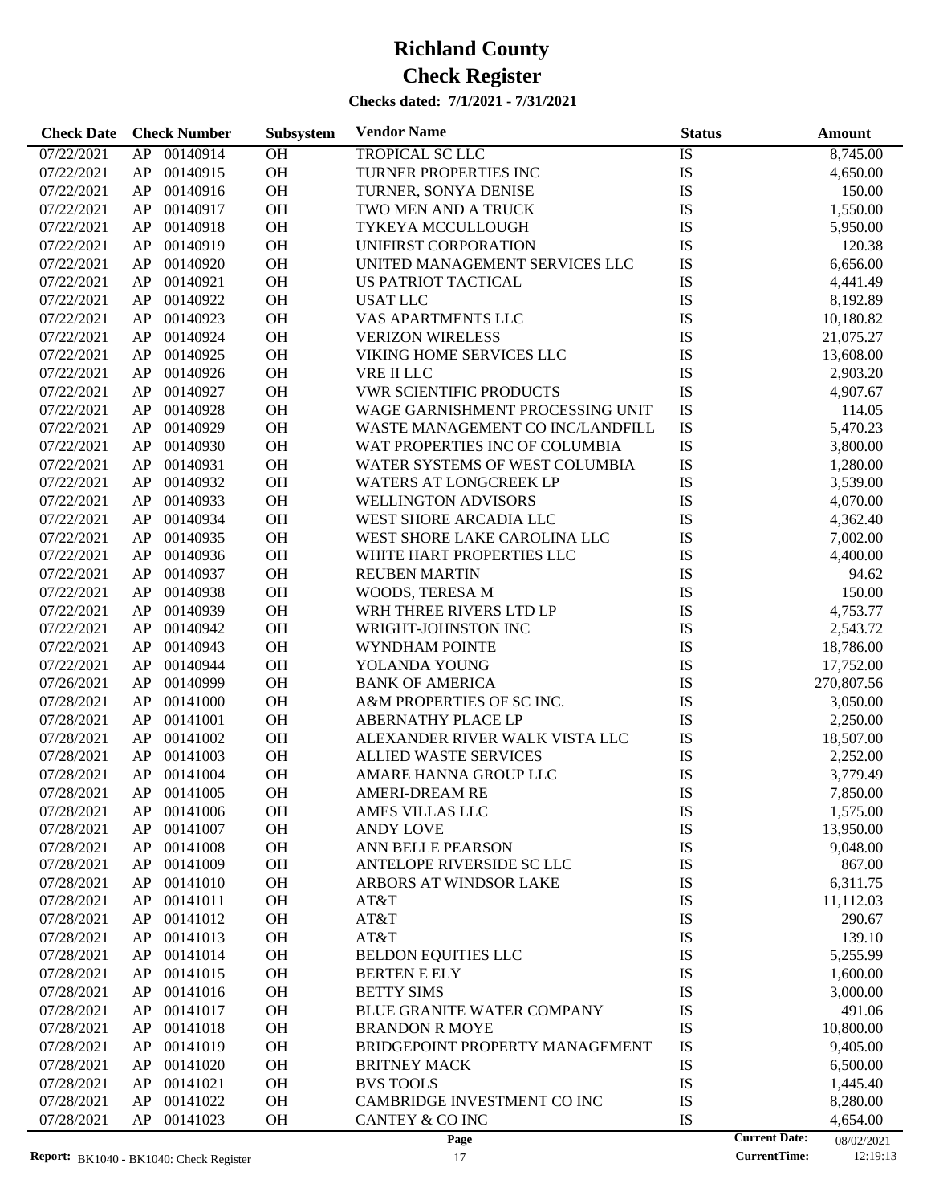# Richland County
# Check Register
### Checks dated: 7/1/2021 - 7/31/2021

| Check Date | Check Number | | Subsystem | Vendor Name | Status | Amount |
|---|---|---|---|---|---|---|
| 07/22/2021 | AP | 00140914 | OH | TROPICAL SC LLC | IS | 8,745.00 |
| 07/22/2021 | AP | 00140915 | OH | TURNER PROPERTIES INC | IS | 4,650.00 |
| 07/22/2021 | AP | 00140916 | OH | TURNER, SONYA DENISE | IS | 150.00 |
| 07/22/2021 | AP | 00140917 | OH | TWO MEN AND A TRUCK | IS | 1,550.00 |
| 07/22/2021 | AP | 00140918 | OH | TYKEYA MCCULLOUGH | IS | 5,950.00 |
| 07/22/2021 | AP | 00140919 | OH | UNIFIRST CORPORATION | IS | 120.38 |
| 07/22/2021 | AP | 00140920 | OH | UNITED MANAGEMENT SERVICES LLC | IS | 6,656.00 |
| 07/22/2021 | AP | 00140921 | OH | US PATRIOT TACTICAL | IS | 4,441.49 |
| 07/22/2021 | AP | 00140922 | OH | USAT LLC | IS | 8,192.89 |
| 07/22/2021 | AP | 00140923 | OH | VAS APARTMENTS LLC | IS | 10,180.82 |
| 07/22/2021 | AP | 00140924 | OH | VERIZON WIRELESS | IS | 21,075.27 |
| 07/22/2021 | AP | 00140925 | OH | VIKING HOME SERVICES LLC | IS | 13,608.00 |
| 07/22/2021 | AP | 00140926 | OH | VRE II LLC | IS | 2,903.20 |
| 07/22/2021 | AP | 00140927 | OH | VWR SCIENTIFIC PRODUCTS | IS | 4,907.67 |
| 07/22/2021 | AP | 00140928 | OH | WAGE GARNISHMENT PROCESSING UNIT | IS | 114.05 |
| 07/22/2021 | AP | 00140929 | OH | WASTE MANAGEMENT CO INC/LANDFILL | IS | 5,470.23 |
| 07/22/2021 | AP | 00140930 | OH | WAT PROPERTIES INC OF COLUMBIA | IS | 3,800.00 |
| 07/22/2021 | AP | 00140931 | OH | WATER SYSTEMS OF WEST COLUMBIA | IS | 1,280.00 |
| 07/22/2021 | AP | 00140932 | OH | WATERS AT LONGCREEK LP | IS | 3,539.00 |
| 07/22/2021 | AP | 00140933 | OH | WELLINGTON ADVISORS | IS | 4,070.00 |
| 07/22/2021 | AP | 00140934 | OH | WEST SHORE ARCADIA LLC | IS | 4,362.40 |
| 07/22/2021 | AP | 00140935 | OH | WEST SHORE LAKE CAROLINA LLC | IS | 7,002.00 |
| 07/22/2021 | AP | 00140936 | OH | WHITE HART PROPERTIES LLC | IS | 4,400.00 |
| 07/22/2021 | AP | 00140937 | OH | REUBEN MARTIN | IS | 94.62 |
| 07/22/2021 | AP | 00140938 | OH | WOODS, TERESA M | IS | 150.00 |
| 07/22/2021 | AP | 00140939 | OH | WRH THREE RIVERS LTD LP | IS | 4,753.77 |
| 07/22/2021 | AP | 00140942 | OH | WRIGHT-JOHNSTON INC | IS | 2,543.72 |
| 07/22/2021 | AP | 00140943 | OH | WYNDHAM POINTE | IS | 18,786.00 |
| 07/22/2021 | AP | 00140944 | OH | YOLANDA YOUNG | IS | 17,752.00 |
| 07/26/2021 | AP | 00140999 | OH | BANK OF AMERICA | IS | 270,807.56 |
| 07/28/2021 | AP | 00141000 | OH | A&M PROPERTIES OF SC INC. | IS | 3,050.00 |
| 07/28/2021 | AP | 00141001 | OH | ABERNATHY PLACE LP | IS | 2,250.00 |
| 07/28/2021 | AP | 00141002 | OH | ALEXANDER RIVER WALK VISTA LLC | IS | 18,507.00 |
| 07/28/2021 | AP | 00141003 | OH | ALLIED WASTE SERVICES | IS | 2,252.00 |
| 07/28/2021 | AP | 00141004 | OH | AMARE HANNA GROUP LLC | IS | 3,779.49 |
| 07/28/2021 | AP | 00141005 | OH | AMERI-DREAM RE | IS | 7,850.00 |
| 07/28/2021 | AP | 00141006 | OH | AMES VILLAS LLC | IS | 1,575.00 |
| 07/28/2021 | AP | 00141007 | OH | ANDY LOVE | IS | 13,950.00 |
| 07/28/2021 | AP | 00141008 | OH | ANN BELLE PEARSON | IS | 9,048.00 |
| 07/28/2021 | AP | 00141009 | OH | ANTELOPE RIVERSIDE SC LLC | IS | 867.00 |
| 07/28/2021 | AP | 00141010 | OH | ARBORS AT WINDSOR LAKE | IS | 6,311.75 |
| 07/28/2021 | AP | 00141011 | OH | AT&T | IS | 11,112.03 |
| 07/28/2021 | AP | 00141012 | OH | AT&T | IS | 290.67 |
| 07/28/2021 | AP | 00141013 | OH | AT&T | IS | 139.10 |
| 07/28/2021 | AP | 00141014 | OH | BELDON EQUITIES LLC | IS | 5,255.99 |
| 07/28/2021 | AP | 00141015 | OH | BERTEN E ELY | IS | 1,600.00 |
| 07/28/2021 | AP | 00141016 | OH | BETTY SIMS | IS | 3,000.00 |
| 07/28/2021 | AP | 00141017 | OH | BLUE GRANITE WATER COMPANY | IS | 491.06 |
| 07/28/2021 | AP | 00141018 | OH | BRANDON R MOYE | IS | 10,800.00 |
| 07/28/2021 | AP | 00141019 | OH | BRIDGEPOINT PROPERTY MANAGEMENT | IS | 9,405.00 |
| 07/28/2021 | AP | 00141020 | OH | BRITNEY MACK | IS | 6,500.00 |
| 07/28/2021 | AP | 00141021 | OH | BVS TOOLS | IS | 1,445.40 |
| 07/28/2021 | AP | 00141022 | OH | CAMBRIDGE INVESTMENT CO INC | IS | 8,280.00 |
| 07/28/2021 | AP | 00141023 | OH | CANTEY & CO INC | IS | 4,654.00 |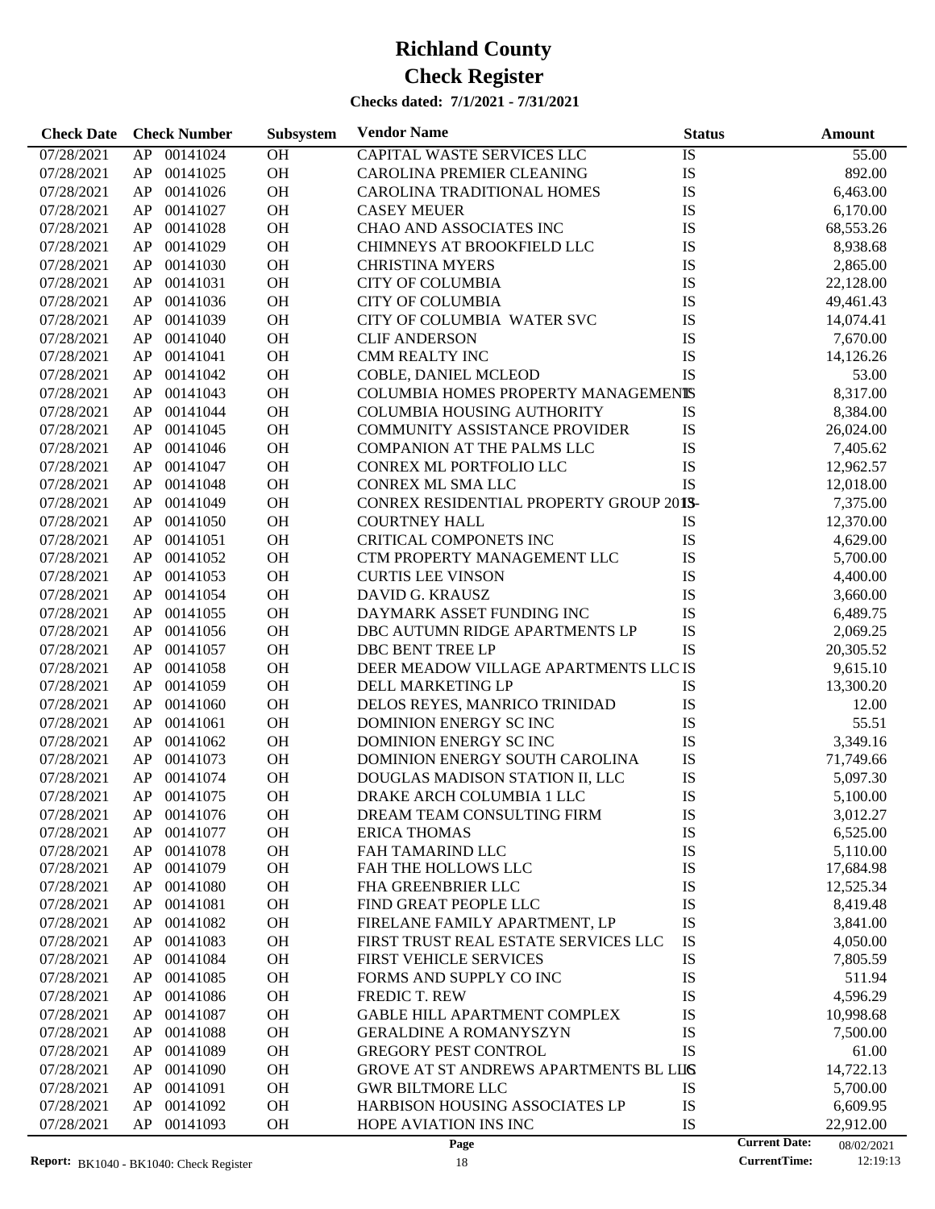# Richland County
# Check Register

**Checks dated: 7/1/2021 - 7/31/2021**

| Check Date | Check Number | | Subsystem | Vendor Name | Status | Amount |
|---|---|---|---|---|---|---|
| 07/28/2021 | AP | 00141024 | OH | CAPITAL WASTE SERVICES LLC | IS | 55.00 |
| 07/28/2021 | AP | 00141025 | OH | CAROLINA PREMIER CLEANING | IS | 892.00 |
| 07/28/2021 | AP | 00141026 | OH | CAROLINA TRADITIONAL HOMES | IS | 6,463.00 |
| 07/28/2021 | AP | 00141027 | OH | CASEY MEUER | IS | 6,170.00 |
| 07/28/2021 | AP | 00141028 | OH | CHAO AND ASSOCIATES INC | IS | 68,553.26 |
| 07/28/2021 | AP | 00141029 | OH | CHIMNEYS AT BROOKFIELD LLC | IS | 8,938.68 |
| 07/28/2021 | AP | 00141030 | OH | CHRISTINA MYERS | IS | 2,865.00 |
| 07/28/2021 | AP | 00141031 | OH | CITY OF COLUMBIA | IS | 22,128.00 |
| 07/28/2021 | AP | 00141036 | OH | CITY OF COLUMBIA | IS | 49,461.43 |
| 07/28/2021 | AP | 00141039 | OH | CITY OF COLUMBIA WATER SVC | IS | 14,074.41 |
| 07/28/2021 | AP | 00141040 | OH | CLIF ANDERSON | IS | 7,670.00 |
| 07/28/2021 | AP | 00141041 | OH | CMM REALTY INC | IS | 14,126.26 |
| 07/28/2021 | AP | 00141042 | OH | COBLE, DANIEL MCLEOD | IS | 53.00 |
| 07/28/2021 | AP | 00141043 | OH | COLUMBIA HOMES PROPERTY MANAGEMENT | IS | 8,317.00 |
| 07/28/2021 | AP | 00141044 | OH | COLUMBIA HOUSING AUTHORITY | IS | 8,384.00 |
| 07/28/2021 | AP | 00141045 | OH | COMMUNITY ASSISTANCE PROVIDER | IS | 26,024.00 |
| 07/28/2021 | AP | 00141046 | OH | COMPANION AT THE PALMS LLC | IS | 7,405.62 |
| 07/28/2021 | AP | 00141047 | OH | CONREX ML PORTFOLIO LLC | IS | 12,962.57 |
| 07/28/2021 | AP | 00141048 | OH | CONREX ML SMA LLC | IS | 12,018.00 |
| 07/28/2021 | AP | 00141049 | OH | CONREX RESIDENTIAL PROPERTY GROUP 2013- | IS | 7,375.00 |
| 07/28/2021 | AP | 00141050 | OH | COURTNEY HALL | IS | 12,370.00 |
| 07/28/2021 | AP | 00141051 | OH | CRITICAL COMPONETS INC | IS | 4,629.00 |
| 07/28/2021 | AP | 00141052 | OH | CTM PROPERTY MANAGEMENT LLC | IS | 5,700.00 |
| 07/28/2021 | AP | 00141053 | OH | CURTIS LEE VINSON | IS | 4,400.00 |
| 07/28/2021 | AP | 00141054 | OH | DAVID G. KRAUSZ | IS | 3,660.00 |
| 07/28/2021 | AP | 00141055 | OH | DAYMARK ASSET FUNDING INC | IS | 6,489.75 |
| 07/28/2021 | AP | 00141056 | OH | DBC AUTUMN RIDGE APARTMENTS LP | IS | 2,069.25 |
| 07/28/2021 | AP | 00141057 | OH | DBC BENT TREE LP | IS | 20,305.52 |
| 07/28/2021 | AP | 00141058 | OH | DEER MEADOW VILLAGE APARTMENTS LLC | IS | 9,615.10 |
| 07/28/2021 | AP | 00141059 | OH | DELL MARKETING LP | IS | 13,300.20 |
| 07/28/2021 | AP | 00141060 | OH | DELOS REYES, MANRICO TRINIDAD | IS | 12.00 |
| 07/28/2021 | AP | 00141061 | OH | DOMINION ENERGY SC INC | IS | 55.51 |
| 07/28/2021 | AP | 00141062 | OH | DOMINION ENERGY SC INC | IS | 3,349.16 |
| 07/28/2021 | AP | 00141073 | OH | DOMINION ENERGY SOUTH CAROLINA | IS | 71,749.66 |
| 07/28/2021 | AP | 00141074 | OH | DOUGLAS MADISON STATION II, LLC | IS | 5,097.30 |
| 07/28/2021 | AP | 00141075 | OH | DRAKE ARCH COLUMBIA 1 LLC | IS | 5,100.00 |
| 07/28/2021 | AP | 00141076 | OH | DREAM TEAM CONSULTING FIRM | IS | 3,012.27 |
| 07/28/2021 | AP | 00141077 | OH | ERICA THOMAS | IS | 6,525.00 |
| 07/28/2021 | AP | 00141078 | OH | FAH TAMARIND LLC | IS | 5,110.00 |
| 07/28/2021 | AP | 00141079 | OH | FAH THE HOLLOWS LLC | IS | 17,684.98 |
| 07/28/2021 | AP | 00141080 | OH | FHA GREENBRIER LLC | IS | 12,525.34 |
| 07/28/2021 | AP | 00141081 | OH | FIND GREAT PEOPLE LLC | IS | 8,419.48 |
| 07/28/2021 | AP | 00141082 | OH | FIRELANE FAMILY APARTMENT, LP | IS | 3,841.00 |
| 07/28/2021 | AP | 00141083 | OH | FIRST TRUST REAL ESTATE SERVICES LLC | IS | 4,050.00 |
| 07/28/2021 | AP | 00141084 | OH | FIRST VEHICLE SERVICES | IS | 7,805.59 |
| 07/28/2021 | AP | 00141085 | OH | FORMS AND SUPPLY CO INC | IS | 511.94 |
| 07/28/2021 | AP | 00141086 | OH | FREDIC T. REW | IS | 4,596.29 |
| 07/28/2021 | AP | 00141087 | OH | GABLE HILL APARTMENT COMPLEX | IS | 10,998.68 |
| 07/28/2021 | AP | 00141088 | OH | GERALDINE A ROMANYSZYN | IS | 7,500.00 |
| 07/28/2021 | AP | 00141089 | OH | GREGORY PEST CONTROL | IS | 61.00 |
| 07/28/2021 | AP | 00141090 | OH | GROVE AT ST ANDREWS APARTMENTS BL LLC | IS | 14,722.13 |
| 07/28/2021 | AP | 00141091 | OH | GWR BILTMORE LLC | IS | 5,700.00 |
| 07/28/2021 | AP | 00141092 | OH | HARBISON HOUSING ASSOCIATES LP | IS | 6,609.95 |
| 07/28/2021 | AP | 00141093 | OH | HOPE AVIATION INS INC | IS | 22,912.00 |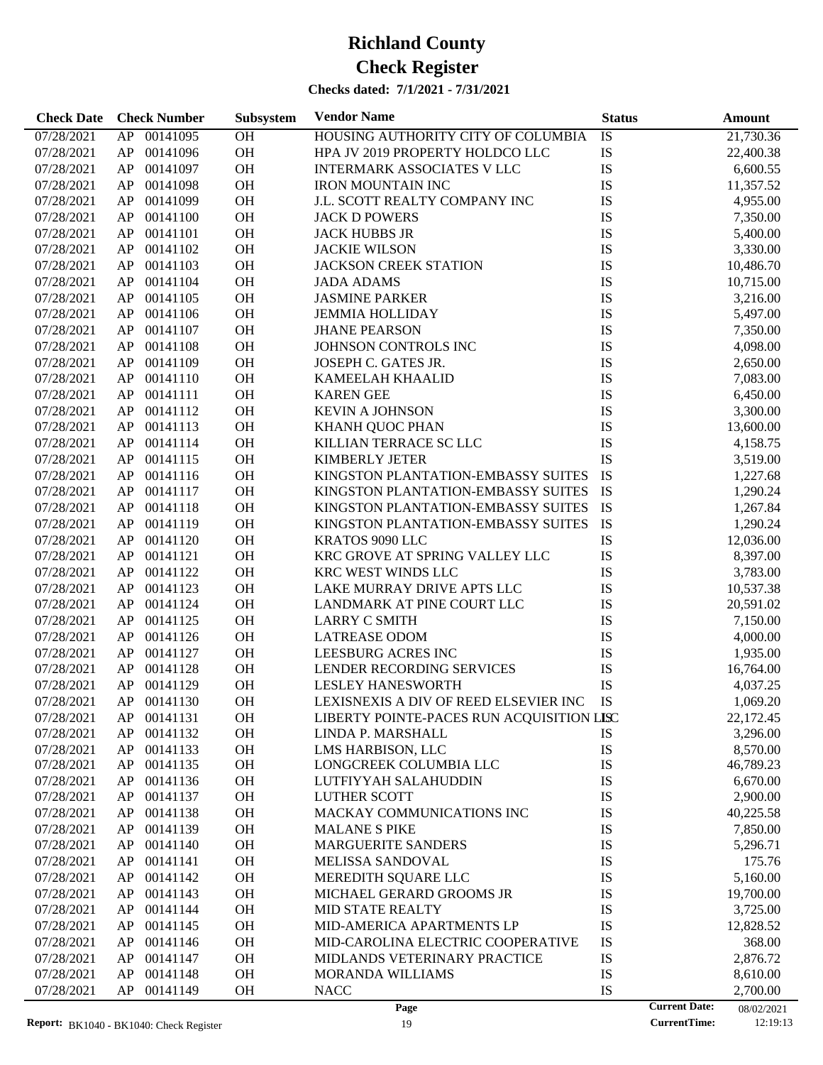# Richland County

# Check Register

**Checks dated: 7/1/2021 - 7/31/2021**

| Check Date | Check Number | | Subsystem | Vendor Name | Status | Amount |
|---|---|---|---|---|---|---|
| 07/28/2021 | AP | 00141095 | OH | HOUSING AUTHORITY CITY OF COLUMBIA | IS | 21,730.36 |
| 07/28/2021 | AP | 00141096 | OH | HPA JV 2019 PROPERTY HOLDCO LLC | IS | 22,400.38 |
| 07/28/2021 | AP | 00141097 | OH | INTERMARK ASSOCIATES V LLC | IS | 6,600.55 |
| 07/28/2021 | AP | 00141098 | OH | IRON MOUNTAIN INC | IS | 11,357.52 |
| 07/28/2021 | AP | 00141099 | OH | J.L. SCOTT REALTY COMPANY INC | IS | 4,955.00 |
| 07/28/2021 | AP | 00141100 | OH | JACK D POWERS | IS | 7,350.00 |
| 07/28/2021 | AP | 00141101 | OH | JACK HUBBS JR | IS | 5,400.00 |
| 07/28/2021 | AP | 00141102 | OH | JACKIE WILSON | IS | 3,330.00 |
| 07/28/2021 | AP | 00141103 | OH | JACKSON CREEK STATION | IS | 10,486.70 |
| 07/28/2021 | AP | 00141104 | OH | JADA ADAMS | IS | 10,715.00 |
| 07/28/2021 | AP | 00141105 | OH | JASMINE PARKER | IS | 3,216.00 |
| 07/28/2021 | AP | 00141106 | OH | JEMMIA HOLLIDAY | IS | 5,497.00 |
| 07/28/2021 | AP | 00141107 | OH | JHANE PEARSON | IS | 7,350.00 |
| 07/28/2021 | AP | 00141108 | OH | JOHNSON CONTROLS INC | IS | 4,098.00 |
| 07/28/2021 | AP | 00141109 | OH | JOSEPH C. GATES JR. | IS | 2,650.00 |
| 07/28/2021 | AP | 00141110 | OH | KAMEELAH KHAALID | IS | 7,083.00 |
| 07/28/2021 | AP | 00141111 | OH | KAREN GEE | IS | 6,450.00 |
| 07/28/2021 | AP | 00141112 | OH | KEVIN A JOHNSON | IS | 3,300.00 |
| 07/28/2021 | AP | 00141113 | OH | KHANH QUOC PHAN | IS | 13,600.00 |
| 07/28/2021 | AP | 00141114 | OH | KILLIAN TERRACE SC LLC | IS | 4,158.75 |
| 07/28/2021 | AP | 00141115 | OH | KIMBERLY JETER | IS | 3,519.00 |
| 07/28/2021 | AP | 00141116 | OH | KINGSTON PLANTATION-EMBASSY SUITES | IS | 1,227.68 |
| 07/28/2021 | AP | 00141117 | OH | KINGSTON PLANTATION-EMBASSY SUITES | IS | 1,290.24 |
| 07/28/2021 | AP | 00141118 | OH | KINGSTON PLANTATION-EMBASSY SUITES | IS | 1,267.84 |
| 07/28/2021 | AP | 00141119 | OH | KINGSTON PLANTATION-EMBASSY SUITES | IS | 1,290.24 |
| 07/28/2021 | AP | 00141120 | OH | KRATOS 9090 LLC | IS | 12,036.00 |
| 07/28/2021 | AP | 00141121 | OH | KRC GROVE AT SPRING VALLEY LLC | IS | 8,397.00 |
| 07/28/2021 | AP | 00141122 | OH | KRC WEST WINDS LLC | IS | 3,783.00 |
| 07/28/2021 | AP | 00141123 | OH | LAKE MURRAY DRIVE APTS LLC | IS | 10,537.38 |
| 07/28/2021 | AP | 00141124 | OH | LANDMARK AT PINE COURT LLC | IS | 20,591.02 |
| 07/28/2021 | AP | 00141125 | OH | LARRY C SMITH | IS | 7,150.00 |
| 07/28/2021 | AP | 00141126 | OH | LATREASE ODOM | IS | 4,000.00 |
| 07/28/2021 | AP | 00141127 | OH | LEESBURG ACRES INC | IS | 1,935.00 |
| 07/28/2021 | AP | 00141128 | OH | LENDER RECORDING SERVICES | IS | 16,764.00 |
| 07/28/2021 | AP | 00141129 | OH | LESLEY HANESWORTH | IS | 4,037.25 |
| 07/28/2021 | AP | 00141130 | OH | LEXISNEXIS A DIV OF REED ELSEVIER INC | IS | 1,069.20 |
| 07/28/2021 | AP | 00141131 | OH | LIBERTY POINTE-PACES RUN ACQUISITION LLC | IS | 22,172.45 |
| 07/28/2021 | AP | 00141132 | OH | LINDA P. MARSHALL | IS | 3,296.00 |
| 07/28/2021 | AP | 00141133 | OH | LMS HARBISON, LLC | IS | 8,570.00 |
| 07/28/2021 | AP | 00141135 | OH | LONGCREEK COLUMBIA LLC | IS | 46,789.23 |
| 07/28/2021 | AP | 00141136 | OH | LUTFIYYAH SALAHUDDIN | IS | 6,670.00 |
| 07/28/2021 | AP | 00141137 | OH | LUTHER SCOTT | IS | 2,900.00 |
| 07/28/2021 | AP | 00141138 | OH | MACKAY COMMUNICATIONS INC | IS | 40,225.58 |
| 07/28/2021 | AP | 00141139 | OH | MALANE S PIKE | IS | 7,850.00 |
| 07/28/2021 | AP | 00141140 | OH | MARGUERITE SANDERS | IS | 5,296.71 |
| 07/28/2021 | AP | 00141141 | OH | MELISSA SANDOVAL | IS | 175.76 |
| 07/28/2021 | AP | 00141142 | OH | MEREDITH SQUARE LLC | IS | 5,160.00 |
| 07/28/2021 | AP | 00141143 | OH | MICHAEL GERARD GROOMS JR | IS | 19,700.00 |
| 07/28/2021 | AP | 00141144 | OH | MID STATE REALTY | IS | 3,725.00 |
| 07/28/2021 | AP | 00141145 | OH | MID-AMERICA APARTMENTS LP | IS | 12,828.52 |
| 07/28/2021 | AP | 00141146 | OH | MID-CAROLINA ELECTRIC COOPERATIVE | IS | 368.00 |
| 07/28/2021 | AP | 00141147 | OH | MIDLANDS VETERINARY PRACTICE | IS | 2,876.72 |
| 07/28/2021 | AP | 00141148 | OH | MORANDA WILLIAMS | IS | 8,610.00 |
| 07/28/2021 | AP | 00141149 | OH | NACC | IS | 2,700.00 |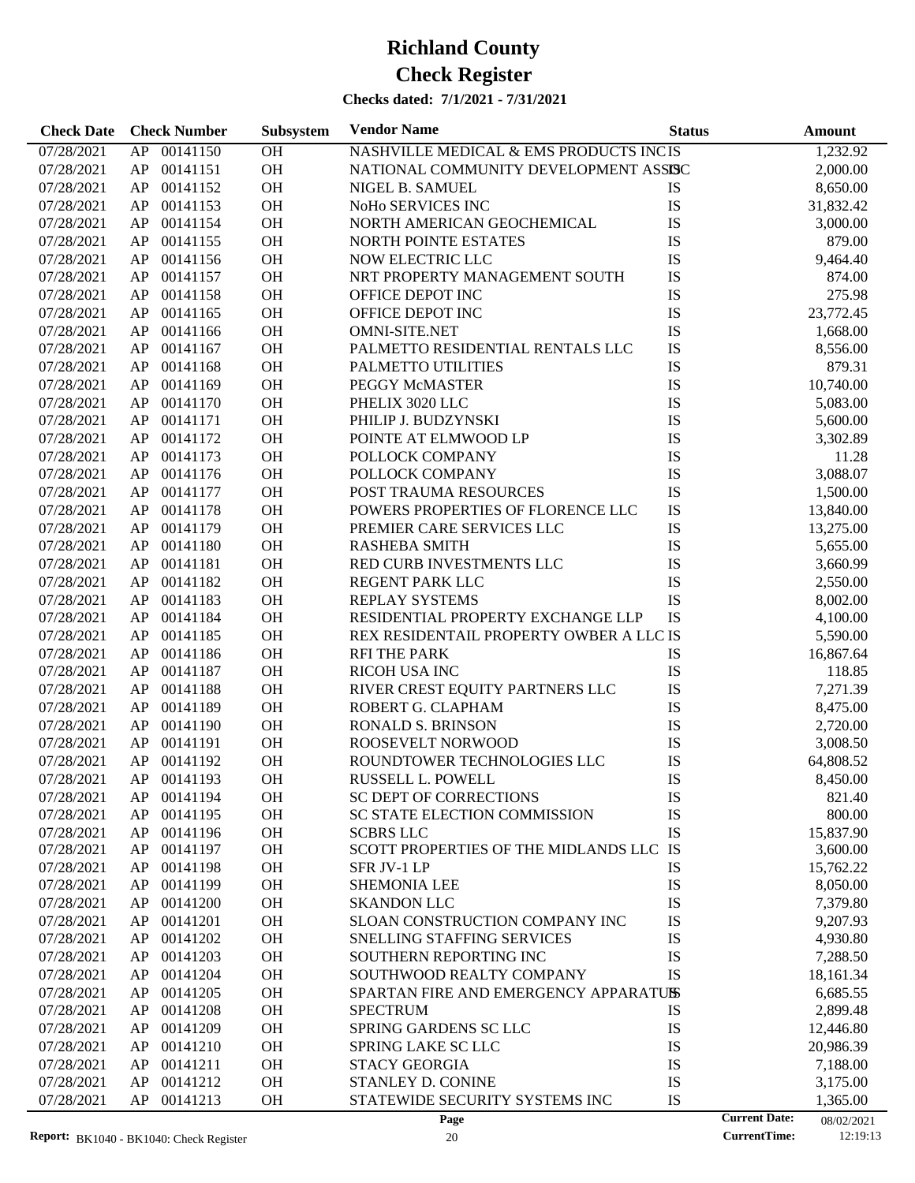# Richland County

# Check Register

**Checks dated: 7/1/2021 - 7/31/2021**

| Check Date | Check Number | | Subsystem | Vendor Name | Status | Amount |
|---|---|---|---|---|---|---|
| 07/28/2021 | AP | 00141150 | OH | NASHVILLE MEDICAL & EMS PRODUCTS INC | IS | 1,232.92 |
| 07/28/2021 | AP | 00141151 | OH | NATIONAL COMMUNITY DEVELOPMENT ASSOC | IS | 2,000.00 |
| 07/28/2021 | AP | 00141152 | OH | NIGEL B. SAMUEL | IS | 8,650.00 |
| 07/28/2021 | AP | 00141153 | OH | NoHo SERVICES INC | IS | 31,832.42 |
| 07/28/2021 | AP | 00141154 | OH | NORTH AMERICAN GEOCHEMICAL | IS | 3,000.00 |
| 07/28/2021 | AP | 00141155 | OH | NORTH POINTE ESTATES | IS | 879.00 |
| 07/28/2021 | AP | 00141156 | OH | NOW ELECTRIC LLC | IS | 9,464.40 |
| 07/28/2021 | AP | 00141157 | OH | NRT PROPERTY MANAGEMENT SOUTH | IS | 874.00 |
| 07/28/2021 | AP | 00141158 | OH | OFFICE DEPOT INC | IS | 275.98 |
| 07/28/2021 | AP | 00141165 | OH | OFFICE DEPOT INC | IS | 23,772.45 |
| 07/28/2021 | AP | 00141166 | OH | OMNI-SITE.NET | IS | 1,668.00 |
| 07/28/2021 | AP | 00141167 | OH | PALMETTO RESIDENTIAL RENTALS LLC | IS | 8,556.00 |
| 07/28/2021 | AP | 00141168 | OH | PALMETTO UTILITIES | IS | 879.31 |
| 07/28/2021 | AP | 00141169 | OH | PEGGY McMASTER | IS | 10,740.00 |
| 07/28/2021 | AP | 00141170 | OH | PHELIX 3020 LLC | IS | 5,083.00 |
| 07/28/2021 | AP | 00141171 | OH | PHILIP J. BUDZYNSKI | IS | 5,600.00 |
| 07/28/2021 | AP | 00141172 | OH | POINTE AT ELMWOOD LP | IS | 3,302.89 |
| 07/28/2021 | AP | 00141173 | OH | POLLOCK COMPANY | IS | 11.28 |
| 07/28/2021 | AP | 00141176 | OH | POLLOCK COMPANY | IS | 3,088.07 |
| 07/28/2021 | AP | 00141177 | OH | POST TRAUMA RESOURCES | IS | 1,500.00 |
| 07/28/2021 | AP | 00141178 | OH | POWERS PROPERTIES OF FLORENCE LLC | IS | 13,840.00 |
| 07/28/2021 | AP | 00141179 | OH | PREMIER CARE SERVICES LLC | IS | 13,275.00 |
| 07/28/2021 | AP | 00141180 | OH | RASHEBA SMITH | IS | 5,655.00 |
| 07/28/2021 | AP | 00141181 | OH | RED CURB INVESTMENTS LLC | IS | 3,660.99 |
| 07/28/2021 | AP | 00141182 | OH | REGENT PARK LLC | IS | 2,550.00 |
| 07/28/2021 | AP | 00141183 | OH | REPLAY SYSTEMS | IS | 8,002.00 |
| 07/28/2021 | AP | 00141184 | OH | RESIDENTIAL PROPERTY EXCHANGE LLP | IS | 4,100.00 |
| 07/28/2021 | AP | 00141185 | OH | REX RESIDENTAIL PROPERTY OWBER A LLC | IS | 5,590.00 |
| 07/28/2021 | AP | 00141186 | OH | RFI THE PARK | IS | 16,867.64 |
| 07/28/2021 | AP | 00141187 | OH | RICOH USA INC | IS | 118.85 |
| 07/28/2021 | AP | 00141188 | OH | RIVER CREST EQUITY PARTNERS LLC | IS | 7,271.39 |
| 07/28/2021 | AP | 00141189 | OH | ROBERT G. CLAPHAM | IS | 8,475.00 |
| 07/28/2021 | AP | 00141190 | OH | RONALD S. BRINSON | IS | 2,720.00 |
| 07/28/2021 | AP | 00141191 | OH | ROOSEVELT NORWOOD | IS | 3,008.50 |
| 07/28/2021 | AP | 00141192 | OH | ROUNDTOWER TECHNOLOGIES LLC | IS | 64,808.52 |
| 07/28/2021 | AP | 00141193 | OH | RUSSELL L. POWELL | IS | 8,450.00 |
| 07/28/2021 | AP | 00141194 | OH | SC DEPT OF CORRECTIONS | IS | 821.40 |
| 07/28/2021 | AP | 00141195 | OH | SC STATE ELECTION COMMISSION | IS | 800.00 |
| 07/28/2021 | AP | 00141196 | OH | SCBRS LLC | IS | 15,837.90 |
| 07/28/2021 | AP | 00141197 | OH | SCOTT PROPERTIES OF THE MIDLANDS LLC | IS | 3,600.00 |
| 07/28/2021 | AP | 00141198 | OH | SFR JV-1 LP | IS | 15,762.22 |
| 07/28/2021 | AP | 00141199 | OH | SHEMONIA LEE | IS | 8,050.00 |
| 07/28/2021 | AP | 00141200 | OH | SKANDON LLC | IS | 7,379.80 |
| 07/28/2021 | AP | 00141201 | OH | SLOAN CONSTRUCTION COMPANY INC | IS | 9,207.93 |
| 07/28/2021 | AP | 00141202 | OH | SNELLING STAFFING SERVICES | IS | 4,930.80 |
| 07/28/2021 | AP | 00141203 | OH | SOUTHERN REPORTING INC | IS | 7,288.50 |
| 07/28/2021 | AP | 00141204 | OH | SOUTHWOOD REALTY COMPANY | IS | 18,161.34 |
| 07/28/2021 | AP | 00141205 | OH | SPARTAN FIRE AND EMERGENCY APPARATUS | IS | 6,685.55 |
| 07/28/2021 | AP | 00141208 | OH | SPECTRUM | IS | 2,899.48 |
| 07/28/2021 | AP | 00141209 | OH | SPRING GARDENS SC LLC | IS | 12,446.80 |
| 07/28/2021 | AP | 00141210 | OH | SPRING LAKE SC LLC | IS | 20,986.39 |
| 07/28/2021 | AP | 00141211 | OH | STACY GEORGIA | IS | 7,188.00 |
| 07/28/2021 | AP | 00141212 | OH | STANLEY D. CONINE | IS | 3,175.00 |
| 07/28/2021 | AP | 00141213 | OH | STATEWIDE SECURITY SYSTEMS INC | IS | 1,365.00 |

Report: BK1040 - BK1040: Check Register    Current Date: 08/02/2021    CurrentTime: 12:19:13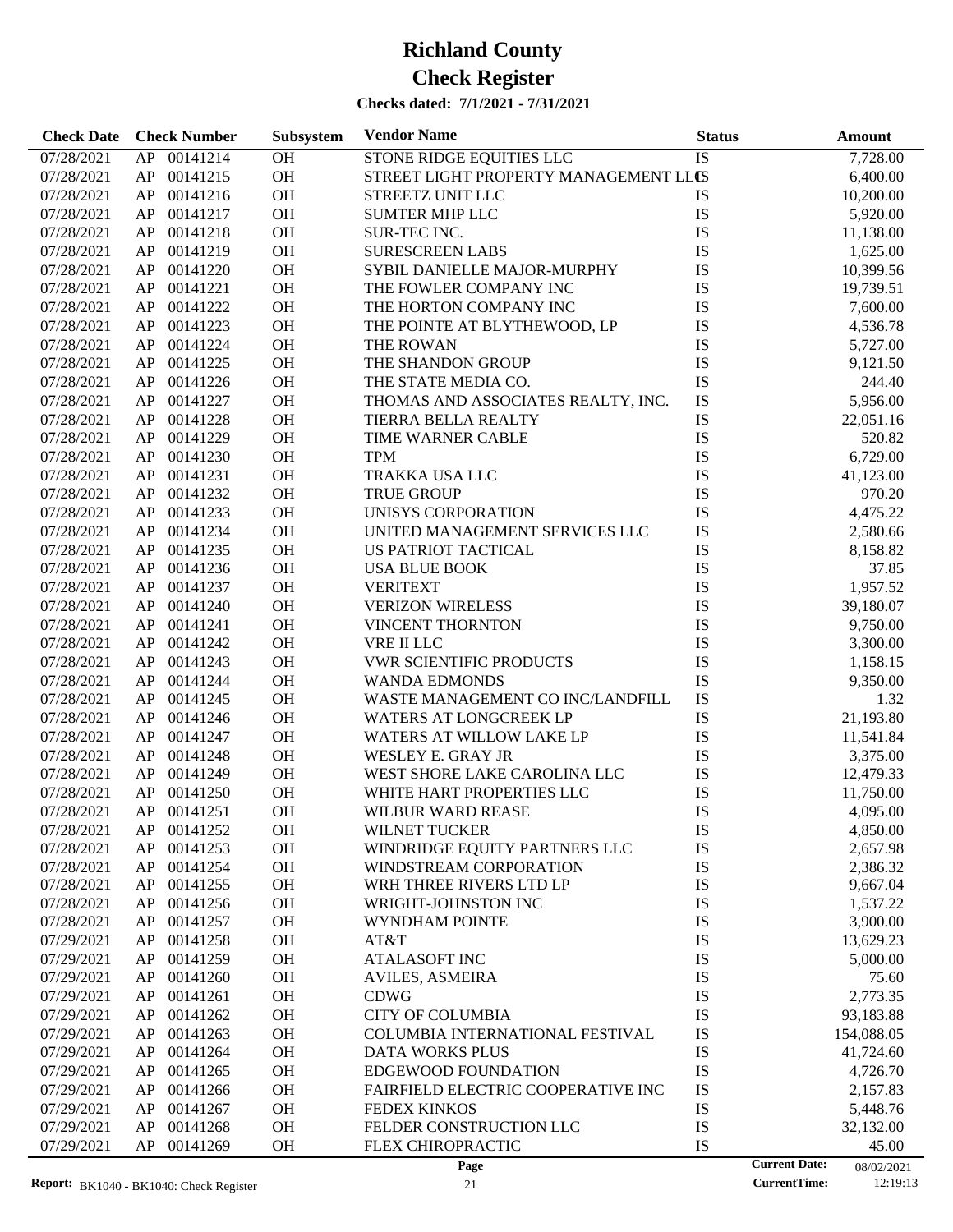# Richland County

# Check Register

**Checks dated: 7/1/2021 - 7/31/2021**

| Check Date | Check Number | | Subsystem | Vendor Name | Status | Amount |
|---|---|---|---|---|---|---|
| 07/28/2021 | AP | 00141214 | OH | STONE RIDGE EQUITIES LLC | IS | 7,728.00 |
| 07/28/2021 | AP | 00141215 | OH | STREET LIGHT PROPERTY MANAGEMENT LLC | IS | 6,400.00 |
| 07/28/2021 | AP | 00141216 | OH | STREETZ UNIT LLC | IS | 10,200.00 |
| 07/28/2021 | AP | 00141217 | OH | SUMTER MHP LLC | IS | 5,920.00 |
| 07/28/2021 | AP | 00141218 | OH | SUR-TEC INC. | IS | 11,138.00 |
| 07/28/2021 | AP | 00141219 | OH | SURESCREEN LABS | IS | 1,625.00 |
| 07/28/2021 | AP | 00141220 | OH | SYBIL DANIELLE MAJOR-MURPHY | IS | 10,399.56 |
| 07/28/2021 | AP | 00141221 | OH | THE FOWLER COMPANY INC | IS | 19,739.51 |
| 07/28/2021 | AP | 00141222 | OH | THE HORTON COMPANY INC | IS | 7,600.00 |
| 07/28/2021 | AP | 00141223 | OH | THE POINTE AT BLYTHEWOOD, LP | IS | 4,536.78 |
| 07/28/2021 | AP | 00141224 | OH | THE ROWAN | IS | 5,727.00 |
| 07/28/2021 | AP | 00141225 | OH | THE SHANDON GROUP | IS | 9,121.50 |
| 07/28/2021 | AP | 00141226 | OH | THE STATE MEDIA CO. | IS | 244.40 |
| 07/28/2021 | AP | 00141227 | OH | THOMAS AND ASSOCIATES REALTY, INC. | IS | 5,956.00 |
| 07/28/2021 | AP | 00141228 | OH | TIERRA BELLA REALTY | IS | 22,051.16 |
| 07/28/2021 | AP | 00141229 | OH | TIME WARNER CABLE | IS | 520.82 |
| 07/28/2021 | AP | 00141230 | OH | TPM | IS | 6,729.00 |
| 07/28/2021 | AP | 00141231 | OH | TRAKKA USA LLC | IS | 41,123.00 |
| 07/28/2021 | AP | 00141232 | OH | TRUE GROUP | IS | 970.20 |
| 07/28/2021 | AP | 00141233 | OH | UNISYS CORPORATION | IS | 4,475.22 |
| 07/28/2021 | AP | 00141234 | OH | UNITED MANAGEMENT SERVICES LLC | IS | 2,580.66 |
| 07/28/2021 | AP | 00141235 | OH | US PATRIOT TACTICAL | IS | 8,158.82 |
| 07/28/2021 | AP | 00141236 | OH | USA BLUE BOOK | IS | 37.85 |
| 07/28/2021 | AP | 00141237 | OH | VERITEXT | IS | 1,957.52 |
| 07/28/2021 | AP | 00141240 | OH | VERIZON WIRELESS | IS | 39,180.07 |
| 07/28/2021 | AP | 00141241 | OH | VINCENT THORNTON | IS | 9,750.00 |
| 07/28/2021 | AP | 00141242 | OH | VRE II LLC | IS | 3,300.00 |
| 07/28/2021 | AP | 00141243 | OH | VWR SCIENTIFIC PRODUCTS | IS | 1,158.15 |
| 07/28/2021 | AP | 00141244 | OH | WANDA EDMONDS | IS | 9,350.00 |
| 07/28/2021 | AP | 00141245 | OH | WASTE MANAGEMENT CO INC/LANDFILL | IS | 1.32 |
| 07/28/2021 | AP | 00141246 | OH | WATERS AT LONGCREEK LP | IS | 21,193.80 |
| 07/28/2021 | AP | 00141247 | OH | WATERS AT WILLOW LAKE LP | IS | 11,541.84 |
| 07/28/2021 | AP | 00141248 | OH | WESLEY E. GRAY JR | IS | 3,375.00 |
| 07/28/2021 | AP | 00141249 | OH | WEST SHORE LAKE CAROLINA LLC | IS | 12,479.33 |
| 07/28/2021 | AP | 00141250 | OH | WHITE HART PROPERTIES LLC | IS | 11,750.00 |
| 07/28/2021 | AP | 00141251 | OH | WILBUR WARD REASE | IS | 4,095.00 |
| 07/28/2021 | AP | 00141252 | OH | WILNET TUCKER | IS | 4,850.00 |
| 07/28/2021 | AP | 00141253 | OH | WINDRIDGE EQUITY PARTNERS LLC | IS | 2,657.98 |
| 07/28/2021 | AP | 00141254 | OH | WINDSTREAM CORPORATION | IS | 2,386.32 |
| 07/28/2021 | AP | 00141255 | OH | WRH THREE RIVERS LTD LP | IS | 9,667.04 |
| 07/28/2021 | AP | 00141256 | OH | WRIGHT-JOHNSTON INC | IS | 1,537.22 |
| 07/28/2021 | AP | 00141257 | OH | WYNDHAM POINTE | IS | 3,900.00 |
| 07/29/2021 | AP | 00141258 | OH | AT&T | IS | 13,629.23 |
| 07/29/2021 | AP | 00141259 | OH | ATALASOFT INC | IS | 5,000.00 |
| 07/29/2021 | AP | 00141260 | OH | AVILES, ASMEIRA | IS | 75.60 |
| 07/29/2021 | AP | 00141261 | OH | CDWG | IS | 2,773.35 |
| 07/29/2021 | AP | 00141262 | OH | CITY OF COLUMBIA | IS | 93,183.88 |
| 07/29/2021 | AP | 00141263 | OH | COLUMBIA INTERNATIONAL FESTIVAL | IS | 154,088.05 |
| 07/29/2021 | AP | 00141264 | OH | DATA WORKS PLUS | IS | 41,724.60 |
| 07/29/2021 | AP | 00141265 | OH | EDGEWOOD FOUNDATION | IS | 4,726.70 |
| 07/29/2021 | AP | 00141266 | OH | FAIRFIELD ELECTRIC COOPERATIVE INC | IS | 2,157.83 |
| 07/29/2021 | AP | 00141267 | OH | FEDEX KINKOS | IS | 5,448.76 |
| 07/29/2021 | AP | 00141268 | OH | FELDER CONSTRUCTION LLC | IS | 32,132.00 |
| 07/29/2021 | AP | 00141269 | OH | FLEX CHIROPRACTIC | IS | 45.00 |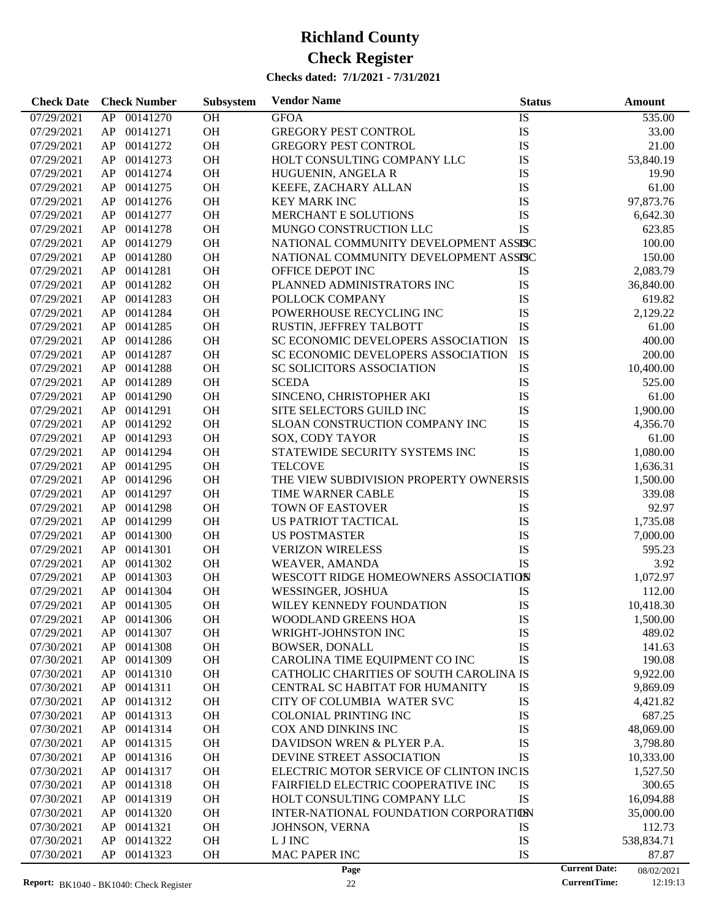# Richland County

## Check Register

### Checks dated: 7/1/2021 - 7/31/2021

| Check Date | Check Number | | Subsystem | Vendor Name | Status | Amount |
|---|---|---|---|---|---|---|
| 07/29/2021 | AP | 00141270 | OH | GFOA | IS | 535.00 |
| 07/29/2021 | AP | 00141271 | OH | GREGORY PEST CONTROL | IS | 33.00 |
| 07/29/2021 | AP | 00141272 | OH | GREGORY PEST CONTROL | IS | 21.00 |
| 07/29/2021 | AP | 00141273 | OH | HOLT CONSULTING COMPANY LLC | IS | 53,840.19 |
| 07/29/2021 | AP | 00141274 | OH | HUGUENIN, ANGELA R | IS | 19.90 |
| 07/29/2021 | AP | 00141275 | OH | KEEFE, ZACHARY ALLAN | IS | 61.00 |
| 07/29/2021 | AP | 00141276 | OH | KEY MARK INC | IS | 97,873.76 |
| 07/29/2021 | AP | 00141277 | OH | MERCHANT E SOLUTIONS | IS | 6,642.30 |
| 07/29/2021 | AP | 00141278 | OH | MUNGO CONSTRUCTION LLC | IS | 623.85 |
| 07/29/2021 | AP | 00141279 | OH | NATIONAL COMMUNITY DEVELOPMENT ASSOC | IS | 100.00 |
| 07/29/2021 | AP | 00141280 | OH | NATIONAL COMMUNITY DEVELOPMENT ASSOC | IS | 150.00 |
| 07/29/2021 | AP | 00141281 | OH | OFFICE DEPOT INC | IS | 2,083.79 |
| 07/29/2021 | AP | 00141282 | OH | PLANNED ADMINISTRATORS INC | IS | 36,840.00 |
| 07/29/2021 | AP | 00141283 | OH | POLLOCK COMPANY | IS | 619.82 |
| 07/29/2021 | AP | 00141284 | OH | POWERHOUSE RECYCLING INC | IS | 2,129.22 |
| 07/29/2021 | AP | 00141285 | OH | RUSTIN, JEFFREY TALBOTT | IS | 61.00 |
| 07/29/2021 | AP | 00141286 | OH | SC ECONOMIC DEVELOPERS ASSOCIATION | IS | 400.00 |
| 07/29/2021 | AP | 00141287 | OH | SC ECONOMIC DEVELOPERS ASSOCIATION | IS | 200.00 |
| 07/29/2021 | AP | 00141288 | OH | SC SOLICITORS ASSOCIATION | IS | 10,400.00 |
| 07/29/2021 | AP | 00141289 | OH | SCEDA | IS | 525.00 |
| 07/29/2021 | AP | 00141290 | OH | SINCENO, CHRISTOPHER AKI | IS | 61.00 |
| 07/29/2021 | AP | 00141291 | OH | SITE SELECTORS GUILD INC | IS | 1,900.00 |
| 07/29/2021 | AP | 00141292 | OH | SLOAN CONSTRUCTION COMPANY INC | IS | 4,356.70 |
| 07/29/2021 | AP | 00141293 | OH | SOX, CODY TAYOR | IS | 61.00 |
| 07/29/2021 | AP | 00141294 | OH | STATEWIDE SECURITY SYSTEMS INC | IS | 1,080.00 |
| 07/29/2021 | AP | 00141295 | OH | TELCOVE | IS | 1,636.31 |
| 07/29/2021 | AP | 00141296 | OH | THE VIEW SUBDIVISION PROPERTY OWNERS | IS | 1,500.00 |
| 07/29/2021 | AP | 00141297 | OH | TIME WARNER CABLE | IS | 339.08 |
| 07/29/2021 | AP | 00141298 | OH | TOWN OF EASTOVER | IS | 92.97 |
| 07/29/2021 | AP | 00141299 | OH | US PATRIOT TACTICAL | IS | 1,735.08 |
| 07/29/2021 | AP | 00141300 | OH | US POSTMASTER | IS | 7,000.00 |
| 07/29/2021 | AP | 00141301 | OH | VERIZON WIRELESS | IS | 595.23 |
| 07/29/2021 | AP | 00141302 | OH | WEAVER, AMANDA | IS | 3.92 |
| 07/29/2021 | AP | 00141303 | OH | WESCOTT RIDGE HOMEOWNERS ASSOCIATION | IS | 1,072.97 |
| 07/29/2021 | AP | 00141304 | OH | WESSINGER, JOSHUA | IS | 112.00 |
| 07/29/2021 | AP | 00141305 | OH | WILEY KENNEDY FOUNDATION | IS | 10,418.30 |
| 07/29/2021 | AP | 00141306 | OH | WOODLAND GREENS HOA | IS | 1,500.00 |
| 07/29/2021 | AP | 00141307 | OH | WRIGHT-JOHNSTON INC | IS | 489.02 |
| 07/30/2021 | AP | 00141308 | OH | BOWSER, DONALL | IS | 141.63 |
| 07/30/2021 | AP | 00141309 | OH | CAROLINA TIME EQUIPMENT CO INC | IS | 190.08 |
| 07/30/2021 | AP | 00141310 | OH | CATHOLIC CHARITIES OF SOUTH CAROLINA | IS | 9,922.00 |
| 07/30/2021 | AP | 00141311 | OH | CENTRAL SC HABITAT FOR HUMANITY | IS | 9,869.09 |
| 07/30/2021 | AP | 00141312 | OH | CITY OF COLUMBIA WATER SVC | IS | 4,421.82 |
| 07/30/2021 | AP | 00141313 | OH | COLONIAL PRINTING INC | IS | 687.25 |
| 07/30/2021 | AP | 00141314 | OH | COX AND DINKINS INC | IS | 48,069.00 |
| 07/30/2021 | AP | 00141315 | OH | DAVIDSON WREN & PLYER P.A. | IS | 3,798.80 |
| 07/30/2021 | AP | 00141316 | OH | DEVINE STREET ASSOCIATION | IS | 10,333.00 |
| 07/30/2021 | AP | 00141317 | OH | ELECTRIC MOTOR SERVICE OF CLINTON INC | IS | 1,527.50 |
| 07/30/2021 | AP | 00141318 | OH | FAIRFIELD ELECTRIC COOPERATIVE INC | IS | 300.65 |
| 07/30/2021 | AP | 00141319 | OH | HOLT CONSULTING COMPANY LLC | IS | 16,094.88 |
| 07/30/2021 | AP | 00141320 | OH | INTER-NATIONAL FOUNDATION CORPORATION | IS | 35,000.00 |
| 07/30/2021 | AP | 00141321 | OH | JOHNSON, VERNA | IS | 112.73 |
| 07/30/2021 | AP | 00141322 | OH | L J INC | IS | 538,834.71 |
| 07/30/2021 | AP | 00141323 | OH | MAC PAPER INC | IS | 87.87 |

Report: BK1040 - BK1040: Check Register

Current Date: 08/02/2021
CurrentTime: 12:19:13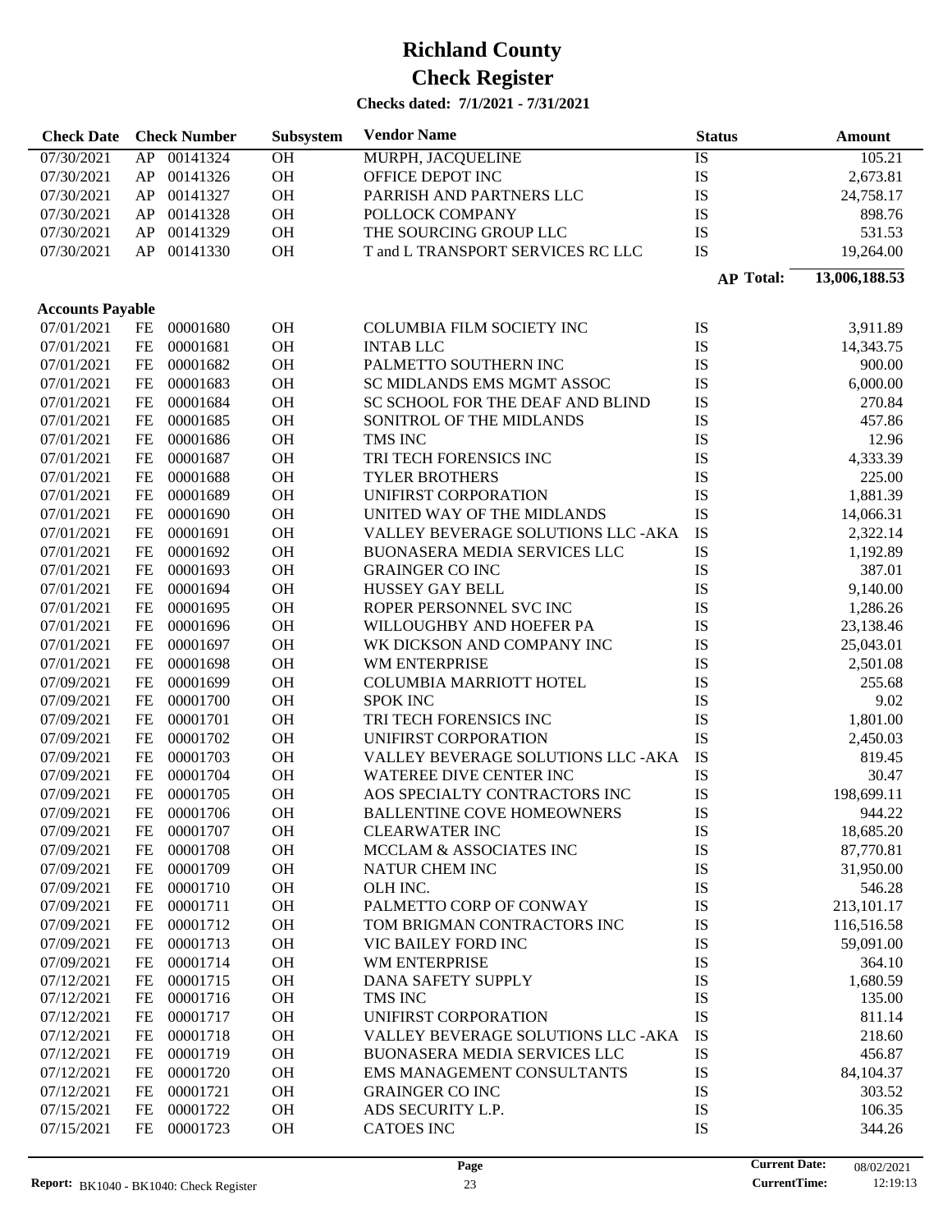# Richland County

## Check Register

### Checks dated: 7/1/2021 - 7/31/2021

| Check Date | | Check Number | Subsystem | Vendor Name | Status | Amount |
|---|---|---|---|---|---|---|
| 07/30/2021 | AP | 00141324 | OH | MURPH, JACQUELINE | IS | 105.21 |
| 07/30/2021 | AP | 00141326 | OH | OFFICE DEPOT INC | IS | 2,673.81 |
| 07/30/2021 | AP | 00141327 | OH | PARRISH AND PARTNERS LLC | IS | 24,758.17 |
| 07/30/2021 | AP | 00141328 | OH | POLLOCK COMPANY | IS | 898.76 |
| 07/30/2021 | AP | 00141329 | OH | THE SOURCING GROUP LLC | IS | 531.53 |
| 07/30/2021 | AP | 00141330 | OH | T and L TRANSPORT SERVICES RC LLC | IS | 19,264.00 |
| | | | | | **AP Total:** | **13,006,188.53** |

**Accounts Payable**

| Check Date | | Check Number | Subsystem | Vendor Name | Status | Amount |
|---|---|---|---|---|---|---|
| 07/01/2021 | FE | 00001680 | OH | COLUMBIA FILM SOCIETY INC | IS | 3,911.89 |
| 07/01/2021 | FE | 00001681 | OH | INTAB LLC | IS | 14,343.75 |
| 07/01/2021 | FE | 00001682 | OH | PALMETTO SOUTHERN INC | IS | 900.00 |
| 07/01/2021 | FE | 00001683 | OH | SC MIDLANDS EMS MGMT ASSOC | IS | 6,000.00 |
| 07/01/2021 | FE | 00001684 | OH | SC SCHOOL FOR THE DEAF AND BLIND | IS | 270.84 |
| 07/01/2021 | FE | 00001685 | OH | SONITROL OF THE MIDLANDS | IS | 457.86 |
| 07/01/2021 | FE | 00001686 | OH | TMS INC | IS | 12.96 |
| 07/01/2021 | FE | 00001687 | OH | TRI TECH FORENSICS INC | IS | 4,333.39 |
| 07/01/2021 | FE | 00001688 | OH | TYLER BROTHERS | IS | 225.00 |
| 07/01/2021 | FE | 00001689 | OH | UNIFIRST CORPORATION | IS | 1,881.39 |
| 07/01/2021 | FE | 00001690 | OH | UNITED WAY OF THE MIDLANDS | IS | 14,066.31 |
| 07/01/2021 | FE | 00001691 | OH | VALLEY BEVERAGE SOLUTIONS LLC -AKA | IS | 2,322.14 |
| 07/01/2021 | FE | 00001692 | OH | BUONASERA MEDIA SERVICES LLC | IS | 1,192.89 |
| 07/01/2021 | FE | 00001693 | OH | GRAINGER CO INC | IS | 387.01 |
| 07/01/2021 | FE | 00001694 | OH | HUSSEY GAY BELL | IS | 9,140.00 |
| 07/01/2021 | FE | 00001695 | OH | ROPER PERSONNEL SVC INC | IS | 1,286.26 |
| 07/01/2021 | FE | 00001696 | OH | WILLOUGHBY AND HOEFER PA | IS | 23,138.46 |
| 07/01/2021 | FE | 00001697 | OH | WK DICKSON AND COMPANY INC | IS | 25,043.01 |
| 07/01/2021 | FE | 00001698 | OH | WM ENTERPRISE | IS | 2,501.08 |
| 07/09/2021 | FE | 00001699 | OH | COLUMBIA MARRIOTT HOTEL | IS | 255.68 |
| 07/09/2021 | FE | 00001700 | OH | SPOK INC | IS | 9.02 |
| 07/09/2021 | FE | 00001701 | OH | TRI TECH FORENSICS INC | IS | 1,801.00 |
| 07/09/2021 | FE | 00001702 | OH | UNIFIRST CORPORATION | IS | 2,450.03 |
| 07/09/2021 | FE | 00001703 | OH | VALLEY BEVERAGE SOLUTIONS LLC -AKA | IS | 819.45 |
| 07/09/2021 | FE | 00001704 | OH | WATEREE DIVE CENTER INC | IS | 30.47 |
| 07/09/2021 | FE | 00001705 | OH | AOS SPECIALTY CONTRACTORS INC | IS | 198,699.11 |
| 07/09/2021 | FE | 00001706 | OH | BALLENTINE COVE HOMEOWNERS | IS | 944.22 |
| 07/09/2021 | FE | 00001707 | OH | CLEARWATER INC | IS | 18,685.20 |
| 07/09/2021 | FE | 00001708 | OH | MCCLAM & ASSOCIATES INC | IS | 87,770.81 |
| 07/09/2021 | FE | 00001709 | OH | NATUR CHEM INC | IS | 31,950.00 |
| 07/09/2021 | FE | 00001710 | OH | OLH INC. | IS | 546.28 |
| 07/09/2021 | FE | 00001711 | OH | PALMETTO CORP OF CONWAY | IS | 213,101.17 |
| 07/09/2021 | FE | 00001712 | OH | TOM BRIGMAN CONTRACTORS INC | IS | 116,516.58 |
| 07/09/2021 | FE | 00001713 | OH | VIC BAILEY FORD INC | IS | 59,091.00 |
| 07/09/2021 | FE | 00001714 | OH | WM ENTERPRISE | IS | 364.10 |
| 07/12/2021 | FE | 00001715 | OH | DANA SAFETY SUPPLY | IS | 1,680.59 |
| 07/12/2021 | FE | 00001716 | OH | TMS INC | IS | 135.00 |
| 07/12/2021 | FE | 00001717 | OH | UNIFIRST CORPORATION | IS | 811.14 |
| 07/12/2021 | FE | 00001718 | OH | VALLEY BEVERAGE SOLUTIONS LLC -AKA | IS | 218.60 |
| 07/12/2021 | FE | 00001719 | OH | BUONASERA MEDIA SERVICES LLC | IS | 456.87 |
| 07/12/2021 | FE | 00001720 | OH | EMS MANAGEMENT CONSULTANTS | IS | 84,104.37 |
| 07/12/2021 | FE | 00001721 | OH | GRAINGER CO INC | IS | 303.52 |
| 07/15/2021 | FE | 00001722 | OH | ADS SECURITY L.P. | IS | 106.35 |
| 07/15/2021 | FE | 00001723 | OH | CATOES INC | IS | 344.26 |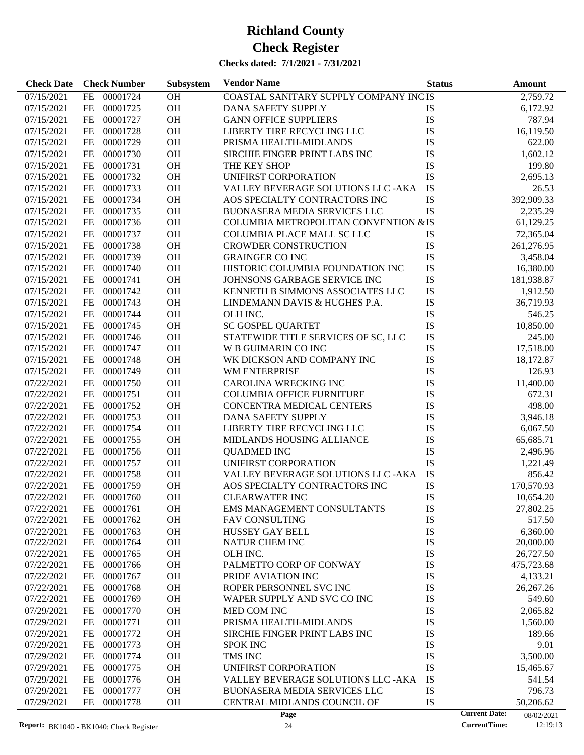# Richland County

# Check Register

**Checks dated: 7/1/2021 - 7/31/2021**

| Check Date | Check Number | | Subsystem | Vendor Name | Status | Amount |
|---|---|---|---|---|---|---|
| 07/15/2021 | FE | 00001724 | OH | COASTAL SANITARY SUPPLY COMPANY INC | IS | 2,759.72 |
| 07/15/2021 | FE | 00001725 | OH | DANA SAFETY SUPPLY | IS | 6,172.92 |
| 07/15/2021 | FE | 00001727 | OH | GANN OFFICE SUPPLIERS | IS | 787.94 |
| 07/15/2021 | FE | 00001728 | OH | LIBERTY TIRE RECYCLING LLC | IS | 16,119.50 |
| 07/15/2021 | FE | 00001729 | OH | PRISMA HEALTH-MIDLANDS | IS | 622.00 |
| 07/15/2021 | FE | 00001730 | OH | SIRCHIE FINGER PRINT LABS INC | IS | 1,602.12 |
| 07/15/2021 | FE | 00001731 | OH | THE KEY SHOP | IS | 199.80 |
| 07/15/2021 | FE | 00001732 | OH | UNIFIRST CORPORATION | IS | 2,695.13 |
| 07/15/2021 | FE | 00001733 | OH | VALLEY BEVERAGE SOLUTIONS LLC -AKA | IS | 26.53 |
| 07/15/2021 | FE | 00001734 | OH | AOS SPECIALTY CONTRACTORS INC | IS | 392,909.33 |
| 07/15/2021 | FE | 00001735 | OH | BUONASERA MEDIA SERVICES LLC | IS | 2,235.29 |
| 07/15/2021 | FE | 00001736 | OH | COLUMBIA METROPOLITAN CONVENTION & | IS | 61,129.25 |
| 07/15/2021 | FE | 00001737 | OH | COLUMBIA PLACE MALL SC LLC | IS | 72,365.04 |
| 07/15/2021 | FE | 00001738 | OH | CROWDER CONSTRUCTION | IS | 261,276.95 |
| 07/15/2021 | FE | 00001739 | OH | GRAINGER CO INC | IS | 3,458.04 |
| 07/15/2021 | FE | 00001740 | OH | HISTORIC COLUMBIA FOUNDATION INC | IS | 16,380.00 |
| 07/15/2021 | FE | 00001741 | OH | JOHNSONS GARBAGE SERVICE INC | IS | 181,938.87 |
| 07/15/2021 | FE | 00001742 | OH | KENNETH B SIMMONS ASSOCIATES LLC | IS | 1,912.50 |
| 07/15/2021 | FE | 00001743 | OH | LINDEMANN DAVIS & HUGHES P.A. | IS | 36,719.93 |
| 07/15/2021 | FE | 00001744 | OH | OLH INC. | IS | 546.25 |
| 07/15/2021 | FE | 00001745 | OH | SC GOSPEL QUARTET | IS | 10,850.00 |
| 07/15/2021 | FE | 00001746 | OH | STATEWIDE TITLE SERVICES OF SC, LLC | IS | 245.00 |
| 07/15/2021 | FE | 00001747 | OH | W B GUIMARIN CO INC | IS | 17,518.00 |
| 07/15/2021 | FE | 00001748 | OH | WK DICKSON AND COMPANY INC | IS | 18,172.87 |
| 07/15/2021 | FE | 00001749 | OH | WM ENTERPRISE | IS | 126.93 |
| 07/22/2021 | FE | 00001750 | OH | CAROLINA WRECKING INC | IS | 11,400.00 |
| 07/22/2021 | FE | 00001751 | OH | COLUMBIA OFFICE FURNITURE | IS | 672.31 |
| 07/22/2021 | FE | 00001752 | OH | CONCENTRA MEDICAL CENTERS | IS | 498.00 |
| 07/22/2021 | FE | 00001753 | OH | DANA SAFETY SUPPLY | IS | 3,946.18 |
| 07/22/2021 | FE | 00001754 | OH | LIBERTY TIRE RECYCLING LLC | IS | 6,067.50 |
| 07/22/2021 | FE | 00001755 | OH | MIDLANDS HOUSING ALLIANCE | IS | 65,685.71 |
| 07/22/2021 | FE | 00001756 | OH | QUADMED INC | IS | 2,496.96 |
| 07/22/2021 | FE | 00001757 | OH | UNIFIRST CORPORATION | IS | 1,221.49 |
| 07/22/2021 | FE | 00001758 | OH | VALLEY BEVERAGE SOLUTIONS LLC -AKA | IS | 856.42 |
| 07/22/2021 | FE | 00001759 | OH | AOS SPECIALTY CONTRACTORS INC | IS | 170,570.93 |
| 07/22/2021 | FE | 00001760 | OH | CLEARWATER INC | IS | 10,654.20 |
| 07/22/2021 | FE | 00001761 | OH | EMS MANAGEMENT CONSULTANTS | IS | 27,802.25 |
| 07/22/2021 | FE | 00001762 | OH | FAV CONSULTING | IS | 517.50 |
| 07/22/2021 | FE | 00001763 | OH | HUSSEY GAY BELL | IS | 6,360.00 |
| 07/22/2021 | FE | 00001764 | OH | NATUR CHEM INC | IS | 20,000.00 |
| 07/22/2021 | FE | 00001765 | OH | OLH INC. | IS | 26,727.50 |
| 07/22/2021 | FE | 00001766 | OH | PALMETTO CORP OF CONWAY | IS | 475,723.68 |
| 07/22/2021 | FE | 00001767 | OH | PRIDE AVIATION INC | IS | 4,133.21 |
| 07/22/2021 | FE | 00001768 | OH | ROPER PERSONNEL SVC INC | IS | 26,267.26 |
| 07/22/2021 | FE | 00001769 | OH | WAPER SUPPLY AND SVC CO INC | IS | 549.60 |
| 07/29/2021 | FE | 00001770 | OH | MED COM INC | IS | 2,065.82 |
| 07/29/2021 | FE | 00001771 | OH | PRISMA HEALTH-MIDLANDS | IS | 1,560.00 |
| 07/29/2021 | FE | 00001772 | OH | SIRCHIE FINGER PRINT LABS INC | IS | 189.66 |
| 07/29/2021 | FE | 00001773 | OH | SPOK INC | IS | 9.01 |
| 07/29/2021 | FE | 00001774 | OH | TMS INC | IS | 3,500.00 |
| 07/29/2021 | FE | 00001775 | OH | UNIFIRST CORPORATION | IS | 15,465.67 |
| 07/29/2021 | FE | 00001776 | OH | VALLEY BEVERAGE SOLUTIONS LLC -AKA | IS | 541.54 |
| 07/29/2021 | FE | 00001777 | OH | BUONASERA MEDIA SERVICES LLC | IS | 796.73 |
| 07/29/2021 | FE | 00001778 | OH | CENTRAL MIDLANDS COUNCIL OF | IS | 50,206.62 |

**Report:** BK1040 - BK1040: Check Register | **Current Date:** 08/02/2021 | **CurrentTime:** 12:19:13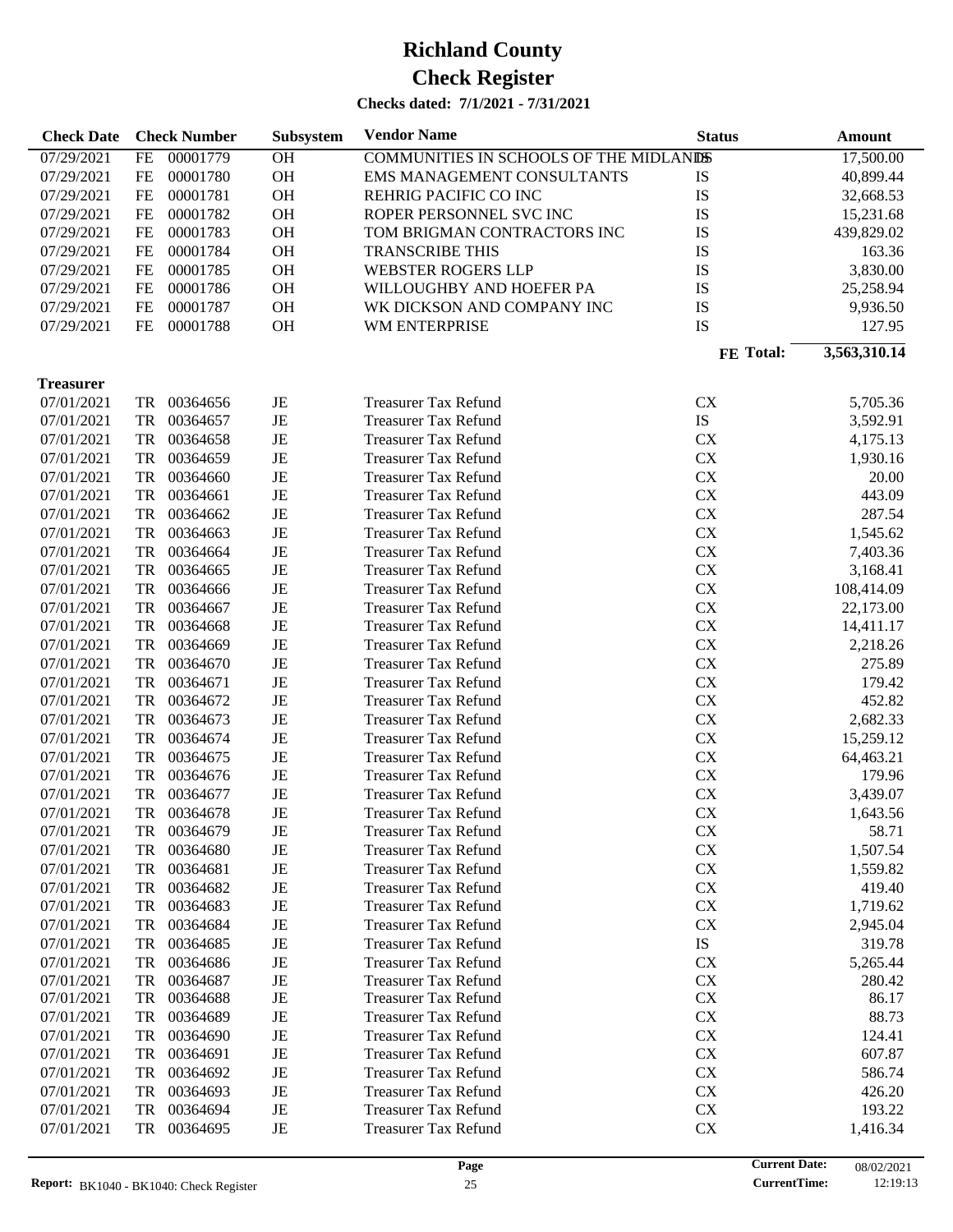# Richland County

## Check Register

**Checks dated: 7/1/2021 - 7/31/2021**

| Check Date | Check Number | | Subsystem | Vendor Name | Status | Amount |
|---|---|---|---|---|---|---|
| 07/29/2021 | FE | 00001779 | OH | COMMUNITIES IN SCHOOLS OF THE MIDLANDS | IS | 17,500.00 |
| 07/29/2021 | FE | 00001780 | OH | EMS MANAGEMENT CONSULTANTS | IS | 40,899.44 |
| 07/29/2021 | FE | 00001781 | OH | REHRIG PACIFIC CO INC | IS | 32,668.53 |
| 07/29/2021 | FE | 00001782 | OH | ROPER PERSONNEL SVC INC | IS | 15,231.68 |
| 07/29/2021 | FE | 00001783 | OH | TOM BRIGMAN CONTRACTORS INC | IS | 439,829.02 |
| 07/29/2021 | FE | 00001784 | OH | TRANSCRIBE THIS | IS | 163.36 |
| 07/29/2021 | FE | 00001785 | OH | WEBSTER ROGERS LLP | IS | 3,830.00 |
| 07/29/2021 | FE | 00001786 | OH | WILLOUGHBY AND HOEFER PA | IS | 25,258.94 |
| 07/29/2021 | FE | 00001787 | OH | WK DICKSON AND COMPANY INC | IS | 9,936.50 |
| 07/29/2021 | FE | 00001788 | OH | WM ENTERPRISE | IS | 127.95 |
| | | | | | **FE Total:** | **3,563,310.14** |

**Treasurer**

| Check Date | Check Number | | Subsystem | Vendor Name | Status | Amount |
|---|---|---|---|---|---|---|
| 07/01/2021 | TR | 00364656 | JE | Treasurer Tax Refund | CX | 5,705.36 |
| 07/01/2021 | TR | 00364657 | JE | Treasurer Tax Refund | IS | 3,592.91 |
| 07/01/2021 | TR | 00364658 | JE | Treasurer Tax Refund | CX | 4,175.13 |
| 07/01/2021 | TR | 00364659 | JE | Treasurer Tax Refund | CX | 1,930.16 |
| 07/01/2021 | TR | 00364660 | JE | Treasurer Tax Refund | CX | 20.00 |
| 07/01/2021 | TR | 00364661 | JE | Treasurer Tax Refund | CX | 443.09 |
| 07/01/2021 | TR | 00364662 | JE | Treasurer Tax Refund | CX | 287.54 |
| 07/01/2021 | TR | 00364663 | JE | Treasurer Tax Refund | CX | 1,545.62 |
| 07/01/2021 | TR | 00364664 | JE | Treasurer Tax Refund | CX | 7,403.36 |
| 07/01/2021 | TR | 00364665 | JE | Treasurer Tax Refund | CX | 3,168.41 |
| 07/01/2021 | TR | 00364666 | JE | Treasurer Tax Refund | CX | 108,414.09 |
| 07/01/2021 | TR | 00364667 | JE | Treasurer Tax Refund | CX | 22,173.00 |
| 07/01/2021 | TR | 00364668 | JE | Treasurer Tax Refund | CX | 14,411.17 |
| 07/01/2021 | TR | 00364669 | JE | Treasurer Tax Refund | CX | 2,218.26 |
| 07/01/2021 | TR | 00364670 | JE | Treasurer Tax Refund | CX | 275.89 |
| 07/01/2021 | TR | 00364671 | JE | Treasurer Tax Refund | CX | 179.42 |
| 07/01/2021 | TR | 00364672 | JE | Treasurer Tax Refund | CX | 452.82 |
| 07/01/2021 | TR | 00364673 | JE | Treasurer Tax Refund | CX | 2,682.33 |
| 07/01/2021 | TR | 00364674 | JE | Treasurer Tax Refund | CX | 15,259.12 |
| 07/01/2021 | TR | 00364675 | JE | Treasurer Tax Refund | CX | 64,463.21 |
| 07/01/2021 | TR | 00364676 | JE | Treasurer Tax Refund | CX | 179.96 |
| 07/01/2021 | TR | 00364677 | JE | Treasurer Tax Refund | CX | 3,439.07 |
| 07/01/2021 | TR | 00364678 | JE | Treasurer Tax Refund | CX | 1,643.56 |
| 07/01/2021 | TR | 00364679 | JE | Treasurer Tax Refund | CX | 58.71 |
| 07/01/2021 | TR | 00364680 | JE | Treasurer Tax Refund | CX | 1,507.54 |
| 07/01/2021 | TR | 00364681 | JE | Treasurer Tax Refund | CX | 1,559.82 |
| 07/01/2021 | TR | 00364682 | JE | Treasurer Tax Refund | CX | 419.40 |
| 07/01/2021 | TR | 00364683 | JE | Treasurer Tax Refund | CX | 1,719.62 |
| 07/01/2021 | TR | 00364684 | JE | Treasurer Tax Refund | CX | 2,945.04 |
| 07/01/2021 | TR | 00364685 | JE | Treasurer Tax Refund | IS | 319.78 |
| 07/01/2021 | TR | 00364686 | JE | Treasurer Tax Refund | CX | 5,265.44 |
| 07/01/2021 | TR | 00364687 | JE | Treasurer Tax Refund | CX | 280.42 |
| 07/01/2021 | TR | 00364688 | JE | Treasurer Tax Refund | CX | 86.17 |
| 07/01/2021 | TR | 00364689 | JE | Treasurer Tax Refund | CX | 88.73 |
| 07/01/2021 | TR | 00364690 | JE | Treasurer Tax Refund | CX | 124.41 |
| 07/01/2021 | TR | 00364691 | JE | Treasurer Tax Refund | CX | 607.87 |
| 07/01/2021 | TR | 00364692 | JE | Treasurer Tax Refund | CX | 586.74 |
| 07/01/2021 | TR | 00364693 | JE | Treasurer Tax Refund | CX | 426.20 |
| 07/01/2021 | TR | 00364694 | JE | Treasurer Tax Refund | CX | 193.22 |
| 07/01/2021 | TR | 00364695 | JE | Treasurer Tax Refund | CX | 1,416.34 |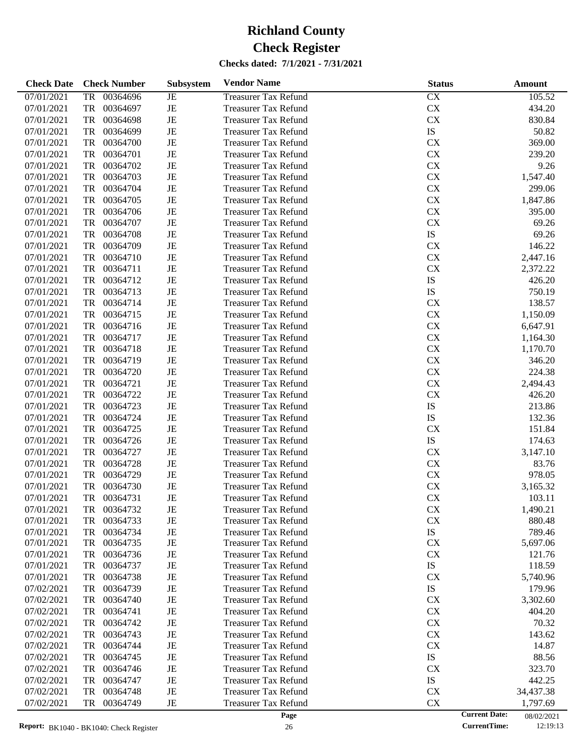# Richland County

# Check Register

**Checks dated: 7/1/2021 - 7/31/2021**

| Check Date | Check Number | Subsystem | Vendor Name | Status | Amount |
|---|---|---|---|---|---|
| 07/01/2021 | TR 00364696 | JE | Treasurer Tax Refund | CX | 105.52 |
| 07/01/2021 | TR 00364697 | JE | Treasurer Tax Refund | CX | 434.20 |
| 07/01/2021 | TR 00364698 | JE | Treasurer Tax Refund | CX | 830.84 |
| 07/01/2021 | TR 00364699 | JE | Treasurer Tax Refund | IS | 50.82 |
| 07/01/2021 | TR 00364700 | JE | Treasurer Tax Refund | CX | 369.00 |
| 07/01/2021 | TR 00364701 | JE | Treasurer Tax Refund | CX | 239.20 |
| 07/01/2021 | TR 00364702 | JE | Treasurer Tax Refund | CX | 9.26 |
| 07/01/2021 | TR 00364703 | JE | Treasurer Tax Refund | CX | 1,547.40 |
| 07/01/2021 | TR 00364704 | JE | Treasurer Tax Refund | CX | 299.06 |
| 07/01/2021 | TR 00364705 | JE | Treasurer Tax Refund | CX | 1,847.86 |
| 07/01/2021 | TR 00364706 | JE | Treasurer Tax Refund | CX | 395.00 |
| 07/01/2021 | TR 00364707 | JE | Treasurer Tax Refund | CX | 69.26 |
| 07/01/2021 | TR 00364708 | JE | Treasurer Tax Refund | IS | 69.26 |
| 07/01/2021 | TR 00364709 | JE | Treasurer Tax Refund | CX | 146.22 |
| 07/01/2021 | TR 00364710 | JE | Treasurer Tax Refund | CX | 2,447.16 |
| 07/01/2021 | TR 00364711 | JE | Treasurer Tax Refund | CX | 2,372.22 |
| 07/01/2021 | TR 00364712 | JE | Treasurer Tax Refund | IS | 426.20 |
| 07/01/2021 | TR 00364713 | JE | Treasurer Tax Refund | IS | 750.19 |
| 07/01/2021 | TR 00364714 | JE | Treasurer Tax Refund | CX | 138.57 |
| 07/01/2021 | TR 00364715 | JE | Treasurer Tax Refund | CX | 1,150.09 |
| 07/01/2021 | TR 00364716 | JE | Treasurer Tax Refund | CX | 6,647.91 |
| 07/01/2021 | TR 00364717 | JE | Treasurer Tax Refund | CX | 1,164.30 |
| 07/01/2021 | TR 00364718 | JE | Treasurer Tax Refund | CX | 1,170.70 |
| 07/01/2021 | TR 00364719 | JE | Treasurer Tax Refund | CX | 346.20 |
| 07/01/2021 | TR 00364720 | JE | Treasurer Tax Refund | CX | 224.38 |
| 07/01/2021 | TR 00364721 | JE | Treasurer Tax Refund | CX | 2,494.43 |
| 07/01/2021 | TR 00364722 | JE | Treasurer Tax Refund | CX | 426.20 |
| 07/01/2021 | TR 00364723 | JE | Treasurer Tax Refund | IS | 213.86 |
| 07/01/2021 | TR 00364724 | JE | Treasurer Tax Refund | IS | 132.36 |
| 07/01/2021 | TR 00364725 | JE | Treasurer Tax Refund | CX | 151.84 |
| 07/01/2021 | TR 00364726 | JE | Treasurer Tax Refund | IS | 174.63 |
| 07/01/2021 | TR 00364727 | JE | Treasurer Tax Refund | CX | 3,147.10 |
| 07/01/2021 | TR 00364728 | JE | Treasurer Tax Refund | CX | 83.76 |
| 07/01/2021 | TR 00364729 | JE | Treasurer Tax Refund | CX | 978.05 |
| 07/01/2021 | TR 00364730 | JE | Treasurer Tax Refund | CX | 3,165.32 |
| 07/01/2021 | TR 00364731 | JE | Treasurer Tax Refund | CX | 103.11 |
| 07/01/2021 | TR 00364732 | JE | Treasurer Tax Refund | CX | 1,490.21 |
| 07/01/2021 | TR 00364733 | JE | Treasurer Tax Refund | CX | 880.48 |
| 07/01/2021 | TR 00364734 | JE | Treasurer Tax Refund | IS | 789.46 |
| 07/01/2021 | TR 00364735 | JE | Treasurer Tax Refund | CX | 5,697.06 |
| 07/01/2021 | TR 00364736 | JE | Treasurer Tax Refund | CX | 121.76 |
| 07/01/2021 | TR 00364737 | JE | Treasurer Tax Refund | IS | 118.59 |
| 07/01/2021 | TR 00364738 | JE | Treasurer Tax Refund | CX | 5,740.96 |
| 07/02/2021 | TR 00364739 | JE | Treasurer Tax Refund | IS | 179.96 |
| 07/02/2021 | TR 00364740 | JE | Treasurer Tax Refund | CX | 3,302.60 |
| 07/02/2021 | TR 00364741 | JE | Treasurer Tax Refund | CX | 404.20 |
| 07/02/2021 | TR 00364742 | JE | Treasurer Tax Refund | CX | 70.32 |
| 07/02/2021 | TR 00364743 | JE | Treasurer Tax Refund | CX | 143.62 |
| 07/02/2021 | TR 00364744 | JE | Treasurer Tax Refund | CX | 14.87 |
| 07/02/2021 | TR 00364745 | JE | Treasurer Tax Refund | IS | 88.56 |
| 07/02/2021 | TR 00364746 | JE | Treasurer Tax Refund | CX | 323.70 |
| 07/02/2021 | TR 00364747 | JE | Treasurer Tax Refund | IS | 442.25 |
| 07/02/2021 | TR 00364748 | JE | Treasurer Tax Refund | CX | 34,437.38 |
| 07/02/2021 | TR 00364749 | JE | Treasurer Tax Refund | CX | 1,797.69 |

**Report:** BK1040 - BK1040: Check Register

**Current Date:** 08/02/2021
**CurrentTime:** 12:19:13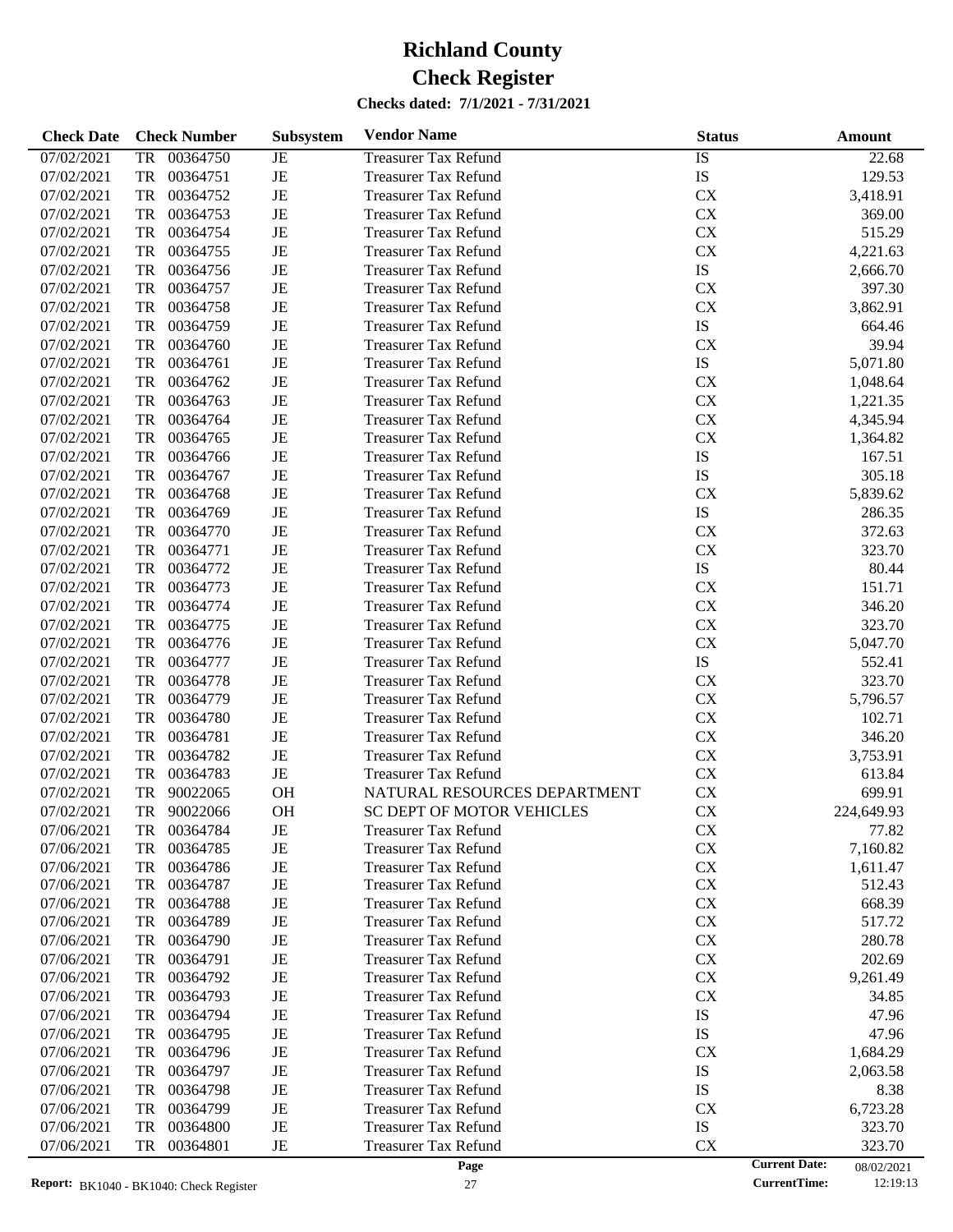# Richland County

# Check Register

**Checks dated: 7/1/2021 - 7/31/2021**

| Check Date | Check Number | | Subsystem | Vendor Name | Status | Amount |
|---|---|---|---|---|---|---|
| 07/02/2021 | TR | 00364750 | JE | Treasurer Tax Refund | IS | 22.68 |
| 07/02/2021 | TR | 00364751 | JE | Treasurer Tax Refund | IS | 129.53 |
| 07/02/2021 | TR | 00364752 | JE | Treasurer Tax Refund | CX | 3,418.91 |
| 07/02/2021 | TR | 00364753 | JE | Treasurer Tax Refund | CX | 369.00 |
| 07/02/2021 | TR | 00364754 | JE | Treasurer Tax Refund | CX | 515.29 |
| 07/02/2021 | TR | 00364755 | JE | Treasurer Tax Refund | CX | 4,221.63 |
| 07/02/2021 | TR | 00364756 | JE | Treasurer Tax Refund | IS | 2,666.70 |
| 07/02/2021 | TR | 00364757 | JE | Treasurer Tax Refund | CX | 397.30 |
| 07/02/2021 | TR | 00364758 | JE | Treasurer Tax Refund | CX | 3,862.91 |
| 07/02/2021 | TR | 00364759 | JE | Treasurer Tax Refund | IS | 664.46 |
| 07/02/2021 | TR | 00364760 | JE | Treasurer Tax Refund | CX | 39.94 |
| 07/02/2021 | TR | 00364761 | JE | Treasurer Tax Refund | IS | 5,071.80 |
| 07/02/2021 | TR | 00364762 | JE | Treasurer Tax Refund | CX | 1,048.64 |
| 07/02/2021 | TR | 00364763 | JE | Treasurer Tax Refund | CX | 1,221.35 |
| 07/02/2021 | TR | 00364764 | JE | Treasurer Tax Refund | CX | 4,345.94 |
| 07/02/2021 | TR | 00364765 | JE | Treasurer Tax Refund | CX | 1,364.82 |
| 07/02/2021 | TR | 00364766 | JE | Treasurer Tax Refund | IS | 167.51 |
| 07/02/2021 | TR | 00364767 | JE | Treasurer Tax Refund | IS | 305.18 |
| 07/02/2021 | TR | 00364768 | JE | Treasurer Tax Refund | CX | 5,839.62 |
| 07/02/2021 | TR | 00364769 | JE | Treasurer Tax Refund | IS | 286.35 |
| 07/02/2021 | TR | 00364770 | JE | Treasurer Tax Refund | CX | 372.63 |
| 07/02/2021 | TR | 00364771 | JE | Treasurer Tax Refund | CX | 323.70 |
| 07/02/2021 | TR | 00364772 | JE | Treasurer Tax Refund | IS | 80.44 |
| 07/02/2021 | TR | 00364773 | JE | Treasurer Tax Refund | CX | 151.71 |
| 07/02/2021 | TR | 00364774 | JE | Treasurer Tax Refund | CX | 346.20 |
| 07/02/2021 | TR | 00364775 | JE | Treasurer Tax Refund | CX | 323.70 |
| 07/02/2021 | TR | 00364776 | JE | Treasurer Tax Refund | CX | 5,047.70 |
| 07/02/2021 | TR | 00364777 | JE | Treasurer Tax Refund | IS | 552.41 |
| 07/02/2021 | TR | 00364778 | JE | Treasurer Tax Refund | CX | 323.70 |
| 07/02/2021 | TR | 00364779 | JE | Treasurer Tax Refund | CX | 5,796.57 |
| 07/02/2021 | TR | 00364780 | JE | Treasurer Tax Refund | CX | 102.71 |
| 07/02/2021 | TR | 00364781 | JE | Treasurer Tax Refund | CX | 346.20 |
| 07/02/2021 | TR | 00364782 | JE | Treasurer Tax Refund | CX | 3,753.91 |
| 07/02/2021 | TR | 00364783 | JE | Treasurer Tax Refund | CX | 613.84 |
| 07/02/2021 | TR | 90022065 | OH | NATURAL RESOURCES DEPARTMENT | CX | 699.91 |
| 07/02/2021 | TR | 90022066 | OH | SC DEPT OF MOTOR VEHICLES | CX | 224,649.93 |
| 07/06/2021 | TR | 00364784 | JE | Treasurer Tax Refund | CX | 77.82 |
| 07/06/2021 | TR | 00364785 | JE | Treasurer Tax Refund | CX | 7,160.82 |
| 07/06/2021 | TR | 00364786 | JE | Treasurer Tax Refund | CX | 1,611.47 |
| 07/06/2021 | TR | 00364787 | JE | Treasurer Tax Refund | CX | 512.43 |
| 07/06/2021 | TR | 00364788 | JE | Treasurer Tax Refund | CX | 668.39 |
| 07/06/2021 | TR | 00364789 | JE | Treasurer Tax Refund | CX | 517.72 |
| 07/06/2021 | TR | 00364790 | JE | Treasurer Tax Refund | CX | 280.78 |
| 07/06/2021 | TR | 00364791 | JE | Treasurer Tax Refund | CX | 202.69 |
| 07/06/2021 | TR | 00364792 | JE | Treasurer Tax Refund | CX | 9,261.49 |
| 07/06/2021 | TR | 00364793 | JE | Treasurer Tax Refund | CX | 34.85 |
| 07/06/2021 | TR | 00364794 | JE | Treasurer Tax Refund | IS | 47.96 |
| 07/06/2021 | TR | 00364795 | JE | Treasurer Tax Refund | IS | 47.96 |
| 07/06/2021 | TR | 00364796 | JE | Treasurer Tax Refund | CX | 1,684.29 |
| 07/06/2021 | TR | 00364797 | JE | Treasurer Tax Refund | IS | 2,063.58 |
| 07/06/2021 | TR | 00364798 | JE | Treasurer Tax Refund | IS | 8.38 |
| 07/06/2021 | TR | 00364799 | JE | Treasurer Tax Refund | CX | 6,723.28 |
| 07/06/2021 | TR | 00364800 | JE | Treasurer Tax Refund | IS | 323.70 |
| 07/06/2021 | TR | 00364801 | JE | Treasurer Tax Refund | CX | 323.70 |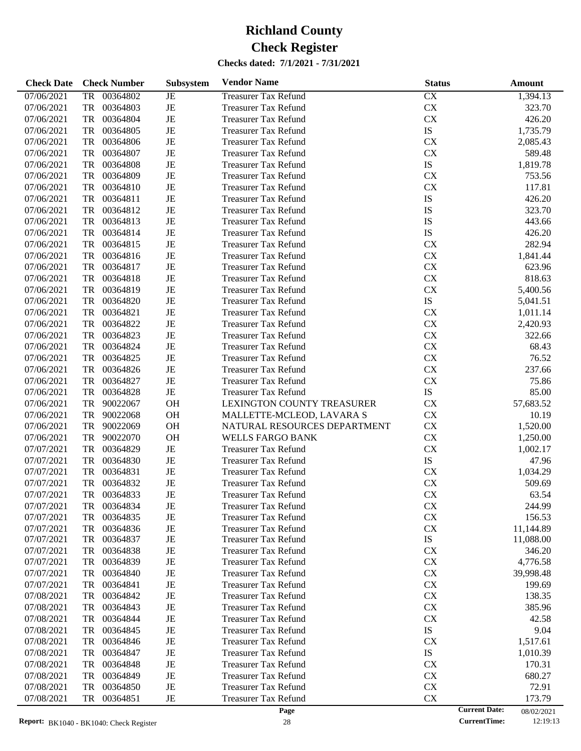# Richland County

# Check Register

**Checks dated: 7/1/2021 - 7/31/2021**

| Check Date | Check Number | Subsystem | Vendor Name | Status | Amount |
|---|---|---|---|---|---|
| 07/06/2021 | TR 00364802 | JE | Treasurer Tax Refund | CX | 1,394.13 |
| 07/06/2021 | TR 00364803 | JE | Treasurer Tax Refund | CX | 323.70 |
| 07/06/2021 | TR 00364804 | JE | Treasurer Tax Refund | CX | 426.20 |
| 07/06/2021 | TR 00364805 | JE | Treasurer Tax Refund | IS | 1,735.79 |
| 07/06/2021 | TR 00364806 | JE | Treasurer Tax Refund | CX | 2,085.43 |
| 07/06/2021 | TR 00364807 | JE | Treasurer Tax Refund | CX | 589.48 |
| 07/06/2021 | TR 00364808 | JE | Treasurer Tax Refund | IS | 1,819.78 |
| 07/06/2021 | TR 00364809 | JE | Treasurer Tax Refund | CX | 753.56 |
| 07/06/2021 | TR 00364810 | JE | Treasurer Tax Refund | CX | 117.81 |
| 07/06/2021 | TR 00364811 | JE | Treasurer Tax Refund | IS | 426.20 |
| 07/06/2021 | TR 00364812 | JE | Treasurer Tax Refund | IS | 323.70 |
| 07/06/2021 | TR 00364813 | JE | Treasurer Tax Refund | IS | 443.66 |
| 07/06/2021 | TR 00364814 | JE | Treasurer Tax Refund | IS | 426.20 |
| 07/06/2021 | TR 00364815 | JE | Treasurer Tax Refund | CX | 282.94 |
| 07/06/2021 | TR 00364816 | JE | Treasurer Tax Refund | CX | 1,841.44 |
| 07/06/2021 | TR 00364817 | JE | Treasurer Tax Refund | CX | 623.96 |
| 07/06/2021 | TR 00364818 | JE | Treasurer Tax Refund | CX | 818.63 |
| 07/06/2021 | TR 00364819 | JE | Treasurer Tax Refund | CX | 5,400.56 |
| 07/06/2021 | TR 00364820 | JE | Treasurer Tax Refund | IS | 5,041.51 |
| 07/06/2021 | TR 00364821 | JE | Treasurer Tax Refund | CX | 1,011.14 |
| 07/06/2021 | TR 00364822 | JE | Treasurer Tax Refund | CX | 2,420.93 |
| 07/06/2021 | TR 00364823 | JE | Treasurer Tax Refund | CX | 322.66 |
| 07/06/2021 | TR 00364824 | JE | Treasurer Tax Refund | CX | 68.43 |
| 07/06/2021 | TR 00364825 | JE | Treasurer Tax Refund | CX | 76.52 |
| 07/06/2021 | TR 00364826 | JE | Treasurer Tax Refund | CX | 237.66 |
| 07/06/2021 | TR 00364827 | JE | Treasurer Tax Refund | CX | 75.86 |
| 07/06/2021 | TR 00364828 | JE | Treasurer Tax Refund | IS | 85.00 |
| 07/06/2021 | TR 90022067 | OH | LEXINGTON COUNTY TREASURER | CX | 57,683.52 |
| 07/06/2021 | TR 90022068 | OH | MALLETTE-MCLEOD, LAVARA S | CX | 10.19 |
| 07/06/2021 | TR 90022069 | OH | NATURAL RESOURCES DEPARTMENT | CX | 1,520.00 |
| 07/06/2021 | TR 90022070 | OH | WELLS FARGO BANK | CX | 1,250.00 |
| 07/07/2021 | TR 00364829 | JE | Treasurer Tax Refund | CX | 1,002.17 |
| 07/07/2021 | TR 00364830 | JE | Treasurer Tax Refund | IS | 47.96 |
| 07/07/2021 | TR 00364831 | JE | Treasurer Tax Refund | CX | 1,034.29 |
| 07/07/2021 | TR 00364832 | JE | Treasurer Tax Refund | CX | 509.69 |
| 07/07/2021 | TR 00364833 | JE | Treasurer Tax Refund | CX | 63.54 |
| 07/07/2021 | TR 00364834 | JE | Treasurer Tax Refund | CX | 244.99 |
| 07/07/2021 | TR 00364835 | JE | Treasurer Tax Refund | CX | 156.53 |
| 07/07/2021 | TR 00364836 | JE | Treasurer Tax Refund | CX | 11,144.89 |
| 07/07/2021 | TR 00364837 | JE | Treasurer Tax Refund | IS | 11,088.00 |
| 07/07/2021 | TR 00364838 | JE | Treasurer Tax Refund | CX | 346.20 |
| 07/07/2021 | TR 00364839 | JE | Treasurer Tax Refund | CX | 4,776.58 |
| 07/07/2021 | TR 00364840 | JE | Treasurer Tax Refund | CX | 39,998.48 |
| 07/07/2021 | TR 00364841 | JE | Treasurer Tax Refund | CX | 199.69 |
| 07/08/2021 | TR 00364842 | JE | Treasurer Tax Refund | CX | 138.35 |
| 07/08/2021 | TR 00364843 | JE | Treasurer Tax Refund | CX | 385.96 |
| 07/08/2021 | TR 00364844 | JE | Treasurer Tax Refund | CX | 42.58 |
| 07/08/2021 | TR 00364845 | JE | Treasurer Tax Refund | IS | 9.04 |
| 07/08/2021 | TR 00364846 | JE | Treasurer Tax Refund | CX | 1,517.61 |
| 07/08/2021 | TR 00364847 | JE | Treasurer Tax Refund | IS | 1,010.39 |
| 07/08/2021 | TR 00364848 | JE | Treasurer Tax Refund | CX | 170.31 |
| 07/08/2021 | TR 00364849 | JE | Treasurer Tax Refund | CX | 680.27 |
| 07/08/2021 | TR 00364850 | JE | Treasurer Tax Refund | CX | 72.91 |
| 07/08/2021 | TR 00364851 | JE | Treasurer Tax Refund | CX | 173.79 |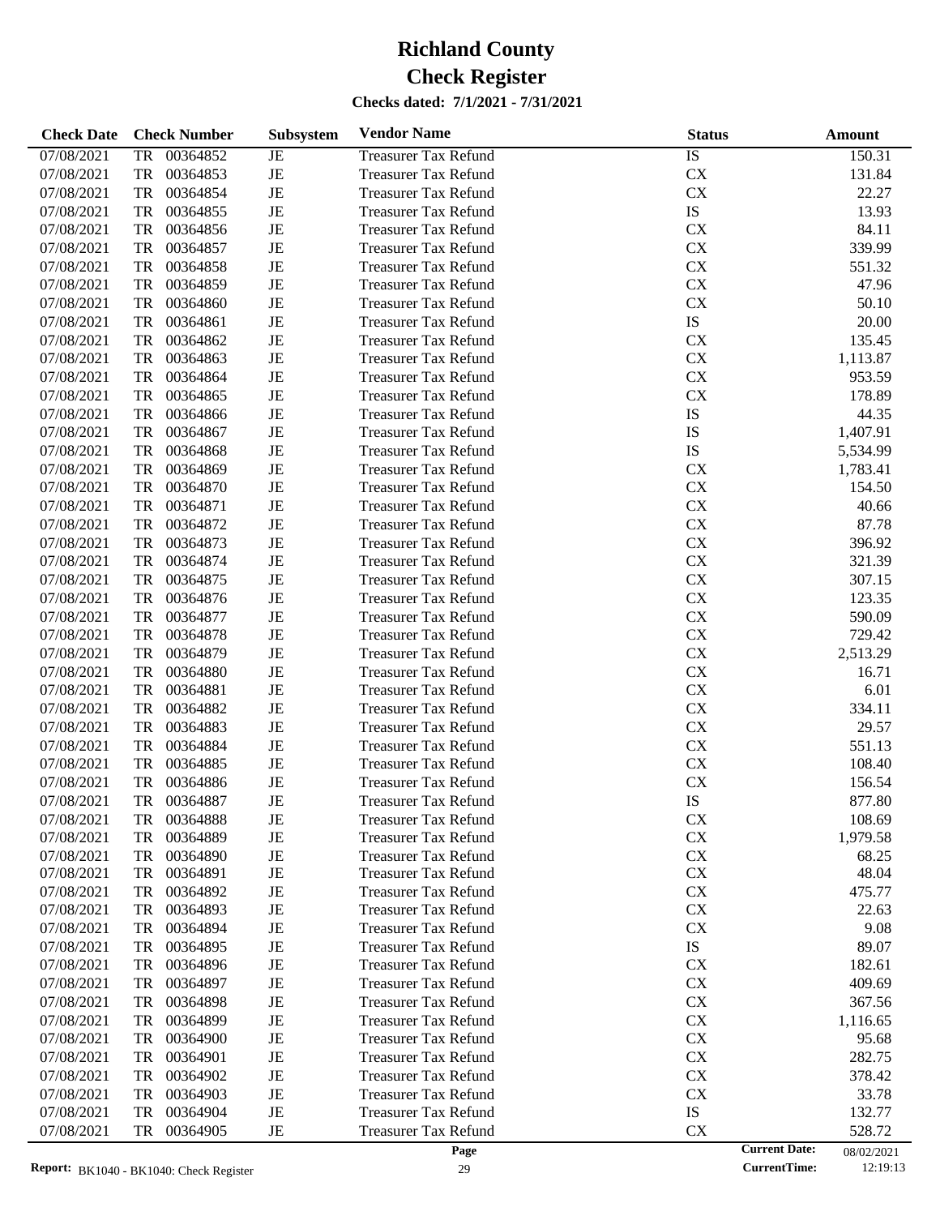# Richland County
# Check Register
### Checks dated: 7/1/2021 - 7/31/2021

| Check Date | Check Number | | Subsystem | Vendor Name | Status | Amount |
|---|---|---|---|---|---|---|
| 07/08/2021 | TR | 00364852 | JE | Treasurer Tax Refund | IS | 150.31 |
| 07/08/2021 | TR | 00364853 | JE | Treasurer Tax Refund | CX | 131.84 |
| 07/08/2021 | TR | 00364854 | JE | Treasurer Tax Refund | CX | 22.27 |
| 07/08/2021 | TR | 00364855 | JE | Treasurer Tax Refund | IS | 13.93 |
| 07/08/2021 | TR | 00364856 | JE | Treasurer Tax Refund | CX | 84.11 |
| 07/08/2021 | TR | 00364857 | JE | Treasurer Tax Refund | CX | 339.99 |
| 07/08/2021 | TR | 00364858 | JE | Treasurer Tax Refund | CX | 551.32 |
| 07/08/2021 | TR | 00364859 | JE | Treasurer Tax Refund | CX | 47.96 |
| 07/08/2021 | TR | 00364860 | JE | Treasurer Tax Refund | CX | 50.10 |
| 07/08/2021 | TR | 00364861 | JE | Treasurer Tax Refund | IS | 20.00 |
| 07/08/2021 | TR | 00364862 | JE | Treasurer Tax Refund | CX | 135.45 |
| 07/08/2021 | TR | 00364863 | JE | Treasurer Tax Refund | CX | 1,113.87 |
| 07/08/2021 | TR | 00364864 | JE | Treasurer Tax Refund | CX | 953.59 |
| 07/08/2021 | TR | 00364865 | JE | Treasurer Tax Refund | CX | 178.89 |
| 07/08/2021 | TR | 00364866 | JE | Treasurer Tax Refund | IS | 44.35 |
| 07/08/2021 | TR | 00364867 | JE | Treasurer Tax Refund | IS | 1,407.91 |
| 07/08/2021 | TR | 00364868 | JE | Treasurer Tax Refund | IS | 5,534.99 |
| 07/08/2021 | TR | 00364869 | JE | Treasurer Tax Refund | CX | 1,783.41 |
| 07/08/2021 | TR | 00364870 | JE | Treasurer Tax Refund | CX | 154.50 |
| 07/08/2021 | TR | 00364871 | JE | Treasurer Tax Refund | CX | 40.66 |
| 07/08/2021 | TR | 00364872 | JE | Treasurer Tax Refund | CX | 87.78 |
| 07/08/2021 | TR | 00364873 | JE | Treasurer Tax Refund | CX | 396.92 |
| 07/08/2021 | TR | 00364874 | JE | Treasurer Tax Refund | CX | 321.39 |
| 07/08/2021 | TR | 00364875 | JE | Treasurer Tax Refund | CX | 307.15 |
| 07/08/2021 | TR | 00364876 | JE | Treasurer Tax Refund | CX | 123.35 |
| 07/08/2021 | TR | 00364877 | JE | Treasurer Tax Refund | CX | 590.09 |
| 07/08/2021 | TR | 00364878 | JE | Treasurer Tax Refund | CX | 729.42 |
| 07/08/2021 | TR | 00364879 | JE | Treasurer Tax Refund | CX | 2,513.29 |
| 07/08/2021 | TR | 00364880 | JE | Treasurer Tax Refund | CX | 16.71 |
| 07/08/2021 | TR | 00364881 | JE | Treasurer Tax Refund | CX | 6.01 |
| 07/08/2021 | TR | 00364882 | JE | Treasurer Tax Refund | CX | 334.11 |
| 07/08/2021 | TR | 00364883 | JE | Treasurer Tax Refund | CX | 29.57 |
| 07/08/2021 | TR | 00364884 | JE | Treasurer Tax Refund | CX | 551.13 |
| 07/08/2021 | TR | 00364885 | JE | Treasurer Tax Refund | CX | 108.40 |
| 07/08/2021 | TR | 00364886 | JE | Treasurer Tax Refund | CX | 156.54 |
| 07/08/2021 | TR | 00364887 | JE | Treasurer Tax Refund | IS | 877.80 |
| 07/08/2021 | TR | 00364888 | JE | Treasurer Tax Refund | CX | 108.69 |
| 07/08/2021 | TR | 00364889 | JE | Treasurer Tax Refund | CX | 1,979.58 |
| 07/08/2021 | TR | 00364890 | JE | Treasurer Tax Refund | CX | 68.25 |
| 07/08/2021 | TR | 00364891 | JE | Treasurer Tax Refund | CX | 48.04 |
| 07/08/2021 | TR | 00364892 | JE | Treasurer Tax Refund | CX | 475.77 |
| 07/08/2021 | TR | 00364893 | JE | Treasurer Tax Refund | CX | 22.63 |
| 07/08/2021 | TR | 00364894 | JE | Treasurer Tax Refund | CX | 9.08 |
| 07/08/2021 | TR | 00364895 | JE | Treasurer Tax Refund | IS | 89.07 |
| 07/08/2021 | TR | 00364896 | JE | Treasurer Tax Refund | CX | 182.61 |
| 07/08/2021 | TR | 00364897 | JE | Treasurer Tax Refund | CX | 409.69 |
| 07/08/2021 | TR | 00364898 | JE | Treasurer Tax Refund | CX | 367.56 |
| 07/08/2021 | TR | 00364899 | JE | Treasurer Tax Refund | CX | 1,116.65 |
| 07/08/2021 | TR | 00364900 | JE | Treasurer Tax Refund | CX | 95.68 |
| 07/08/2021 | TR | 00364901 | JE | Treasurer Tax Refund | CX | 282.75 |
| 07/08/2021 | TR | 00364902 | JE | Treasurer Tax Refund | CX | 378.42 |
| 07/08/2021 | TR | 00364903 | JE | Treasurer Tax Refund | CX | 33.78 |
| 07/08/2021 | TR | 00364904 | JE | Treasurer Tax Refund | IS | 132.77 |
| 07/08/2021 | TR | 00364905 | JE | Treasurer Tax Refund | CX | 528.72 |

Report: BK1040 - BK1040: Check Register

Current Date: 08/02/2021
CurrentTime: 12:19:13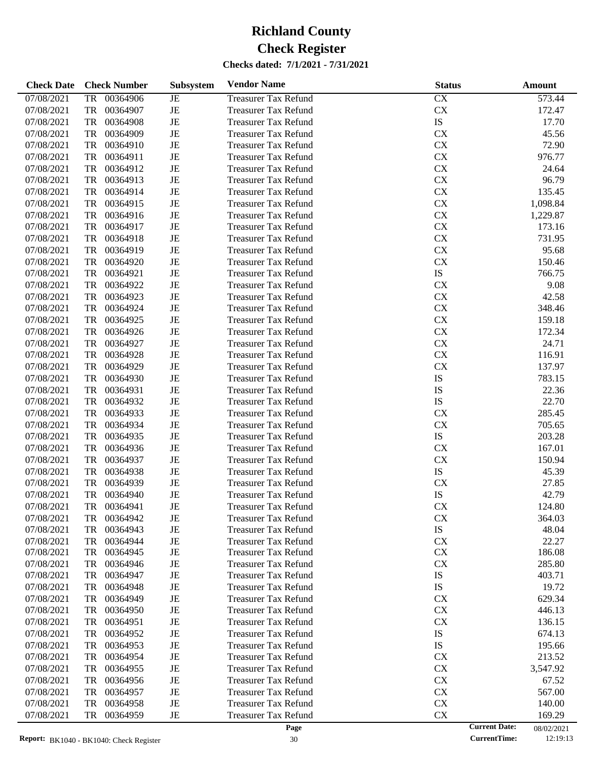# Richland County

# Check Register

**Checks dated: 7/1/2021 - 7/31/2021**

| Check Date | Check Number | Subsystem | Vendor Name | Status | Amount |
|---|---|---|---|---|---|
| 07/08/2021 | TR 00364906 | JE | Treasurer Tax Refund | CX | 573.44 |
| 07/08/2021 | TR 00364907 | JE | Treasurer Tax Refund | CX | 172.47 |
| 07/08/2021 | TR 00364908 | JE | Treasurer Tax Refund | IS | 17.70 |
| 07/08/2021 | TR 00364909 | JE | Treasurer Tax Refund | CX | 45.56 |
| 07/08/2021 | TR 00364910 | JE | Treasurer Tax Refund | CX | 72.90 |
| 07/08/2021 | TR 00364911 | JE | Treasurer Tax Refund | CX | 976.77 |
| 07/08/2021 | TR 00364912 | JE | Treasurer Tax Refund | CX | 24.64 |
| 07/08/2021 | TR 00364913 | JE | Treasurer Tax Refund | CX | 96.79 |
| 07/08/2021 | TR 00364914 | JE | Treasurer Tax Refund | CX | 135.45 |
| 07/08/2021 | TR 00364915 | JE | Treasurer Tax Refund | CX | 1,098.84 |
| 07/08/2021 | TR 00364916 | JE | Treasurer Tax Refund | CX | 1,229.87 |
| 07/08/2021 | TR 00364917 | JE | Treasurer Tax Refund | CX | 173.16 |
| 07/08/2021 | TR 00364918 | JE | Treasurer Tax Refund | CX | 731.95 |
| 07/08/2021 | TR 00364919 | JE | Treasurer Tax Refund | CX | 95.68 |
| 07/08/2021 | TR 00364920 | JE | Treasurer Tax Refund | CX | 150.46 |
| 07/08/2021 | TR 00364921 | JE | Treasurer Tax Refund | IS | 766.75 |
| 07/08/2021 | TR 00364922 | JE | Treasurer Tax Refund | CX | 9.08 |
| 07/08/2021 | TR 00364923 | JE | Treasurer Tax Refund | CX | 42.58 |
| 07/08/2021 | TR 00364924 | JE | Treasurer Tax Refund | CX | 348.46 |
| 07/08/2021 | TR 00364925 | JE | Treasurer Tax Refund | CX | 159.18 |
| 07/08/2021 | TR 00364926 | JE | Treasurer Tax Refund | CX | 172.34 |
| 07/08/2021 | TR 00364927 | JE | Treasurer Tax Refund | CX | 24.71 |
| 07/08/2021 | TR 00364928 | JE | Treasurer Tax Refund | CX | 116.91 |
| 07/08/2021 | TR 00364929 | JE | Treasurer Tax Refund | CX | 137.97 |
| 07/08/2021 | TR 00364930 | JE | Treasurer Tax Refund | IS | 783.15 |
| 07/08/2021 | TR 00364931 | JE | Treasurer Tax Refund | IS | 22.36 |
| 07/08/2021 | TR 00364932 | JE | Treasurer Tax Refund | IS | 22.70 |
| 07/08/2021 | TR 00364933 | JE | Treasurer Tax Refund | CX | 285.45 |
| 07/08/2021 | TR 00364934 | JE | Treasurer Tax Refund | CX | 705.65 |
| 07/08/2021 | TR 00364935 | JE | Treasurer Tax Refund | IS | 203.28 |
| 07/08/2021 | TR 00364936 | JE | Treasurer Tax Refund | CX | 167.01 |
| 07/08/2021 | TR 00364937 | JE | Treasurer Tax Refund | CX | 150.94 |
| 07/08/2021 | TR 00364938 | JE | Treasurer Tax Refund | IS | 45.39 |
| 07/08/2021 | TR 00364939 | JE | Treasurer Tax Refund | CX | 27.85 |
| 07/08/2021 | TR 00364940 | JE | Treasurer Tax Refund | IS | 42.79 |
| 07/08/2021 | TR 00364941 | JE | Treasurer Tax Refund | CX | 124.80 |
| 07/08/2021 | TR 00364942 | JE | Treasurer Tax Refund | CX | 364.03 |
| 07/08/2021 | TR 00364943 | JE | Treasurer Tax Refund | IS | 48.04 |
| 07/08/2021 | TR 00364944 | JE | Treasurer Tax Refund | CX | 22.27 |
| 07/08/2021 | TR 00364945 | JE | Treasurer Tax Refund | CX | 186.08 |
| 07/08/2021 | TR 00364946 | JE | Treasurer Tax Refund | CX | 285.80 |
| 07/08/2021 | TR 00364947 | JE | Treasurer Tax Refund | IS | 403.71 |
| 07/08/2021 | TR 00364948 | JE | Treasurer Tax Refund | IS | 19.72 |
| 07/08/2021 | TR 00364949 | JE | Treasurer Tax Refund | CX | 629.34 |
| 07/08/2021 | TR 00364950 | JE | Treasurer Tax Refund | CX | 446.13 |
| 07/08/2021 | TR 00364951 | JE | Treasurer Tax Refund | CX | 136.15 |
| 07/08/2021 | TR 00364952 | JE | Treasurer Tax Refund | IS | 674.13 |
| 07/08/2021 | TR 00364953 | JE | Treasurer Tax Refund | IS | 195.66 |
| 07/08/2021 | TR 00364954 | JE | Treasurer Tax Refund | CX | 213.52 |
| 07/08/2021 | TR 00364955 | JE | Treasurer Tax Refund | CX | 3,547.92 |
| 07/08/2021 | TR 00364956 | JE | Treasurer Tax Refund | CX | 67.52 |
| 07/08/2021 | TR 00364957 | JE | Treasurer Tax Refund | CX | 567.00 |
| 07/08/2021 | TR 00364958 | JE | Treasurer Tax Refund | CX | 140.00 |
| 07/08/2021 | TR 00364959 | JE | Treasurer Tax Refund | CX | 169.29 |

**Report:** BK1040 - BK1040: Check Register | **Current Date:** 08/02/2021 | **CurrentTime:** 12:19:13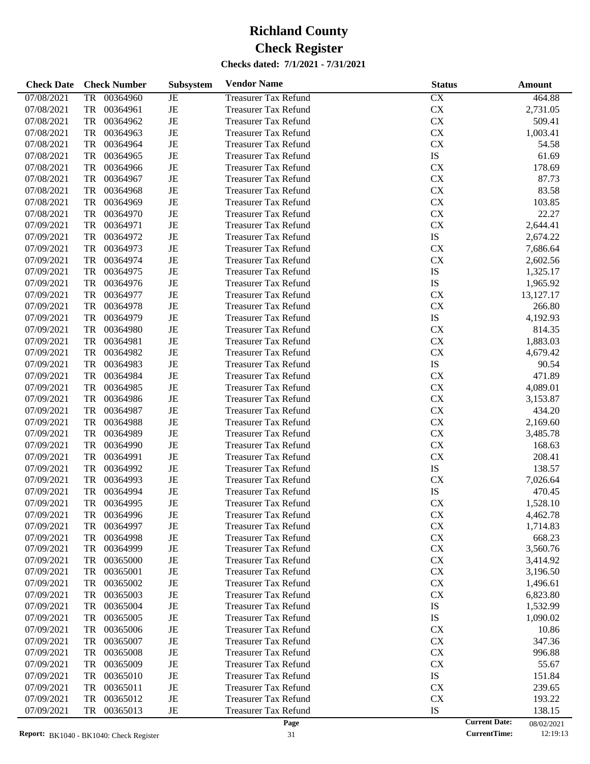# Richland County
# Check Register

**Checks dated: 7/1/2021 - 7/31/2021**

| Check Date | Check Number | Subsystem | Vendor Name | Status | Amount |
|---|---|---|---|---|---|
| 07/08/2021 | TR 00364960 | JE | Treasurer Tax Refund | CX | 464.88 |
| 07/08/2021 | TR 00364961 | JE | Treasurer Tax Refund | CX | 2,731.05 |
| 07/08/2021 | TR 00364962 | JE | Treasurer Tax Refund | CX | 509.41 |
| 07/08/2021 | TR 00364963 | JE | Treasurer Tax Refund | CX | 1,003.41 |
| 07/08/2021 | TR 00364964 | JE | Treasurer Tax Refund | CX | 54.58 |
| 07/08/2021 | TR 00364965 | JE | Treasurer Tax Refund | IS | 61.69 |
| 07/08/2021 | TR 00364966 | JE | Treasurer Tax Refund | CX | 178.69 |
| 07/08/2021 | TR 00364967 | JE | Treasurer Tax Refund | CX | 87.73 |
| 07/08/2021 | TR 00364968 | JE | Treasurer Tax Refund | CX | 83.58 |
| 07/08/2021 | TR 00364969 | JE | Treasurer Tax Refund | CX | 103.85 |
| 07/08/2021 | TR 00364970 | JE | Treasurer Tax Refund | CX | 22.27 |
| 07/09/2021 | TR 00364971 | JE | Treasurer Tax Refund | CX | 2,644.41 |
| 07/09/2021 | TR 00364972 | JE | Treasurer Tax Refund | IS | 2,674.22 |
| 07/09/2021 | TR 00364973 | JE | Treasurer Tax Refund | CX | 7,686.64 |
| 07/09/2021 | TR 00364974 | JE | Treasurer Tax Refund | CX | 2,602.56 |
| 07/09/2021 | TR 00364975 | JE | Treasurer Tax Refund | IS | 1,325.17 |
| 07/09/2021 | TR 00364976 | JE | Treasurer Tax Refund | IS | 1,965.92 |
| 07/09/2021 | TR 00364977 | JE | Treasurer Tax Refund | CX | 13,127.17 |
| 07/09/2021 | TR 00364978 | JE | Treasurer Tax Refund | CX | 266.80 |
| 07/09/2021 | TR 00364979 | JE | Treasurer Tax Refund | IS | 4,192.93 |
| 07/09/2021 | TR 00364980 | JE | Treasurer Tax Refund | CX | 814.35 |
| 07/09/2021 | TR 00364981 | JE | Treasurer Tax Refund | CX | 1,883.03 |
| 07/09/2021 | TR 00364982 | JE | Treasurer Tax Refund | CX | 4,679.42 |
| 07/09/2021 | TR 00364983 | JE | Treasurer Tax Refund | IS | 90.54 |
| 07/09/2021 | TR 00364984 | JE | Treasurer Tax Refund | CX | 471.89 |
| 07/09/2021 | TR 00364985 | JE | Treasurer Tax Refund | CX | 4,089.01 |
| 07/09/2021 | TR 00364986 | JE | Treasurer Tax Refund | CX | 3,153.87 |
| 07/09/2021 | TR 00364987 | JE | Treasurer Tax Refund | CX | 434.20 |
| 07/09/2021 | TR 00364988 | JE | Treasurer Tax Refund | CX | 2,169.60 |
| 07/09/2021 | TR 00364989 | JE | Treasurer Tax Refund | CX | 3,485.78 |
| 07/09/2021 | TR 00364990 | JE | Treasurer Tax Refund | CX | 168.63 |
| 07/09/2021 | TR 00364991 | JE | Treasurer Tax Refund | CX | 208.41 |
| 07/09/2021 | TR 00364992 | JE | Treasurer Tax Refund | IS | 138.57 |
| 07/09/2021 | TR 00364993 | JE | Treasurer Tax Refund | CX | 7,026.64 |
| 07/09/2021 | TR 00364994 | JE | Treasurer Tax Refund | IS | 470.45 |
| 07/09/2021 | TR 00364995 | JE | Treasurer Tax Refund | CX | 1,528.10 |
| 07/09/2021 | TR 00364996 | JE | Treasurer Tax Refund | CX | 4,462.78 |
| 07/09/2021 | TR 00364997 | JE | Treasurer Tax Refund | CX | 1,714.83 |
| 07/09/2021 | TR 00364998 | JE | Treasurer Tax Refund | CX | 668.23 |
| 07/09/2021 | TR 00364999 | JE | Treasurer Tax Refund | CX | 3,560.76 |
| 07/09/2021 | TR 00365000 | JE | Treasurer Tax Refund | CX | 3,414.92 |
| 07/09/2021 | TR 00365001 | JE | Treasurer Tax Refund | CX | 3,196.50 |
| 07/09/2021 | TR 00365002 | JE | Treasurer Tax Refund | CX | 1,496.61 |
| 07/09/2021 | TR 00365003 | JE | Treasurer Tax Refund | CX | 6,823.80 |
| 07/09/2021 | TR 00365004 | JE | Treasurer Tax Refund | IS | 1,532.99 |
| 07/09/2021 | TR 00365005 | JE | Treasurer Tax Refund | IS | 1,090.02 |
| 07/09/2021 | TR 00365006 | JE | Treasurer Tax Refund | CX | 10.86 |
| 07/09/2021 | TR 00365007 | JE | Treasurer Tax Refund | CX | 347.36 |
| 07/09/2021 | TR 00365008 | JE | Treasurer Tax Refund | CX | 996.88 |
| 07/09/2021 | TR 00365009 | JE | Treasurer Tax Refund | CX | 55.67 |
| 07/09/2021 | TR 00365010 | JE | Treasurer Tax Refund | IS | 151.84 |
| 07/09/2021 | TR 00365011 | JE | Treasurer Tax Refund | CX | 239.65 |
| 07/09/2021 | TR 00365012 | JE | Treasurer Tax Refund | CX | 193.22 |
| 07/09/2021 | TR 00365013 | JE | Treasurer Tax Refund | IS | 138.15 |

**Report:** BK1040 - BK1040: Check Register

**Current Date:** 08/02/2021
**CurrentTime:** 12:19:13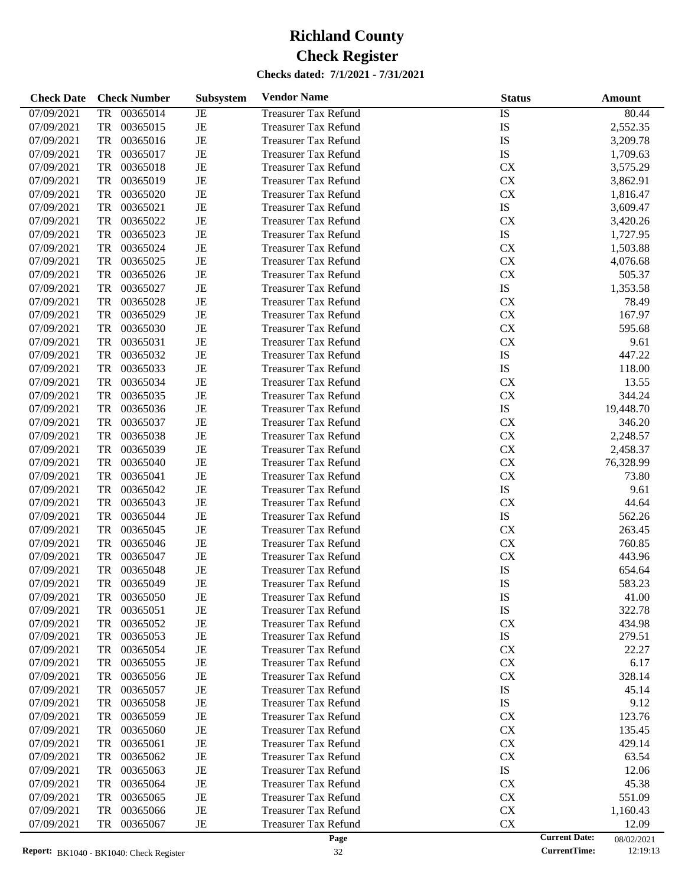# Richland County

# Check Register

**Checks dated: 7/1/2021 - 7/31/2021**

| Check Date | Check Number | Subsystem | Vendor Name | Status | Amount |
|---|---|---|---|---|---|
| 07/09/2021 | TR 00365014 | JE | Treasurer Tax Refund | IS | 80.44 |
| 07/09/2021 | TR 00365015 | JE | Treasurer Tax Refund | IS | 2,552.35 |
| 07/09/2021 | TR 00365016 | JE | Treasurer Tax Refund | IS | 3,209.78 |
| 07/09/2021 | TR 00365017 | JE | Treasurer Tax Refund | IS | 1,709.63 |
| 07/09/2021 | TR 00365018 | JE | Treasurer Tax Refund | CX | 3,575.29 |
| 07/09/2021 | TR 00365019 | JE | Treasurer Tax Refund | CX | 3,862.91 |
| 07/09/2021 | TR 00365020 | JE | Treasurer Tax Refund | CX | 1,816.47 |
| 07/09/2021 | TR 00365021 | JE | Treasurer Tax Refund | IS | 3,609.47 |
| 07/09/2021 | TR 00365022 | JE | Treasurer Tax Refund | CX | 3,420.26 |
| 07/09/2021 | TR 00365023 | JE | Treasurer Tax Refund | IS | 1,727.95 |
| 07/09/2021 | TR 00365024 | JE | Treasurer Tax Refund | CX | 1,503.88 |
| 07/09/2021 | TR 00365025 | JE | Treasurer Tax Refund | CX | 4,076.68 |
| 07/09/2021 | TR 00365026 | JE | Treasurer Tax Refund | CX | 505.37 |
| 07/09/2021 | TR 00365027 | JE | Treasurer Tax Refund | IS | 1,353.58 |
| 07/09/2021 | TR 00365028 | JE | Treasurer Tax Refund | CX | 78.49 |
| 07/09/2021 | TR 00365029 | JE | Treasurer Tax Refund | CX | 167.97 |
| 07/09/2021 | TR 00365030 | JE | Treasurer Tax Refund | CX | 595.68 |
| 07/09/2021 | TR 00365031 | JE | Treasurer Tax Refund | CX | 9.61 |
| 07/09/2021 | TR 00365032 | JE | Treasurer Tax Refund | IS | 447.22 |
| 07/09/2021 | TR 00365033 | JE | Treasurer Tax Refund | IS | 118.00 |
| 07/09/2021 | TR 00365034 | JE | Treasurer Tax Refund | CX | 13.55 |
| 07/09/2021 | TR 00365035 | JE | Treasurer Tax Refund | CX | 344.24 |
| 07/09/2021 | TR 00365036 | JE | Treasurer Tax Refund | IS | 19,448.70 |
| 07/09/2021 | TR 00365037 | JE | Treasurer Tax Refund | CX | 346.20 |
| 07/09/2021 | TR 00365038 | JE | Treasurer Tax Refund | CX | 2,248.57 |
| 07/09/2021 | TR 00365039 | JE | Treasurer Tax Refund | CX | 2,458.37 |
| 07/09/2021 | TR 00365040 | JE | Treasurer Tax Refund | CX | 76,328.99 |
| 07/09/2021 | TR 00365041 | JE | Treasurer Tax Refund | CX | 73.80 |
| 07/09/2021 | TR 00365042 | JE | Treasurer Tax Refund | IS | 9.61 |
| 07/09/2021 | TR 00365043 | JE | Treasurer Tax Refund | CX | 44.64 |
| 07/09/2021 | TR 00365044 | JE | Treasurer Tax Refund | IS | 562.26 |
| 07/09/2021 | TR 00365045 | JE | Treasurer Tax Refund | CX | 263.45 |
| 07/09/2021 | TR 00365046 | JE | Treasurer Tax Refund | CX | 760.85 |
| 07/09/2021 | TR 00365047 | JE | Treasurer Tax Refund | CX | 443.96 |
| 07/09/2021 | TR 00365048 | JE | Treasurer Tax Refund | IS | 654.64 |
| 07/09/2021 | TR 00365049 | JE | Treasurer Tax Refund | IS | 583.23 |
| 07/09/2021 | TR 00365050 | JE | Treasurer Tax Refund | IS | 41.00 |
| 07/09/2021 | TR 00365051 | JE | Treasurer Tax Refund | IS | 322.78 |
| 07/09/2021 | TR 00365052 | JE | Treasurer Tax Refund | CX | 434.98 |
| 07/09/2021 | TR 00365053 | JE | Treasurer Tax Refund | IS | 279.51 |
| 07/09/2021 | TR 00365054 | JE | Treasurer Tax Refund | CX | 22.27 |
| 07/09/2021 | TR 00365055 | JE | Treasurer Tax Refund | CX | 6.17 |
| 07/09/2021 | TR 00365056 | JE | Treasurer Tax Refund | CX | 328.14 |
| 07/09/2021 | TR 00365057 | JE | Treasurer Tax Refund | IS | 45.14 |
| 07/09/2021 | TR 00365058 | JE | Treasurer Tax Refund | IS | 9.12 |
| 07/09/2021 | TR 00365059 | JE | Treasurer Tax Refund | CX | 123.76 |
| 07/09/2021 | TR 00365060 | JE | Treasurer Tax Refund | CX | 135.45 |
| 07/09/2021 | TR 00365061 | JE | Treasurer Tax Refund | CX | 429.14 |
| 07/09/2021 | TR 00365062 | JE | Treasurer Tax Refund | CX | 63.54 |
| 07/09/2021 | TR 00365063 | JE | Treasurer Tax Refund | IS | 12.06 |
| 07/09/2021 | TR 00365064 | JE | Treasurer Tax Refund | CX | 45.38 |
| 07/09/2021 | TR 00365065 | JE | Treasurer Tax Refund | CX | 551.09 |
| 07/09/2021 | TR 00365066 | JE | Treasurer Tax Refund | CX | 1,160.43 |
| 07/09/2021 | TR 00365067 | JE | Treasurer Tax Refund | CX | 12.09 |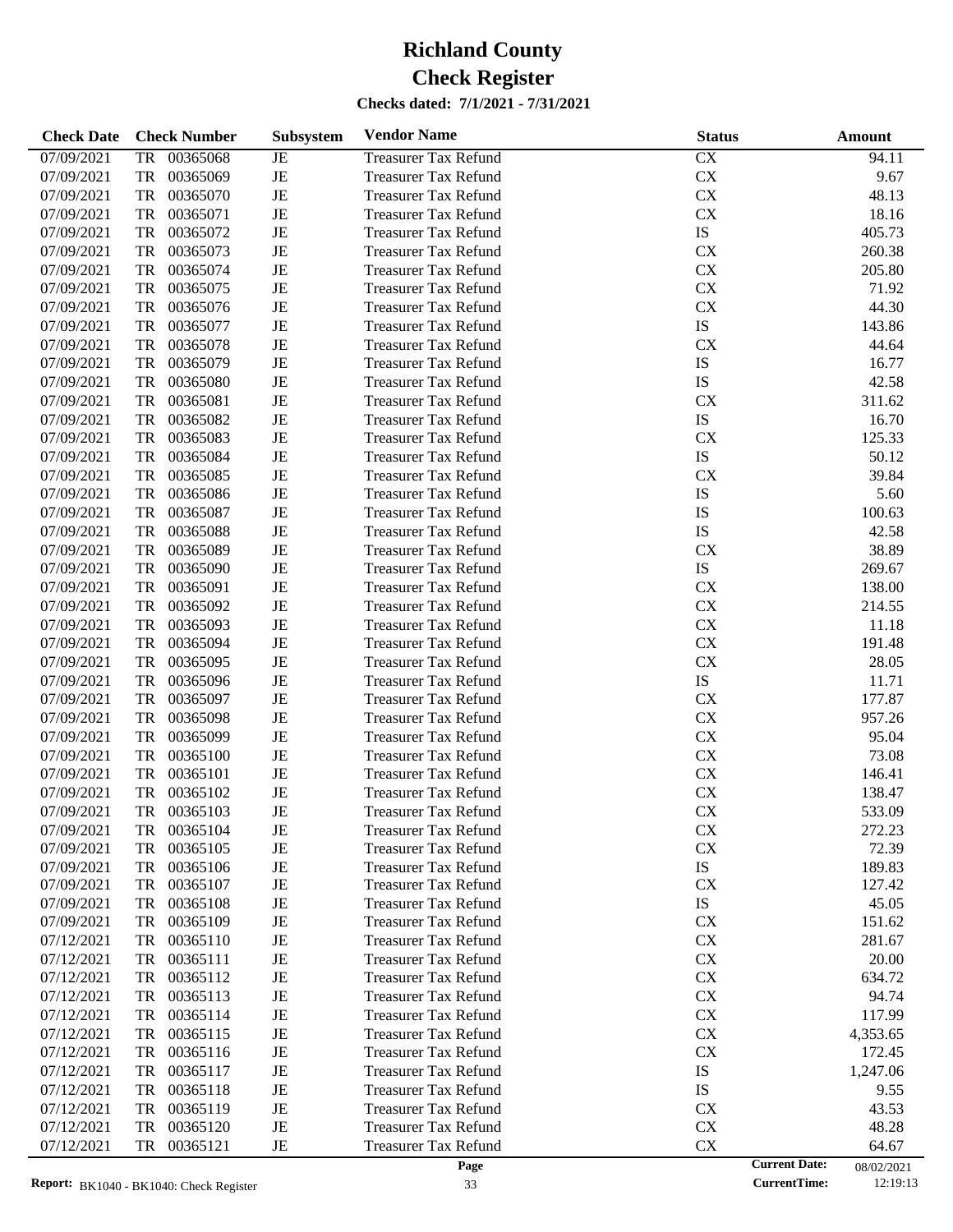# Richland County
# Check Register

**Checks dated: 7/1/2021 - 7/31/2021**

| Check Date | Check Number | | Subsystem | Vendor Name | Status | Amount |
|---|---|---|---|---|---|---|
| 07/09/2021 | TR | 00365068 | JE | Treasurer Tax Refund | CX | 94.11 |
| 07/09/2021 | TR | 00365069 | JE | Treasurer Tax Refund | CX | 9.67 |
| 07/09/2021 | TR | 00365070 | JE | Treasurer Tax Refund | CX | 48.13 |
| 07/09/2021 | TR | 00365071 | JE | Treasurer Tax Refund | CX | 18.16 |
| 07/09/2021 | TR | 00365072 | JE | Treasurer Tax Refund | IS | 405.73 |
| 07/09/2021 | TR | 00365073 | JE | Treasurer Tax Refund | CX | 260.38 |
| 07/09/2021 | TR | 00365074 | JE | Treasurer Tax Refund | CX | 205.80 |
| 07/09/2021 | TR | 00365075 | JE | Treasurer Tax Refund | CX | 71.92 |
| 07/09/2021 | TR | 00365076 | JE | Treasurer Tax Refund | CX | 44.30 |
| 07/09/2021 | TR | 00365077 | JE | Treasurer Tax Refund | IS | 143.86 |
| 07/09/2021 | TR | 00365078 | JE | Treasurer Tax Refund | CX | 44.64 |
| 07/09/2021 | TR | 00365079 | JE | Treasurer Tax Refund | IS | 16.77 |
| 07/09/2021 | TR | 00365080 | JE | Treasurer Tax Refund | IS | 42.58 |
| 07/09/2021 | TR | 00365081 | JE | Treasurer Tax Refund | CX | 311.62 |
| 07/09/2021 | TR | 00365082 | JE | Treasurer Tax Refund | IS | 16.70 |
| 07/09/2021 | TR | 00365083 | JE | Treasurer Tax Refund | CX | 125.33 |
| 07/09/2021 | TR | 00365084 | JE | Treasurer Tax Refund | IS | 50.12 |
| 07/09/2021 | TR | 00365085 | JE | Treasurer Tax Refund | CX | 39.84 |
| 07/09/2021 | TR | 00365086 | JE | Treasurer Tax Refund | IS | 5.60 |
| 07/09/2021 | TR | 00365087 | JE | Treasurer Tax Refund | IS | 100.63 |
| 07/09/2021 | TR | 00365088 | JE | Treasurer Tax Refund | IS | 42.58 |
| 07/09/2021 | TR | 00365089 | JE | Treasurer Tax Refund | CX | 38.89 |
| 07/09/2021 | TR | 00365090 | JE | Treasurer Tax Refund | IS | 269.67 |
| 07/09/2021 | TR | 00365091 | JE | Treasurer Tax Refund | CX | 138.00 |
| 07/09/2021 | TR | 00365092 | JE | Treasurer Tax Refund | CX | 214.55 |
| 07/09/2021 | TR | 00365093 | JE | Treasurer Tax Refund | CX | 11.18 |
| 07/09/2021 | TR | 00365094 | JE | Treasurer Tax Refund | CX | 191.48 |
| 07/09/2021 | TR | 00365095 | JE | Treasurer Tax Refund | CX | 28.05 |
| 07/09/2021 | TR | 00365096 | JE | Treasurer Tax Refund | IS | 11.71 |
| 07/09/2021 | TR | 00365097 | JE | Treasurer Tax Refund | CX | 177.87 |
| 07/09/2021 | TR | 00365098 | JE | Treasurer Tax Refund | CX | 957.26 |
| 07/09/2021 | TR | 00365099 | JE | Treasurer Tax Refund | CX | 95.04 |
| 07/09/2021 | TR | 00365100 | JE | Treasurer Tax Refund | CX | 73.08 |
| 07/09/2021 | TR | 00365101 | JE | Treasurer Tax Refund | CX | 146.41 |
| 07/09/2021 | TR | 00365102 | JE | Treasurer Tax Refund | CX | 138.47 |
| 07/09/2021 | TR | 00365103 | JE | Treasurer Tax Refund | CX | 533.09 |
| 07/09/2021 | TR | 00365104 | JE | Treasurer Tax Refund | CX | 272.23 |
| 07/09/2021 | TR | 00365105 | JE | Treasurer Tax Refund | CX | 72.39 |
| 07/09/2021 | TR | 00365106 | JE | Treasurer Tax Refund | IS | 189.83 |
| 07/09/2021 | TR | 00365107 | JE | Treasurer Tax Refund | CX | 127.42 |
| 07/09/2021 | TR | 00365108 | JE | Treasurer Tax Refund | IS | 45.05 |
| 07/09/2021 | TR | 00365109 | JE | Treasurer Tax Refund | CX | 151.62 |
| 07/12/2021 | TR | 00365110 | JE | Treasurer Tax Refund | CX | 281.67 |
| 07/12/2021 | TR | 00365111 | JE | Treasurer Tax Refund | CX | 20.00 |
| 07/12/2021 | TR | 00365112 | JE | Treasurer Tax Refund | CX | 634.72 |
| 07/12/2021 | TR | 00365113 | JE | Treasurer Tax Refund | CX | 94.74 |
| 07/12/2021 | TR | 00365114 | JE | Treasurer Tax Refund | CX | 117.99 |
| 07/12/2021 | TR | 00365115 | JE | Treasurer Tax Refund | CX | 4,353.65 |
| 07/12/2021 | TR | 00365116 | JE | Treasurer Tax Refund | CX | 172.45 |
| 07/12/2021 | TR | 00365117 | JE | Treasurer Tax Refund | IS | 1,247.06 |
| 07/12/2021 | TR | 00365118 | JE | Treasurer Tax Refund | IS | 9.55 |
| 07/12/2021 | TR | 00365119 | JE | Treasurer Tax Refund | CX | 43.53 |
| 07/12/2021 | TR | 00365120 | JE | Treasurer Tax Refund | CX | 48.28 |
| 07/12/2021 | TR | 00365121 | JE | Treasurer Tax Refund | CX | 64.67 |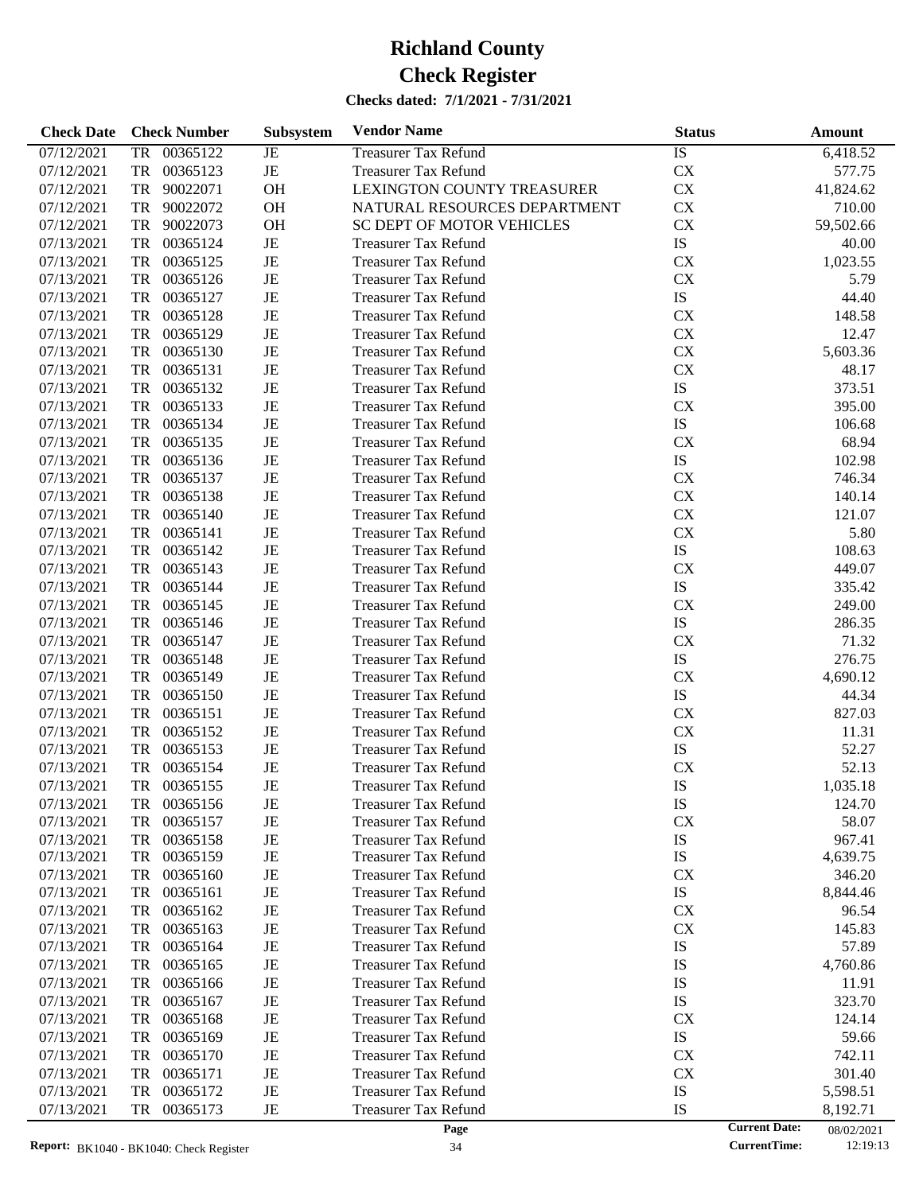# Richland County

# Check Register

**Checks dated: 7/1/2021 - 7/31/2021**

| Check Date | Check Number | Subsystem | Vendor Name | Status | Amount |
|---|---|---|---|---|---|
| 07/12/2021 | TR 00365122 | JE | Treasurer Tax Refund | IS | 6,418.52 |
| 07/12/2021 | TR 00365123 | JE | Treasurer Tax Refund | CX | 577.75 |
| 07/12/2021 | TR 90022071 | OH | LEXINGTON COUNTY TREASURER | CX | 41,824.62 |
| 07/12/2021 | TR 90022072 | OH | NATURAL RESOURCES DEPARTMENT | CX | 710.00 |
| 07/12/2021 | TR 90022073 | OH | SC DEPT OF MOTOR VEHICLES | CX | 59,502.66 |
| 07/13/2021 | TR 00365124 | JE | Treasurer Tax Refund | IS | 40.00 |
| 07/13/2021 | TR 00365125 | JE | Treasurer Tax Refund | CX | 1,023.55 |
| 07/13/2021 | TR 00365126 | JE | Treasurer Tax Refund | CX | 5.79 |
| 07/13/2021 | TR 00365127 | JE | Treasurer Tax Refund | IS | 44.40 |
| 07/13/2021 | TR 00365128 | JE | Treasurer Tax Refund | CX | 148.58 |
| 07/13/2021 | TR 00365129 | JE | Treasurer Tax Refund | CX | 12.47 |
| 07/13/2021 | TR 00365130 | JE | Treasurer Tax Refund | CX | 5,603.36 |
| 07/13/2021 | TR 00365131 | JE | Treasurer Tax Refund | CX | 48.17 |
| 07/13/2021 | TR 00365132 | JE | Treasurer Tax Refund | IS | 373.51 |
| 07/13/2021 | TR 00365133 | JE | Treasurer Tax Refund | CX | 395.00 |
| 07/13/2021 | TR 00365134 | JE | Treasurer Tax Refund | IS | 106.68 |
| 07/13/2021 | TR 00365135 | JE | Treasurer Tax Refund | CX | 68.94 |
| 07/13/2021 | TR 00365136 | JE | Treasurer Tax Refund | IS | 102.98 |
| 07/13/2021 | TR 00365137 | JE | Treasurer Tax Refund | CX | 746.34 |
| 07/13/2021 | TR 00365138 | JE | Treasurer Tax Refund | CX | 140.14 |
| 07/13/2021 | TR 00365140 | JE | Treasurer Tax Refund | CX | 121.07 |
| 07/13/2021 | TR 00365141 | JE | Treasurer Tax Refund | CX | 5.80 |
| 07/13/2021 | TR 00365142 | JE | Treasurer Tax Refund | IS | 108.63 |
| 07/13/2021 | TR 00365143 | JE | Treasurer Tax Refund | CX | 449.07 |
| 07/13/2021 | TR 00365144 | JE | Treasurer Tax Refund | IS | 335.42 |
| 07/13/2021 | TR 00365145 | JE | Treasurer Tax Refund | CX | 249.00 |
| 07/13/2021 | TR 00365146 | JE | Treasurer Tax Refund | IS | 286.35 |
| 07/13/2021 | TR 00365147 | JE | Treasurer Tax Refund | CX | 71.32 |
| 07/13/2021 | TR 00365148 | JE | Treasurer Tax Refund | IS | 276.75 |
| 07/13/2021 | TR 00365149 | JE | Treasurer Tax Refund | CX | 4,690.12 |
| 07/13/2021 | TR 00365150 | JE | Treasurer Tax Refund | IS | 44.34 |
| 07/13/2021 | TR 00365151 | JE | Treasurer Tax Refund | CX | 827.03 |
| 07/13/2021 | TR 00365152 | JE | Treasurer Tax Refund | CX | 11.31 |
| 07/13/2021 | TR 00365153 | JE | Treasurer Tax Refund | IS | 52.27 |
| 07/13/2021 | TR 00365154 | JE | Treasurer Tax Refund | CX | 52.13 |
| 07/13/2021 | TR 00365155 | JE | Treasurer Tax Refund | IS | 1,035.18 |
| 07/13/2021 | TR 00365156 | JE | Treasurer Tax Refund | IS | 124.70 |
| 07/13/2021 | TR 00365157 | JE | Treasurer Tax Refund | CX | 58.07 |
| 07/13/2021 | TR 00365158 | JE | Treasurer Tax Refund | IS | 967.41 |
| 07/13/2021 | TR 00365159 | JE | Treasurer Tax Refund | IS | 4,639.75 |
| 07/13/2021 | TR 00365160 | JE | Treasurer Tax Refund | CX | 346.20 |
| 07/13/2021 | TR 00365161 | JE | Treasurer Tax Refund | IS | 8,844.46 |
| 07/13/2021 | TR 00365162 | JE | Treasurer Tax Refund | CX | 96.54 |
| 07/13/2021 | TR 00365163 | JE | Treasurer Tax Refund | CX | 145.83 |
| 07/13/2021 | TR 00365164 | JE | Treasurer Tax Refund | IS | 57.89 |
| 07/13/2021 | TR 00365165 | JE | Treasurer Tax Refund | IS | 4,760.86 |
| 07/13/2021 | TR 00365166 | JE | Treasurer Tax Refund | IS | 11.91 |
| 07/13/2021 | TR 00365167 | JE | Treasurer Tax Refund | IS | 323.70 |
| 07/13/2021 | TR 00365168 | JE | Treasurer Tax Refund | CX | 124.14 |
| 07/13/2021 | TR 00365169 | JE | Treasurer Tax Refund | IS | 59.66 |
| 07/13/2021 | TR 00365170 | JE | Treasurer Tax Refund | CX | 742.11 |
| 07/13/2021 | TR 00365171 | JE | Treasurer Tax Refund | CX | 301.40 |
| 07/13/2021 | TR 00365172 | JE | Treasurer Tax Refund | IS | 5,598.51 |
| 07/13/2021 | TR 00365173 | JE | Treasurer Tax Refund | IS | 8,192.71 |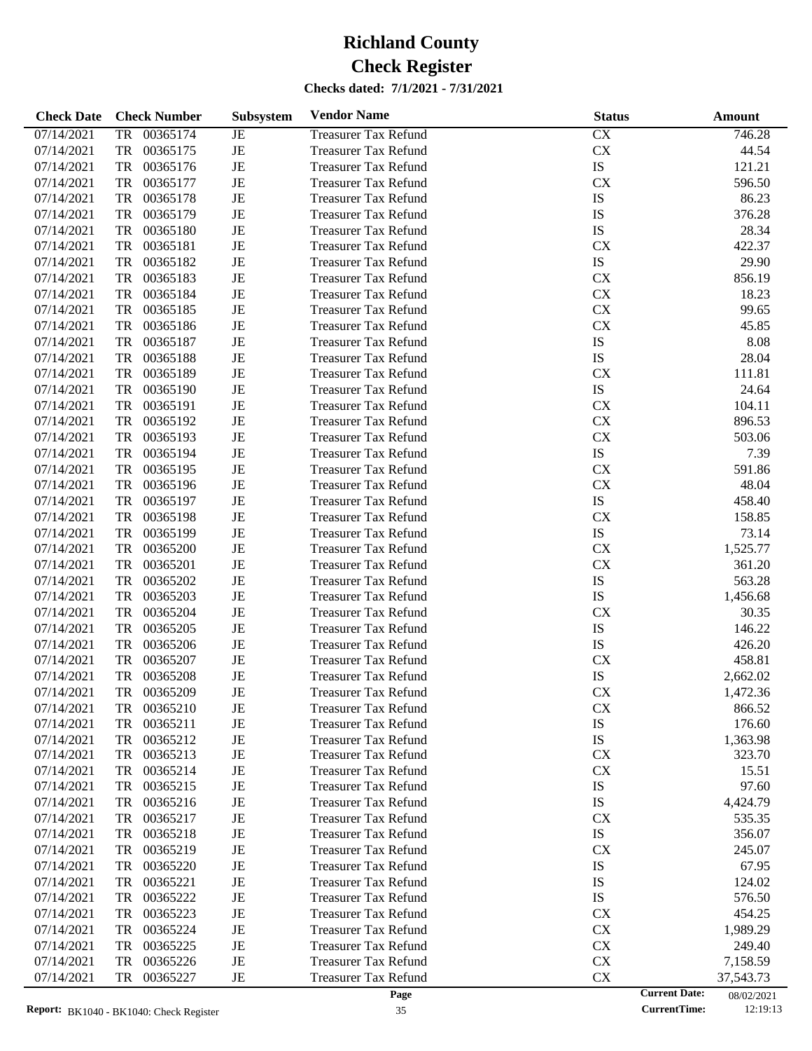# Richland County
# Check Register

**Checks dated: 7/1/2021 - 7/31/2021**

| Check Date | Check Number | Subsystem | Vendor Name | Status | Amount |
|---|---|---|---|---|---|
| 07/14/2021 | TR 00365174 | JE | Treasurer Tax Refund | CX | 746.28 |
| 07/14/2021 | TR 00365175 | JE | Treasurer Tax Refund | CX | 44.54 |
| 07/14/2021 | TR 00365176 | JE | Treasurer Tax Refund | IS | 121.21 |
| 07/14/2021 | TR 00365177 | JE | Treasurer Tax Refund | CX | 596.50 |
| 07/14/2021 | TR 00365178 | JE | Treasurer Tax Refund | IS | 86.23 |
| 07/14/2021 | TR 00365179 | JE | Treasurer Tax Refund | IS | 376.28 |
| 07/14/2021 | TR 00365180 | JE | Treasurer Tax Refund | IS | 28.34 |
| 07/14/2021 | TR 00365181 | JE | Treasurer Tax Refund | CX | 422.37 |
| 07/14/2021 | TR 00365182 | JE | Treasurer Tax Refund | IS | 29.90 |
| 07/14/2021 | TR 00365183 | JE | Treasurer Tax Refund | CX | 856.19 |
| 07/14/2021 | TR 00365184 | JE | Treasurer Tax Refund | CX | 18.23 |
| 07/14/2021 | TR 00365185 | JE | Treasurer Tax Refund | CX | 99.65 |
| 07/14/2021 | TR 00365186 | JE | Treasurer Tax Refund | CX | 45.85 |
| 07/14/2021 | TR 00365187 | JE | Treasurer Tax Refund | IS | 8.08 |
| 07/14/2021 | TR 00365188 | JE | Treasurer Tax Refund | IS | 28.04 |
| 07/14/2021 | TR 00365189 | JE | Treasurer Tax Refund | CX | 111.81 |
| 07/14/2021 | TR 00365190 | JE | Treasurer Tax Refund | IS | 24.64 |
| 07/14/2021 | TR 00365191 | JE | Treasurer Tax Refund | CX | 104.11 |
| 07/14/2021 | TR 00365192 | JE | Treasurer Tax Refund | CX | 896.53 |
| 07/14/2021 | TR 00365193 | JE | Treasurer Tax Refund | CX | 503.06 |
| 07/14/2021 | TR 00365194 | JE | Treasurer Tax Refund | IS | 7.39 |
| 07/14/2021 | TR 00365195 | JE | Treasurer Tax Refund | CX | 591.86 |
| 07/14/2021 | TR 00365196 | JE | Treasurer Tax Refund | CX | 48.04 |
| 07/14/2021 | TR 00365197 | JE | Treasurer Tax Refund | IS | 458.40 |
| 07/14/2021 | TR 00365198 | JE | Treasurer Tax Refund | CX | 158.85 |
| 07/14/2021 | TR 00365199 | JE | Treasurer Tax Refund | IS | 73.14 |
| 07/14/2021 | TR 00365200 | JE | Treasurer Tax Refund | CX | 1,525.77 |
| 07/14/2021 | TR 00365201 | JE | Treasurer Tax Refund | CX | 361.20 |
| 07/14/2021 | TR 00365202 | JE | Treasurer Tax Refund | IS | 563.28 |
| 07/14/2021 | TR 00365203 | JE | Treasurer Tax Refund | IS | 1,456.68 |
| 07/14/2021 | TR 00365204 | JE | Treasurer Tax Refund | CX | 30.35 |
| 07/14/2021 | TR 00365205 | JE | Treasurer Tax Refund | IS | 146.22 |
| 07/14/2021 | TR 00365206 | JE | Treasurer Tax Refund | IS | 426.20 |
| 07/14/2021 | TR 00365207 | JE | Treasurer Tax Refund | CX | 458.81 |
| 07/14/2021 | TR 00365208 | JE | Treasurer Tax Refund | IS | 2,662.02 |
| 07/14/2021 | TR 00365209 | JE | Treasurer Tax Refund | CX | 1,472.36 |
| 07/14/2021 | TR 00365210 | JE | Treasurer Tax Refund | CX | 866.52 |
| 07/14/2021 | TR 00365211 | JE | Treasurer Tax Refund | IS | 176.60 |
| 07/14/2021 | TR 00365212 | JE | Treasurer Tax Refund | IS | 1,363.98 |
| 07/14/2021 | TR 00365213 | JE | Treasurer Tax Refund | CX | 323.70 |
| 07/14/2021 | TR 00365214 | JE | Treasurer Tax Refund | CX | 15.51 |
| 07/14/2021 | TR 00365215 | JE | Treasurer Tax Refund | IS | 97.60 |
| 07/14/2021 | TR 00365216 | JE | Treasurer Tax Refund | IS | 4,424.79 |
| 07/14/2021 | TR 00365217 | JE | Treasurer Tax Refund | CX | 535.35 |
| 07/14/2021 | TR 00365218 | JE | Treasurer Tax Refund | IS | 356.07 |
| 07/14/2021 | TR 00365219 | JE | Treasurer Tax Refund | CX | 245.07 |
| 07/14/2021 | TR 00365220 | JE | Treasurer Tax Refund | IS | 67.95 |
| 07/14/2021 | TR 00365221 | JE | Treasurer Tax Refund | IS | 124.02 |
| 07/14/2021 | TR 00365222 | JE | Treasurer Tax Refund | IS | 576.50 |
| 07/14/2021 | TR 00365223 | JE | Treasurer Tax Refund | CX | 454.25 |
| 07/14/2021 | TR 00365224 | JE | Treasurer Tax Refund | CX | 1,989.29 |
| 07/14/2021 | TR 00365225 | JE | Treasurer Tax Refund | CX | 249.40 |
| 07/14/2021 | TR 00365226 | JE | Treasurer Tax Refund | CX | 7,158.59 |
| 07/14/2021 | TR 00365227 | JE | Treasurer Tax Refund | CX | 37,543.73 |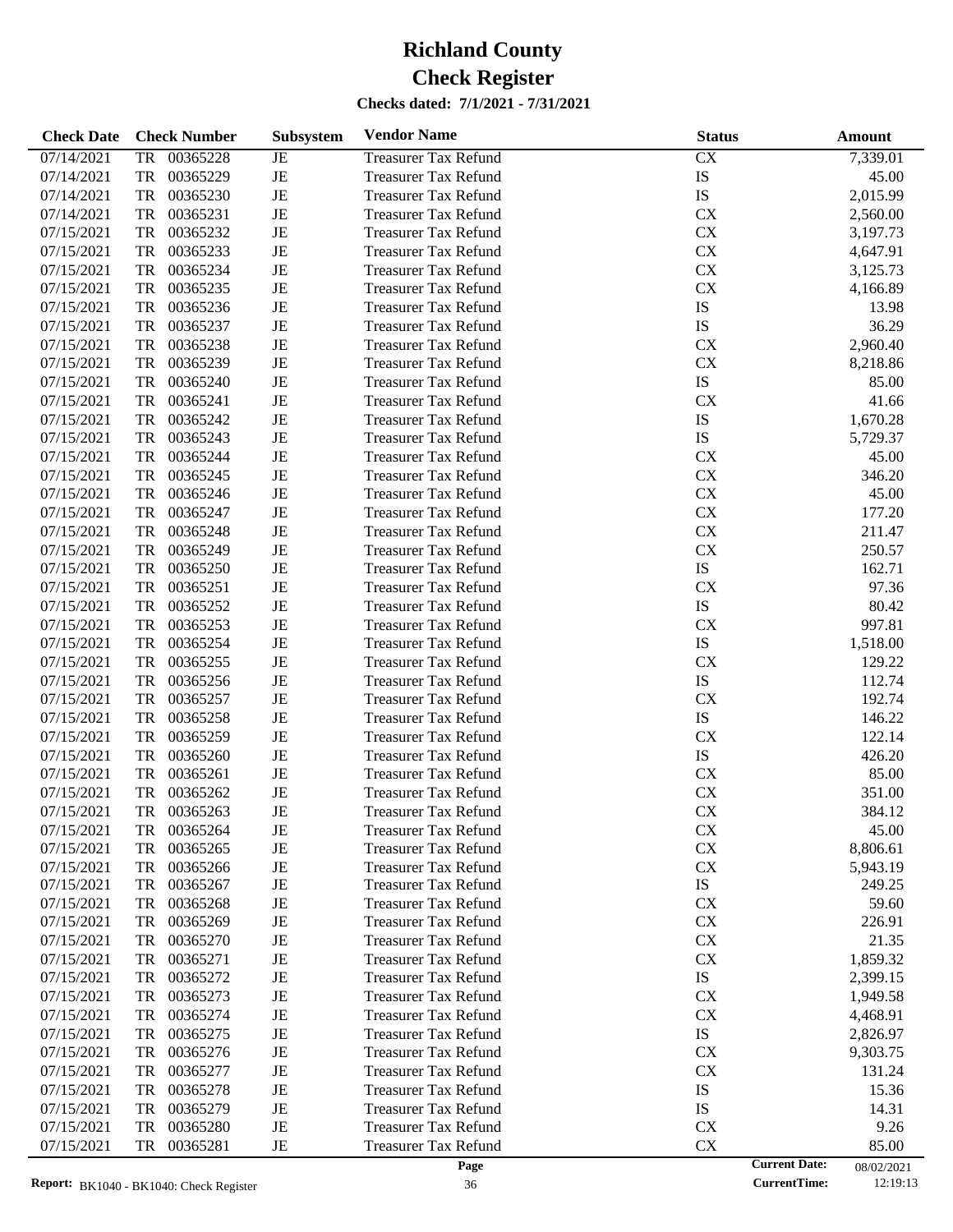# Richland County
# Check Register

**Checks dated: 7/1/2021 - 7/31/2021**

| Check Date | Check Number | Subsystem | Vendor Name | Status | Amount |
|---|---|---|---|---|---|
| 07/14/2021 | TR 00365228 | JE | Treasurer Tax Refund | CX | 7,339.01 |
| 07/14/2021 | TR 00365229 | JE | Treasurer Tax Refund | IS | 45.00 |
| 07/14/2021 | TR 00365230 | JE | Treasurer Tax Refund | IS | 2,015.99 |
| 07/14/2021 | TR 00365231 | JE | Treasurer Tax Refund | CX | 2,560.00 |
| 07/15/2021 | TR 00365232 | JE | Treasurer Tax Refund | CX | 3,197.73 |
| 07/15/2021 | TR 00365233 | JE | Treasurer Tax Refund | CX | 4,647.91 |
| 07/15/2021 | TR 00365234 | JE | Treasurer Tax Refund | CX | 3,125.73 |
| 07/15/2021 | TR 00365235 | JE | Treasurer Tax Refund | CX | 4,166.89 |
| 07/15/2021 | TR 00365236 | JE | Treasurer Tax Refund | IS | 13.98 |
| 07/15/2021 | TR 00365237 | JE | Treasurer Tax Refund | IS | 36.29 |
| 07/15/2021 | TR 00365238 | JE | Treasurer Tax Refund | CX | 2,960.40 |
| 07/15/2021 | TR 00365239 | JE | Treasurer Tax Refund | CX | 8,218.86 |
| 07/15/2021 | TR 00365240 | JE | Treasurer Tax Refund | IS | 85.00 |
| 07/15/2021 | TR 00365241 | JE | Treasurer Tax Refund | CX | 41.66 |
| 07/15/2021 | TR 00365242 | JE | Treasurer Tax Refund | IS | 1,670.28 |
| 07/15/2021 | TR 00365243 | JE | Treasurer Tax Refund | IS | 5,729.37 |
| 07/15/2021 | TR 00365244 | JE | Treasurer Tax Refund | CX | 45.00 |
| 07/15/2021 | TR 00365245 | JE | Treasurer Tax Refund | CX | 346.20 |
| 07/15/2021 | TR 00365246 | JE | Treasurer Tax Refund | CX | 45.00 |
| 07/15/2021 | TR 00365247 | JE | Treasurer Tax Refund | CX | 177.20 |
| 07/15/2021 | TR 00365248 | JE | Treasurer Tax Refund | CX | 211.47 |
| 07/15/2021 | TR 00365249 | JE | Treasurer Tax Refund | CX | 250.57 |
| 07/15/2021 | TR 00365250 | JE | Treasurer Tax Refund | IS | 162.71 |
| 07/15/2021 | TR 00365251 | JE | Treasurer Tax Refund | CX | 97.36 |
| 07/15/2021 | TR 00365252 | JE | Treasurer Tax Refund | IS | 80.42 |
| 07/15/2021 | TR 00365253 | JE | Treasurer Tax Refund | CX | 997.81 |
| 07/15/2021 | TR 00365254 | JE | Treasurer Tax Refund | IS | 1,518.00 |
| 07/15/2021 | TR 00365255 | JE | Treasurer Tax Refund | CX | 129.22 |
| 07/15/2021 | TR 00365256 | JE | Treasurer Tax Refund | IS | 112.74 |
| 07/15/2021 | TR 00365257 | JE | Treasurer Tax Refund | CX | 192.74 |
| 07/15/2021 | TR 00365258 | JE | Treasurer Tax Refund | IS | 146.22 |
| 07/15/2021 | TR 00365259 | JE | Treasurer Tax Refund | CX | 122.14 |
| 07/15/2021 | TR 00365260 | JE | Treasurer Tax Refund | IS | 426.20 |
| 07/15/2021 | TR 00365261 | JE | Treasurer Tax Refund | CX | 85.00 |
| 07/15/2021 | TR 00365262 | JE | Treasurer Tax Refund | CX | 351.00 |
| 07/15/2021 | TR 00365263 | JE | Treasurer Tax Refund | CX | 384.12 |
| 07/15/2021 | TR 00365264 | JE | Treasurer Tax Refund | CX | 45.00 |
| 07/15/2021 | TR 00365265 | JE | Treasurer Tax Refund | CX | 8,806.61 |
| 07/15/2021 | TR 00365266 | JE | Treasurer Tax Refund | CX | 5,943.19 |
| 07/15/2021 | TR 00365267 | JE | Treasurer Tax Refund | IS | 249.25 |
| 07/15/2021 | TR 00365268 | JE | Treasurer Tax Refund | CX | 59.60 |
| 07/15/2021 | TR 00365269 | JE | Treasurer Tax Refund | CX | 226.91 |
| 07/15/2021 | TR 00365270 | JE | Treasurer Tax Refund | CX | 21.35 |
| 07/15/2021 | TR 00365271 | JE | Treasurer Tax Refund | CX | 1,859.32 |
| 07/15/2021 | TR 00365272 | JE | Treasurer Tax Refund | IS | 2,399.15 |
| 07/15/2021 | TR 00365273 | JE | Treasurer Tax Refund | CX | 1,949.58 |
| 07/15/2021 | TR 00365274 | JE | Treasurer Tax Refund | CX | 4,468.91 |
| 07/15/2021 | TR 00365275 | JE | Treasurer Tax Refund | IS | 2,826.97 |
| 07/15/2021 | TR 00365276 | JE | Treasurer Tax Refund | CX | 9,303.75 |
| 07/15/2021 | TR 00365277 | JE | Treasurer Tax Refund | CX | 131.24 |
| 07/15/2021 | TR 00365278 | JE | Treasurer Tax Refund | IS | 15.36 |
| 07/15/2021 | TR 00365279 | JE | Treasurer Tax Refund | IS | 14.31 |
| 07/15/2021 | TR 00365280 | JE | Treasurer Tax Refund | CX | 9.26 |
| 07/15/2021 | TR 00365281 | JE | Treasurer Tax Refund | CX | 85.00 |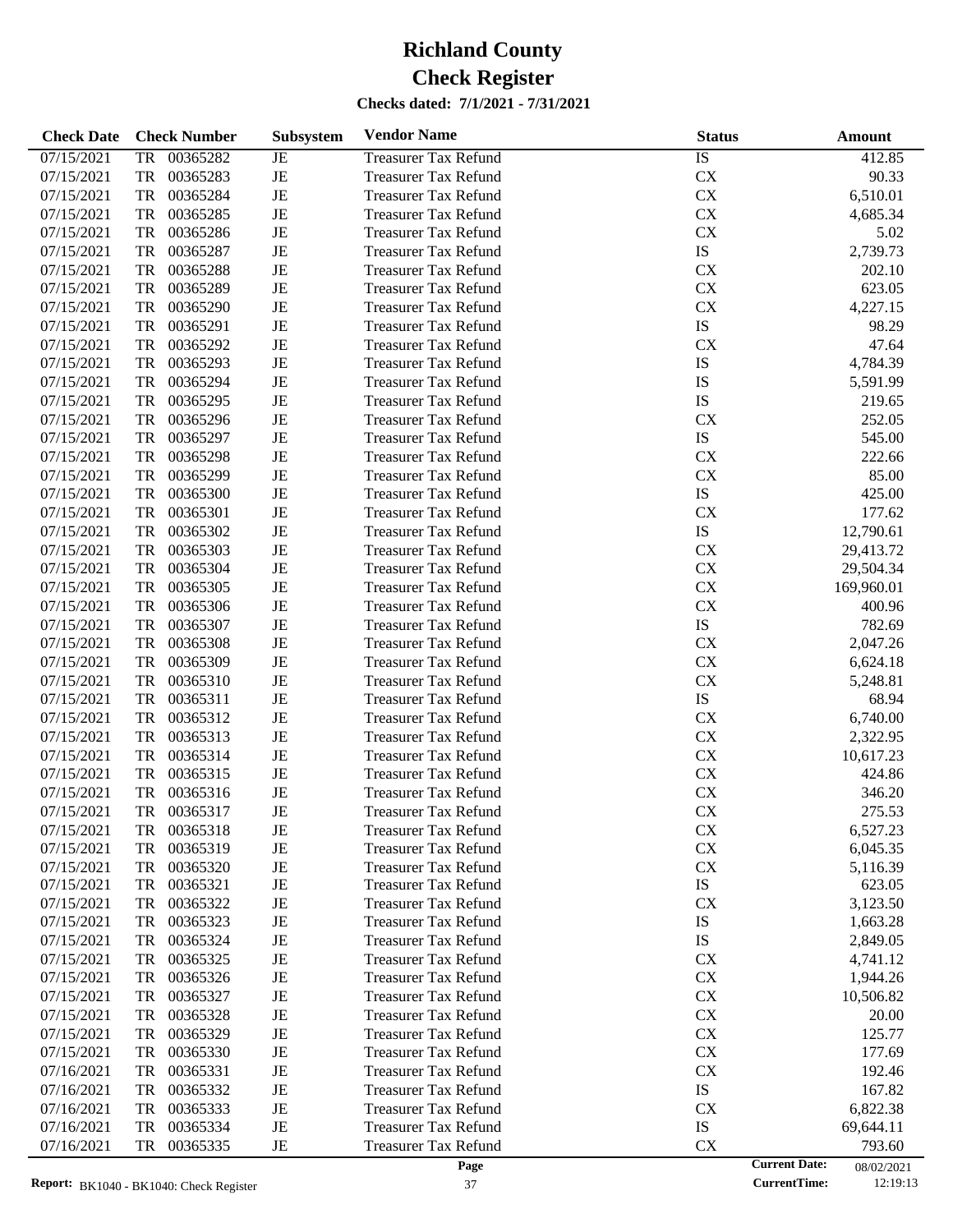# Richland County
# Check Register

**Checks dated: 7/1/2021 - 7/31/2021**

| Check Date | Check Number | | Subsystem | Vendor Name | Status | Amount |
|---|---|---|---|---|---|---|
| 07/15/2021 | TR | 00365282 | JE | Treasurer Tax Refund | IS | 412.85 |
| 07/15/2021 | TR | 00365283 | JE | Treasurer Tax Refund | CX | 90.33 |
| 07/15/2021 | TR | 00365284 | JE | Treasurer Tax Refund | CX | 6,510.01 |
| 07/15/2021 | TR | 00365285 | JE | Treasurer Tax Refund | CX | 4,685.34 |
| 07/15/2021 | TR | 00365286 | JE | Treasurer Tax Refund | CX | 5.02 |
| 07/15/2021 | TR | 00365287 | JE | Treasurer Tax Refund | IS | 2,739.73 |
| 07/15/2021 | TR | 00365288 | JE | Treasurer Tax Refund | CX | 202.10 |
| 07/15/2021 | TR | 00365289 | JE | Treasurer Tax Refund | CX | 623.05 |
| 07/15/2021 | TR | 00365290 | JE | Treasurer Tax Refund | CX | 4,227.15 |
| 07/15/2021 | TR | 00365291 | JE | Treasurer Tax Refund | IS | 98.29 |
| 07/15/2021 | TR | 00365292 | JE | Treasurer Tax Refund | CX | 47.64 |
| 07/15/2021 | TR | 00365293 | JE | Treasurer Tax Refund | IS | 4,784.39 |
| 07/15/2021 | TR | 00365294 | JE | Treasurer Tax Refund | IS | 5,591.99 |
| 07/15/2021 | TR | 00365295 | JE | Treasurer Tax Refund | IS | 219.65 |
| 07/15/2021 | TR | 00365296 | JE | Treasurer Tax Refund | CX | 252.05 |
| 07/15/2021 | TR | 00365297 | JE | Treasurer Tax Refund | IS | 545.00 |
| 07/15/2021 | TR | 00365298 | JE | Treasurer Tax Refund | CX | 222.66 |
| 07/15/2021 | TR | 00365299 | JE | Treasurer Tax Refund | CX | 85.00 |
| 07/15/2021 | TR | 00365300 | JE | Treasurer Tax Refund | IS | 425.00 |
| 07/15/2021 | TR | 00365301 | JE | Treasurer Tax Refund | CX | 177.62 |
| 07/15/2021 | TR | 00365302 | JE | Treasurer Tax Refund | IS | 12,790.61 |
| 07/15/2021 | TR | 00365303 | JE | Treasurer Tax Refund | CX | 29,413.72 |
| 07/15/2021 | TR | 00365304 | JE | Treasurer Tax Refund | CX | 29,504.34 |
| 07/15/2021 | TR | 00365305 | JE | Treasurer Tax Refund | CX | 169,960.01 |
| 07/15/2021 | TR | 00365306 | JE | Treasurer Tax Refund | CX | 400.96 |
| 07/15/2021 | TR | 00365307 | JE | Treasurer Tax Refund | IS | 782.69 |
| 07/15/2021 | TR | 00365308 | JE | Treasurer Tax Refund | CX | 2,047.26 |
| 07/15/2021 | TR | 00365309 | JE | Treasurer Tax Refund | CX | 6,624.18 |
| 07/15/2021 | TR | 00365310 | JE | Treasurer Tax Refund | CX | 5,248.81 |
| 07/15/2021 | TR | 00365311 | JE | Treasurer Tax Refund | IS | 68.94 |
| 07/15/2021 | TR | 00365312 | JE | Treasurer Tax Refund | CX | 6,740.00 |
| 07/15/2021 | TR | 00365313 | JE | Treasurer Tax Refund | CX | 2,322.95 |
| 07/15/2021 | TR | 00365314 | JE | Treasurer Tax Refund | CX | 10,617.23 |
| 07/15/2021 | TR | 00365315 | JE | Treasurer Tax Refund | CX | 424.86 |
| 07/15/2021 | TR | 00365316 | JE | Treasurer Tax Refund | CX | 346.20 |
| 07/15/2021 | TR | 00365317 | JE | Treasurer Tax Refund | CX | 275.53 |
| 07/15/2021 | TR | 00365318 | JE | Treasurer Tax Refund | CX | 6,527.23 |
| 07/15/2021 | TR | 00365319 | JE | Treasurer Tax Refund | CX | 6,045.35 |
| 07/15/2021 | TR | 00365320 | JE | Treasurer Tax Refund | CX | 5,116.39 |
| 07/15/2021 | TR | 00365321 | JE | Treasurer Tax Refund | IS | 623.05 |
| 07/15/2021 | TR | 00365322 | JE | Treasurer Tax Refund | CX | 3,123.50 |
| 07/15/2021 | TR | 00365323 | JE | Treasurer Tax Refund | IS | 1,663.28 |
| 07/15/2021 | TR | 00365324 | JE | Treasurer Tax Refund | IS | 2,849.05 |
| 07/15/2021 | TR | 00365325 | JE | Treasurer Tax Refund | CX | 4,741.12 |
| 07/15/2021 | TR | 00365326 | JE | Treasurer Tax Refund | CX | 1,944.26 |
| 07/15/2021 | TR | 00365327 | JE | Treasurer Tax Refund | CX | 10,506.82 |
| 07/15/2021 | TR | 00365328 | JE | Treasurer Tax Refund | CX | 20.00 |
| 07/15/2021 | TR | 00365329 | JE | Treasurer Tax Refund | CX | 125.77 |
| 07/15/2021 | TR | 00365330 | JE | Treasurer Tax Refund | CX | 177.69 |
| 07/16/2021 | TR | 00365331 | JE | Treasurer Tax Refund | CX | 192.46 |
| 07/16/2021 | TR | 00365332 | JE | Treasurer Tax Refund | IS | 167.82 |
| 07/16/2021 | TR | 00365333 | JE | Treasurer Tax Refund | CX | 6,822.38 |
| 07/16/2021 | TR | 00365334 | JE | Treasurer Tax Refund | IS | 69,644.11 |
| 07/16/2021 | TR | 00365335 | JE | Treasurer Tax Refund | CX | 793.60 |

**Report:** BK1040 - BK1040: Check Register

**Current Date:** 08/02/2021
**CurrentTime:** 12:19:13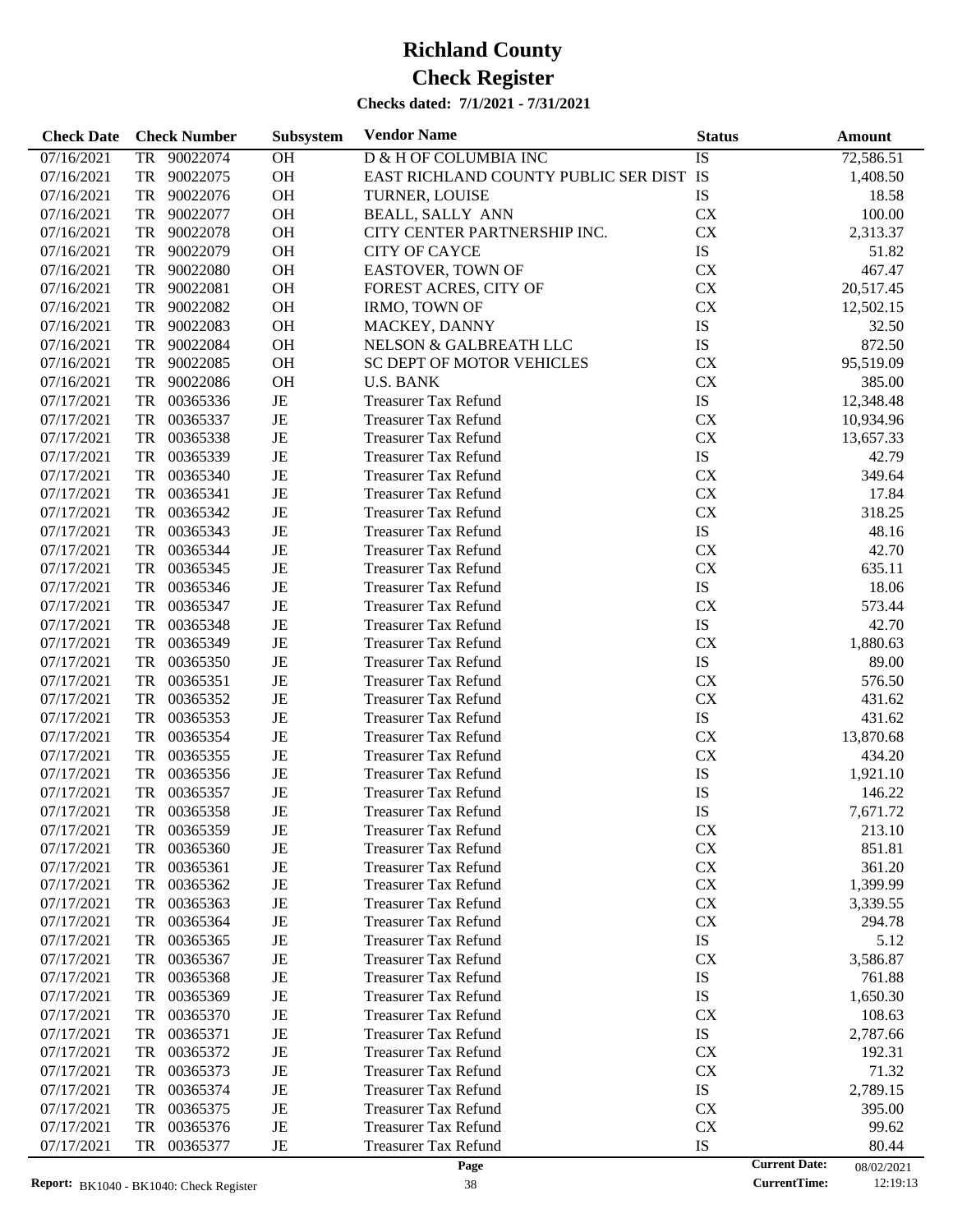# Richland County

# Check Register

**Checks dated: 7/1/2021 - 7/31/2021**

| Check Date | Check Number | Subsystem | Vendor Name | Status | Amount |
|---|---|---|---|---|---|
| 07/16/2021 | TR 90022074 | OH | D & H OF COLUMBIA INC | IS | 72,586.51 |
| 07/16/2021 | TR 90022075 | OH | EAST RICHLAND COUNTY PUBLIC SER DIST | IS | 1,408.50 |
| 07/16/2021 | TR 90022076 | OH | TURNER, LOUISE | IS | 18.58 |
| 07/16/2021 | TR 90022077 | OH | BEALL, SALLY ANN | CX | 100.00 |
| 07/16/2021 | TR 90022078 | OH | CITY CENTER PARTNERSHIP INC. | CX | 2,313.37 |
| 07/16/2021 | TR 90022079 | OH | CITY OF CAYCE | IS | 51.82 |
| 07/16/2021 | TR 90022080 | OH | EASTOVER, TOWN OF | CX | 467.47 |
| 07/16/2021 | TR 90022081 | OH | FOREST ACRES, CITY OF | CX | 20,517.45 |
| 07/16/2021 | TR 90022082 | OH | IRMO, TOWN OF | CX | 12,502.15 |
| 07/16/2021 | TR 90022083 | OH | MACKEY, DANNY | IS | 32.50 |
| 07/16/2021 | TR 90022084 | OH | NELSON & GALBREATH LLC | IS | 872.50 |
| 07/16/2021 | TR 90022085 | OH | SC DEPT OF MOTOR VEHICLES | CX | 95,519.09 |
| 07/16/2021 | TR 90022086 | OH | U.S. BANK | CX | 385.00 |
| 07/17/2021 | TR 00365336 | JE | Treasurer Tax Refund | IS | 12,348.48 |
| 07/17/2021 | TR 00365337 | JE | Treasurer Tax Refund | CX | 10,934.96 |
| 07/17/2021 | TR 00365338 | JE | Treasurer Tax Refund | CX | 13,657.33 |
| 07/17/2021 | TR 00365339 | JE | Treasurer Tax Refund | IS | 42.79 |
| 07/17/2021 | TR 00365340 | JE | Treasurer Tax Refund | CX | 349.64 |
| 07/17/2021 | TR 00365341 | JE | Treasurer Tax Refund | CX | 17.84 |
| 07/17/2021 | TR 00365342 | JE | Treasurer Tax Refund | CX | 318.25 |
| 07/17/2021 | TR 00365343 | JE | Treasurer Tax Refund | IS | 48.16 |
| 07/17/2021 | TR 00365344 | JE | Treasurer Tax Refund | CX | 42.70 |
| 07/17/2021 | TR 00365345 | JE | Treasurer Tax Refund | CX | 635.11 |
| 07/17/2021 | TR 00365346 | JE | Treasurer Tax Refund | IS | 18.06 |
| 07/17/2021 | TR 00365347 | JE | Treasurer Tax Refund | CX | 573.44 |
| 07/17/2021 | TR 00365348 | JE | Treasurer Tax Refund | IS | 42.70 |
| 07/17/2021 | TR 00365349 | JE | Treasurer Tax Refund | CX | 1,880.63 |
| 07/17/2021 | TR 00365350 | JE | Treasurer Tax Refund | IS | 89.00 |
| 07/17/2021 | TR 00365351 | JE | Treasurer Tax Refund | CX | 576.50 |
| 07/17/2021 | TR 00365352 | JE | Treasurer Tax Refund | CX | 431.62 |
| 07/17/2021 | TR 00365353 | JE | Treasurer Tax Refund | IS | 431.62 |
| 07/17/2021 | TR 00365354 | JE | Treasurer Tax Refund | CX | 13,870.68 |
| 07/17/2021 | TR 00365355 | JE | Treasurer Tax Refund | CX | 434.20 |
| 07/17/2021 | TR 00365356 | JE | Treasurer Tax Refund | IS | 1,921.10 |
| 07/17/2021 | TR 00365357 | JE | Treasurer Tax Refund | IS | 146.22 |
| 07/17/2021 | TR 00365358 | JE | Treasurer Tax Refund | IS | 7,671.72 |
| 07/17/2021 | TR 00365359 | JE | Treasurer Tax Refund | CX | 213.10 |
| 07/17/2021 | TR 00365360 | JE | Treasurer Tax Refund | CX | 851.81 |
| 07/17/2021 | TR 00365361 | JE | Treasurer Tax Refund | CX | 361.20 |
| 07/17/2021 | TR 00365362 | JE | Treasurer Tax Refund | CX | 1,399.99 |
| 07/17/2021 | TR 00365363 | JE | Treasurer Tax Refund | CX | 3,339.55 |
| 07/17/2021 | TR 00365364 | JE | Treasurer Tax Refund | CX | 294.78 |
| 07/17/2021 | TR 00365365 | JE | Treasurer Tax Refund | IS | 5.12 |
| 07/17/2021 | TR 00365367 | JE | Treasurer Tax Refund | CX | 3,586.87 |
| 07/17/2021 | TR 00365368 | JE | Treasurer Tax Refund | IS | 761.88 |
| 07/17/2021 | TR 00365369 | JE | Treasurer Tax Refund | IS | 1,650.30 |
| 07/17/2021 | TR 00365370 | JE | Treasurer Tax Refund | CX | 108.63 |
| 07/17/2021 | TR 00365371 | JE | Treasurer Tax Refund | IS | 2,787.66 |
| 07/17/2021 | TR 00365372 | JE | Treasurer Tax Refund | CX | 192.31 |
| 07/17/2021 | TR 00365373 | JE | Treasurer Tax Refund | CX | 71.32 |
| 07/17/2021 | TR 00365374 | JE | Treasurer Tax Refund | IS | 2,789.15 |
| 07/17/2021 | TR 00365375 | JE | Treasurer Tax Refund | CX | 395.00 |
| 07/17/2021 | TR 00365376 | JE | Treasurer Tax Refund | CX | 99.62 |
| 07/17/2021 | TR 00365377 | JE | Treasurer Tax Refund | IS | 80.44 |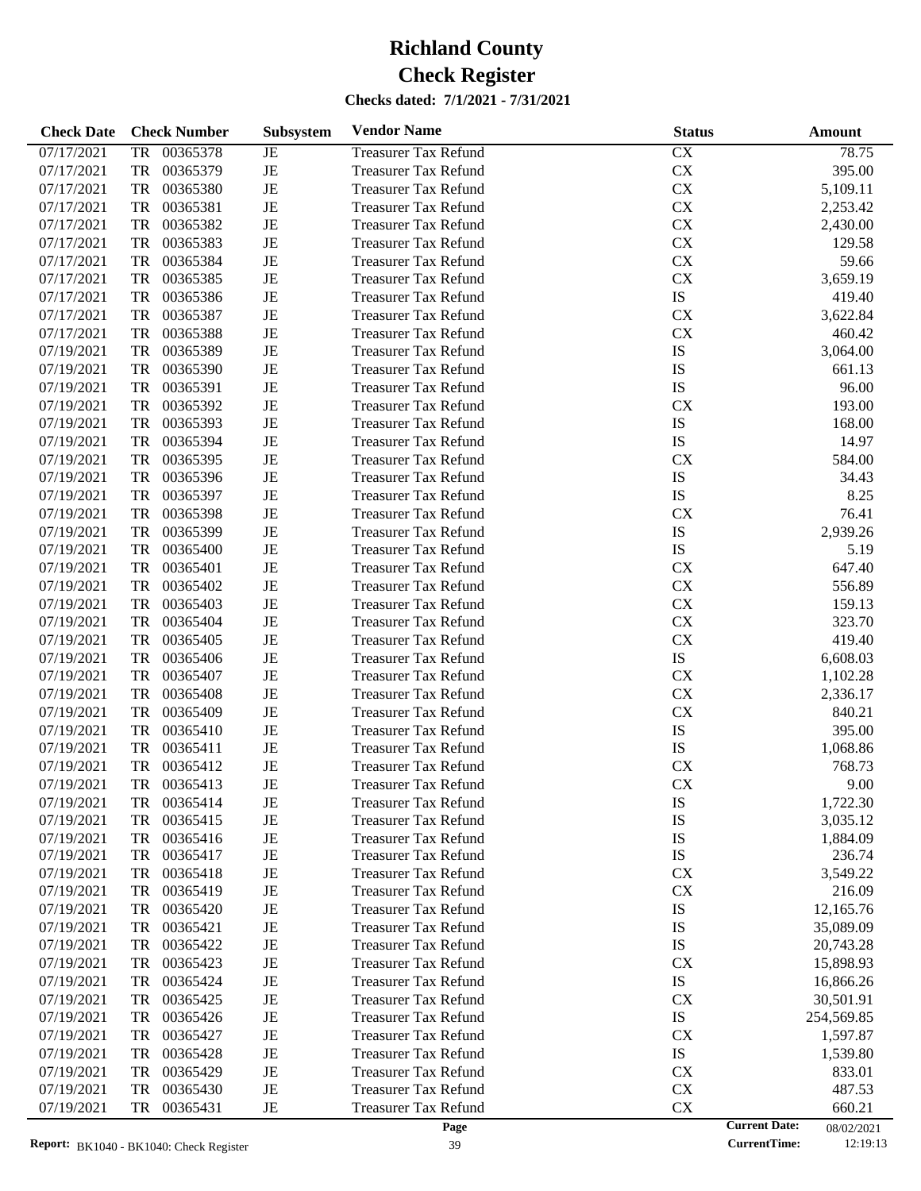# Richland County
# Check Register

**Checks dated: 7/1/2021 - 7/31/2021**

| Check Date | Check Number | Subsystem | Vendor Name | Status | Amount |
|---|---|---|---|---|---|
| 07/17/2021 | TR 00365378 | JE | Treasurer Tax Refund | CX | 78.75 |
| 07/17/2021 | TR 00365379 | JE | Treasurer Tax Refund | CX | 395.00 |
| 07/17/2021 | TR 00365380 | JE | Treasurer Tax Refund | CX | 5,109.11 |
| 07/17/2021 | TR 00365381 | JE | Treasurer Tax Refund | CX | 2,253.42 |
| 07/17/2021 | TR 00365382 | JE | Treasurer Tax Refund | CX | 2,430.00 |
| 07/17/2021 | TR 00365383 | JE | Treasurer Tax Refund | CX | 129.58 |
| 07/17/2021 | TR 00365384 | JE | Treasurer Tax Refund | CX | 59.66 |
| 07/17/2021 | TR 00365385 | JE | Treasurer Tax Refund | CX | 3,659.19 |
| 07/17/2021 | TR 00365386 | JE | Treasurer Tax Refund | IS | 419.40 |
| 07/17/2021 | TR 00365387 | JE | Treasurer Tax Refund | CX | 3,622.84 |
| 07/17/2021 | TR 00365388 | JE | Treasurer Tax Refund | CX | 460.42 |
| 07/19/2021 | TR 00365389 | JE | Treasurer Tax Refund | IS | 3,064.00 |
| 07/19/2021 | TR 00365390 | JE | Treasurer Tax Refund | IS | 661.13 |
| 07/19/2021 | TR 00365391 | JE | Treasurer Tax Refund | IS | 96.00 |
| 07/19/2021 | TR 00365392 | JE | Treasurer Tax Refund | CX | 193.00 |
| 07/19/2021 | TR 00365393 | JE | Treasurer Tax Refund | IS | 168.00 |
| 07/19/2021 | TR 00365394 | JE | Treasurer Tax Refund | IS | 14.97 |
| 07/19/2021 | TR 00365395 | JE | Treasurer Tax Refund | CX | 584.00 |
| 07/19/2021 | TR 00365396 | JE | Treasurer Tax Refund | IS | 34.43 |
| 07/19/2021 | TR 00365397 | JE | Treasurer Tax Refund | IS | 8.25 |
| 07/19/2021 | TR 00365398 | JE | Treasurer Tax Refund | CX | 76.41 |
| 07/19/2021 | TR 00365399 | JE | Treasurer Tax Refund | IS | 2,939.26 |
| 07/19/2021 | TR 00365400 | JE | Treasurer Tax Refund | IS | 5.19 |
| 07/19/2021 | TR 00365401 | JE | Treasurer Tax Refund | CX | 647.40 |
| 07/19/2021 | TR 00365402 | JE | Treasurer Tax Refund | CX | 556.89 |
| 07/19/2021 | TR 00365403 | JE | Treasurer Tax Refund | CX | 159.13 |
| 07/19/2021 | TR 00365404 | JE | Treasurer Tax Refund | CX | 323.70 |
| 07/19/2021 | TR 00365405 | JE | Treasurer Tax Refund | CX | 419.40 |
| 07/19/2021 | TR 00365406 | JE | Treasurer Tax Refund | IS | 6,608.03 |
| 07/19/2021 | TR 00365407 | JE | Treasurer Tax Refund | CX | 1,102.28 |
| 07/19/2021 | TR 00365408 | JE | Treasurer Tax Refund | CX | 2,336.17 |
| 07/19/2021 | TR 00365409 | JE | Treasurer Tax Refund | CX | 840.21 |
| 07/19/2021 | TR 00365410 | JE | Treasurer Tax Refund | IS | 395.00 |
| 07/19/2021 | TR 00365411 | JE | Treasurer Tax Refund | IS | 1,068.86 |
| 07/19/2021 | TR 00365412 | JE | Treasurer Tax Refund | CX | 768.73 |
| 07/19/2021 | TR 00365413 | JE | Treasurer Tax Refund | CX | 9.00 |
| 07/19/2021 | TR 00365414 | JE | Treasurer Tax Refund | IS | 1,722.30 |
| 07/19/2021 | TR 00365415 | JE | Treasurer Tax Refund | IS | 3,035.12 |
| 07/19/2021 | TR 00365416 | JE | Treasurer Tax Refund | IS | 1,884.09 |
| 07/19/2021 | TR 00365417 | JE | Treasurer Tax Refund | IS | 236.74 |
| 07/19/2021 | TR 00365418 | JE | Treasurer Tax Refund | CX | 3,549.22 |
| 07/19/2021 | TR 00365419 | JE | Treasurer Tax Refund | CX | 216.09 |
| 07/19/2021 | TR 00365420 | JE | Treasurer Tax Refund | IS | 12,165.76 |
| 07/19/2021 | TR 00365421 | JE | Treasurer Tax Refund | IS | 35,089.09 |
| 07/19/2021 | TR 00365422 | JE | Treasurer Tax Refund | IS | 20,743.28 |
| 07/19/2021 | TR 00365423 | JE | Treasurer Tax Refund | CX | 15,898.93 |
| 07/19/2021 | TR 00365424 | JE | Treasurer Tax Refund | IS | 16,866.26 |
| 07/19/2021 | TR 00365425 | JE | Treasurer Tax Refund | CX | 30,501.91 |
| 07/19/2021 | TR 00365426 | JE | Treasurer Tax Refund | IS | 254,569.85 |
| 07/19/2021 | TR 00365427 | JE | Treasurer Tax Refund | CX | 1,597.87 |
| 07/19/2021 | TR 00365428 | JE | Treasurer Tax Refund | IS | 1,539.80 |
| 07/19/2021 | TR 00365429 | JE | Treasurer Tax Refund | CX | 833.01 |
| 07/19/2021 | TR 00365430 | JE | Treasurer Tax Refund | CX | 487.53 |
| 07/19/2021 | TR 00365431 | JE | Treasurer Tax Refund | CX | 660.21 |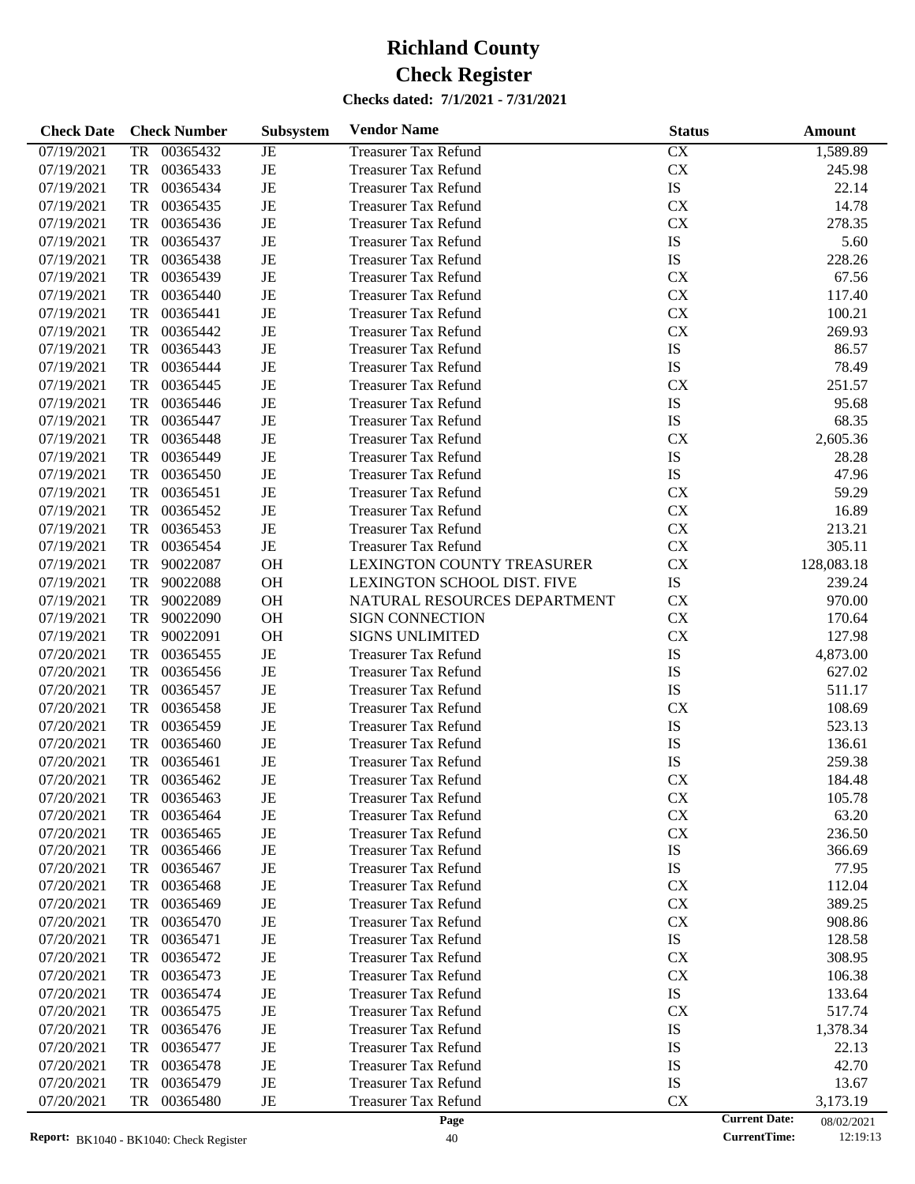# Richland County
# Check Register

**Checks dated: 7/1/2021 - 7/31/2021**

| Check Date | Check Number | Subsystem | Vendor Name | Status | Amount |
|---|---|---|---|---|---|
| 07/19/2021 | TR 00365432 | JE | Treasurer Tax Refund | CX | 1,589.89 |
| 07/19/2021 | TR 00365433 | JE | Treasurer Tax Refund | CX | 245.98 |
| 07/19/2021 | TR 00365434 | JE | Treasurer Tax Refund | IS | 22.14 |
| 07/19/2021 | TR 00365435 | JE | Treasurer Tax Refund | CX | 14.78 |
| 07/19/2021 | TR 00365436 | JE | Treasurer Tax Refund | CX | 278.35 |
| 07/19/2021 | TR 00365437 | JE | Treasurer Tax Refund | IS | 5.60 |
| 07/19/2021 | TR 00365438 | JE | Treasurer Tax Refund | IS | 228.26 |
| 07/19/2021 | TR 00365439 | JE | Treasurer Tax Refund | CX | 67.56 |
| 07/19/2021 | TR 00365440 | JE | Treasurer Tax Refund | CX | 117.40 |
| 07/19/2021 | TR 00365441 | JE | Treasurer Tax Refund | CX | 100.21 |
| 07/19/2021 | TR 00365442 | JE | Treasurer Tax Refund | CX | 269.93 |
| 07/19/2021 | TR 00365443 | JE | Treasurer Tax Refund | IS | 86.57 |
| 07/19/2021 | TR 00365444 | JE | Treasurer Tax Refund | IS | 78.49 |
| 07/19/2021 | TR 00365445 | JE | Treasurer Tax Refund | CX | 251.57 |
| 07/19/2021 | TR 00365446 | JE | Treasurer Tax Refund | IS | 95.68 |
| 07/19/2021 | TR 00365447 | JE | Treasurer Tax Refund | IS | 68.35 |
| 07/19/2021 | TR 00365448 | JE | Treasurer Tax Refund | CX | 2,605.36 |
| 07/19/2021 | TR 00365449 | JE | Treasurer Tax Refund | IS | 28.28 |
| 07/19/2021 | TR 00365450 | JE | Treasurer Tax Refund | IS | 47.96 |
| 07/19/2021 | TR 00365451 | JE | Treasurer Tax Refund | CX | 59.29 |
| 07/19/2021 | TR 00365452 | JE | Treasurer Tax Refund | CX | 16.89 |
| 07/19/2021 | TR 00365453 | JE | Treasurer Tax Refund | CX | 213.21 |
| 07/19/2021 | TR 00365454 | JE | Treasurer Tax Refund | CX | 305.11 |
| 07/19/2021 | TR 90022087 | OH | LEXINGTON COUNTY TREASURER | CX | 128,083.18 |
| 07/19/2021 | TR 90022088 | OH | LEXINGTON SCHOOL DIST. FIVE | IS | 239.24 |
| 07/19/2021 | TR 90022089 | OH | NATURAL RESOURCES DEPARTMENT | CX | 970.00 |
| 07/19/2021 | TR 90022090 | OH | SIGN CONNECTION | CX | 170.64 |
| 07/19/2021 | TR 90022091 | OH | SIGNS UNLIMITED | CX | 127.98 |
| 07/20/2021 | TR 00365455 | JE | Treasurer Tax Refund | IS | 4,873.00 |
| 07/20/2021 | TR 00365456 | JE | Treasurer Tax Refund | IS | 627.02 |
| 07/20/2021 | TR 00365457 | JE | Treasurer Tax Refund | IS | 511.17 |
| 07/20/2021 | TR 00365458 | JE | Treasurer Tax Refund | CX | 108.69 |
| 07/20/2021 | TR 00365459 | JE | Treasurer Tax Refund | IS | 523.13 |
| 07/20/2021 | TR 00365460 | JE | Treasurer Tax Refund | IS | 136.61 |
| 07/20/2021 | TR 00365461 | JE | Treasurer Tax Refund | IS | 259.38 |
| 07/20/2021 | TR 00365462 | JE | Treasurer Tax Refund | CX | 184.48 |
| 07/20/2021 | TR 00365463 | JE | Treasurer Tax Refund | CX | 105.78 |
| 07/20/2021 | TR 00365464 | JE | Treasurer Tax Refund | CX | 63.20 |
| 07/20/2021 | TR 00365465 | JE | Treasurer Tax Refund | CX | 236.50 |
| 07/20/2021 | TR 00365466 | JE | Treasurer Tax Refund | IS | 366.69 |
| 07/20/2021 | TR 00365467 | JE | Treasurer Tax Refund | IS | 77.95 |
| 07/20/2021 | TR 00365468 | JE | Treasurer Tax Refund | CX | 112.04 |
| 07/20/2021 | TR 00365469 | JE | Treasurer Tax Refund | CX | 389.25 |
| 07/20/2021 | TR 00365470 | JE | Treasurer Tax Refund | CX | 908.86 |
| 07/20/2021 | TR 00365471 | JE | Treasurer Tax Refund | IS | 128.58 |
| 07/20/2021 | TR 00365472 | JE | Treasurer Tax Refund | CX | 308.95 |
| 07/20/2021 | TR 00365473 | JE | Treasurer Tax Refund | CX | 106.38 |
| 07/20/2021 | TR 00365474 | JE | Treasurer Tax Refund | IS | 133.64 |
| 07/20/2021 | TR 00365475 | JE | Treasurer Tax Refund | CX | 517.74 |
| 07/20/2021 | TR 00365476 | JE | Treasurer Tax Refund | IS | 1,378.34 |
| 07/20/2021 | TR 00365477 | JE | Treasurer Tax Refund | IS | 22.13 |
| 07/20/2021 | TR 00365478 | JE | Treasurer Tax Refund | IS | 42.70 |
| 07/20/2021 | TR 00365479 | JE | Treasurer Tax Refund | IS | 13.67 |
| 07/20/2021 | TR 00365480 | JE | Treasurer Tax Refund | CX | 3,173.19 |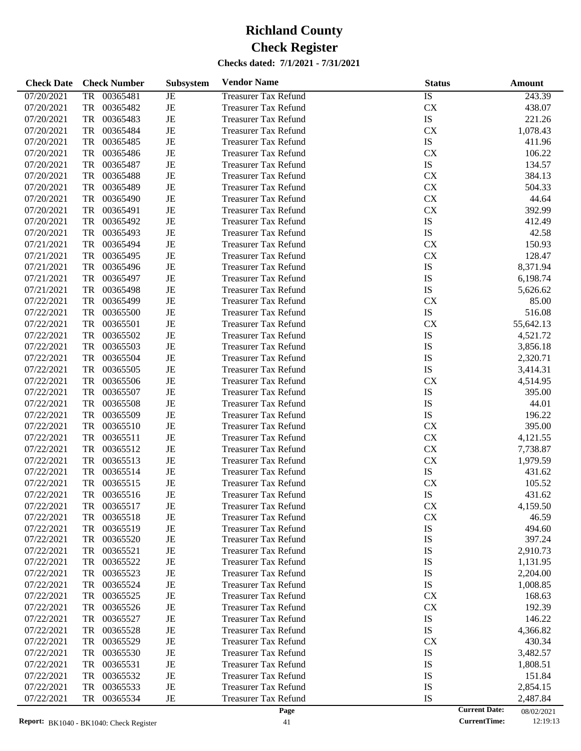# Richland County

# Check Register

**Checks dated: 7/1/2021 - 7/31/2021**

| Check Date | Check Number | Subsystem | Vendor Name | Status | Amount |
|---|---|---|---|---|---|
| 07/20/2021 | TR 00365481 | JE | Treasurer Tax Refund | IS | 243.39 |
| 07/20/2021 | TR 00365482 | JE | Treasurer Tax Refund | CX | 438.07 |
| 07/20/2021 | TR 00365483 | JE | Treasurer Tax Refund | IS | 221.26 |
| 07/20/2021 | TR 00365484 | JE | Treasurer Tax Refund | CX | 1,078.43 |
| 07/20/2021 | TR 00365485 | JE | Treasurer Tax Refund | IS | 411.96 |
| 07/20/2021 | TR 00365486 | JE | Treasurer Tax Refund | CX | 106.22 |
| 07/20/2021 | TR 00365487 | JE | Treasurer Tax Refund | IS | 134.57 |
| 07/20/2021 | TR 00365488 | JE | Treasurer Tax Refund | CX | 384.13 |
| 07/20/2021 | TR 00365489 | JE | Treasurer Tax Refund | CX | 504.33 |
| 07/20/2021 | TR 00365490 | JE | Treasurer Tax Refund | CX | 44.64 |
| 07/20/2021 | TR 00365491 | JE | Treasurer Tax Refund | CX | 392.99 |
| 07/20/2021 | TR 00365492 | JE | Treasurer Tax Refund | IS | 412.49 |
| 07/20/2021 | TR 00365493 | JE | Treasurer Tax Refund | IS | 42.58 |
| 07/21/2021 | TR 00365494 | JE | Treasurer Tax Refund | CX | 150.93 |
| 07/21/2021 | TR 00365495 | JE | Treasurer Tax Refund | CX | 128.47 |
| 07/21/2021 | TR 00365496 | JE | Treasurer Tax Refund | IS | 8,371.94 |
| 07/21/2021 | TR 00365497 | JE | Treasurer Tax Refund | IS | 6,198.74 |
| 07/21/2021 | TR 00365498 | JE | Treasurer Tax Refund | IS | 5,626.62 |
| 07/22/2021 | TR 00365499 | JE | Treasurer Tax Refund | CX | 85.00 |
| 07/22/2021 | TR 00365500 | JE | Treasurer Tax Refund | IS | 516.08 |
| 07/22/2021 | TR 00365501 | JE | Treasurer Tax Refund | CX | 55,642.13 |
| 07/22/2021 | TR 00365502 | JE | Treasurer Tax Refund | IS | 4,521.72 |
| 07/22/2021 | TR 00365503 | JE | Treasurer Tax Refund | IS | 3,856.18 |
| 07/22/2021 | TR 00365504 | JE | Treasurer Tax Refund | IS | 2,320.71 |
| 07/22/2021 | TR 00365505 | JE | Treasurer Tax Refund | IS | 3,414.31 |
| 07/22/2021 | TR 00365506 | JE | Treasurer Tax Refund | CX | 4,514.95 |
| 07/22/2021 | TR 00365507 | JE | Treasurer Tax Refund | IS | 395.00 |
| 07/22/2021 | TR 00365508 | JE | Treasurer Tax Refund | IS | 44.01 |
| 07/22/2021 | TR 00365509 | JE | Treasurer Tax Refund | IS | 196.22 |
| 07/22/2021 | TR 00365510 | JE | Treasurer Tax Refund | CX | 395.00 |
| 07/22/2021 | TR 00365511 | JE | Treasurer Tax Refund | CX | 4,121.55 |
| 07/22/2021 | TR 00365512 | JE | Treasurer Tax Refund | CX | 7,738.87 |
| 07/22/2021 | TR 00365513 | JE | Treasurer Tax Refund | CX | 1,979.59 |
| 07/22/2021 | TR 00365514 | JE | Treasurer Tax Refund | IS | 431.62 |
| 07/22/2021 | TR 00365515 | JE | Treasurer Tax Refund | CX | 105.52 |
| 07/22/2021 | TR 00365516 | JE | Treasurer Tax Refund | IS | 431.62 |
| 07/22/2021 | TR 00365517 | JE | Treasurer Tax Refund | CX | 4,159.50 |
| 07/22/2021 | TR 00365518 | JE | Treasurer Tax Refund | CX | 46.59 |
| 07/22/2021 | TR 00365519 | JE | Treasurer Tax Refund | IS | 494.60 |
| 07/22/2021 | TR 00365520 | JE | Treasurer Tax Refund | IS | 397.24 |
| 07/22/2021 | TR 00365521 | JE | Treasurer Tax Refund | IS | 2,910.73 |
| 07/22/2021 | TR 00365522 | JE | Treasurer Tax Refund | IS | 1,131.95 |
| 07/22/2021 | TR 00365523 | JE | Treasurer Tax Refund | IS | 2,204.00 |
| 07/22/2021 | TR 00365524 | JE | Treasurer Tax Refund | IS | 1,008.85 |
| 07/22/2021 | TR 00365525 | JE | Treasurer Tax Refund | CX | 168.63 |
| 07/22/2021 | TR 00365526 | JE | Treasurer Tax Refund | CX | 192.39 |
| 07/22/2021 | TR 00365527 | JE | Treasurer Tax Refund | IS | 146.22 |
| 07/22/2021 | TR 00365528 | JE | Treasurer Tax Refund | IS | 4,366.82 |
| 07/22/2021 | TR 00365529 | JE | Treasurer Tax Refund | CX | 430.34 |
| 07/22/2021 | TR 00365530 | JE | Treasurer Tax Refund | IS | 3,482.57 |
| 07/22/2021 | TR 00365531 | JE | Treasurer Tax Refund | IS | 1,808.51 |
| 07/22/2021 | TR 00365532 | JE | Treasurer Tax Refund | IS | 151.84 |
| 07/22/2021 | TR 00365533 | JE | Treasurer Tax Refund | IS | 2,854.15 |
| 07/22/2021 | TR 00365534 | JE | Treasurer Tax Refund | IS | 2,487.84 |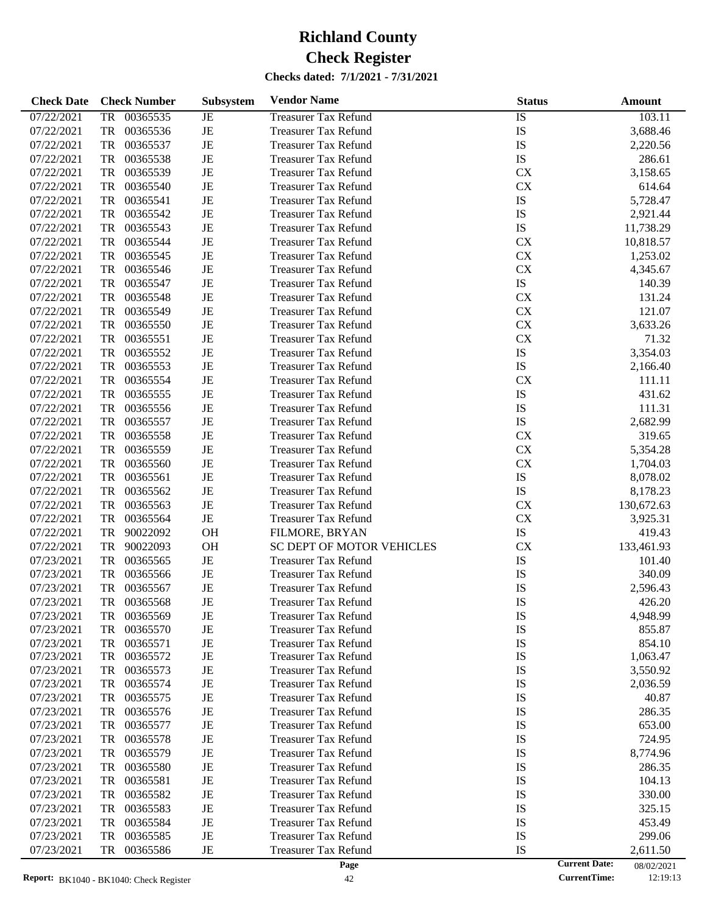# Richland County

# Check Register

**Checks dated: 7/1/2021 - 7/31/2021**

| Check Date | Check Number | Subsystem | Vendor Name | Status | Amount |
|---|---|---|---|---|---|
| 07/22/2021 | TR 00365535 | JE | Treasurer Tax Refund | IS | 103.11 |
| 07/22/2021 | TR 00365536 | JE | Treasurer Tax Refund | IS | 3,688.46 |
| 07/22/2021 | TR 00365537 | JE | Treasurer Tax Refund | IS | 2,220.56 |
| 07/22/2021 | TR 00365538 | JE | Treasurer Tax Refund | IS | 286.61 |
| 07/22/2021 | TR 00365539 | JE | Treasurer Tax Refund | CX | 3,158.65 |
| 07/22/2021 | TR 00365540 | JE | Treasurer Tax Refund | CX | 614.64 |
| 07/22/2021 | TR 00365541 | JE | Treasurer Tax Refund | IS | 5,728.47 |
| 07/22/2021 | TR 00365542 | JE | Treasurer Tax Refund | IS | 2,921.44 |
| 07/22/2021 | TR 00365543 | JE | Treasurer Tax Refund | IS | 11,738.29 |
| 07/22/2021 | TR 00365544 | JE | Treasurer Tax Refund | CX | 10,818.57 |
| 07/22/2021 | TR 00365545 | JE | Treasurer Tax Refund | CX | 1,253.02 |
| 07/22/2021 | TR 00365546 | JE | Treasurer Tax Refund | CX | 4,345.67 |
| 07/22/2021 | TR 00365547 | JE | Treasurer Tax Refund | IS | 140.39 |
| 07/22/2021 | TR 00365548 | JE | Treasurer Tax Refund | CX | 131.24 |
| 07/22/2021 | TR 00365549 | JE | Treasurer Tax Refund | CX | 121.07 |
| 07/22/2021 | TR 00365550 | JE | Treasurer Tax Refund | CX | 3,633.26 |
| 07/22/2021 | TR 00365551 | JE | Treasurer Tax Refund | CX | 71.32 |
| 07/22/2021 | TR 00365552 | JE | Treasurer Tax Refund | IS | 3,354.03 |
| 07/22/2021 | TR 00365553 | JE | Treasurer Tax Refund | IS | 2,166.40 |
| 07/22/2021 | TR 00365554 | JE | Treasurer Tax Refund | CX | 111.11 |
| 07/22/2021 | TR 00365555 | JE | Treasurer Tax Refund | IS | 431.62 |
| 07/22/2021 | TR 00365556 | JE | Treasurer Tax Refund | IS | 111.31 |
| 07/22/2021 | TR 00365557 | JE | Treasurer Tax Refund | IS | 2,682.99 |
| 07/22/2021 | TR 00365558 | JE | Treasurer Tax Refund | CX | 319.65 |
| 07/22/2021 | TR 00365559 | JE | Treasurer Tax Refund | CX | 5,354.28 |
| 07/22/2021 | TR 00365560 | JE | Treasurer Tax Refund | CX | 1,704.03 |
| 07/22/2021 | TR 00365561 | JE | Treasurer Tax Refund | IS | 8,078.02 |
| 07/22/2021 | TR 00365562 | JE | Treasurer Tax Refund | IS | 8,178.23 |
| 07/22/2021 | TR 00365563 | JE | Treasurer Tax Refund | CX | 130,672.63 |
| 07/22/2021 | TR 00365564 | JE | Treasurer Tax Refund | CX | 3,925.31 |
| 07/22/2021 | TR 90022092 | OH | FILMORE, BRYAN | IS | 419.43 |
| 07/22/2021 | TR 90022093 | OH | SC DEPT OF MOTOR VEHICLES | CX | 133,461.93 |
| 07/23/2021 | TR 00365565 | JE | Treasurer Tax Refund | IS | 101.40 |
| 07/23/2021 | TR 00365566 | JE | Treasurer Tax Refund | IS | 340.09 |
| 07/23/2021 | TR 00365567 | JE | Treasurer Tax Refund | IS | 2,596.43 |
| 07/23/2021 | TR 00365568 | JE | Treasurer Tax Refund | IS | 426.20 |
| 07/23/2021 | TR 00365569 | JE | Treasurer Tax Refund | IS | 4,948.99 |
| 07/23/2021 | TR 00365570 | JE | Treasurer Tax Refund | IS | 855.87 |
| 07/23/2021 | TR 00365571 | JE | Treasurer Tax Refund | IS | 854.10 |
| 07/23/2021 | TR 00365572 | JE | Treasurer Tax Refund | IS | 1,063.47 |
| 07/23/2021 | TR 00365573 | JE | Treasurer Tax Refund | IS | 3,550.92 |
| 07/23/2021 | TR 00365574 | JE | Treasurer Tax Refund | IS | 2,036.59 |
| 07/23/2021 | TR 00365575 | JE | Treasurer Tax Refund | IS | 40.87 |
| 07/23/2021 | TR 00365576 | JE | Treasurer Tax Refund | IS | 286.35 |
| 07/23/2021 | TR 00365577 | JE | Treasurer Tax Refund | IS | 653.00 |
| 07/23/2021 | TR 00365578 | JE | Treasurer Tax Refund | IS | 724.95 |
| 07/23/2021 | TR 00365579 | JE | Treasurer Tax Refund | IS | 8,774.96 |
| 07/23/2021 | TR 00365580 | JE | Treasurer Tax Refund | IS | 286.35 |
| 07/23/2021 | TR 00365581 | JE | Treasurer Tax Refund | IS | 104.13 |
| 07/23/2021 | TR 00365582 | JE | Treasurer Tax Refund | IS | 330.00 |
| 07/23/2021 | TR 00365583 | JE | Treasurer Tax Refund | IS | 325.15 |
| 07/23/2021 | TR 00365584 | JE | Treasurer Tax Refund | IS | 453.49 |
| 07/23/2021 | TR 00365585 | JE | Treasurer Tax Refund | IS | 299.06 |
| 07/23/2021 | TR 00365586 | JE | Treasurer Tax Refund | IS | 2,611.50 |

**Report:** BK1040 - BK1040: Check Register

**Current Date:** 08/02/2021
**CurrentTime:** 12:19:13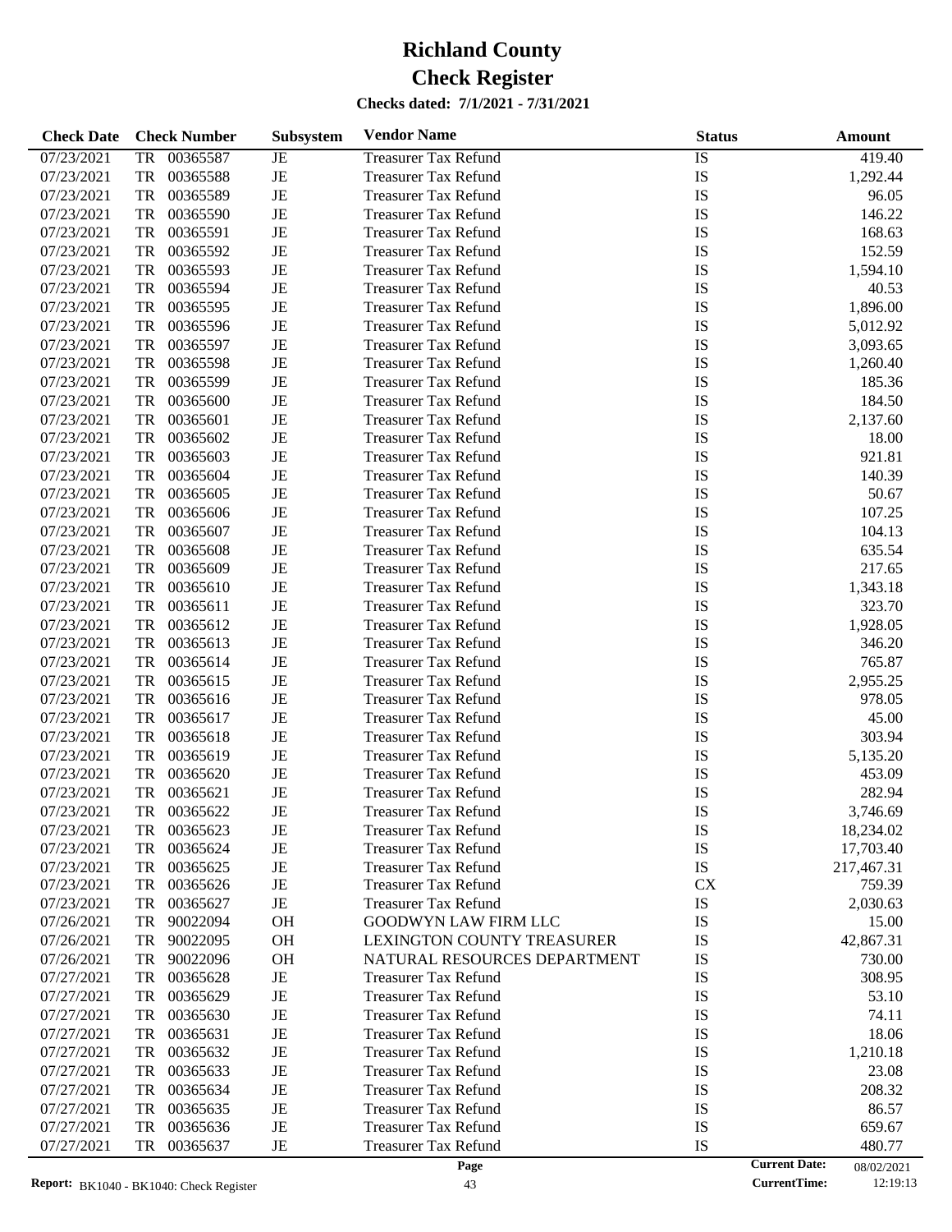# Richland County

# Check Register

**Checks dated: 7/1/2021 - 7/31/2021**

| Check Date | Check Number | Subsystem | Vendor Name | Status | Amount |
|---|---|---|---|---|---|
| 07/23/2021 | TR 00365587 | JE | Treasurer Tax Refund | IS | 419.40 |
| 07/23/2021 | TR 00365588 | JE | Treasurer Tax Refund | IS | 1,292.44 |
| 07/23/2021 | TR 00365589 | JE | Treasurer Tax Refund | IS | 96.05 |
| 07/23/2021 | TR 00365590 | JE | Treasurer Tax Refund | IS | 146.22 |
| 07/23/2021 | TR 00365591 | JE | Treasurer Tax Refund | IS | 168.63 |
| 07/23/2021 | TR 00365592 | JE | Treasurer Tax Refund | IS | 152.59 |
| 07/23/2021 | TR 00365593 | JE | Treasurer Tax Refund | IS | 1,594.10 |
| 07/23/2021 | TR 00365594 | JE | Treasurer Tax Refund | IS | 40.53 |
| 07/23/2021 | TR 00365595 | JE | Treasurer Tax Refund | IS | 1,896.00 |
| 07/23/2021 | TR 00365596 | JE | Treasurer Tax Refund | IS | 5,012.92 |
| 07/23/2021 | TR 00365597 | JE | Treasurer Tax Refund | IS | 3,093.65 |
| 07/23/2021 | TR 00365598 | JE | Treasurer Tax Refund | IS | 1,260.40 |
| 07/23/2021 | TR 00365599 | JE | Treasurer Tax Refund | IS | 185.36 |
| 07/23/2021 | TR 00365600 | JE | Treasurer Tax Refund | IS | 184.50 |
| 07/23/2021 | TR 00365601 | JE | Treasurer Tax Refund | IS | 2,137.60 |
| 07/23/2021 | TR 00365602 | JE | Treasurer Tax Refund | IS | 18.00 |
| 07/23/2021 | TR 00365603 | JE | Treasurer Tax Refund | IS | 921.81 |
| 07/23/2021 | TR 00365604 | JE | Treasurer Tax Refund | IS | 140.39 |
| 07/23/2021 | TR 00365605 | JE | Treasurer Tax Refund | IS | 50.67 |
| 07/23/2021 | TR 00365606 | JE | Treasurer Tax Refund | IS | 107.25 |
| 07/23/2021 | TR 00365607 | JE | Treasurer Tax Refund | IS | 104.13 |
| 07/23/2021 | TR 00365608 | JE | Treasurer Tax Refund | IS | 635.54 |
| 07/23/2021 | TR 00365609 | JE | Treasurer Tax Refund | IS | 217.65 |
| 07/23/2021 | TR 00365610 | JE | Treasurer Tax Refund | IS | 1,343.18 |
| 07/23/2021 | TR 00365611 | JE | Treasurer Tax Refund | IS | 323.70 |
| 07/23/2021 | TR 00365612 | JE | Treasurer Tax Refund | IS | 1,928.05 |
| 07/23/2021 | TR 00365613 | JE | Treasurer Tax Refund | IS | 346.20 |
| 07/23/2021 | TR 00365614 | JE | Treasurer Tax Refund | IS | 765.87 |
| 07/23/2021 | TR 00365615 | JE | Treasurer Tax Refund | IS | 2,955.25 |
| 07/23/2021 | TR 00365616 | JE | Treasurer Tax Refund | IS | 978.05 |
| 07/23/2021 | TR 00365617 | JE | Treasurer Tax Refund | IS | 45.00 |
| 07/23/2021 | TR 00365618 | JE | Treasurer Tax Refund | IS | 303.94 |
| 07/23/2021 | TR 00365619 | JE | Treasurer Tax Refund | IS | 5,135.20 |
| 07/23/2021 | TR 00365620 | JE | Treasurer Tax Refund | IS | 453.09 |
| 07/23/2021 | TR 00365621 | JE | Treasurer Tax Refund | IS | 282.94 |
| 07/23/2021 | TR 00365622 | JE | Treasurer Tax Refund | IS | 3,746.69 |
| 07/23/2021 | TR 00365623 | JE | Treasurer Tax Refund | IS | 18,234.02 |
| 07/23/2021 | TR 00365624 | JE | Treasurer Tax Refund | IS | 17,703.40 |
| 07/23/2021 | TR 00365625 | JE | Treasurer Tax Refund | IS | 217,467.31 |
| 07/23/2021 | TR 00365626 | JE | Treasurer Tax Refund | CX | 759.39 |
| 07/23/2021 | TR 00365627 | JE | Treasurer Tax Refund | IS | 2,030.63 |
| 07/26/2021 | TR 90022094 | OH | GOODWYN LAW FIRM LLC | IS | 15.00 |
| 07/26/2021 | TR 90022095 | OH | LEXINGTON COUNTY TREASURER | IS | 42,867.31 |
| 07/26/2021 | TR 90022096 | OH | NATURAL RESOURCES DEPARTMENT | IS | 730.00 |
| 07/27/2021 | TR 00365628 | JE | Treasurer Tax Refund | IS | 308.95 |
| 07/27/2021 | TR 00365629 | JE | Treasurer Tax Refund | IS | 53.10 |
| 07/27/2021 | TR 00365630 | JE | Treasurer Tax Refund | IS | 74.11 |
| 07/27/2021 | TR 00365631 | JE | Treasurer Tax Refund | IS | 18.06 |
| 07/27/2021 | TR 00365632 | JE | Treasurer Tax Refund | IS | 1,210.18 |
| 07/27/2021 | TR 00365633 | JE | Treasurer Tax Refund | IS | 23.08 |
| 07/27/2021 | TR 00365634 | JE | Treasurer Tax Refund | IS | 208.32 |
| 07/27/2021 | TR 00365635 | JE | Treasurer Tax Refund | IS | 86.57 |
| 07/27/2021 | TR 00365636 | JE | Treasurer Tax Refund | IS | 659.67 |
| 07/27/2021 | TR 00365637 | JE | Treasurer Tax Refund | IS | 480.77 |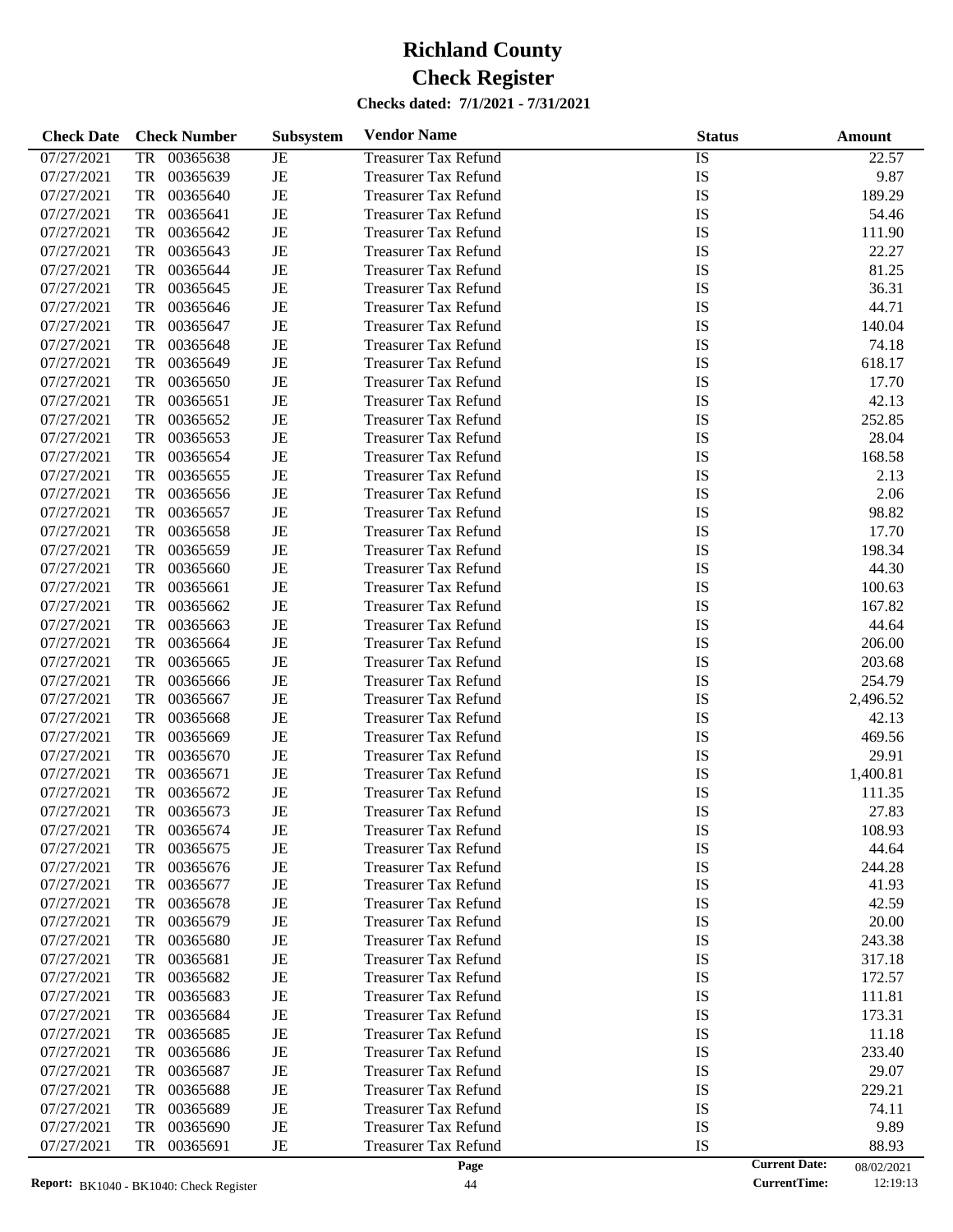# Richland County
# Check Register

**Checks dated: 7/1/2021 - 7/31/2021**

| Check Date | Check Number | Subsystem | Vendor Name | Status | Amount |
|---|---|---|---|---|---|
| 07/27/2021 | TR 00365638 | JE | Treasurer Tax Refund | IS | 22.57 |
| 07/27/2021 | TR 00365639 | JE | Treasurer Tax Refund | IS | 9.87 |
| 07/27/2021 | TR 00365640 | JE | Treasurer Tax Refund | IS | 189.29 |
| 07/27/2021 | TR 00365641 | JE | Treasurer Tax Refund | IS | 54.46 |
| 07/27/2021 | TR 00365642 | JE | Treasurer Tax Refund | IS | 111.90 |
| 07/27/2021 | TR 00365643 | JE | Treasurer Tax Refund | IS | 22.27 |
| 07/27/2021 | TR 00365644 | JE | Treasurer Tax Refund | IS | 81.25 |
| 07/27/2021 | TR 00365645 | JE | Treasurer Tax Refund | IS | 36.31 |
| 07/27/2021 | TR 00365646 | JE | Treasurer Tax Refund | IS | 44.71 |
| 07/27/2021 | TR 00365647 | JE | Treasurer Tax Refund | IS | 140.04 |
| 07/27/2021 | TR 00365648 | JE | Treasurer Tax Refund | IS | 74.18 |
| 07/27/2021 | TR 00365649 | JE | Treasurer Tax Refund | IS | 618.17 |
| 07/27/2021 | TR 00365650 | JE | Treasurer Tax Refund | IS | 17.70 |
| 07/27/2021 | TR 00365651 | JE | Treasurer Tax Refund | IS | 42.13 |
| 07/27/2021 | TR 00365652 | JE | Treasurer Tax Refund | IS | 252.85 |
| 07/27/2021 | TR 00365653 | JE | Treasurer Tax Refund | IS | 28.04 |
| 07/27/2021 | TR 00365654 | JE | Treasurer Tax Refund | IS | 168.58 |
| 07/27/2021 | TR 00365655 | JE | Treasurer Tax Refund | IS | 2.13 |
| 07/27/2021 | TR 00365656 | JE | Treasurer Tax Refund | IS | 2.06 |
| 07/27/2021 | TR 00365657 | JE | Treasurer Tax Refund | IS | 98.82 |
| 07/27/2021 | TR 00365658 | JE | Treasurer Tax Refund | IS | 17.70 |
| 07/27/2021 | TR 00365659 | JE | Treasurer Tax Refund | IS | 198.34 |
| 07/27/2021 | TR 00365660 | JE | Treasurer Tax Refund | IS | 44.30 |
| 07/27/2021 | TR 00365661 | JE | Treasurer Tax Refund | IS | 100.63 |
| 07/27/2021 | TR 00365662 | JE | Treasurer Tax Refund | IS | 167.82 |
| 07/27/2021 | TR 00365663 | JE | Treasurer Tax Refund | IS | 44.64 |
| 07/27/2021 | TR 00365664 | JE | Treasurer Tax Refund | IS | 206.00 |
| 07/27/2021 | TR 00365665 | JE | Treasurer Tax Refund | IS | 203.68 |
| 07/27/2021 | TR 00365666 | JE | Treasurer Tax Refund | IS | 254.79 |
| 07/27/2021 | TR 00365667 | JE | Treasurer Tax Refund | IS | 2,496.52 |
| 07/27/2021 | TR 00365668 | JE | Treasurer Tax Refund | IS | 42.13 |
| 07/27/2021 | TR 00365669 | JE | Treasurer Tax Refund | IS | 469.56 |
| 07/27/2021 | TR 00365670 | JE | Treasurer Tax Refund | IS | 29.91 |
| 07/27/2021 | TR 00365671 | JE | Treasurer Tax Refund | IS | 1,400.81 |
| 07/27/2021 | TR 00365672 | JE | Treasurer Tax Refund | IS | 111.35 |
| 07/27/2021 | TR 00365673 | JE | Treasurer Tax Refund | IS | 27.83 |
| 07/27/2021 | TR 00365674 | JE | Treasurer Tax Refund | IS | 108.93 |
| 07/27/2021 | TR 00365675 | JE | Treasurer Tax Refund | IS | 44.64 |
| 07/27/2021 | TR 00365676 | JE | Treasurer Tax Refund | IS | 244.28 |
| 07/27/2021 | TR 00365677 | JE | Treasurer Tax Refund | IS | 41.93 |
| 07/27/2021 | TR 00365678 | JE | Treasurer Tax Refund | IS | 42.59 |
| 07/27/2021 | TR 00365679 | JE | Treasurer Tax Refund | IS | 20.00 |
| 07/27/2021 | TR 00365680 | JE | Treasurer Tax Refund | IS | 243.38 |
| 07/27/2021 | TR 00365681 | JE | Treasurer Tax Refund | IS | 317.18 |
| 07/27/2021 | TR 00365682 | JE | Treasurer Tax Refund | IS | 172.57 |
| 07/27/2021 | TR 00365683 | JE | Treasurer Tax Refund | IS | 111.81 |
| 07/27/2021 | TR 00365684 | JE | Treasurer Tax Refund | IS | 173.31 |
| 07/27/2021 | TR 00365685 | JE | Treasurer Tax Refund | IS | 11.18 |
| 07/27/2021 | TR 00365686 | JE | Treasurer Tax Refund | IS | 233.40 |
| 07/27/2021 | TR 00365687 | JE | Treasurer Tax Refund | IS | 29.07 |
| 07/27/2021 | TR 00365688 | JE | Treasurer Tax Refund | IS | 229.21 |
| 07/27/2021 | TR 00365689 | JE | Treasurer Tax Refund | IS | 74.11 |
| 07/27/2021 | TR 00365690 | JE | Treasurer Tax Refund | IS | 9.89 |
| 07/27/2021 | TR 00365691 | JE | Treasurer Tax Refund | IS | 88.93 |

**Report:** BK1040 - BK1040: Check Register

**Current Date:** 08/02/2021
**CurrentTime:** 12:19:13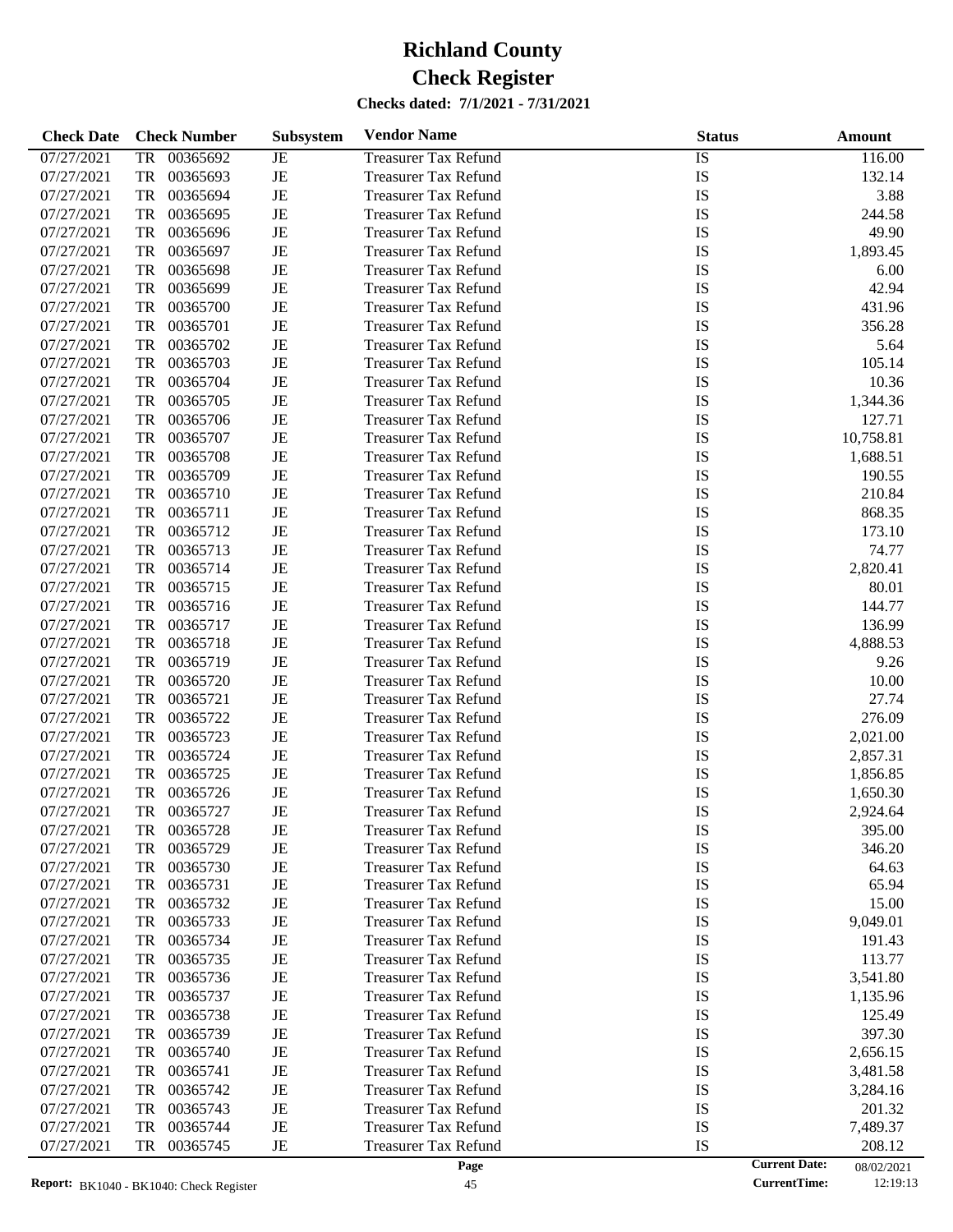# Richland County
# Check Register

**Checks dated: 7/1/2021 - 7/31/2021**

| Check Date | Check Number | Subsystem | Vendor Name | Status | Amount |
|---|---|---|---|---|---|
| 07/27/2021 | TR 00365692 | JE | Treasurer Tax Refund | IS | 116.00 |
| 07/27/2021 | TR 00365693 | JE | Treasurer Tax Refund | IS | 132.14 |
| 07/27/2021 | TR 00365694 | JE | Treasurer Tax Refund | IS | 3.88 |
| 07/27/2021 | TR 00365695 | JE | Treasurer Tax Refund | IS | 244.58 |
| 07/27/2021 | TR 00365696 | JE | Treasurer Tax Refund | IS | 49.90 |
| 07/27/2021 | TR 00365697 | JE | Treasurer Tax Refund | IS | 1,893.45 |
| 07/27/2021 | TR 00365698 | JE | Treasurer Tax Refund | IS | 6.00 |
| 07/27/2021 | TR 00365699 | JE | Treasurer Tax Refund | IS | 42.94 |
| 07/27/2021 | TR 00365700 | JE | Treasurer Tax Refund | IS | 431.96 |
| 07/27/2021 | TR 00365701 | JE | Treasurer Tax Refund | IS | 356.28 |
| 07/27/2021 | TR 00365702 | JE | Treasurer Tax Refund | IS | 5.64 |
| 07/27/2021 | TR 00365703 | JE | Treasurer Tax Refund | IS | 105.14 |
| 07/27/2021 | TR 00365704 | JE | Treasurer Tax Refund | IS | 10.36 |
| 07/27/2021 | TR 00365705 | JE | Treasurer Tax Refund | IS | 1,344.36 |
| 07/27/2021 | TR 00365706 | JE | Treasurer Tax Refund | IS | 127.71 |
| 07/27/2021 | TR 00365707 | JE | Treasurer Tax Refund | IS | 10,758.81 |
| 07/27/2021 | TR 00365708 | JE | Treasurer Tax Refund | IS | 1,688.51 |
| 07/27/2021 | TR 00365709 | JE | Treasurer Tax Refund | IS | 190.55 |
| 07/27/2021 | TR 00365710 | JE | Treasurer Tax Refund | IS | 210.84 |
| 07/27/2021 | TR 00365711 | JE | Treasurer Tax Refund | IS | 868.35 |
| 07/27/2021 | TR 00365712 | JE | Treasurer Tax Refund | IS | 173.10 |
| 07/27/2021 | TR 00365713 | JE | Treasurer Tax Refund | IS | 74.77 |
| 07/27/2021 | TR 00365714 | JE | Treasurer Tax Refund | IS | 2,820.41 |
| 07/27/2021 | TR 00365715 | JE | Treasurer Tax Refund | IS | 80.01 |
| 07/27/2021 | TR 00365716 | JE | Treasurer Tax Refund | IS | 144.77 |
| 07/27/2021 | TR 00365717 | JE | Treasurer Tax Refund | IS | 136.99 |
| 07/27/2021 | TR 00365718 | JE | Treasurer Tax Refund | IS | 4,888.53 |
| 07/27/2021 | TR 00365719 | JE | Treasurer Tax Refund | IS | 9.26 |
| 07/27/2021 | TR 00365720 | JE | Treasurer Tax Refund | IS | 10.00 |
| 07/27/2021 | TR 00365721 | JE | Treasurer Tax Refund | IS | 27.74 |
| 07/27/2021 | TR 00365722 | JE | Treasurer Tax Refund | IS | 276.09 |
| 07/27/2021 | TR 00365723 | JE | Treasurer Tax Refund | IS | 2,021.00 |
| 07/27/2021 | TR 00365724 | JE | Treasurer Tax Refund | IS | 2,857.31 |
| 07/27/2021 | TR 00365725 | JE | Treasurer Tax Refund | IS | 1,856.85 |
| 07/27/2021 | TR 00365726 | JE | Treasurer Tax Refund | IS | 1,650.30 |
| 07/27/2021 | TR 00365727 | JE | Treasurer Tax Refund | IS | 2,924.64 |
| 07/27/2021 | TR 00365728 | JE | Treasurer Tax Refund | IS | 395.00 |
| 07/27/2021 | TR 00365729 | JE | Treasurer Tax Refund | IS | 346.20 |
| 07/27/2021 | TR 00365730 | JE | Treasurer Tax Refund | IS | 64.63 |
| 07/27/2021 | TR 00365731 | JE | Treasurer Tax Refund | IS | 65.94 |
| 07/27/2021 | TR 00365732 | JE | Treasurer Tax Refund | IS | 15.00 |
| 07/27/2021 | TR 00365733 | JE | Treasurer Tax Refund | IS | 9,049.01 |
| 07/27/2021 | TR 00365734 | JE | Treasurer Tax Refund | IS | 191.43 |
| 07/27/2021 | TR 00365735 | JE | Treasurer Tax Refund | IS | 113.77 |
| 07/27/2021 | TR 00365736 | JE | Treasurer Tax Refund | IS | 3,541.80 |
| 07/27/2021 | TR 00365737 | JE | Treasurer Tax Refund | IS | 1,135.96 |
| 07/27/2021 | TR 00365738 | JE | Treasurer Tax Refund | IS | 125.49 |
| 07/27/2021 | TR 00365739 | JE | Treasurer Tax Refund | IS | 397.30 |
| 07/27/2021 | TR 00365740 | JE | Treasurer Tax Refund | IS | 2,656.15 |
| 07/27/2021 | TR 00365741 | JE | Treasurer Tax Refund | IS | 3,481.58 |
| 07/27/2021 | TR 00365742 | JE | Treasurer Tax Refund | IS | 3,284.16 |
| 07/27/2021 | TR 00365743 | JE | Treasurer Tax Refund | IS | 201.32 |
| 07/27/2021 | TR 00365744 | JE | Treasurer Tax Refund | IS | 7,489.37 |
| 07/27/2021 | TR 00365745 | JE | Treasurer Tax Refund | IS | 208.12 |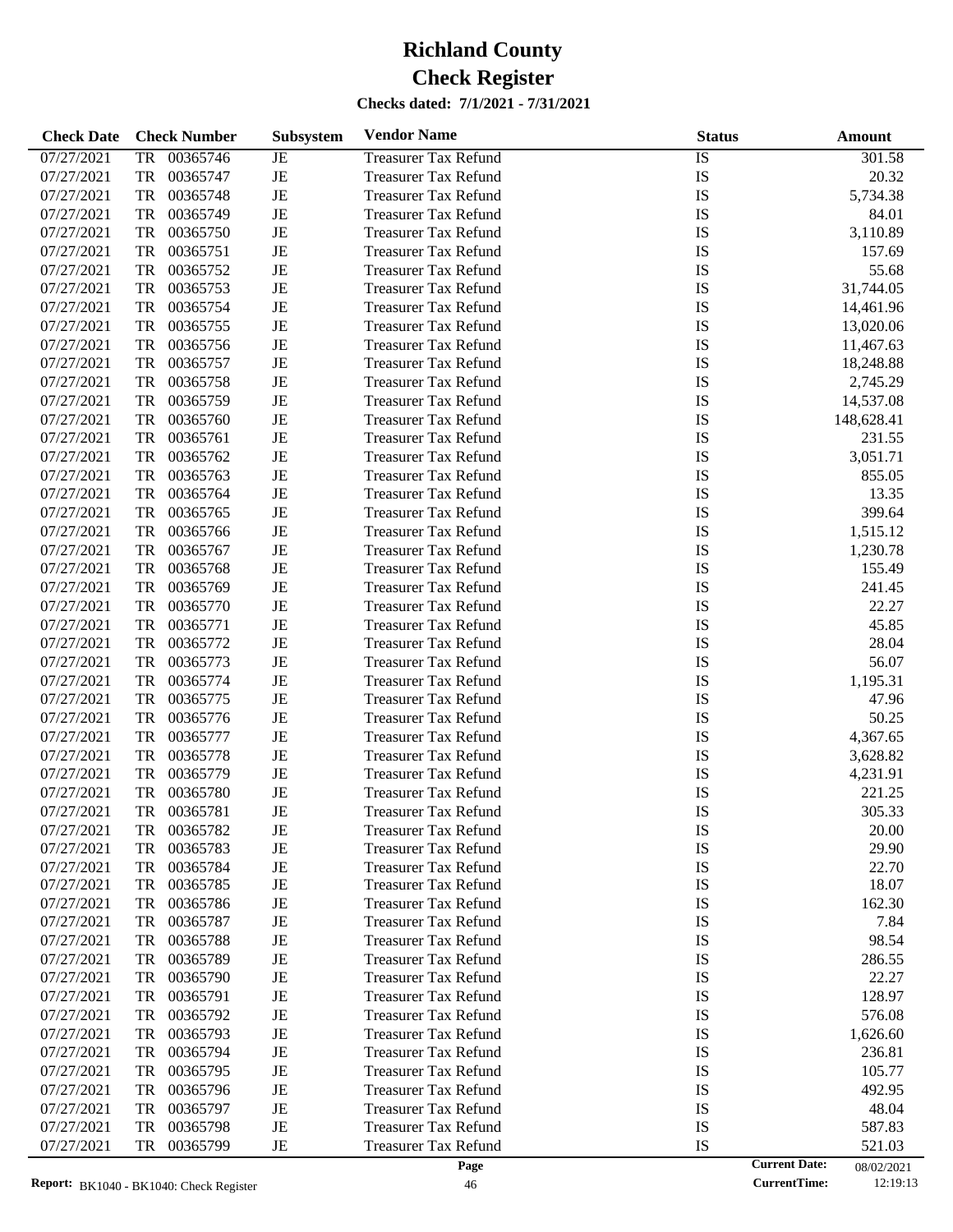# Richland County

# Check Register

### Checks dated: 7/1/2021 - 7/31/2021

| Check Date | Check Number | Subsystem | Vendor Name | Status | Amount |
|---|---|---|---|---|---|
| 07/27/2021 | TR 00365746 | JE | Treasurer Tax Refund | IS | 301.58 |
| 07/27/2021 | TR 00365747 | JE | Treasurer Tax Refund | IS | 20.32 |
| 07/27/2021 | TR 00365748 | JE | Treasurer Tax Refund | IS | 5,734.38 |
| 07/27/2021 | TR 00365749 | JE | Treasurer Tax Refund | IS | 84.01 |
| 07/27/2021 | TR 00365750 | JE | Treasurer Tax Refund | IS | 3,110.89 |
| 07/27/2021 | TR 00365751 | JE | Treasurer Tax Refund | IS | 157.69 |
| 07/27/2021 | TR 00365752 | JE | Treasurer Tax Refund | IS | 55.68 |
| 07/27/2021 | TR 00365753 | JE | Treasurer Tax Refund | IS | 31,744.05 |
| 07/27/2021 | TR 00365754 | JE | Treasurer Tax Refund | IS | 14,461.96 |
| 07/27/2021 | TR 00365755 | JE | Treasurer Tax Refund | IS | 13,020.06 |
| 07/27/2021 | TR 00365756 | JE | Treasurer Tax Refund | IS | 11,467.63 |
| 07/27/2021 | TR 00365757 | JE | Treasurer Tax Refund | IS | 18,248.88 |
| 07/27/2021 | TR 00365758 | JE | Treasurer Tax Refund | IS | 2,745.29 |
| 07/27/2021 | TR 00365759 | JE | Treasurer Tax Refund | IS | 14,537.08 |
| 07/27/2021 | TR 00365760 | JE | Treasurer Tax Refund | IS | 148,628.41 |
| 07/27/2021 | TR 00365761 | JE | Treasurer Tax Refund | IS | 231.55 |
| 07/27/2021 | TR 00365762 | JE | Treasurer Tax Refund | IS | 3,051.71 |
| 07/27/2021 | TR 00365763 | JE | Treasurer Tax Refund | IS | 855.05 |
| 07/27/2021 | TR 00365764 | JE | Treasurer Tax Refund | IS | 13.35 |
| 07/27/2021 | TR 00365765 | JE | Treasurer Tax Refund | IS | 399.64 |
| 07/27/2021 | TR 00365766 | JE | Treasurer Tax Refund | IS | 1,515.12 |
| 07/27/2021 | TR 00365767 | JE | Treasurer Tax Refund | IS | 1,230.78 |
| 07/27/2021 | TR 00365768 | JE | Treasurer Tax Refund | IS | 155.49 |
| 07/27/2021 | TR 00365769 | JE | Treasurer Tax Refund | IS | 241.45 |
| 07/27/2021 | TR 00365770 | JE | Treasurer Tax Refund | IS | 22.27 |
| 07/27/2021 | TR 00365771 | JE | Treasurer Tax Refund | IS | 45.85 |
| 07/27/2021 | TR 00365772 | JE | Treasurer Tax Refund | IS | 28.04 |
| 07/27/2021 | TR 00365773 | JE | Treasurer Tax Refund | IS | 56.07 |
| 07/27/2021 | TR 00365774 | JE | Treasurer Tax Refund | IS | 1,195.31 |
| 07/27/2021 | TR 00365775 | JE | Treasurer Tax Refund | IS | 47.96 |
| 07/27/2021 | TR 00365776 | JE | Treasurer Tax Refund | IS | 50.25 |
| 07/27/2021 | TR 00365777 | JE | Treasurer Tax Refund | IS | 4,367.65 |
| 07/27/2021 | TR 00365778 | JE | Treasurer Tax Refund | IS | 3,628.82 |
| 07/27/2021 | TR 00365779 | JE | Treasurer Tax Refund | IS | 4,231.91 |
| 07/27/2021 | TR 00365780 | JE | Treasurer Tax Refund | IS | 221.25 |
| 07/27/2021 | TR 00365781 | JE | Treasurer Tax Refund | IS | 305.33 |
| 07/27/2021 | TR 00365782 | JE | Treasurer Tax Refund | IS | 20.00 |
| 07/27/2021 | TR 00365783 | JE | Treasurer Tax Refund | IS | 29.90 |
| 07/27/2021 | TR 00365784 | JE | Treasurer Tax Refund | IS | 22.70 |
| 07/27/2021 | TR 00365785 | JE | Treasurer Tax Refund | IS | 18.07 |
| 07/27/2021 | TR 00365786 | JE | Treasurer Tax Refund | IS | 162.30 |
| 07/27/2021 | TR 00365787 | JE | Treasurer Tax Refund | IS | 7.84 |
| 07/27/2021 | TR 00365788 | JE | Treasurer Tax Refund | IS | 98.54 |
| 07/27/2021 | TR 00365789 | JE | Treasurer Tax Refund | IS | 286.55 |
| 07/27/2021 | TR 00365790 | JE | Treasurer Tax Refund | IS | 22.27 |
| 07/27/2021 | TR 00365791 | JE | Treasurer Tax Refund | IS | 128.97 |
| 07/27/2021 | TR 00365792 | JE | Treasurer Tax Refund | IS | 576.08 |
| 07/27/2021 | TR 00365793 | JE | Treasurer Tax Refund | IS | 1,626.60 |
| 07/27/2021 | TR 00365794 | JE | Treasurer Tax Refund | IS | 236.81 |
| 07/27/2021 | TR 00365795 | JE | Treasurer Tax Refund | IS | 105.77 |
| 07/27/2021 | TR 00365796 | JE | Treasurer Tax Refund | IS | 492.95 |
| 07/27/2021 | TR 00365797 | JE | Treasurer Tax Refund | IS | 48.04 |
| 07/27/2021 | TR 00365798 | JE | Treasurer Tax Refund | IS | 587.83 |
| 07/27/2021 | TR 00365799 | JE | Treasurer Tax Refund | IS | 521.03 |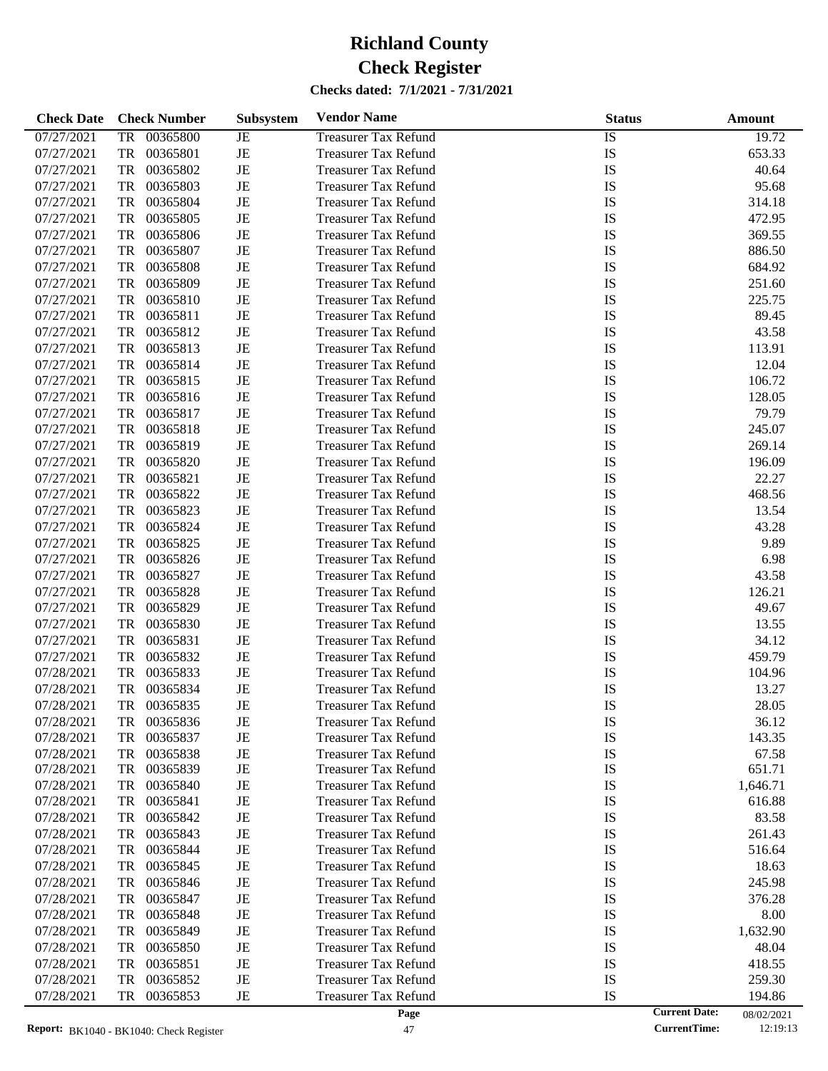# Richland County
# Check Register

**Checks dated: 7/1/2021 - 7/31/2021**

| Check Date | Check Number | Subsystem | Vendor Name | Status | Amount |
|---|---|---|---|---|---|
| 07/27/2021 | TR 00365800 | JE | Treasurer Tax Refund | IS | 19.72 |
| 07/27/2021 | TR 00365801 | JE | Treasurer Tax Refund | IS | 653.33 |
| 07/27/2021 | TR 00365802 | JE | Treasurer Tax Refund | IS | 40.64 |
| 07/27/2021 | TR 00365803 | JE | Treasurer Tax Refund | IS | 95.68 |
| 07/27/2021 | TR 00365804 | JE | Treasurer Tax Refund | IS | 314.18 |
| 07/27/2021 | TR 00365805 | JE | Treasurer Tax Refund | IS | 472.95 |
| 07/27/2021 | TR 00365806 | JE | Treasurer Tax Refund | IS | 369.55 |
| 07/27/2021 | TR 00365807 | JE | Treasurer Tax Refund | IS | 886.50 |
| 07/27/2021 | TR 00365808 | JE | Treasurer Tax Refund | IS | 684.92 |
| 07/27/2021 | TR 00365809 | JE | Treasurer Tax Refund | IS | 251.60 |
| 07/27/2021 | TR 00365810 | JE | Treasurer Tax Refund | IS | 225.75 |
| 07/27/2021 | TR 00365811 | JE | Treasurer Tax Refund | IS | 89.45 |
| 07/27/2021 | TR 00365812 | JE | Treasurer Tax Refund | IS | 43.58 |
| 07/27/2021 | TR 00365813 | JE | Treasurer Tax Refund | IS | 113.91 |
| 07/27/2021 | TR 00365814 | JE | Treasurer Tax Refund | IS | 12.04 |
| 07/27/2021 | TR 00365815 | JE | Treasurer Tax Refund | IS | 106.72 |
| 07/27/2021 | TR 00365816 | JE | Treasurer Tax Refund | IS | 128.05 |
| 07/27/2021 | TR 00365817 | JE | Treasurer Tax Refund | IS | 79.79 |
| 07/27/2021 | TR 00365818 | JE | Treasurer Tax Refund | IS | 245.07 |
| 07/27/2021 | TR 00365819 | JE | Treasurer Tax Refund | IS | 269.14 |
| 07/27/2021 | TR 00365820 | JE | Treasurer Tax Refund | IS | 196.09 |
| 07/27/2021 | TR 00365821 | JE | Treasurer Tax Refund | IS | 22.27 |
| 07/27/2021 | TR 00365822 | JE | Treasurer Tax Refund | IS | 468.56 |
| 07/27/2021 | TR 00365823 | JE | Treasurer Tax Refund | IS | 13.54 |
| 07/27/2021 | TR 00365824 | JE | Treasurer Tax Refund | IS | 43.28 |
| 07/27/2021 | TR 00365825 | JE | Treasurer Tax Refund | IS | 9.89 |
| 07/27/2021 | TR 00365826 | JE | Treasurer Tax Refund | IS | 6.98 |
| 07/27/2021 | TR 00365827 | JE | Treasurer Tax Refund | IS | 43.58 |
| 07/27/2021 | TR 00365828 | JE | Treasurer Tax Refund | IS | 126.21 |
| 07/27/2021 | TR 00365829 | JE | Treasurer Tax Refund | IS | 49.67 |
| 07/27/2021 | TR 00365830 | JE | Treasurer Tax Refund | IS | 13.55 |
| 07/27/2021 | TR 00365831 | JE | Treasurer Tax Refund | IS | 34.12 |
| 07/27/2021 | TR 00365832 | JE | Treasurer Tax Refund | IS | 459.79 |
| 07/28/2021 | TR 00365833 | JE | Treasurer Tax Refund | IS | 104.96 |
| 07/28/2021 | TR 00365834 | JE | Treasurer Tax Refund | IS | 13.27 |
| 07/28/2021 | TR 00365835 | JE | Treasurer Tax Refund | IS | 28.05 |
| 07/28/2021 | TR 00365836 | JE | Treasurer Tax Refund | IS | 36.12 |
| 07/28/2021 | TR 00365837 | JE | Treasurer Tax Refund | IS | 143.35 |
| 07/28/2021 | TR 00365838 | JE | Treasurer Tax Refund | IS | 67.58 |
| 07/28/2021 | TR 00365839 | JE | Treasurer Tax Refund | IS | 651.71 |
| 07/28/2021 | TR 00365840 | JE | Treasurer Tax Refund | IS | 1,646.71 |
| 07/28/2021 | TR 00365841 | JE | Treasurer Tax Refund | IS | 616.88 |
| 07/28/2021 | TR 00365842 | JE | Treasurer Tax Refund | IS | 83.58 |
| 07/28/2021 | TR 00365843 | JE | Treasurer Tax Refund | IS | 261.43 |
| 07/28/2021 | TR 00365844 | JE | Treasurer Tax Refund | IS | 516.64 |
| 07/28/2021 | TR 00365845 | JE | Treasurer Tax Refund | IS | 18.63 |
| 07/28/2021 | TR 00365846 | JE | Treasurer Tax Refund | IS | 245.98 |
| 07/28/2021 | TR 00365847 | JE | Treasurer Tax Refund | IS | 376.28 |
| 07/28/2021 | TR 00365848 | JE | Treasurer Tax Refund | IS | 8.00 |
| 07/28/2021 | TR 00365849 | JE | Treasurer Tax Refund | IS | 1,632.90 |
| 07/28/2021 | TR 00365850 | JE | Treasurer Tax Refund | IS | 48.04 |
| 07/28/2021 | TR 00365851 | JE | Treasurer Tax Refund | IS | 418.55 |
| 07/28/2021 | TR 00365852 | JE | Treasurer Tax Refund | IS | 259.30 |
| 07/28/2021 | TR 00365853 | JE | Treasurer Tax Refund | IS | 194.86 |

**Report:** BK1040 - BK1040: Check Register

**Current Date:** 08/02/2021
**CurrentTime:** 12:19:13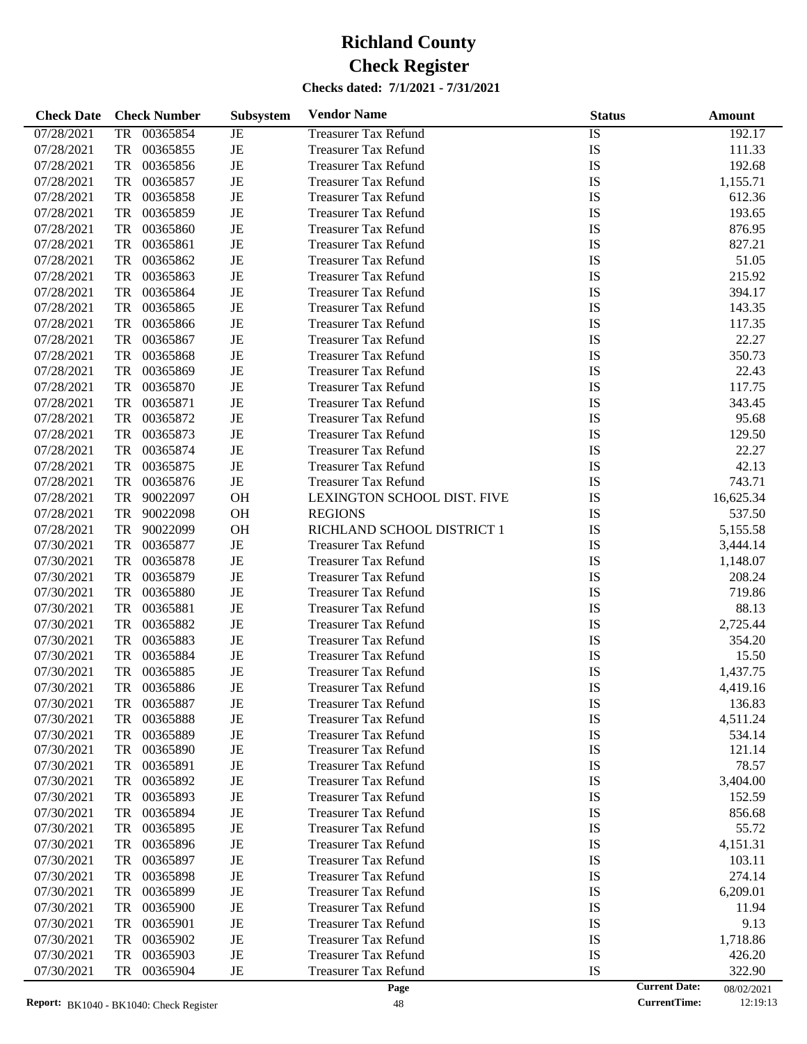# Richland County
# Check Register

**Checks dated: 7/1/2021 - 7/31/2021**

| Check Date | Check Number | Subsystem | Vendor Name | Status | Amount |
|---|---|---|---|---|---|
| 07/28/2021 | TR 00365854 | JE | Treasurer Tax Refund | IS | 192.17 |
| 07/28/2021 | TR 00365855 | JE | Treasurer Tax Refund | IS | 111.33 |
| 07/28/2021 | TR 00365856 | JE | Treasurer Tax Refund | IS | 192.68 |
| 07/28/2021 | TR 00365857 | JE | Treasurer Tax Refund | IS | 1,155.71 |
| 07/28/2021 | TR 00365858 | JE | Treasurer Tax Refund | IS | 612.36 |
| 07/28/2021 | TR 00365859 | JE | Treasurer Tax Refund | IS | 193.65 |
| 07/28/2021 | TR 00365860 | JE | Treasurer Tax Refund | IS | 876.95 |
| 07/28/2021 | TR 00365861 | JE | Treasurer Tax Refund | IS | 827.21 |
| 07/28/2021 | TR 00365862 | JE | Treasurer Tax Refund | IS | 51.05 |
| 07/28/2021 | TR 00365863 | JE | Treasurer Tax Refund | IS | 215.92 |
| 07/28/2021 | TR 00365864 | JE | Treasurer Tax Refund | IS | 394.17 |
| 07/28/2021 | TR 00365865 | JE | Treasurer Tax Refund | IS | 143.35 |
| 07/28/2021 | TR 00365866 | JE | Treasurer Tax Refund | IS | 117.35 |
| 07/28/2021 | TR 00365867 | JE | Treasurer Tax Refund | IS | 22.27 |
| 07/28/2021 | TR 00365868 | JE | Treasurer Tax Refund | IS | 350.73 |
| 07/28/2021 | TR 00365869 | JE | Treasurer Tax Refund | IS | 22.43 |
| 07/28/2021 | TR 00365870 | JE | Treasurer Tax Refund | IS | 117.75 |
| 07/28/2021 | TR 00365871 | JE | Treasurer Tax Refund | IS | 343.45 |
| 07/28/2021 | TR 00365872 | JE | Treasurer Tax Refund | IS | 95.68 |
| 07/28/2021 | TR 00365873 | JE | Treasurer Tax Refund | IS | 129.50 |
| 07/28/2021 | TR 00365874 | JE | Treasurer Tax Refund | IS | 22.27 |
| 07/28/2021 | TR 00365875 | JE | Treasurer Tax Refund | IS | 42.13 |
| 07/28/2021 | TR 00365876 | JE | Treasurer Tax Refund | IS | 743.71 |
| 07/28/2021 | TR 90022097 | OH | LEXINGTON SCHOOL DIST. FIVE | IS | 16,625.34 |
| 07/28/2021 | TR 90022098 | OH | REGIONS | IS | 537.50 |
| 07/28/2021 | TR 90022099 | OH | RICHLAND SCHOOL DISTRICT 1 | IS | 5,155.58 |
| 07/30/2021 | TR 00365877 | JE | Treasurer Tax Refund | IS | 3,444.14 |
| 07/30/2021 | TR 00365878 | JE | Treasurer Tax Refund | IS | 1,148.07 |
| 07/30/2021 | TR 00365879 | JE | Treasurer Tax Refund | IS | 208.24 |
| 07/30/2021 | TR 00365880 | JE | Treasurer Tax Refund | IS | 719.86 |
| 07/30/2021 | TR 00365881 | JE | Treasurer Tax Refund | IS | 88.13 |
| 07/30/2021 | TR 00365882 | JE | Treasurer Tax Refund | IS | 2,725.44 |
| 07/30/2021 | TR 00365883 | JE | Treasurer Tax Refund | IS | 354.20 |
| 07/30/2021 | TR 00365884 | JE | Treasurer Tax Refund | IS | 15.50 |
| 07/30/2021 | TR 00365885 | JE | Treasurer Tax Refund | IS | 1,437.75 |
| 07/30/2021 | TR 00365886 | JE | Treasurer Tax Refund | IS | 4,419.16 |
| 07/30/2021 | TR 00365887 | JE | Treasurer Tax Refund | IS | 136.83 |
| 07/30/2021 | TR 00365888 | JE | Treasurer Tax Refund | IS | 4,511.24 |
| 07/30/2021 | TR 00365889 | JE | Treasurer Tax Refund | IS | 534.14 |
| 07/30/2021 | TR 00365890 | JE | Treasurer Tax Refund | IS | 121.14 |
| 07/30/2021 | TR 00365891 | JE | Treasurer Tax Refund | IS | 78.57 |
| 07/30/2021 | TR 00365892 | JE | Treasurer Tax Refund | IS | 3,404.00 |
| 07/30/2021 | TR 00365893 | JE | Treasurer Tax Refund | IS | 152.59 |
| 07/30/2021 | TR 00365894 | JE | Treasurer Tax Refund | IS | 856.68 |
| 07/30/2021 | TR 00365895 | JE | Treasurer Tax Refund | IS | 55.72 |
| 07/30/2021 | TR 00365896 | JE | Treasurer Tax Refund | IS | 4,151.31 |
| 07/30/2021 | TR 00365897 | JE | Treasurer Tax Refund | IS | 103.11 |
| 07/30/2021 | TR 00365898 | JE | Treasurer Tax Refund | IS | 274.14 |
| 07/30/2021 | TR 00365899 | JE | Treasurer Tax Refund | IS | 6,209.01 |
| 07/30/2021 | TR 00365900 | JE | Treasurer Tax Refund | IS | 11.94 |
| 07/30/2021 | TR 00365901 | JE | Treasurer Tax Refund | IS | 9.13 |
| 07/30/2021 | TR 00365902 | JE | Treasurer Tax Refund | IS | 1,718.86 |
| 07/30/2021 | TR 00365903 | JE | Treasurer Tax Refund | IS | 426.20 |
| 07/30/2021 | TR 00365904 | JE | Treasurer Tax Refund | IS | 322.90 |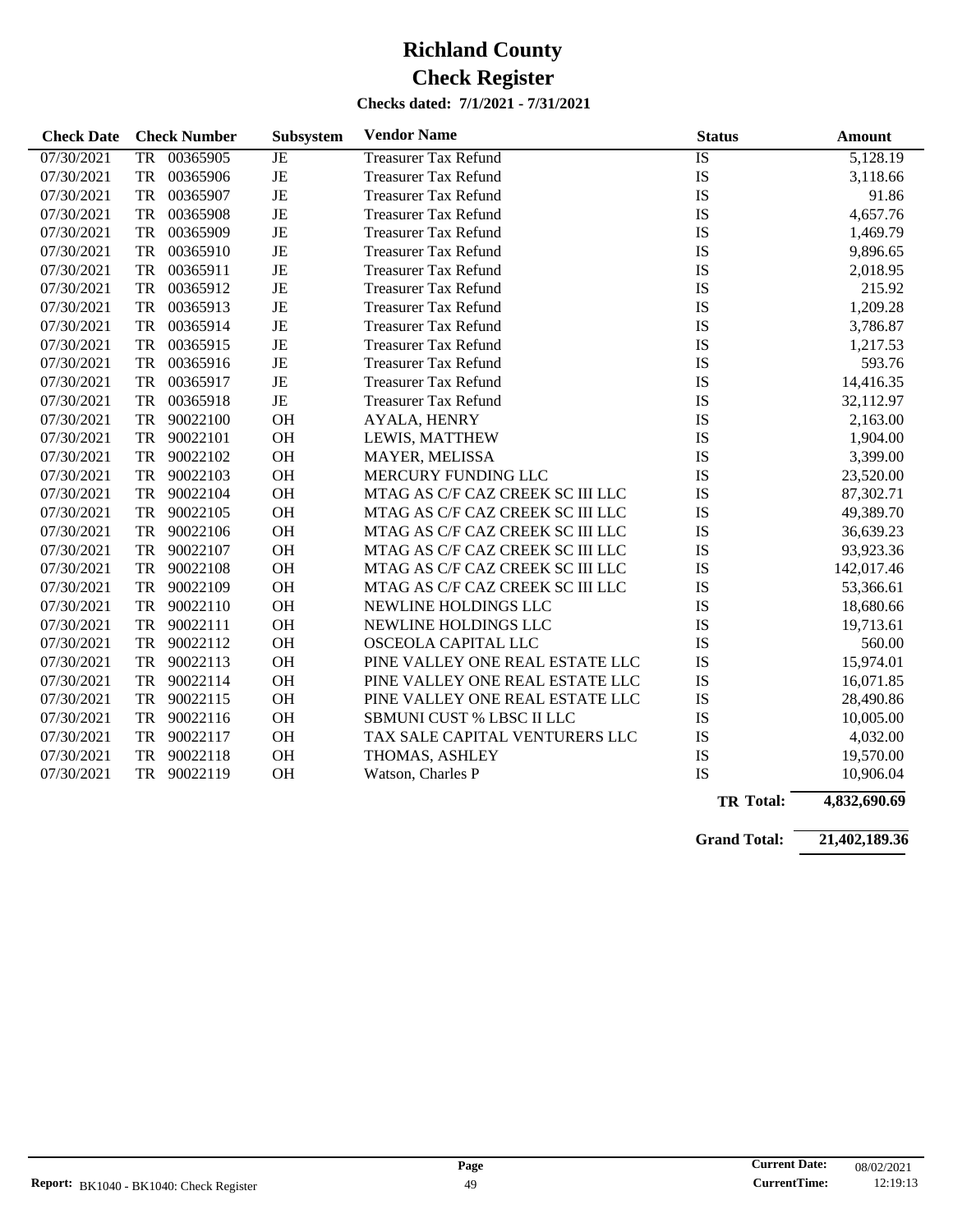# Richland County
# Check Register

**Checks dated: 7/1/2021 - 7/31/2021**

| Check Date | Check Number | | Subsystem | Vendor Name | Status | Amount |
|---|---|---|---|---|---|---|
| 07/30/2021 | TR | 00365905 | JE | Treasurer Tax Refund | IS | 5,128.19 |
| 07/30/2021 | TR | 00365906 | JE | Treasurer Tax Refund | IS | 3,118.66 |
| 07/30/2021 | TR | 00365907 | JE | Treasurer Tax Refund | IS | 91.86 |
| 07/30/2021 | TR | 00365908 | JE | Treasurer Tax Refund | IS | 4,657.76 |
| 07/30/2021 | TR | 00365909 | JE | Treasurer Tax Refund | IS | 1,469.79 |
| 07/30/2021 | TR | 00365910 | JE | Treasurer Tax Refund | IS | 9,896.65 |
| 07/30/2021 | TR | 00365911 | JE | Treasurer Tax Refund | IS | 2,018.95 |
| 07/30/2021 | TR | 00365912 | JE | Treasurer Tax Refund | IS | 215.92 |
| 07/30/2021 | TR | 00365913 | JE | Treasurer Tax Refund | IS | 1,209.28 |
| 07/30/2021 | TR | 00365914 | JE | Treasurer Tax Refund | IS | 3,786.87 |
| 07/30/2021 | TR | 00365915 | JE | Treasurer Tax Refund | IS | 1,217.53 |
| 07/30/2021 | TR | 00365916 | JE | Treasurer Tax Refund | IS | 593.76 |
| 07/30/2021 | TR | 00365917 | JE | Treasurer Tax Refund | IS | 14,416.35 |
| 07/30/2021 | TR | 00365918 | JE | Treasurer Tax Refund | IS | 32,112.97 |
| 07/30/2021 | TR | 90022100 | OH | AYALA, HENRY | IS | 2,163.00 |
| 07/30/2021 | TR | 90022101 | OH | LEWIS, MATTHEW | IS | 1,904.00 |
| 07/30/2021 | TR | 90022102 | OH | MAYER, MELISSA | IS | 3,399.00 |
| 07/30/2021 | TR | 90022103 | OH | MERCURY FUNDING LLC | IS | 23,520.00 |
| 07/30/2021 | TR | 90022104 | OH | MTAG AS C/F CAZ CREEK SC III LLC | IS | 87,302.71 |
| 07/30/2021 | TR | 90022105 | OH | MTAG AS C/F CAZ CREEK SC III LLC | IS | 49,389.70 |
| 07/30/2021 | TR | 90022106 | OH | MTAG AS C/F CAZ CREEK SC III LLC | IS | 36,639.23 |
| 07/30/2021 | TR | 90022107 | OH | MTAG AS C/F CAZ CREEK SC III LLC | IS | 93,923.36 |
| 07/30/2021 | TR | 90022108 | OH | MTAG AS C/F CAZ CREEK SC III LLC | IS | 142,017.46 |
| 07/30/2021 | TR | 90022109 | OH | MTAG AS C/F CAZ CREEK SC III LLC | IS | 53,366.61 |
| 07/30/2021 | TR | 90022110 | OH | NEWLINE HOLDINGS LLC | IS | 18,680.66 |
| 07/30/2021 | TR | 90022111 | OH | NEWLINE HOLDINGS LLC | IS | 19,713.61 |
| 07/30/2021 | TR | 90022112 | OH | OSCEOLA CAPITAL LLC | IS | 560.00 |
| 07/30/2021 | TR | 90022113 | OH | PINE VALLEY ONE REAL ESTATE LLC | IS | 15,974.01 |
| 07/30/2021 | TR | 90022114 | OH | PINE VALLEY ONE REAL ESTATE LLC | IS | 16,071.85 |
| 07/30/2021 | TR | 90022115 | OH | PINE VALLEY ONE REAL ESTATE LLC | IS | 28,490.86 |
| 07/30/2021 | TR | 90022116 | OH | SBMUNI CUST % LBSC II LLC | IS | 10,005.00 |
| 07/30/2021 | TR | 90022117 | OH | TAX SALE CAPITAL VENTURERS LLC | IS | 4,032.00 |
| 07/30/2021 | TR | 90022118 | OH | THOMAS, ASHLEY | IS | 19,570.00 |
| 07/30/2021 | TR | 90022119 | OH | Watson, Charles P | IS | 10,906.04 |
| | | | | | **TR Total:** | **4,832,690.69** |
| | | | | | **Grand Total:** | **21,402,189.36** |

**Report:** BK1040 - BK1040: Check Register

**Current Date:** 08/02/2021
**CurrentTime:** 12:19:13